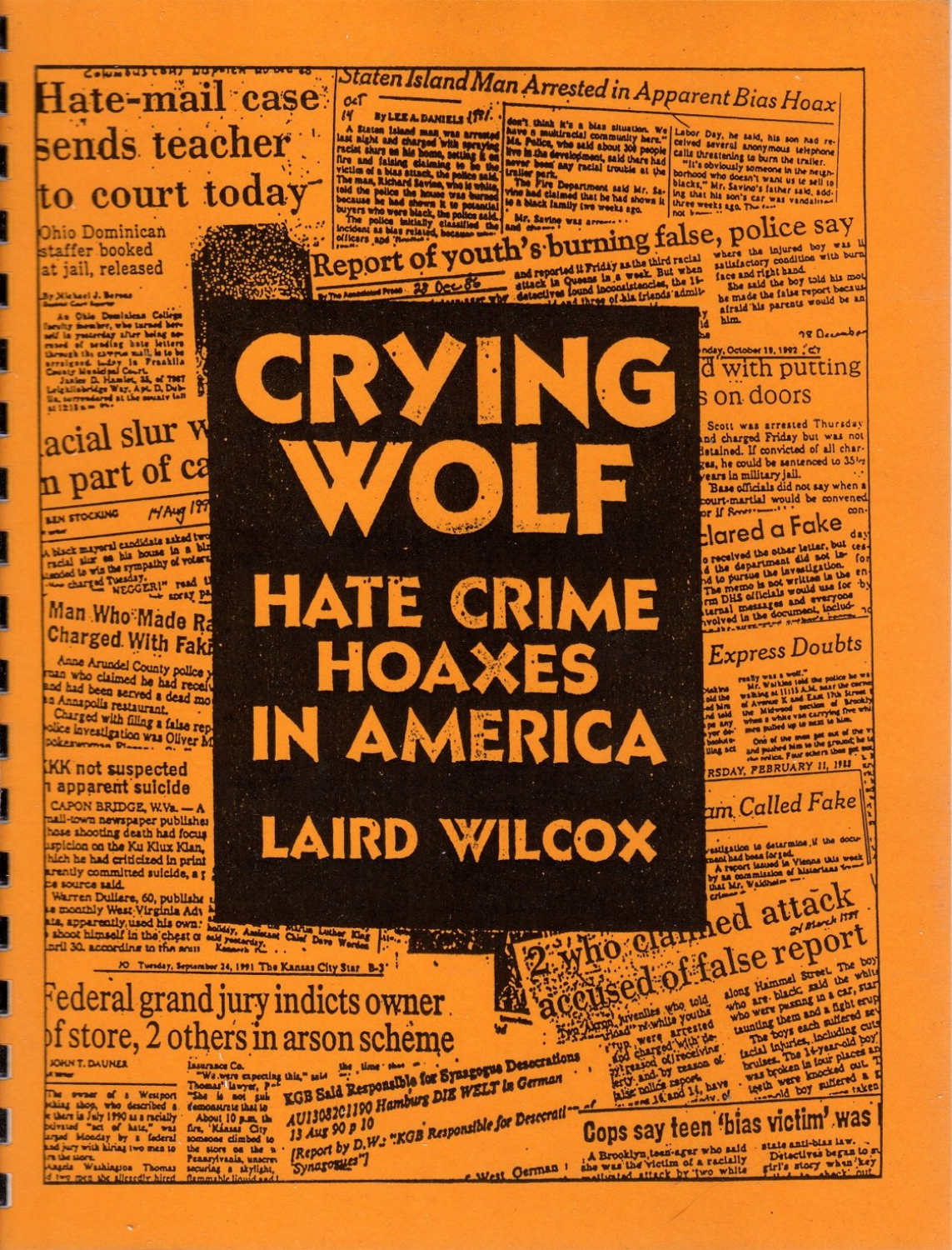# CRYING WOLF

## HATE CRIME HOAXES IN AMERICA

### LAIRD WILCOX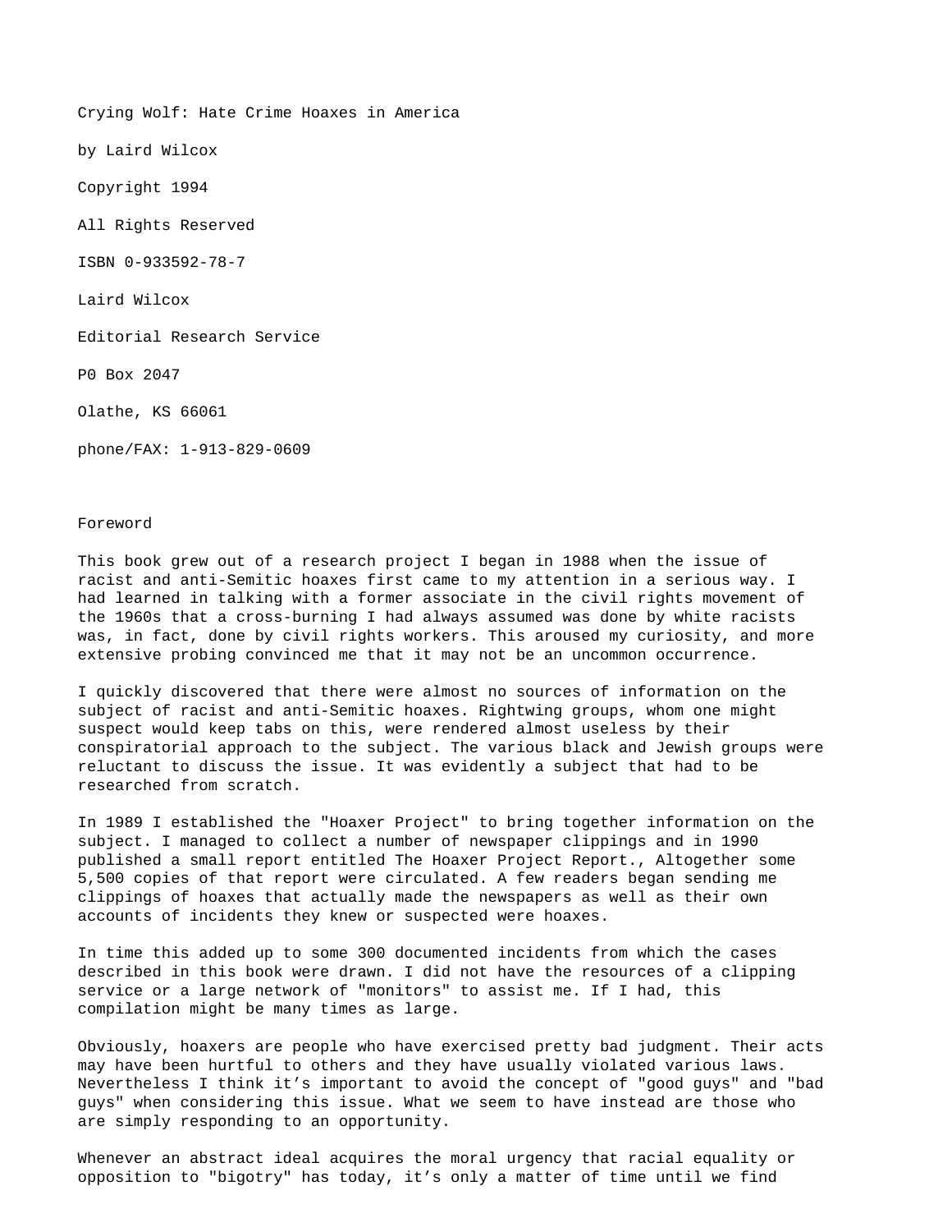Crying Wolf: Hate Crime Hoaxes in America

by Laird Wilcox

Copyright 1994

All Rights Reserved

ISBN 0-933592-78-7

Laird Wilcox

Editorial Research Service

P0 Box 2047

Olathe, KS 66061

phone/FAX: 1-913-829-0609

## Foreword

This book grew out of a research project I began in 1988 when the issue of racist and anti-Semitic hoaxes first came to my attention in a serious way. I had learned in talking with a former associate in the civil rights movement of the 1960s that a cross-burning I had always assumed was done by white racists was, in fact, done by civil rights workers. This aroused my curiosity, and more extensive probing convinced me that it may not be an uncommon occurrence.

I quickly discovered that there were almost no sources of information on the subject of racist and anti-Semitic hoaxes. Rightwing groups, whom one might suspect would keep tabs on this, were rendered almost useless by their conspiratorial approach to the subject. The various black and Jewish groups were reluctant to discuss the issue. It was evidently a subject that had to be researched from scratch.

In 1989 I established the "Hoaxer Project" to bring together information on the subject. I managed to collect a number of newspaper clippings and in 1990 published a small report entitled The Hoaxer Project Report., Altogether some 5,500 copies of that report were circulated. A few readers began sending me clippings of hoaxes that actually made the newspapers as well as their own accounts of incidents they knew or suspected were hoaxes.

In time this added up to some 300 documented incidents from which the cases described in this book were drawn. I did not have the resources of a clipping service or a large network of "monitors" to assist me. If I had, this compilation might be many times as large.

Obviously, hoaxers are people who have exercised pretty bad judgment. Their acts may have been hurtful to others and they have usually violated various laws. Nevertheless I think it’s important to avoid the concept of "good guys" and "bad guys" when considering this issue. What we seem to have instead are those who are simply responding to an opportunity.

Whenever an abstract ideal acquires the moral urgency that racial equality or opposition to "bigotry" has today, it’s only a matter of time until we find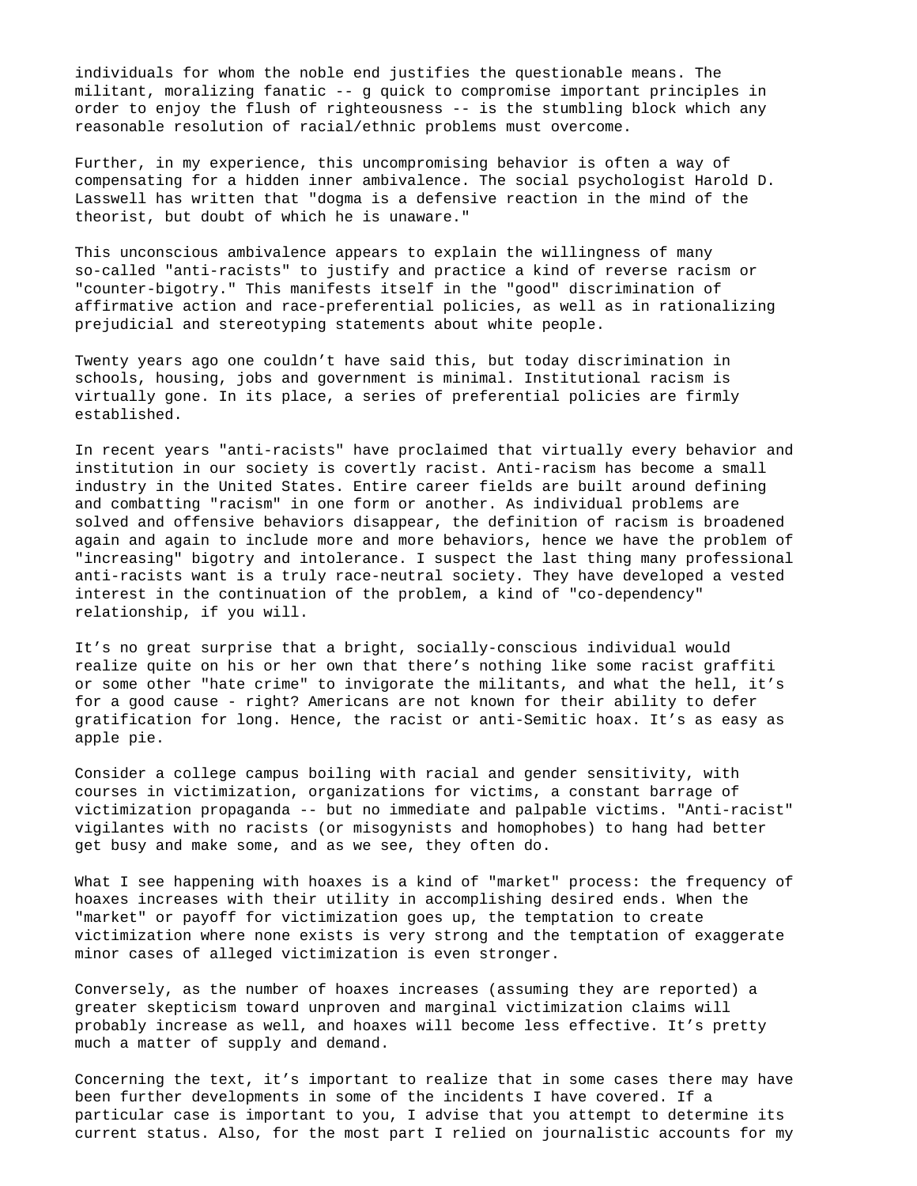individuals for whom the noble end justifies the questionable means. The militant, moralizing fanatic -- g quick to compromise important principles in order to enjoy the flush of righteousness -- is the stumbling block which any reasonable resolution of racial/ethnic problems must overcome.

Further, in my experience, this uncompromising behavior is often a way of compensating for a hidden inner ambivalence. The social psychologist Harold D. Lasswell has written that "dogma is a defensive reaction in the mind of the theorist, but doubt of which he is unaware."

This unconscious ambivalence appears to explain the willingness of many so-called "anti-racists" to justify and practice a kind of reverse racism or "counter-bigotry." This manifests itself in the "good" discrimination of affirmative action and race-preferential policies, as well as in rationalizing prejudicial and stereotyping statements about white people.

Twenty years ago one couldn't have said this, but today discrimination in schools, housing, jobs and government is minimal. Institutional racism is virtually gone. In its place, a series of preferential policies are firmly established.

In recent years "anti-racists" have proclaimed that virtually every behavior and institution in our society is covertly racist. Anti-racism has become a small industry in the United States. Entire career fields are built around defining and combatting "racism" in one form or another. As individual problems are solved and offensive behaviors disappear, the definition of racism is broadened again and again to include more and more behaviors, hence we have the problem of "increasing" bigotry and intolerance. I suspect the last thing many professional anti-racists want is a truly race-neutral society. They have developed a vested interest in the continuation of the problem, a kind of "co-dependency" relationship, if you will.

It's no great surprise that a bright, socially-conscious individual would realize quite on his or her own that there's nothing like some racist graffiti or some other "hate crime" to invigorate the militants, and what the hell, it's for a good cause - right? Americans are not known for their ability to defer gratification for long. Hence, the racist or anti-Semitic hoax. It's as easy as apple pie.

Consider a college campus boiling with racial and gender sensitivity, with courses in victimization, organizations for victims, a constant barrage of victimization propaganda -- but no immediate and palpable victims. "Anti-racist" vigilantes with no racists (or misogynists and homophobes) to hang had better get busy and make some, and as we see, they often do.

What I see happening with hoaxes is a kind of "market" process: the frequency of hoaxes increases with their utility in accomplishing desired ends. When the "market" or payoff for victimization goes up, the temptation to create victimization where none exists is very strong and the temptation of exaggerate minor cases of alleged victimization is even stronger.

Conversely, as the number of hoaxes increases (assuming they are reported) a greater skepticism toward unproven and marginal victimization claims will probably increase as well, and hoaxes will become less effective. It's pretty much a matter of supply and demand.

Concerning the text, it's important to realize that in some cases there may have been further developments in some of the incidents I have covered. If a particular case is important to you, I advise that you attempt to determine its current status. Also, for the most part I relied on journalistic accounts for my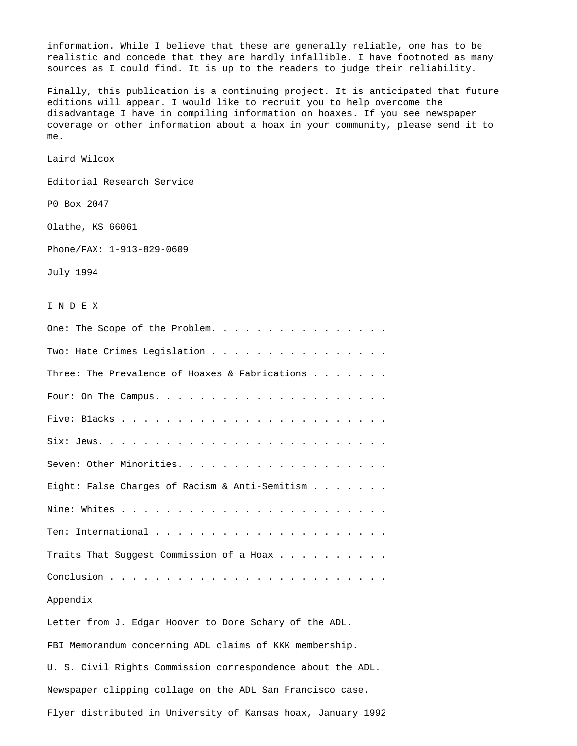information. While I believe that these are generally reliable, one has to be realistic and concede that they are hardly infallible. I have footnoted as many sources as I could find. It is up to the readers to judge their reliability.

Finally, this publication is a continuing project. It is anticipated that future editions will appear. I would like to recruit you to help overcome the disadvantage I have in compiling information on hoaxes. If you see newspaper coverage or other information about a hoax in your community, please send it to me.

Laird Wilcox

Editorial Research Service

P0 Box 2047

Olathe, KS 66061

Phone/FAX: 1-913-829-0609

July 1994

## I N D E X

One: The Scope of the Problem. . . . . . . . . . . . . . . . .

Two: Hate Crimes Legislation . . . . . . . . . . . . . . . .

Three: The Prevalence of Hoaxes & Fabrications . . . . . . .

Four: On The Campus. . . . . . . . . . . . . . . . . . . . .

Five: B1acks . . . . . . . . . . . . . . . . . . . . . . . .

Six: Jews. . . . . . . . . . . . . . . . . . . . . . . . . .

Seven: Other Minorities. . . . . . . . . . . . . . . . . . .

Eight: False Charges of Racism & Anti-Semitism . . . . . . .

Nine: Whites . . . . . . . . . . . . . . . . . . . . . . . .

Ten: International . . . . . . . . . . . . . . . . . . . . .

Traits That Suggest Commission of a Hoax . . . . . . . . . .

Conclusion . . . . . . . . . . . . . . . . . . . . . . . . .

Appendix

Letter from J. Edgar Hoover to Dore Schary of the ADL.

FBI Memorandum concerning ADL claims of KKK membership.

U. S. Civil Rights Commission correspondence about the ADL.

Newspaper clipping collage on the ADL San Francisco case.

Flyer distributed in University of Kansas hoax, January 1992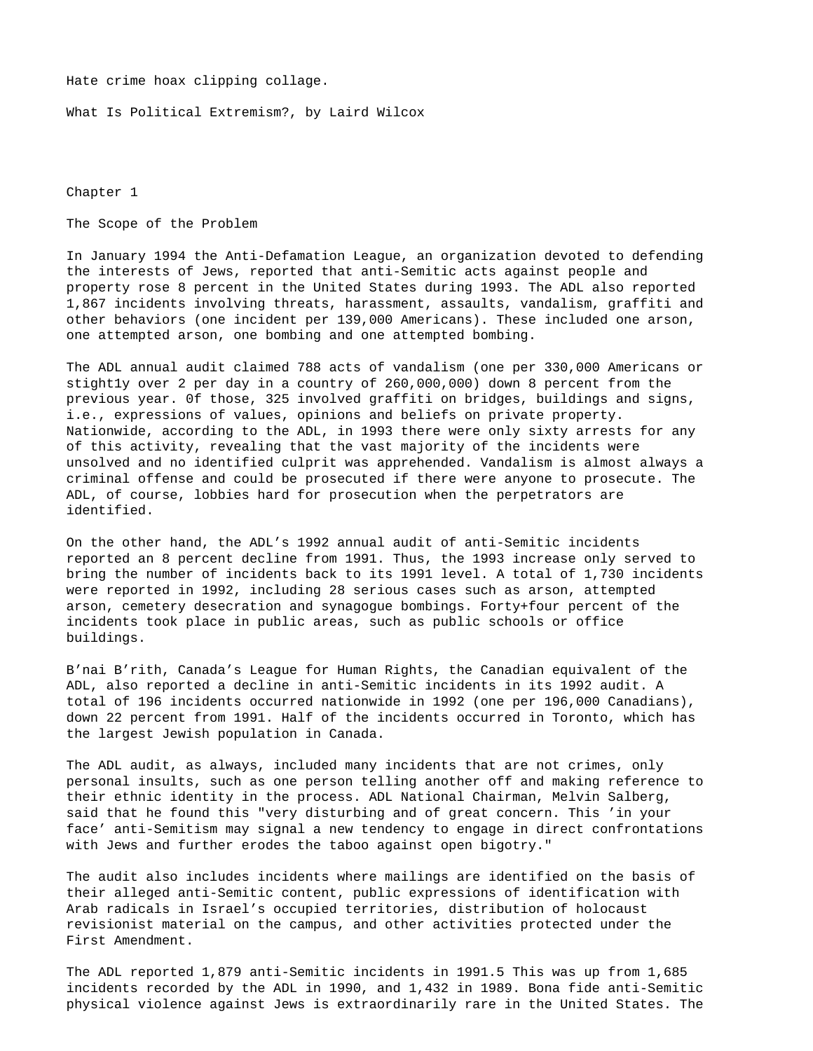Hate crime hoax clipping collage.

What Is Political Extremism?, by Laird Wilcox

# Chapter 1

## The Scope of the Problem

In January 1994 the Anti-Defamation League, an organization devoted to defending the interests of Jews, reported that anti-Semitic acts against people and property rose 8 percent in the United States during 1993. The ADL also reported 1,867 incidents involving threats, harassment, assaults, vandalism, graffiti and other behaviors (one incident per 139,000 Americans). These included one arson, one attempted arson, one bombing and one attempted bombing.

The ADL annual audit claimed 788 acts of vandalism (one per 330,000 Americans or stight1y over 2 per day in a country of 260,000,000) down 8 percent from the previous year. 0f those, 325 involved graffiti on bridges, buildings and signs, i.e., expressions of values, opinions and beliefs on private property. Nationwide, according to the ADL, in 1993 there were only sixty arrests for any of this activity, revealing that the vast majority of the incidents were unsolved and no identified culprit was apprehended. Vandalism is almost always a criminal offense and could be prosecuted if there were anyone to prosecute. The ADL, of course, lobbies hard for prosecution when the perpetrators are identified.

On the other hand, the ADL's 1992 annual audit of anti-Semitic incidents reported an 8 percent decline from 1991. Thus, the 1993 increase only served to bring the number of incidents back to its 1991 level. A total of 1,730 incidents were reported in 1992, including 28 serious cases such as arson, attempted arson, cemetery desecration and synagogue bombings. Forty+four percent of the incidents took place in public areas, such as public schools or office buildings.

B'nai B'rith, Canada's League for Human Rights, the Canadian equivalent of the ADL, also reported a decline in anti-Semitic incidents in its 1992 audit. A total of 196 incidents occurred nationwide in 1992 (one per 196,000 Canadians), down 22 percent from 1991. Half of the incidents occurred in Toronto, which has the largest Jewish population in Canada.

The ADL audit, as always, included many incidents that are not crimes, only personal insults, such as one person telling another off and making reference to their ethnic identity in the process. ADL National Chairman, Melvin Salberg, said that he found this "very disturbing and of great concern. This 'in your face' anti-Semitism may signal a new tendency to engage in direct confrontations with Jews and further erodes the taboo against open bigotry."

The audit also includes incidents where mailings are identified on the basis of their alleged anti-Semitic content, public expressions of identification with Arab radicals in Israel's occupied territories, distribution of holocaust revisionist material on the campus, and other activities protected under the First Amendment.

The ADL reported 1,879 anti-Semitic incidents in 1991.5 This was up from 1,685 incidents recorded by the ADL in 1990, and 1,432 in 1989. Bona fide anti-Semitic physical violence against Jews is extraordinarily rare in the United States. The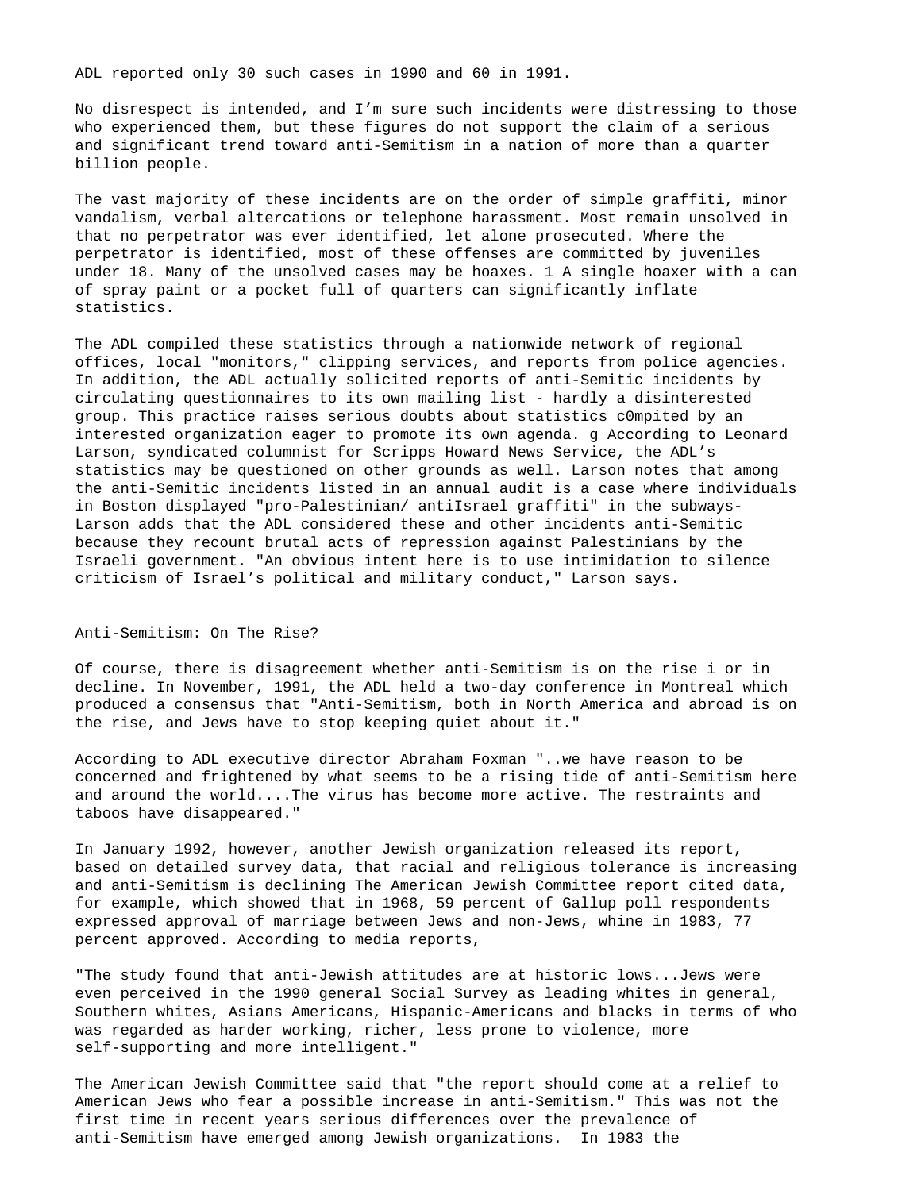ADL reported only 30 such cases in 1990 and 60 in 1991.

No disrespect is intended, and I'm sure such incidents were distressing to those who experienced them, but these figures do not support the claim of a serious and significant trend toward anti-Semitism in a nation of more than a quarter billion people.

The vast majority of these incidents are on the order of simple graffiti, minor vandalism, verbal altercations or telephone harassment. Most remain unsolved in that no perpetrator was ever identified, let alone prosecuted. Where the perpetrator is identified, most of these offenses are committed by juveniles under 18. Many of the unsolved cases may be hoaxes. 1 A single hoaxer with a can of spray paint or a pocket full of quarters can significantly inflate statistics.

The ADL compiled these statistics through a nationwide network of regional offices, local "monitors," clipping services, and reports from police agencies. In addition, the ADL actually solicited reports of anti-Semitic incidents by circulating questionnaires to its own mailing list - hardly a disinterested group. This practice raises serious doubts about statistics c0mpited by an interested organization eager to promote its own agenda. g According to Leonard Larson, syndicated columnist for Scripps Howard News Service, the ADL's statistics may be questioned on other grounds as well. Larson notes that among the anti-Semitic incidents listed in an annual audit is a case where individuals in Boston displayed "pro-Palestinian/ antiIsrael graffiti" in the subways-Larson adds that the ADL considered these and other incidents anti-Semitic because they recount brutal acts of repression against Palestinians by the Israeli government. "An obvious intent here is to use intimidation to silence criticism of Israel's political and military conduct," Larson says.

## Anti-Semitism: On The Rise?

Of course, there is disagreement whether anti-Semitism is on the rise i or in decline. In November, 1991, the ADL held a two-day conference in Montreal which produced a consensus that "Anti-Semitism, both in North America and abroad is on the rise, and Jews have to stop keeping quiet about it."

According to ADL executive director Abraham Foxman "..we have reason to be concerned and frightened by what seems to be a rising tide of anti-Semitism here and around the world....The virus has become more active. The restraints and taboos have disappeared."

In January 1992, however, another Jewish organization released its report, based on detailed survey data, that racial and religious tolerance is increasing and anti-Semitism is declining The American Jewish Committee report cited data, for example, which showed that in 1968, 59 percent of Gallup poll respondents expressed approval of marriage between Jews and non-Jews, whine in 1983, 77 percent approved. According to media reports,

"The study found that anti-Jewish attitudes are at historic lows...Jews were even perceived in the 1990 general Social Survey as leading whites in general, Southern whites, Asians Americans, Hispanic-Americans and blacks in terms of who was regarded as harder working, richer, less prone to violence, more self-supporting and more intelligent."

The American Jewish Committee said that "the report should come at a relief to American Jews who fear a possible increase in anti-Semitism." This was not the first time in recent years serious differences over the prevalence of anti-Semitism have emerged among Jewish organizations. In 1983 the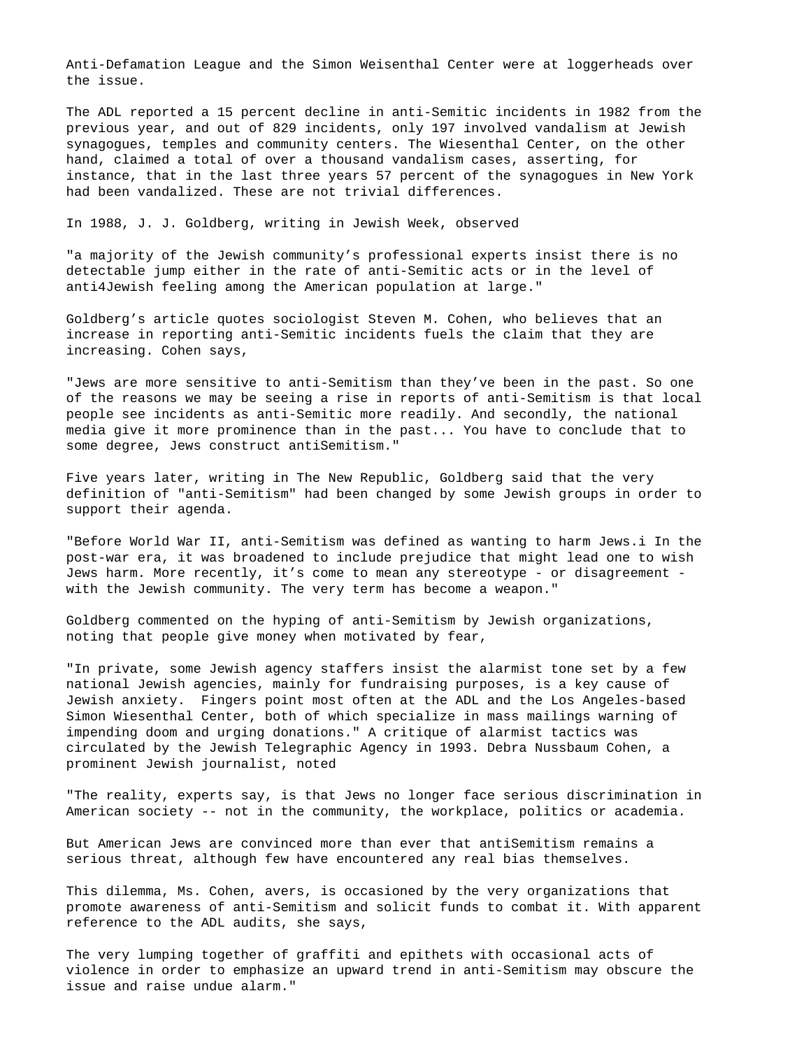Anti-Defamation League and the Simon Weisenthal Center were at loggerheads over the issue.

The ADL reported a 15 percent decline in anti-Semitic incidents in 1982 from the previous year, and out of 829 incidents, only 197 involved vandalism at Jewish synagogues, temples and community centers. The Wiesenthal Center, on the other hand, claimed a total of over a thousand vandalism cases, asserting, for instance, that in the last three years 57 percent of the synagogues in New York had been vandalized. These are not trivial differences.

In 1988, J. J. Goldberg, writing in Jewish Week, observed

"a majority of the Jewish community's professional experts insist there is no detectable jump either in the rate of anti-Semitic acts or in the level of anti4Jewish feeling among the American population at large."

Goldberg's article quotes sociologist Steven M. Cohen, who believes that an increase in reporting anti-Semitic incidents fuels the claim that they are increasing. Cohen says,

"Jews are more sensitive to anti-Semitism than they've been in the past. So one of the reasons we may be seeing a rise in reports of anti-Semitism is that local people see incidents as anti-Semitic more readily. And secondly, the national media give it more prominence than in the past... You have to conclude that to some degree, Jews construct antiSemitism."

Five years later, writing in The New Republic, Goldberg said that the very definition of "anti-Semitism" had been changed by some Jewish groups in order to support their agenda.

"Before World War II, anti-Semitism was defined as wanting to harm Jews.i In the post-war era, it was broadened to include prejudice that might lead one to wish Jews harm. More recently, it's come to mean any stereotype - or disagreement - with the Jewish community. The very term has become a weapon."

Goldberg commented on the hyping of anti-Semitism by Jewish organizations, noting that people give money when motivated by fear,

"In private, some Jewish agency staffers insist the alarmist tone set by a few national Jewish agencies, mainly for fundraising purposes, is a key cause of Jewish anxiety. Fingers point most often at the ADL and the Los Angeles-based Simon Wiesenthal Center, both of which specialize in mass mailings warning of impending doom and urging donations." A critique of alarmist tactics was circulated by the Jewish Telegraphic Agency in 1993. Debra Nussbaum Cohen, a prominent Jewish journalist, noted

"The reality, experts say, is that Jews no longer face serious discrimination in American society -- not in the community, the workplace, politics or academia.

But American Jews are convinced more than ever that antiSemitism remains a serious threat, although few have encountered any real bias themselves.

This dilemma, Ms. Cohen, avers, is occasioned by the very organizations that promote awareness of anti-Semitism and solicit funds to combat it. With apparent reference to the ADL audits, she says,

The very lumping together of graffiti and epithets with occasional acts of violence in order to emphasize an upward trend in anti-Semitism may obscure the issue and raise undue alarm."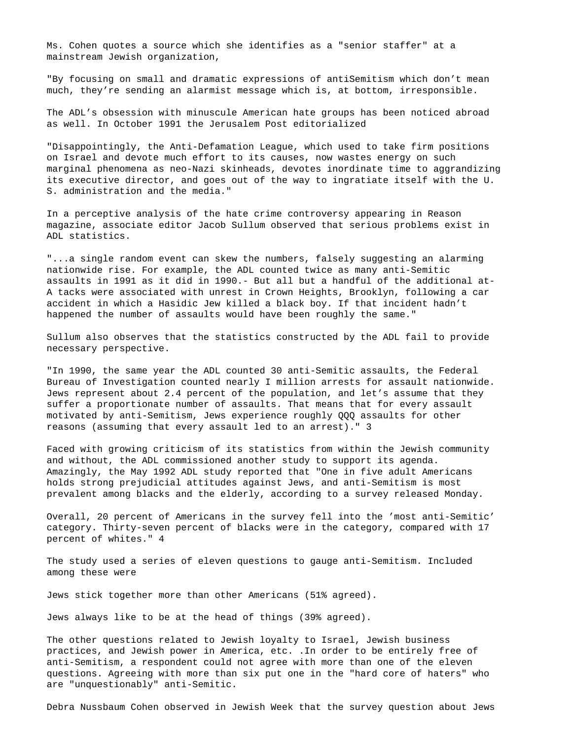Ms. Cohen quotes a source which she identifies as a "senior staffer" at a mainstream Jewish organization,

"By focusing on small and dramatic expressions of antiSemitism which don't mean much, they're sending an alarmist message which is, at bottom, irresponsible.

The ADL's obsession with minuscule American hate groups has been noticed abroad as well. In October 1991 the Jerusalem Post editorialized

"Disappointingly, the Anti-Defamation League, which used to take firm positions on Israel and devote much effort to its causes, now wastes energy on such marginal phenomena as neo-Nazi skinheads, devotes inordinate time to aggrandizing its executive director, and goes out of the way to ingratiate itself with the U. S. administration and the media."

In a perceptive analysis of the hate crime controversy appearing in Reason magazine, associate editor Jacob Sullum observed that serious problems exist in ADL statistics.

"...a single random event can skew the numbers, falsely suggesting an alarming nationwide rise. For example, the ADL counted twice as many anti-Semitic assaults in 1991 as it did in 1990.- But all but a handful of the additional at-A tacks were associated with unrest in Crown Heights, Brooklyn, following a car accident in which a Hasidic Jew killed a black boy. If that incident hadn't happened the number of assaults would have been roughly the same."

Sullum also observes that the statistics constructed by the ADL fail to provide necessary perspective.

"In 1990, the same year the ADL counted 30 anti-Semitic assaults, the Federal Bureau of Investigation counted nearly I million arrests for assault nationwide. Jews represent about 2.4 percent of the population, and let's assume that they suffer a proportionate number of assaults. That means that for every assault motivated by anti-Semitism, Jews experience roughly QQQ assaults for other reasons (assuming that every assault led to an arrest)." 3

Faced with growing criticism of its statistics from within the Jewish community and without, the ADL commissioned another study to support its agenda. Amazingly, the May 1992 ADL study reported that "One in five adult Americans holds strong prejudicial attitudes against Jews, and anti-Semitism is most prevalent among blacks and the elderly, according to a survey released Monday.

Overall, 20 percent of Americans in the survey fell into the 'most anti-Semitic' category. Thirty-seven percent of blacks were in the category, compared with 17 percent of whites." 4

The study used a series of eleven questions to gauge anti-Semitism. Included among these were

Jews stick together more than other Americans (51% agreed).

Jews always like to be at the head of things (39% agreed).

The other questions related to Jewish loyalty to Israel, Jewish business practices, and Jewish power in America, etc. .In order to be entirely free of anti-Semitism, a respondent could not agree with more than one of the eleven questions. Agreeing with more than six put one in the "hard core of haters" who are "unquestionably" anti-Semitic.

Debra Nussbaum Cohen observed in Jewish Week that the survey question about Jews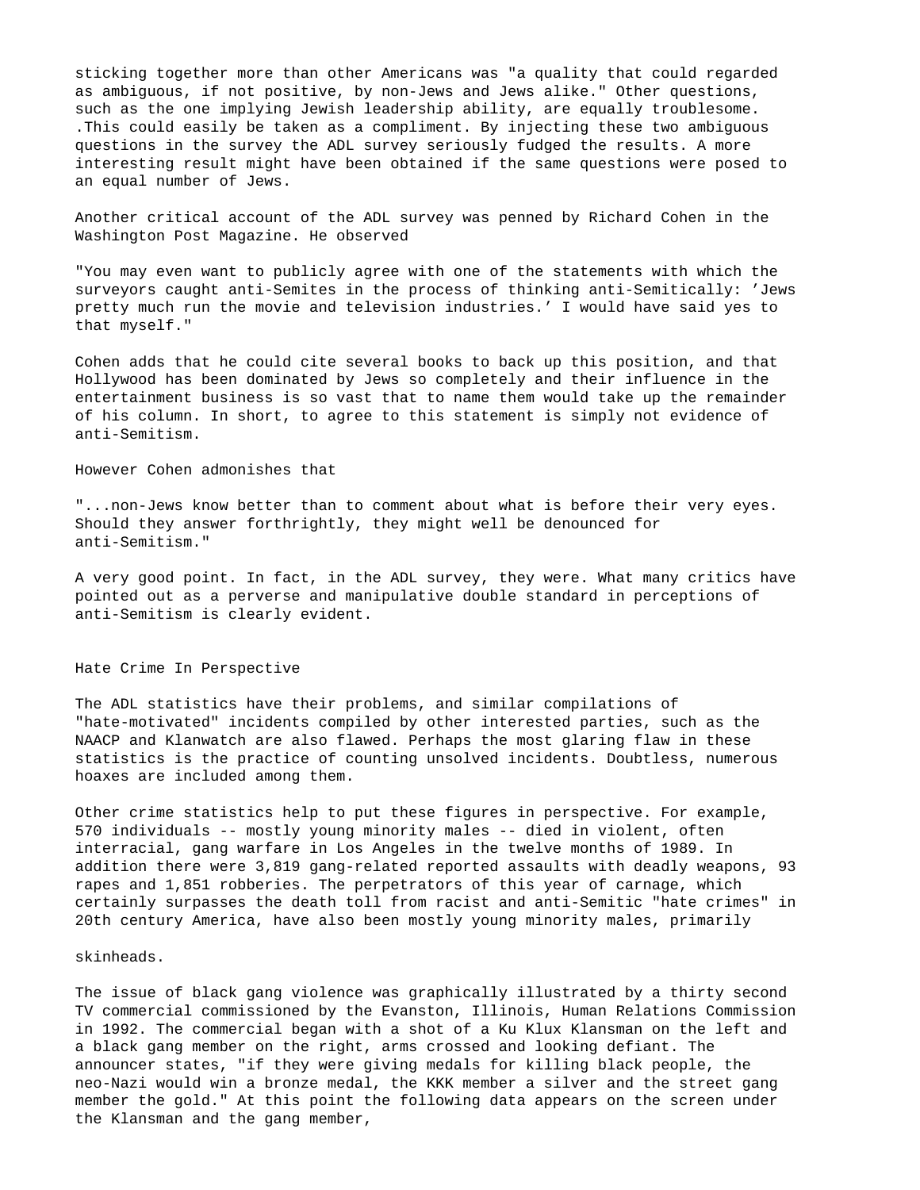sticking together more than other Americans was "a quality that could regarded as ambiguous, if not positive, by non-Jews and Jews alike." Other questions, such as the one implying Jewish leadership ability, are equally troublesome. .This could easily be taken as a compliment. By injecting these two ambiguous questions in the survey the ADL survey seriously fudged the results. A more interesting result might have been obtained if the same questions were posed to an equal number of Jews.

Another critical account of the ADL survey was penned by Richard Cohen in the Washington Post Magazine. He observed

"You may even want to publicly agree with one of the statements with which the surveyors caught anti-Semites in the process of thinking anti-Semitically: 'Jews pretty much run the movie and television industries.' I would have said yes to that myself."

Cohen adds that he could cite several books to back up this position, and that Hollywood has been dominated by Jews so completely and their influence in the entertainment business is so vast that to name them would take up the remainder of his column. In short, to agree to this statement is simply not evidence of anti-Semitism.

However Cohen admonishes that

"...non-Jews know better than to comment about what is before their very eyes. Should they answer forthrightly, they might well be denounced for anti-Semitism."

A very good point. In fact, in the ADL survey, they were. What many critics have pointed out as a perverse and manipulative double standard in perceptions of anti-Semitism is clearly evident.

## Hate Crime In Perspective

The ADL statistics have their problems, and similar compilations of "hate-motivated" incidents compiled by other interested parties, such as the NAACP and Klanwatch are also flawed. Perhaps the most glaring flaw in these statistics is the practice of counting unsolved incidents. Doubtless, numerous hoaxes are included among them.

Other crime statistics help to put these figures in perspective. For example, 570 individuals -- mostly young minority males -- died in violent, often interracial, gang warfare in Los Angeles in the twelve months of 1989. In addition there were 3,819 gang-related reported assaults with deadly weapons, 93 rapes and 1,851 robberies. The perpetrators of this year of carnage, which certainly surpasses the death toll from racist and anti-Semitic "hate crimes" in 20th century America, have also been mostly young minority males, primarily

skinheads.

The issue of black gang violence was graphically illustrated by a thirty second TV commercial commissioned by the Evanston, Illinois, Human Relations Commission in 1992. The commercial began with a shot of a Ku Klux Klansman on the left and a black gang member on the right, arms crossed and looking defiant. The announcer states, "if they were giving medals for killing black people, the neo-Nazi would win a bronze medal, the KKK member a silver and the street gang member the gold." At this point the following data appears on the screen under the Klansman and the gang member,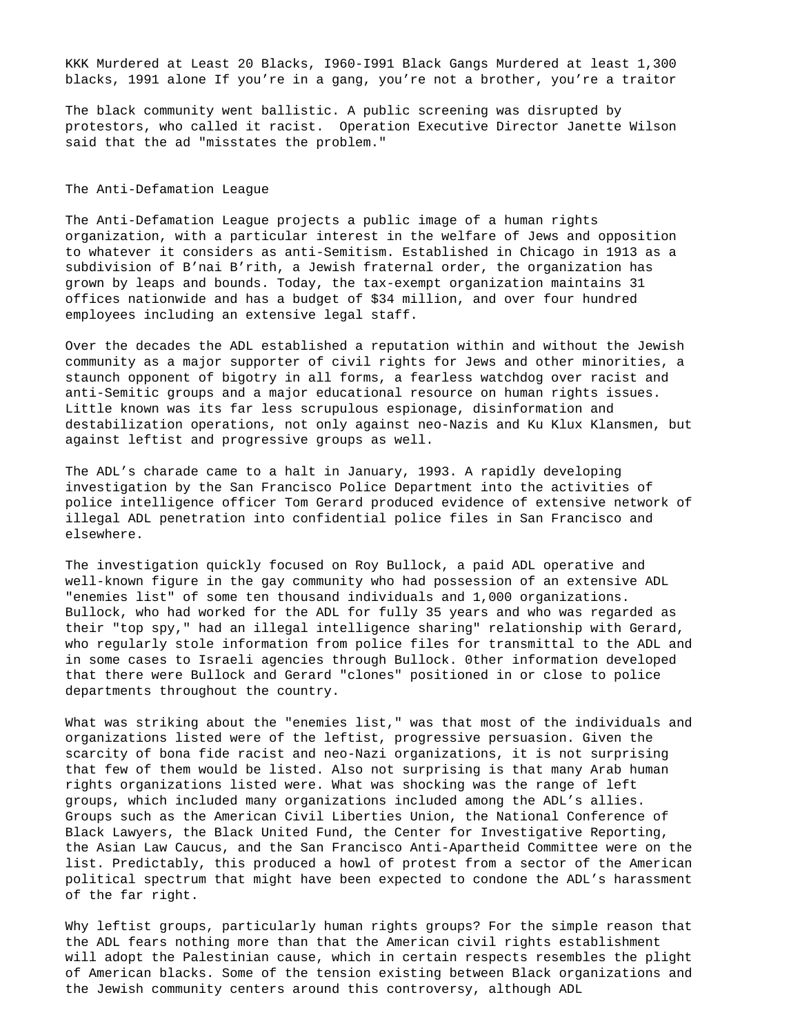KKK Murdered at Least 20 Blacks, I960-I991 Black Gangs Murdered at least 1,300 blacks, 1991 alone If you're in a gang, you're not a brother, you're a traitor

The black community went ballistic. A public screening was disrupted by protestors, who called it racist. Operation Executive Director Janette Wilson said that the ad "misstates the problem."

## The Anti-Defamation League

The Anti-Defamation League projects a public image of a human rights organization, with a particular interest in the welfare of Jews and opposition to whatever it considers as anti-Semitism. Established in Chicago in 1913 as a subdivision of B'nai B'rith, a Jewish fraternal order, the organization has grown by leaps and bounds. Today, the tax-exempt organization maintains 31 offices nationwide and has a budget of $34 million, and over four hundred employees including an extensive legal staff.

Over the decades the ADL established a reputation within and without the Jewish community as a major supporter of civil rights for Jews and other minorities, a staunch opponent of bigotry in all forms, a fearless watchdog over racist and anti-Semitic groups and a major educational resource on human rights issues. Little known was its far less scrupulous espionage, disinformation and destabilization operations, not only against neo-Nazis and Ku Klux Klansmen, but against leftist and progressive groups as well.

The ADL's charade came to a halt in January, 1993. A rapidly developing investigation by the San Francisco Police Department into the activities of police intelligence officer Tom Gerard produced evidence of extensive network of illegal ADL penetration into confidential police files in San Francisco and elsewhere.

The investigation quickly focused on Roy Bullock, a paid ADL operative and well-known figure in the gay community who had possession of an extensive ADL "enemies list" of some ten thousand individuals and 1,000 organizations. Bullock, who had worked for the ADL for fully 35 years and who was regarded as their "top spy," had an illegal intelligence sharing" relationship with Gerard, who regularly stole information from police files for transmittal to the ADL and in some cases to Israeli agencies through Bullock. 0ther information developed that there were Bullock and Gerard "clones" positioned in or close to police departments throughout the country.

What was striking about the "enemies list," was that most of the individuals and organizations listed were of the leftist, progressive persuasion. Given the scarcity of bona fide racist and neo-Nazi organizations, it is not surprising that few of them would be listed. Also not surprising is that many Arab human rights organizations listed were. What was shocking was the range of left groups, which included many organizations included among the ADL's allies. Groups such as the American Civil Liberties Union, the National Conference of Black Lawyers, the Black United Fund, the Center for Investigative Reporting, the Asian Law Caucus, and the San Francisco Anti-Apartheid Committee were on the list. Predictably, this produced a howl of protest from a sector of the American political spectrum that might have been expected to condone the ADL's harassment of the far right.

Why leftist groups, particularly human rights groups? For the simple reason that the ADL fears nothing more than that the American civil rights establishment will adopt the Palestinian cause, which in certain respects resembles the plight of American blacks. Some of the tension existing between Black organizations and the Jewish community centers around this controversy, although ADL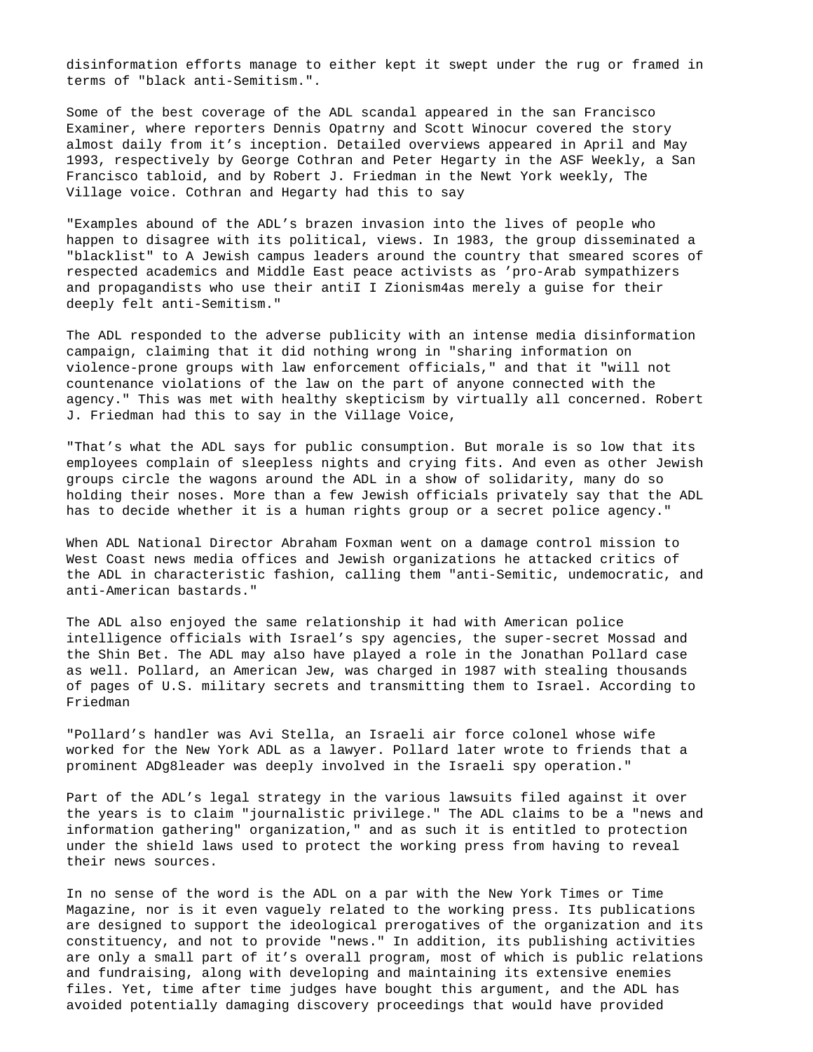disinformation efforts manage to either kept it swept under the rug or framed in terms of "black anti-Semitism.".

Some of the best coverage of the ADL scandal appeared in the san Francisco Examiner, where reporters Dennis Opatrny and Scott Winocur covered the story almost daily from it's inception. Detailed overviews appeared in April and May 1993, respectively by George Cothran and Peter Hegarty in the ASF Weekly, a San Francisco tabloid, and by Robert J. Friedman in the Newt York weekly, The Village voice. Cothran and Hegarty had this to say

"Examples abound of the ADL's brazen invasion into the lives of people who happen to disagree with its political, views. In 1983, the group disseminated a "blacklist" to A Jewish campus leaders around the country that smeared scores of respected academics and Middle East peace activists as 'pro-Arab sympathizers and propagandists who use their antiI I Zionism4as merely a guise for their deeply felt anti-Semitism."

The ADL responded to the adverse publicity with an intense media disinformation campaign, claiming that it did nothing wrong in "sharing information on violence-prone groups with law enforcement officials," and that it "will not countenance violations of the law on the part of anyone connected with the agency." This was met with healthy skepticism by virtually all concerned. Robert J. Friedman had this to say in the Village Voice,

"That's what the ADL says for public consumption. But morale is so low that its employees complain of sleepless nights and crying fits. And even as other Jewish groups circle the wagons around the ADL in a show of solidarity, many do so holding their noses. More than a few Jewish officials privately say that the ADL has to decide whether it is a human rights group or a secret police agency."

When ADL National Director Abraham Foxman went on a damage control mission to West Coast news media offices and Jewish organizations he attacked critics of the ADL in characteristic fashion, calling them "anti-Semitic, undemocratic, and anti-American bastards."

The ADL also enjoyed the same relationship it had with American police intelligence officials with Israel's spy agencies, the super-secret Mossad and the Shin Bet. The ADL may also have played a role in the Jonathan Pollard case as well. Pollard, an American Jew, was charged in 1987 with stealing thousands of pages of U.S. military secrets and transmitting them to Israel. According to Friedman

"Pollard's handler was Avi Stella, an Israeli air force colonel whose wife worked for the New York ADL as a lawyer. Pollard later wrote to friends that a prominent ADg8leader was deeply involved in the Israeli spy operation."

Part of the ADL's legal strategy in the various lawsuits filed against it over the years is to claim "journalistic privilege." The ADL claims to be a "news and information gathering" organization," and as such it is entitled to protection under the shield laws used to protect the working press from having to reveal their news sources.

In no sense of the word is the ADL on a par with the New York Times or Time Magazine, nor is it even vaguely related to the working press. Its publications are designed to support the ideological prerogatives of the organization and its constituency, and not to provide "news." In addition, its publishing activities are only a small part of it's overall program, most of which is public relations and fundraising, along with developing and maintaining its extensive enemies files. Yet, time after time judges have bought this argument, and the ADL has avoided potentially damaging discovery proceedings that would have provided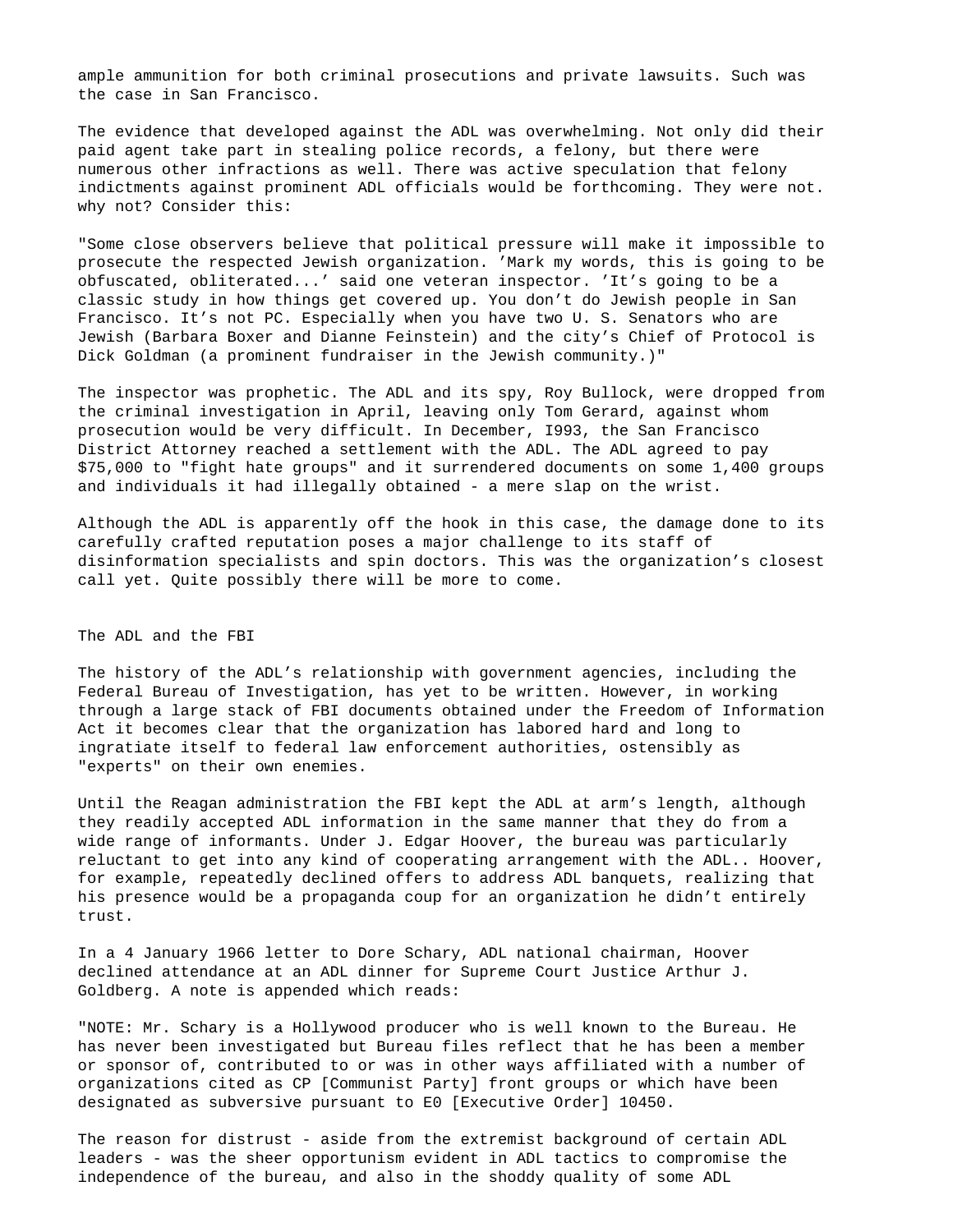ample ammunition for both criminal prosecutions and private lawsuits. Such was the case in San Francisco.

The evidence that developed against the ADL was overwhelming. Not only did their paid agent take part in stealing police records, a felony, but there were numerous other infractions as well. There was active speculation that felony indictments against prominent ADL officials would be forthcoming. They were not. why not? Consider this:

"Some close observers believe that political pressure will make it impossible to prosecute the respected Jewish organization. 'Mark my words, this is going to be obfuscated, obliterated...' said one veteran inspector. 'It's going to be a classic study in how things get covered up. You don't do Jewish people in San Francisco. It's not PC. Especially when you have two U. S. Senators who are Jewish (Barbara Boxer and Dianne Feinstein) and the city's Chief of Protocol is Dick Goldman (a prominent fundraiser in the Jewish community.)"

The inspector was prophetic. The ADL and its spy, Roy Bullock, were dropped from the criminal investigation in April, leaving only Tom Gerard, against whom prosecution would be very difficult. In December, I993, the San Francisco District Attorney reached a settlement with the ADL. The ADL agreed to pay $75,000 to "fight hate groups" and it surrendered documents on some 1,400 groups and individuals it had illegally obtained - a mere slap on the wrist.

Although the ADL is apparently off the hook in this case, the damage done to its carefully crafted reputation poses a major challenge to its staff of disinformation specialists and spin doctors. This was the organization's closest call yet. Quite possibly there will be more to come.

## The ADL and the FBI

The history of the ADL's relationship with government agencies, including the Federal Bureau of Investigation, has yet to be written. However, in working through a large stack of FBI documents obtained under the Freedom of Information Act it becomes clear that the organization has labored hard and long to ingratiate itself to federal law enforcement authorities, ostensibly as "experts" on their own enemies.

Until the Reagan administration the FBI kept the ADL at arm's length, although they readily accepted ADL information in the same manner that they do from a wide range of informants. Under J. Edgar Hoover, the bureau was particularly reluctant to get into any kind of cooperating arrangement with the ADL.. Hoover, for example, repeatedly declined offers to address ADL banquets, realizing that his presence would be a propaganda coup for an organization he didn't entirely trust.

In a 4 January 1966 letter to Dore Schary, ADL national chairman, Hoover declined attendance at an ADL dinner for Supreme Court Justice Arthur J. Goldberg. A note is appended which reads:

"NOTE: Mr. Schary is a Hollywood producer who is well known to the Bureau. He has never been investigated but Bureau files reflect that he has been a member or sponsor of, contributed to or was in other ways affiliated with a number of organizations cited as CP [Communist Party] front groups or which have been designated as subversive pursuant to E0 [Executive Order] 10450.

The reason for distrust - aside from the extremist background of certain ADL leaders - was the sheer opportunism evident in ADL tactics to compromise the independence of the bureau, and also in the shoddy quality of some ADL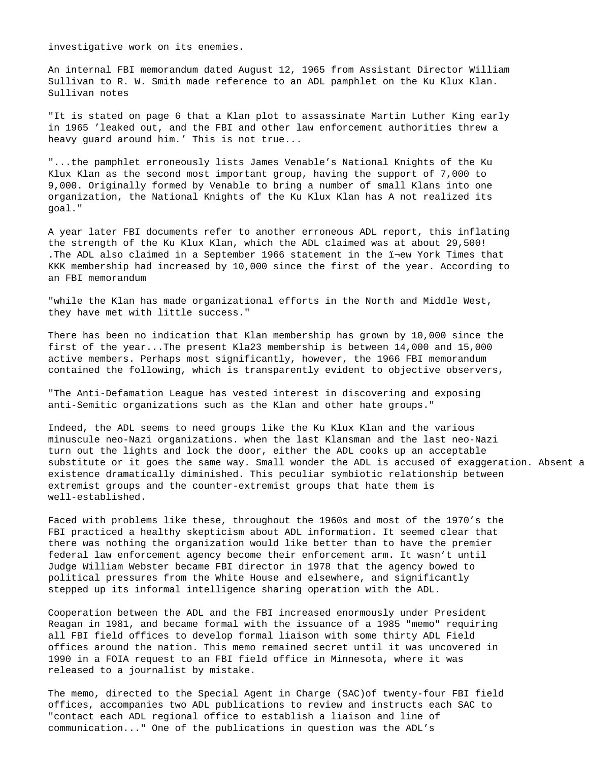investigative work on its enemies.

An internal FBI memorandum dated August 12, 1965 from Assistant Director William Sullivan to R. W. Smith made reference to an ADL pamphlet on the Ku Klux Klan. Sullivan notes

"It is stated on page 6 that a Klan plot to assassinate Martin Luther King early in 1965 'leaked out, and the FBI and other law enforcement authorities threw a heavy guard around him.' This is not true...

"...the pamphlet erroneously lists James Venable's National Knights of the Ku Klux Klan as the second most important group, having the support of 7,000 to 9,000. Originally formed by Venable to bring a number of small Klans into one organization, the National Knights of the Ku Klux Klan has A not realized its goal."

A year later FBI documents refer to another erroneous ADL report, this inflating the strength of the Ku Klux Klan, which the ADL claimed was at about 29,500! .The ADL also claimed in a September 1966 statement in the ﬁew York Times that KKK membership had increased by 10,000 since the first of the year. According to an FBI memorandum

"while the Klan has made organizational efforts in the North and Middle West, they have met with little success."

There has been no indication that Klan membership has grown by 10,000 since the first of the year...The present Kla23 membership is between 14,000 and 15,000 active members. Perhaps most significantly, however, the 1966 FBI memorandum contained the following, which is transparently evident to objective observers,

"The Anti-Defamation League has vested interest in discovering and exposing anti-Semitic organizations such as the Klan and other hate groups."

Indeed, the ADL seems to need groups like the Ku Klux Klan and the various minuscule neo-Nazi organizations. when the last Klansman and the last neo-Nazi turn out the lights and lock the door, either the ADL cooks up an acceptable substitute or it goes the same way. Small wonder the ADL is accused of exaggeration. Absent a existence dramatically diminished. This peculiar symbiotic relationship between extremist groups and the counter-extremist groups that hate them is well-established.

Faced with problems like these, throughout the 1960s and most of the 1970's the FBI practiced a healthy skepticism about ADL information. It seemed clear that there was nothing the organization would like better than to have the premier federal law enforcement agency become their enforcement arm. It wasn't until Judge William Webster became FBI director in 1978 that the agency bowed to political pressures from the White House and elsewhere, and significantly stepped up its informal intelligence sharing operation with the ADL.

Cooperation between the ADL and the FBI increased enormously under President Reagan in 1981, and became formal with the issuance of a 1985 "memo" requiring all FBI field offices to develop formal liaison with some thirty ADL Field offices around the nation. This memo remained secret until it was uncovered in 1990 in a FOIA request to an FBI field office in Minnesota, where it was released to a journalist by mistake.

The memo, directed to the Special Agent in Charge (SAC)of twenty-four FBI field offices, accompanies two ADL publications to review and instructs each SAC to "contact each ADL regional office to establish a liaison and line of communication..." One of the publications in question was the ADL's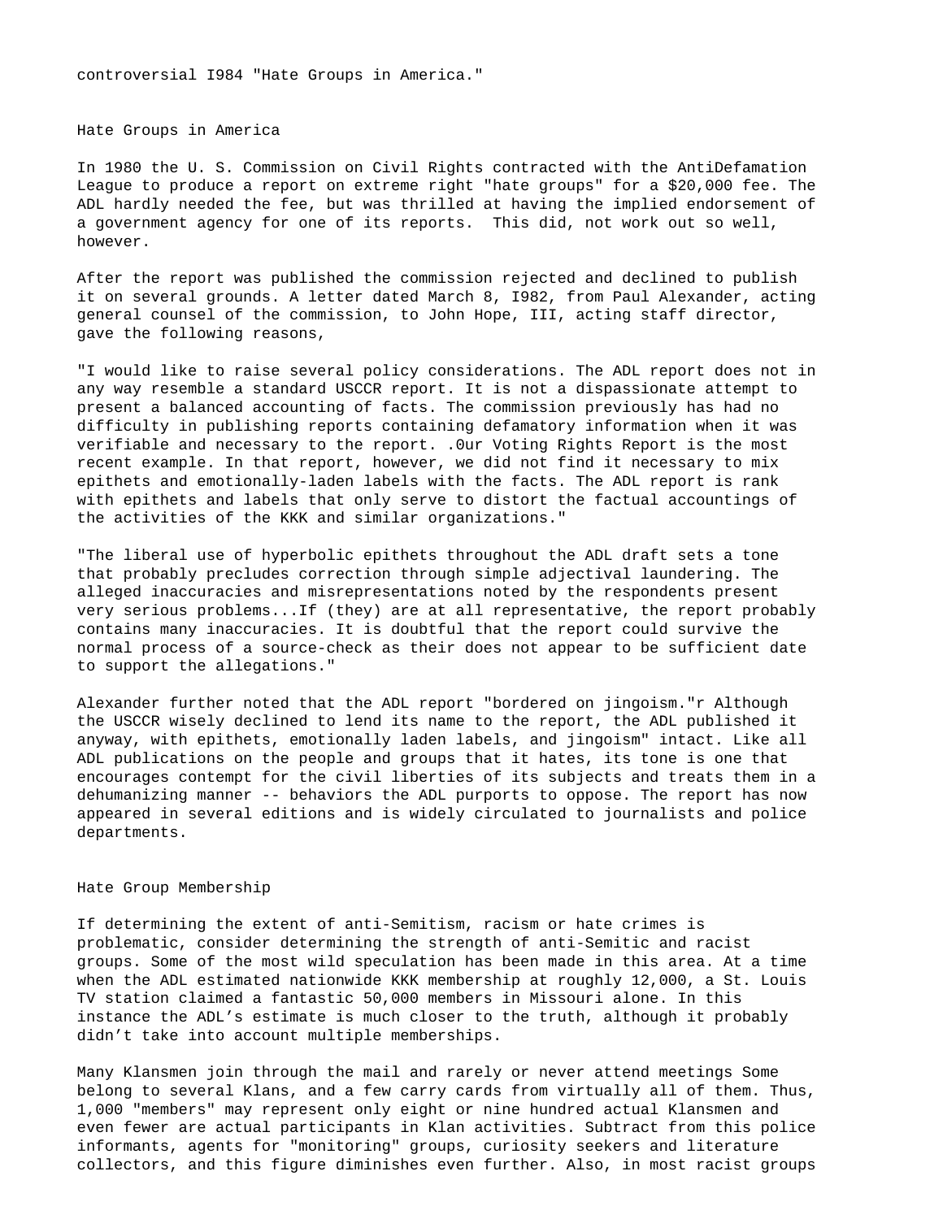controversial I984 "Hate Groups in America."

## Hate Groups in America

In 1980 the U. S. Commission on Civil Rights contracted with the AntiDefamation League to produce a report on extreme right "hate groups" for a $20,000 fee. The ADL hardly needed the fee, but was thrilled at having the implied endorsement of a government agency for one of its reports.  This did, not work out so well, however.

After the report was published the commission rejected and declined to publish it on several grounds. A letter dated March 8, I982, from Paul Alexander, acting general counsel of the commission, to John Hope, III, acting staff director, gave the following reasons,

"I would like to raise several policy considerations. The ADL report does not in any way resemble a standard USCCR report. It is not a dispassionate attempt to present a balanced accounting of facts. The commission previously has had no difficulty in publishing reports containing defamatory information when it was verifiable and necessary to the report. .0ur Voting Rights Report is the most recent example. In that report, however, we did not find it necessary to mix epithets and emotionally-laden labels with the facts. The ADL report is rank with epithets and labels that only serve to distort the factual accountings of the activities of the KKK and similar organizations."

"The liberal use of hyperbolic epithets throughout the ADL draft sets a tone that probably precludes correction through simple adjectival laundering. The alleged inaccuracies and misrepresentations noted by the respondents present very serious problems...If (they) are at all representative, the report probably contains many inaccuracies. It is doubtful that the report could survive the normal process of a source-check as their does not appear to be sufficient date to support the allegations."

Alexander further noted that the ADL report "bordered on jingoism."r Although the USCCR wisely declined to lend its name to the report, the ADL published it anyway, with epithets, emotionally laden labels, and jingoism" intact. Like all ADL publications on the people and groups that it hates, its tone is one that encourages contempt for the civil liberties of its subjects and treats them in a dehumanizing manner -- behaviors the ADL purports to oppose. The report has now appeared in several editions and is widely circulated to journalists and police departments.

## Hate Group Membership

If determining the extent of anti-Semitism, racism or hate crimes is problematic, consider determining the strength of anti-Semitic and racist groups. Some of the most wild speculation has been made in this area. At a time when the ADL estimated nationwide KKK membership at roughly 12,000, a St. Louis TV station claimed a fantastic 50,000 members in Missouri alone. In this instance the ADL's estimate is much closer to the truth, although it probably didn't take into account multiple memberships.

Many Klansmen join through the mail and rarely or never attend meetings Some belong to several Klans, and a few carry cards from virtually all of them. Thus, 1,000 "members" may represent only eight or nine hundred actual Klansmen and even fewer are actual participants in Klan activities. Subtract from this police informants, agents for "monitoring" groups, curiosity seekers and literature collectors, and this figure diminishes even further. Also, in most racist groups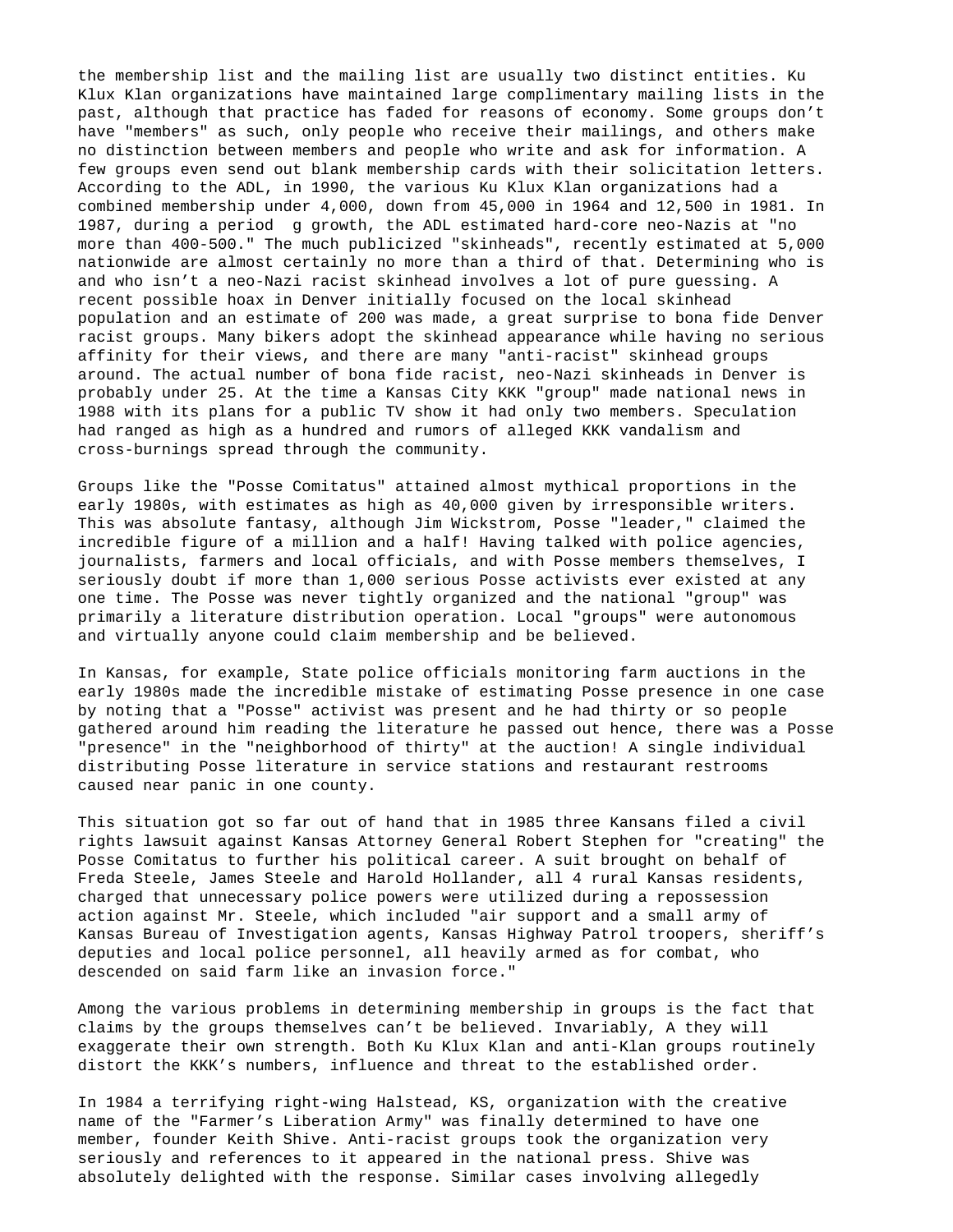the membership list and the mailing list are usually two distinct entities. Ku Klux Klan organizations have maintained large complimentary mailing lists in the past, although that practice has faded for reasons of economy. Some groups don't have "members" as such, only people who receive their mailings, and others make no distinction between members and people who write and ask for information. A few groups even send out blank membership cards with their solicitation letters. According to the ADL, in 1990, the various Ku Klux Klan organizations had a combined membership under 4,000, down from 45,000 in 1964 and 12,500 in 1981. In 1987, during a period g growth, the ADL estimated hard-core neo-Nazis at "no more than 400-500." The much publicized "skinheads", recently estimated at 5,000 nationwide are almost certainly no more than a third of that. Determining who is and who isn't a neo-Nazi racist skinhead involves a lot of pure guessing. A recent possible hoax in Denver initially focused on the local skinhead population and an estimate of 200 was made, a great surprise to bona fide Denver racist groups. Many bikers adopt the skinhead appearance while having no serious affinity for their views, and there are many "anti-racist" skinhead groups around. The actual number of bona fide racist, neo-Nazi skinheads in Denver is probably under 25. At the time a Kansas City KKK "group" made national news in 1988 with its plans for a public TV show it had only two members. Speculation had ranged as high as a hundred and rumors of alleged KKK vandalism and cross-burnings spread through the community.

Groups like the "Posse Comitatus" attained almost mythical proportions in the early 1980s, with estimates as high as 40,000 given by irresponsible writers. This was absolute fantasy, although Jim Wickstrom, Posse "leader," claimed the incredible figure of a million and a half! Having talked with police agencies, journalists, farmers and local officials, and with Posse members themselves, I seriously doubt if more than 1,000 serious Posse activists ever existed at any one time. The Posse was never tightly organized and the national "group" was primarily a literature distribution operation. Local "groups" were autonomous and virtually anyone could claim membership and be believed.

In Kansas, for example, State police officials monitoring farm auctions in the early 1980s made the incredible mistake of estimating Posse presence in one case by noting that a "Posse" activist was present and he had thirty or so people gathered around him reading the literature he passed out hence, there was a Posse "presence" in the "neighborhood of thirty" at the auction! A single individual distributing Posse literature in service stations and restaurant restrooms caused near panic in one county.

This situation got so far out of hand that in 1985 three Kansans filed a civil rights lawsuit against Kansas Attorney General Robert Stephen for "creating" the Posse Comitatus to further his political career. A suit brought on behalf of Freda Steele, James Steele and Harold Hollander, all 4 rural Kansas residents, charged that unnecessary police powers were utilized during a repossession action against Mr. Steele, which included "air support and a small army of Kansas Bureau of Investigation agents, Kansas Highway Patrol troopers, sheriff's deputies and local police personnel, all heavily armed as for combat, who descended on said farm like an invasion force."

Among the various problems in determining membership in groups is the fact that claims by the groups themselves can't be believed. Invariably, A they will exaggerate their own strength. Both Ku Klux Klan and anti-Klan groups routinely distort the KKK's numbers, influence and threat to the established order.

In 1984 a terrifying right-wing Halstead, KS, organization with the creative name of the "Farmer's Liberation Army" was finally determined to have one member, founder Keith Shive. Anti-racist groups took the organization very seriously and references to it appeared in the national press. Shive was absolutely delighted with the response. Similar cases involving allegedly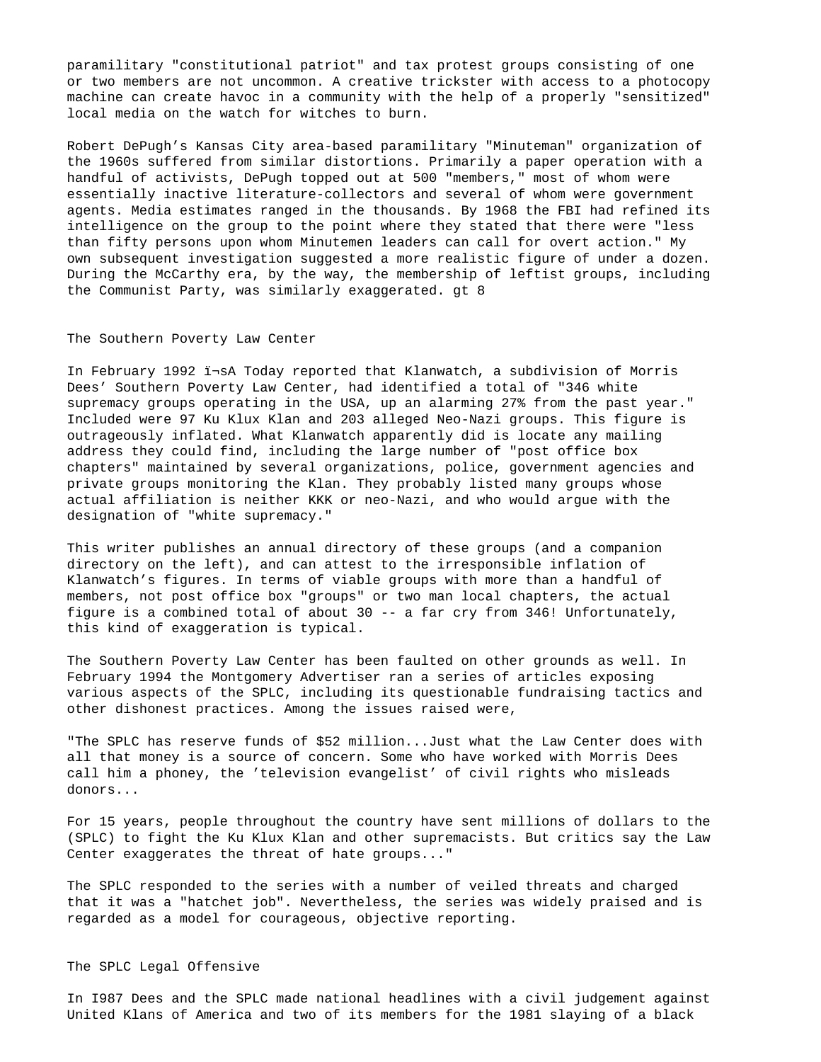paramilitary "constitutional patriot" and tax protest groups consisting of one or two members are not uncommon. A creative trickster with access to a photocopy machine can create havoc in a community with the help of a properly "sensitized" local media on the watch for witches to burn.

Robert DePugh's Kansas City area-based paramilitary "Minuteman" organization of the 1960s suffered from similar distortions. Primarily a paper operation with a handful of activists, DePugh topped out at 500 "members," most of whom were essentially inactive literature-collectors and several of whom were government agents. Media estimates ranged in the thousands. By 1968 the FBI had refined its intelligence on the group to the point where they stated that there were "less than fifty persons upon whom Minutemen leaders can call for overt action." My own subsequent investigation suggested a more realistic figure of under a dozen. During the McCarthy era, by the way, the membership of leftist groups, including the Communist Party, was similarly exaggerated. gt 8

## The Southern Poverty Law Center

In February 1992 ï¬sA Today reported that Klanwatch, a subdivision of Morris Dees' Southern Poverty Law Center, had identified a total of "346 white supremacy groups operating in the USA, up an alarming 27% from the past year." Included were 97 Ku Klux Klan and 203 alleged Neo-Nazi groups. This figure is outrageously inflated. What Klanwatch apparently did is locate any mailing address they could find, including the large number of "post office box chapters" maintained by several organizations, police, government agencies and private groups monitoring the Klan. They probably listed many groups whose actual affiliation is neither KKK or neo-Nazi, and who would argue with the designation of "white supremacy."

This writer publishes an annual directory of these groups (and a companion directory on the left), and can attest to the irresponsible inflation of Klanwatch's figures. In terms of viable groups with more than a handful of members, not post office box "groups" or two man local chapters, the actual figure is a combined total of about 30 -- a far cry from 346! Unfortunately, this kind of exaggeration is typical.

The Southern Poverty Law Center has been faulted on other grounds as well. In February 1994 the Montgomery Advertiser ran a series of articles exposing various aspects of the SPLC, including its questionable fundraising tactics and other dishonest practices. Among the issues raised were,

"The SPLC has reserve funds of $52 million...Just what the Law Center does with all that money is a source of concern. Some who have worked with Morris Dees call him a phoney, the 'television evangelist' of civil rights who misleads donors...

For 15 years, people throughout the country have sent millions of dollars to the (SPLC) to fight the Ku Klux Klan and other supremacists. But critics say the Law Center exaggerates the threat of hate groups..."

The SPLC responded to the series with a number of veiled threats and charged that it was a "hatchet job". Nevertheless, the series was widely praised and is regarded as a model for courageous, objective reporting.

## The SPLC Legal Offensive

In I987 Dees and the SPLC made national headlines with a civil judgement against United Klans of America and two of its members for the 1981 slaying of a black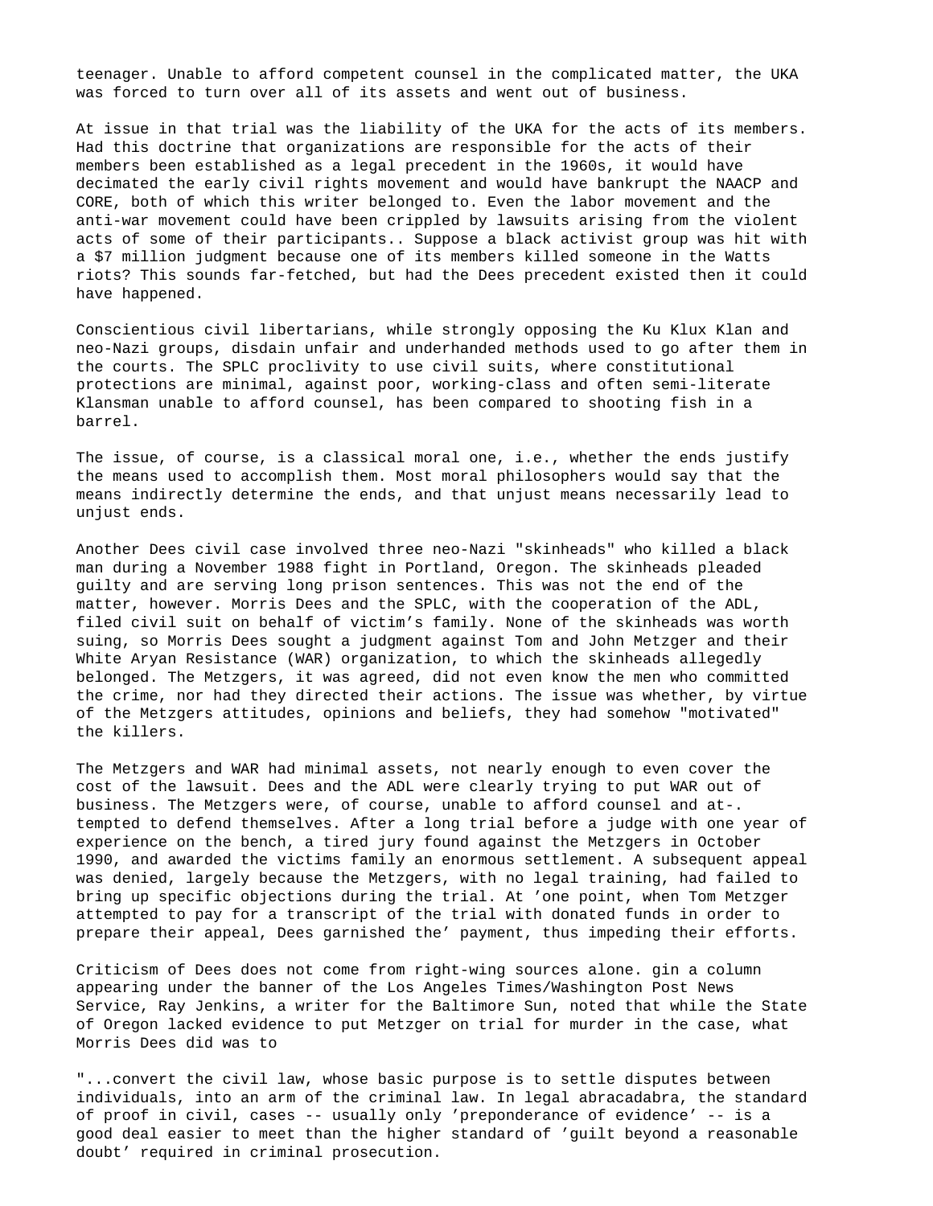teenager. Unable to afford competent counsel in the complicated matter, the UKA was forced to turn over all of its assets and went out of business.

At issue in that trial was the liability of the UKA for the acts of its members. Had this doctrine that organizations are responsible for the acts of their members been established as a legal precedent in the 1960s, it would have decimated the early civil rights movement and would have bankrupt the NAACP and CORE, both of which this writer belonged to. Even the labor movement and the anti-war movement could have been crippled by lawsuits arising from the violent acts of some of their participants.. Suppose a black activist group was hit with a $7 million judgment because one of its members killed someone in the Watts riots? This sounds far-fetched, but had the Dees precedent existed then it could have happened.

Conscientious civil libertarians, while strongly opposing the Ku Klux Klan and neo-Nazi groups, disdain unfair and underhanded methods used to go after them in the courts. The SPLC proclivity to use civil suits, where constitutional protections are minimal, against poor, working-class and often semi-literate Klansman unable to afford counsel, has been compared to shooting fish in a barrel.

The issue, of course, is a classical moral one, i.e., whether the ends justify the means used to accomplish them. Most moral philosophers would say that the means indirectly determine the ends, and that unjust means necessarily lead to unjust ends.

Another Dees civil case involved three neo-Nazi "skinheads" who killed a black man during a November 1988 fight in Portland, Oregon. The skinheads pleaded guilty and are serving long prison sentences. This was not the end of the matter, however. Morris Dees and the SPLC, with the cooperation of the ADL, filed civil suit on behalf of victim’s family. None of the skinheads was worth suing, so Morris Dees sought a judgment against Tom and John Metzger and their White Aryan Resistance (WAR) organization, to which the skinheads allegedly belonged. The Metzgers, it was agreed, did not even know the men who committed the crime, nor had they directed their actions. The issue was whether, by virtue of the Metzgers attitudes, opinions and beliefs, they had somehow "motivated" the killers.

The Metzgers and WAR had minimal assets, not nearly enough to even cover the cost of the lawsuit. Dees and the ADL were clearly trying to put WAR out of business. The Metzgers were, of course, unable to afford counsel and at-. tempted to defend themselves. After a long trial before a judge with one year of experience on the bench, a tired jury found against the Metzgers in October 1990, and awarded the victims family an enormous settlement. A subsequent appeal was denied, largely because the Metzgers, with no legal training, had failed to bring up specific objections during the trial. At ’one point, when Tom Metzger attempted to pay for a transcript of the trial with donated funds in order to prepare their appeal, Dees garnished the’ payment, thus impeding their efforts.

Criticism of Dees does not come from right-wing sources alone. gin a column appearing under the banner of the Los Angeles Times/Washington Post News Service, Ray Jenkins, a writer for the Baltimore Sun, noted that while the State of Oregon lacked evidence to put Metzger on trial for murder in the case, what Morris Dees did was to

"...convert the civil law, whose basic purpose is to settle disputes between individuals, into an arm of the criminal law. In legal abracadabra, the standard of proof in civil, cases -- usually only ’preponderance of evidence’ -- is a good deal easier to meet than the higher standard of ’guilt beyond a reasonable doubt’ required in criminal prosecution.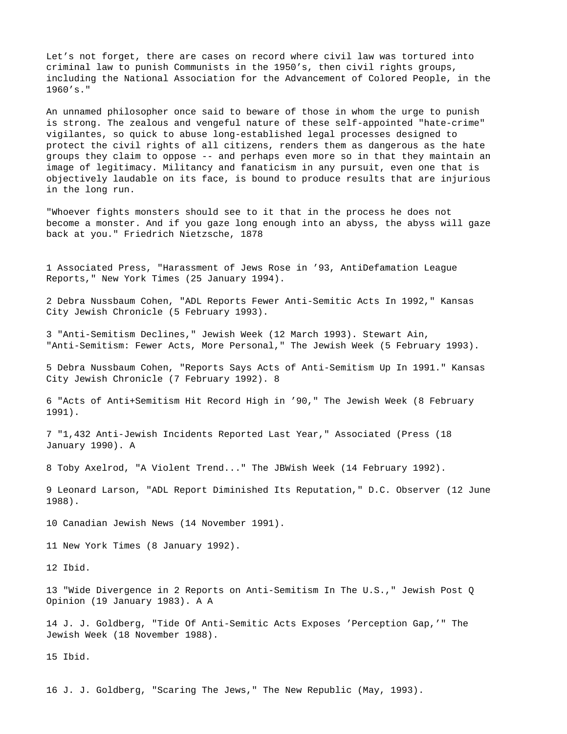Let's not forget, there are cases on record where civil law was tortured into criminal law to punish Communists in the 1950's, then civil rights groups, including the National Association for the Advancement of Colored People, in the 1960's."

An unnamed philosopher once said to beware of those in whom the urge to punish is strong. The zealous and vengeful nature of these self-appointed "hate-crime" vigilantes, so quick to abuse long-established legal processes designed to protect the civil rights of all citizens, renders them as dangerous as the hate groups they claim to oppose -- and perhaps even more so in that they maintain an image of legitimacy. Militancy and fanaticism in any pursuit, even one that is objectively laudable on its face, is bound to produce results that are injurious in the long run.

"Whoever fights monsters should see to it that in the process he does not become a monster. And if you gaze long enough into an abyss, the abyss will gaze back at you." Friedrich Nietzsche, 1878

1 Associated Press, "Harassment of Jews Rose in '93, AntiDefamation League Reports," New York Times (25 January 1994).

2 Debra Nussbaum Cohen, "ADL Reports Fewer Anti-Semitic Acts In 1992," Kansas City Jewish Chronicle (5 February 1993).

3 "Anti-Semitism Declines," Jewish Week (12 March 1993). Stewart Ain, "Anti-Semitism: Fewer Acts, More Personal," The Jewish Week (5 February 1993).

5 Debra Nussbaum Cohen, "Reports Says Acts of Anti-Semitism Up In 1991." Kansas City Jewish Chronicle (7 February 1992). 8

6 "Acts of Anti+Semitism Hit Record High in '90," The Jewish Week (8 February 1991).

7 "1,432 Anti-Jewish Incidents Reported Last Year," Associated (Press (18 January 1990). A

8 Toby Axelrod, "A Violent Trend..." The JBWish Week (14 February 1992).

9 Leonard Larson, "ADL Report Diminished Its Reputation," D.C. Observer (12 June 1988).

10 Canadian Jewish News (14 November 1991).

11 New York Times (8 January 1992).

12 Ibid.

13 "Wide Divergence in 2 Reports on Anti-Semitism In The U.S.," Jewish Post Q Opinion (19 January 1983). A A

14 J. J. Goldberg, "Tide Of Anti-Semitic Acts Exposes 'Perception Gap,'" The Jewish Week (18 November 1988).

15 Ibid.

16 J. J. Goldberg, "Scaring The Jews," The New Republic (May, 1993).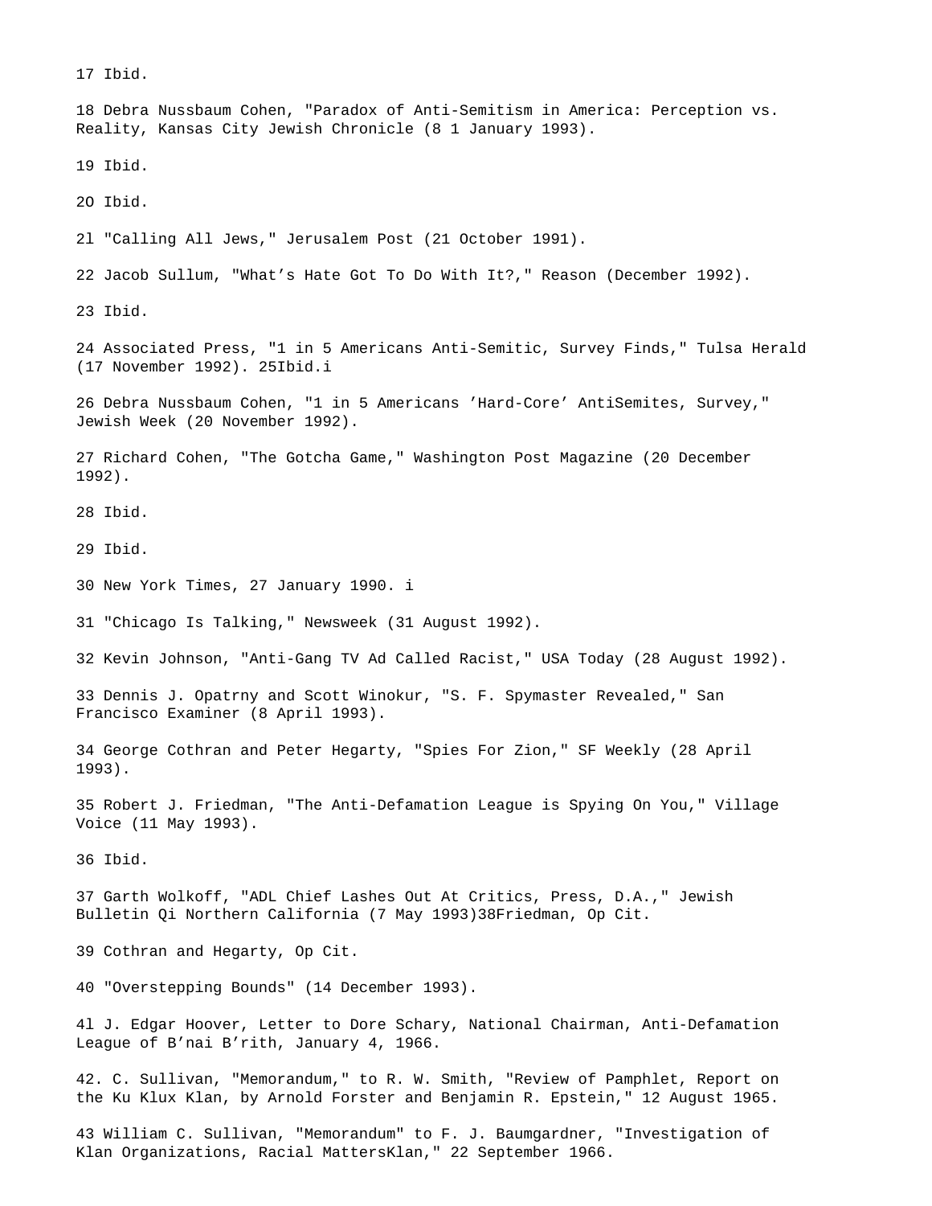17 Ibid.

18 Debra Nussbaum Cohen, "Paradox of Anti-Semitism in America: Perception vs. Reality, Kansas City Jewish Chronicle (8 1 January 1993).

19 Ibid.

2O Ibid.

2l "Calling All Jews," Jerusalem Post (21 October 1991).

22 Jacob Sullum, "What’s Hate Got To Do With It?," Reason (December 1992).

23 Ibid.

24 Associated Press, "1 in 5 Americans Anti-Semitic, Survey Finds," Tulsa Herald (17 November 1992). 25Ibid.i

26 Debra Nussbaum Cohen, "1 in 5 Americans ’Hard-Core’ AntiSemites, Survey," Jewish Week (20 November 1992).

27 Richard Cohen, "The Gotcha Game," Washington Post Magazine (20 December 1992).

28 Ibid.

29 Ibid.

30 New York Times, 27 January 1990. i

31 "Chicago Is Talking," Newsweek (31 August 1992).

32 Kevin Johnson, "Anti-Gang TV Ad Called Racist," USA Today (28 August 1992).

33 Dennis J. Opatrny and Scott Winokur, "S. F. Spymaster Revealed," San Francisco Examiner (8 April 1993).

34 George Cothran and Peter Hegarty, "Spies For Zion," SF Weekly (28 April 1993).

35 Robert J. Friedman, "The Anti-Defamation League is Spying On You," Village Voice (11 May 1993).

36 Ibid.

37 Garth Wolkoff, "ADL Chief Lashes Out At Critics, Press, D.A.," Jewish Bulletin Qi Northern California (7 May 1993)38Friedman, Op Cit.

39 Cothran and Hegarty, Op Cit.

40 "Overstepping Bounds" (14 December 1993).

4l J. Edgar Hoover, Letter to Dore Schary, National Chairman, Anti-Defamation League of B’nai B’rith, January 4, 1966.

42. C. Sullivan, "Memorandum," to R. W. Smith, "Review of Pamphlet, Report on the Ku Klux Klan, by Arnold Forster and Benjamin R. Epstein," 12 August 1965.

43 William C. Sullivan, "Memorandum" to F. J. Baumgardner, "Investigation of Klan Organizations, Racial MattersKlan," 22 September 1966.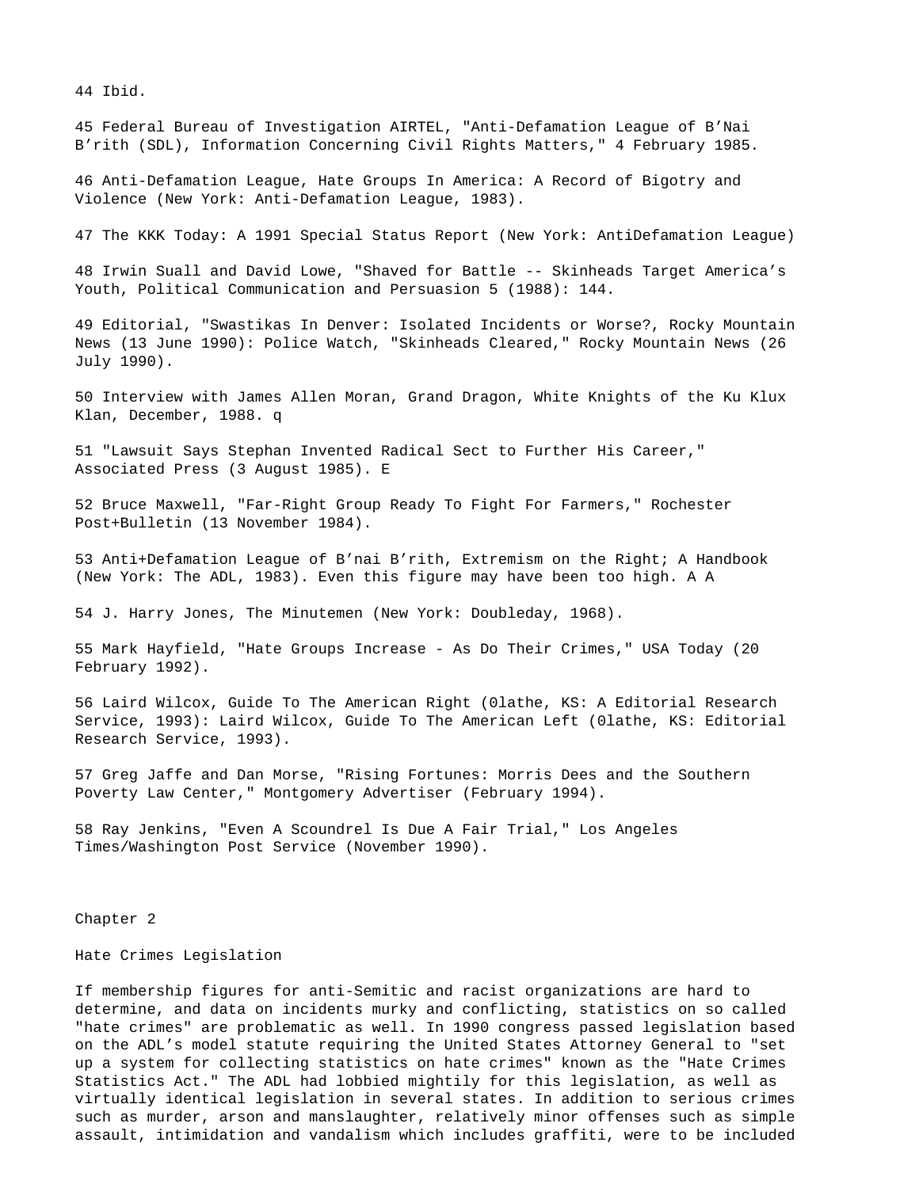44 Ibid.

45 Federal Bureau of Investigation AIRTEL, "Anti-Defamation League of B'Nai B'rith (SDL), Information Concerning Civil Rights Matters," 4 February 1985.

46 Anti-Defamation League, Hate Groups In America: A Record of Bigotry and Violence (New York: Anti-Defamation League, 1983).

47 The KKK Today: A 1991 Special Status Report (New York: AntiDefamation League)

48 Irwin Suall and David Lowe, "Shaved for Battle -- Skinheads Target America's Youth, Political Communication and Persuasion 5 (1988): 144.

49 Editorial, "Swastikas In Denver: Isolated Incidents or Worse?, Rocky Mountain News (13 June 1990): Police Watch, "Skinheads Cleared," Rocky Mountain News (26 July 1990).

50 Interview with James Allen Moran, Grand Dragon, White Knights of the Ku Klux Klan, December, 1988. q

51 "Lawsuit Says Stephan Invented Radical Sect to Further His Career," Associated Press (3 August 1985). E

52 Bruce Maxwell, "Far-Right Group Ready To Fight For Farmers," Rochester Post+Bulletin (13 November 1984).

53 Anti+Defamation League of B'nai B'rith, Extremism on the Right; A Handbook (New York: The ADL, 1983). Even this figure may have been too high. A A

54 J. Harry Jones, The Minutemen (New York: Doubleday, 1968).

55 Mark Hayfield, "Hate Groups Increase - As Do Their Crimes," USA Today (20 February 1992).

56 Laird Wilcox, Guide To The American Right (0lathe, KS: A Editorial Research Service, 1993): Laird Wilcox, Guide To The American Left (0lathe, KS: Editorial Research Service, 1993).

57 Greg Jaffe and Dan Morse, "Rising Fortunes: Morris Dees and the Southern Poverty Law Center," Montgomery Advertiser (February 1994).

58 Ray Jenkins, "Even A Scoundrel Is Due A Fair Trial," Los Angeles Times/Washington Post Service (November 1990).

# Chapter 2

## Hate Crimes Legislation

If membership figures for anti-Semitic and racist organizations are hard to determine, and data on incidents murky and conflicting, statistics on so called "hate crimes" are problematic as well. In 1990 congress passed legislation based on the ADL's model statute requiring the United States Attorney General to "set up a system for collecting statistics on hate crimes" known as the "Hate Crimes Statistics Act." The ADL had lobbied mightily for this legislation, as well as virtually identical legislation in several states. In addition to serious crimes such as murder, arson and manslaughter, relatively minor offenses such as simple assault, intimidation and vandalism which includes graffiti, were to be included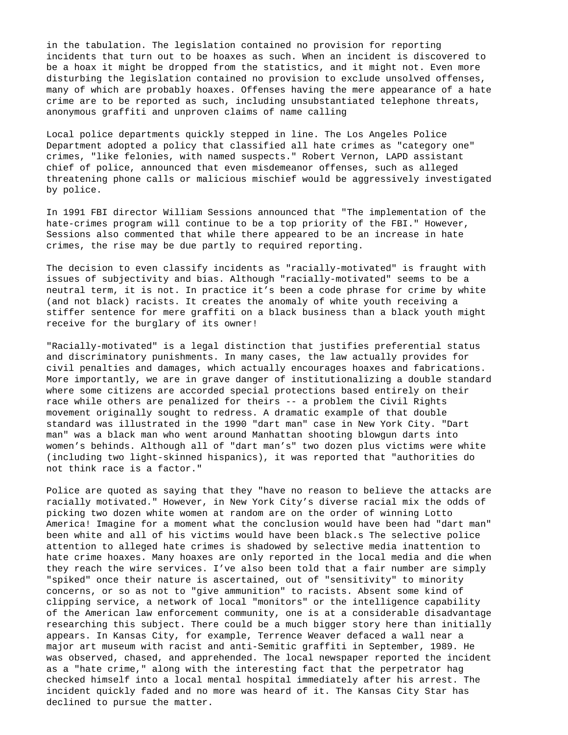in the tabulation. The legislation contained no provision for reporting incidents that turn out to be hoaxes as such. When an incident is discovered to be a hoax it might be dropped from the statistics, and it might not. Even more disturbing the legislation contained no provision to exclude unsolved offenses, many of which are probably hoaxes. Offenses having the mere appearance of a hate crime are to be reported as such, including unsubstantiated telephone threats, anonymous graffiti and unproven claims of name calling

Local police departments quickly stepped in line. The Los Angeles Police Department adopted a policy that classified all hate crimes as "category one" crimes, "like felonies, with named suspects." Robert Vernon, LAPD assistant chief of police, announced that even misdemeanor offenses, such as alleged threatening phone calls or malicious mischief would be aggressively investigated by police.

In 1991 FBI director William Sessions announced that "The implementation of the hate-crimes program will continue to be a top priority of the FBI." However, Sessions also commented that while there appeared to be an increase in hate crimes, the rise may be due partly to required reporting.

The decision to even classify incidents as "racially-motivated" is fraught with issues of subjectivity and bias. Although "racially-motivated" seems to be a neutral term, it is not. In practice it's been a code phrase for crime by white (and not black) racists. It creates the anomaly of white youth receiving a stiffer sentence for mere graffiti on a black business than a black youth might receive for the burglary of its owner!

"Racially-motivated" is a legal distinction that justifies preferential status and discriminatory punishments. In many cases, the law actually provides for civil penalties and damages, which actually encourages hoaxes and fabrications. More importantly, we are in grave danger of institutionalizing a double standard where some citizens are accorded special protections based entirely on their race while others are penalized for theirs -- a problem the Civil Rights movement originally sought to redress. A dramatic example of that double standard was illustrated in the 1990 "dart man" case in New York City. "Dart man" was a black man who went around Manhattan shooting blowgun darts into women's behinds. Although all of "dart man's" two dozen plus victims were white (including two light-skinned hispanics), it was reported that "authorities do not think race is a factor."

Police are quoted as saying that they "have no reason to believe the attacks are racially motivated." However, in New York City's diverse racial mix the odds of picking two dozen white women at random are on the order of winning Lotto America! Imagine for a moment what the conclusion would have been had "dart man" been white and all of his victims would have been black.s The selective police attention to alleged hate crimes is shadowed by selective media inattention to hate crime hoaxes. Many hoaxes are only reported in the local media and die when they reach the wire services. I've also been told that a fair number are simply "spiked" once their nature is ascertained, out of "sensitivity" to minority concerns, or so as not to "give ammunition" to racists. Absent some kind of clipping service, a network of local "monitors" or the intelligence capability of the American law enforcement community, one is at a considerable disadvantage researching this subject. There could be a much bigger story here than initially appears. In Kansas City, for example, Terrence Weaver defaced a wall near a major art museum with racist and anti-Semitic graffiti in September, 1989. He was observed, chased, and apprehended. The local newspaper reported the incident as a "hate crime," along with the interesting fact that the perpetrator hag checked himself into a local mental hospital immediately after his arrest. The incident quickly faded and no more was heard of it. The Kansas City Star has declined to pursue the matter.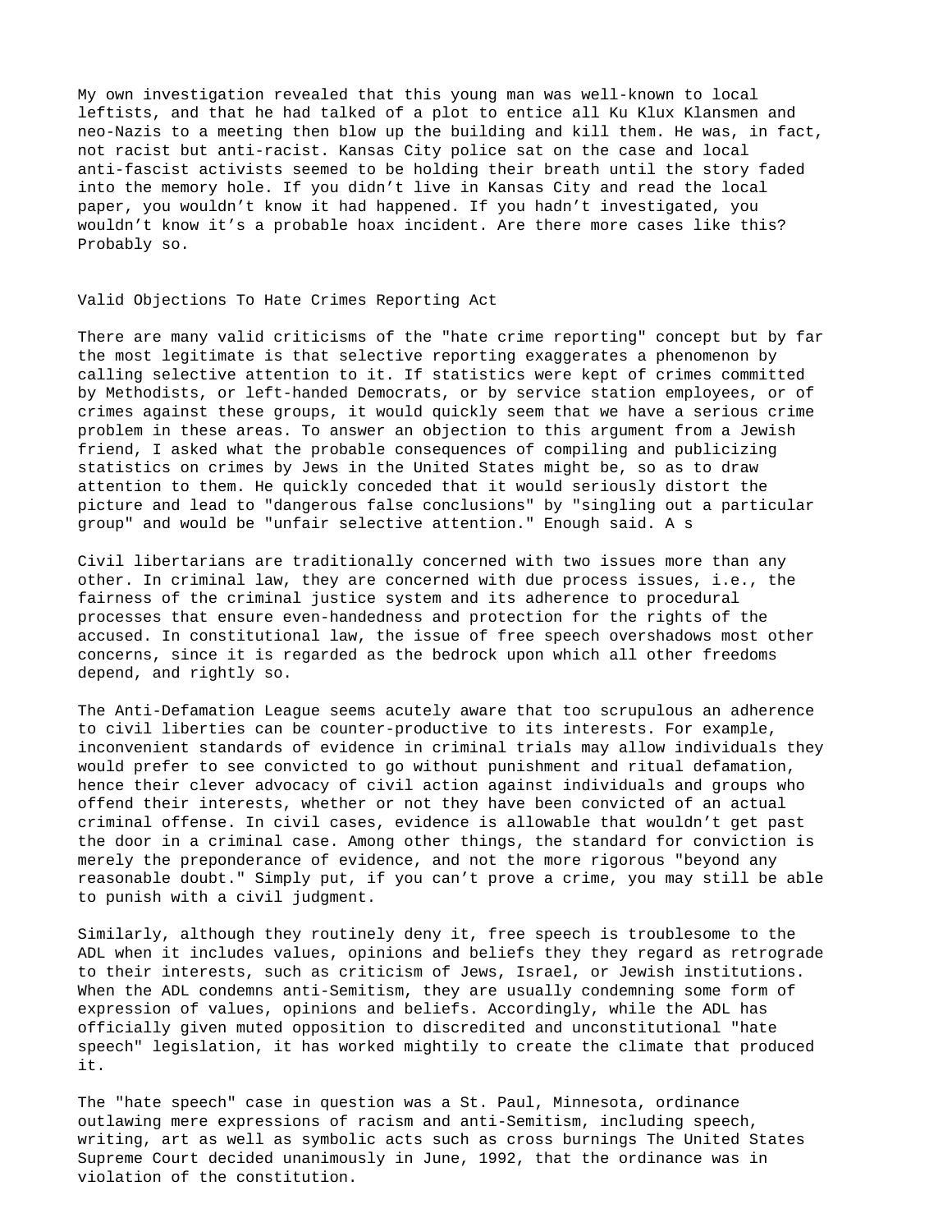My own investigation revealed that this young man was well-known to local leftists, and that he had talked of a plot to entice all Ku Klux Klansmen and neo-Nazis to a meeting then blow up the building and kill them. He was, in fact, not racist but anti-racist. Kansas City police sat on the case and local anti-fascist activists seemed to be holding their breath until the story faded into the memory hole. If you didn't live in Kansas City and read the local paper, you wouldn't know it had happened. If you hadn't investigated, you wouldn't know it's a probable hoax incident. Are there more cases like this? Probably so.

## Valid Objections To Hate Crimes Reporting Act

There are many valid criticisms of the "hate crime reporting" concept but by far the most legitimate is that selective reporting exaggerates a phenomenon by calling selective attention to it. If statistics were kept of crimes committed by Methodists, or left-handed Democrats, or by service station employees, or of crimes against these groups, it would quickly seem that we have a serious crime problem in these areas. To answer an objection to this argument from a Jewish friend, I asked what the probable consequences of compiling and publicizing statistics on crimes by Jews in the United States might be, so as to draw attention to them. He quickly conceded that it would seriously distort the picture and lead to "dangerous false conclusions" by "singling out a particular group" and would be "unfair selective attention." Enough said. A s

Civil libertarians are traditionally concerned with two issues more than any other. In criminal law, they are concerned with due process issues, i.e., the fairness of the criminal justice system and its adherence to procedural processes that ensure even-handedness and protection for the rights of the accused. In constitutional law, the issue of free speech overshadows most other concerns, since it is regarded as the bedrock upon which all other freedoms depend, and rightly so.

The Anti-Defamation League seems acutely aware that too scrupulous an adherence to civil liberties can be counter-productive to its interests. For example, inconvenient standards of evidence in criminal trials may allow individuals they would prefer to see convicted to go without punishment and ritual defamation, hence their clever advocacy of civil action against individuals and groups who offend their interests, whether or not they have been convicted of an actual criminal offense. In civil cases, evidence is allowable that wouldn't get past the door in a criminal case. Among other things, the standard for conviction is merely the preponderance of evidence, and not the more rigorous "beyond any reasonable doubt." Simply put, if you can't prove a crime, you may still be able to punish with a civil judgment.

Similarly, although they routinely deny it, free speech is troublesome to the ADL when it includes values, opinions and beliefs they they regard as retrograde to their interests, such as criticism of Jews, Israel, or Jewish institutions. When the ADL condemns anti-Semitism, they are usually condemning some form of expression of values, opinions and beliefs. Accordingly, while the ADL has officially given muted opposition to discredited and unconstitutional "hate speech" legislation, it has worked mightily to create the climate that produced it.

The "hate speech" case in question was a St. Paul, Minnesota, ordinance outlawing mere expressions of racism and anti-Semitism, including speech, writing, art as well as symbolic acts such as cross burnings The United States Supreme Court decided unanimously in June, 1992, that the ordinance was in violation of the constitution.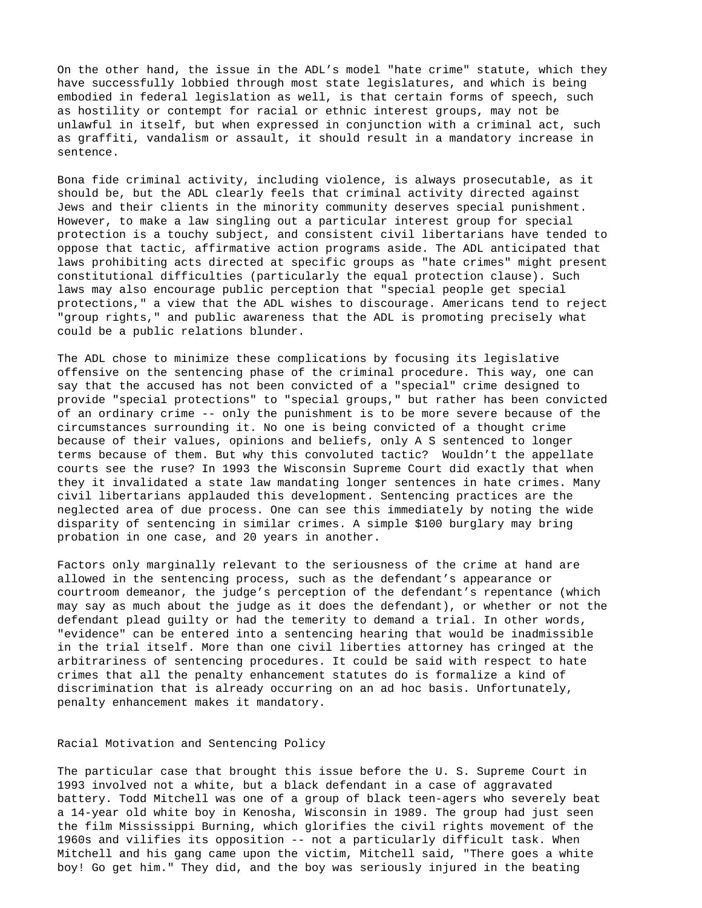On the other hand, the issue in the ADL's model "hate crime" statute, which they have successfully lobbied through most state legislatures, and which is being embodied in federal legislation as well, is that certain forms of speech, such as hostility or contempt for racial or ethnic interest groups, may not be unlawful in itself, but when expressed in conjunction with a criminal act, such as graffiti, vandalism or assault, it should result in a mandatory increase in sentence.

Bona fide criminal activity, including violence, is always prosecutable, as it should be, but the ADL clearly feels that criminal activity directed against Jews and their clients in the minority community deserves special punishment. However, to make a law singling out a particular interest group for special protection is a touchy subject, and consistent civil libertarians have tended to oppose that tactic, affirmative action programs aside. The ADL anticipated that laws prohibiting acts directed at specific groups as "hate crimes" might present constitutional difficulties (particularly the equal protection clause). Such laws may also encourage public perception that "special people get special protections," a view that the ADL wishes to discourage. Americans tend to reject "group rights," and public awareness that the ADL is promoting precisely what could be a public relations blunder.

The ADL chose to minimize these complications by focusing its legislative offensive on the sentencing phase of the criminal procedure. This way, one can say that the accused has not been convicted of a "special" crime designed to provide "special protections" to "special groups," but rather has been convicted of an ordinary crime -- only the punishment is to be more severe because of the circumstances surrounding it. No one is being convicted of a thought crime because of their values, opinions and beliefs, only A S sentenced to longer terms because of them. But why this convoluted tactic? Wouldn't the appellate courts see the ruse? In 1993 the Wisconsin Supreme Court did exactly that when they it invalidated a state law mandating longer sentences in hate crimes. Many civil libertarians applauded this development. Sentencing practices are the neglected area of due process. One can see this immediately by noting the wide disparity of sentencing in similar crimes. A simple $100 burglary may bring probation in one case, and 20 years in another.

Factors only marginally relevant to the seriousness of the crime at hand are allowed in the sentencing process, such as the defendant's appearance or courtroom demeanor, the judge's perception of the defendant's repentance (which may say as much about the judge as it does the defendant), or whether or not the defendant plead guilty or had the temerity to demand a trial. In other words, "evidence" can be entered into a sentencing hearing that would be inadmissible in the trial itself. More than one civil liberties attorney has cringed at the arbitrariness of sentencing procedures. It could be said with respect to hate crimes that all the penalty enhancement statutes do is formalize a kind of discrimination that is already occurring on an ad hoc basis. Unfortunately, penalty enhancement makes it mandatory.

## Racial Motivation and Sentencing Policy

The particular case that brought this issue before the U. S. Supreme Court in 1993 involved not a white, but a black defendant in a case of aggravated battery. Todd Mitchell was one of a group of black teen-agers who severely beat a 14-year old white boy in Kenosha, Wisconsin in 1989. The group had just seen the film Mississippi Burning, which glorifies the civil rights movement of the 1960s and vilifies its opposition -- not a particularly difficult task. When Mitchell and his gang came upon the victim, Mitchell said, "There goes a white boy! Go get him." They did, and the boy was seriously injured in the beating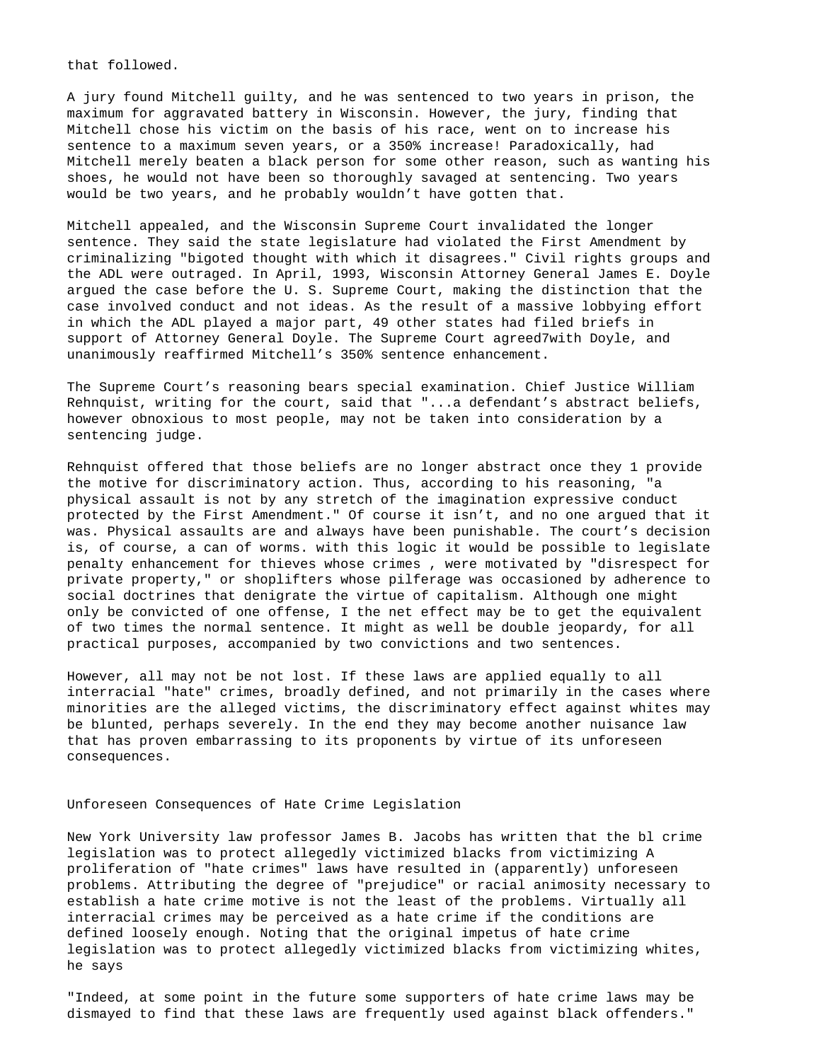that followed.

A jury found Mitchell guilty, and he was sentenced to two years in prison, the maximum for aggravated battery in Wisconsin. However, the jury, finding that Mitchell chose his victim on the basis of his race, went on to increase his sentence to a maximum seven years, or a 350% increase! Paradoxically, had Mitchell merely beaten a black person for some other reason, such as wanting his shoes, he would not have been so thoroughly savaged at sentencing. Two years would be two years, and he probably wouldn't have gotten that.

Mitchell appealed, and the Wisconsin Supreme Court invalidated the longer sentence. They said the state legislature had violated the First Amendment by criminalizing "bigoted thought with which it disagrees." Civil rights groups and the ADL were outraged. In April, 1993, Wisconsin Attorney General James E. Doyle argued the case before the U. S. Supreme Court, making the distinction that the case involved conduct and not ideas. As the result of a massive lobbying effort in which the ADL played a major part, 49 other states had filed briefs in support of Attorney General Doyle. The Supreme Court agreed7with Doyle, and unanimously reaffirmed Mitchell's 350% sentence enhancement.

The Supreme Court's reasoning bears special examination. Chief Justice William Rehnquist, writing for the court, said that "...a defendant's abstract beliefs, however obnoxious to most people, may not be taken into consideration by a sentencing judge.

Rehnquist offered that those beliefs are no longer abstract once they 1 provide the motive for discriminatory action. Thus, according to his reasoning, "a physical assault is not by any stretch of the imagination expressive conduct protected by the First Amendment." Of course it isn't, and no one argued that it was. Physical assaults are and always have been punishable. The court's decision is, of course, a can of worms. with this logic it would be possible to legislate penalty enhancement for thieves whose crimes , were motivated by "disrespect for private property," or shoplifters whose pilferage was occasioned by adherence to social doctrines that denigrate the virtue of capitalism. Although one might only be convicted of one offense, I the net effect may be to get the equivalent of two times the normal sentence. It might as well be double jeopardy, for all practical purposes, accompanied by two convictions and two sentences.

However, all may not be not lost. If these laws are applied equally to all interracial "hate" crimes, broadly defined, and not primarily in the cases where minorities are the alleged victims, the discriminatory effect against whites may be blunted, perhaps severely. In the end they may become another nuisance law that has proven embarrassing to its proponents by virtue of its unforeseen consequences.

## Unforeseen Consequences of Hate Crime Legislation

New York University law professor James B. Jacobs has written that the bl crime legislation was to protect allegedly victimized blacks from victimizing A proliferation of "hate crimes" laws have resulted in (apparently) unforeseen problems. Attributing the degree of "prejudice" or racial animosity necessary to establish a hate crime motive is not the least of the problems. Virtually all interracial crimes may be perceived as a hate crime if the conditions are defined loosely enough. Noting that the original impetus of hate crime legislation was to protect allegedly victimized blacks from victimizing whites, he says

"Indeed, at some point in the future some supporters of hate crime laws may be dismayed to find that these laws are frequently used against black offenders."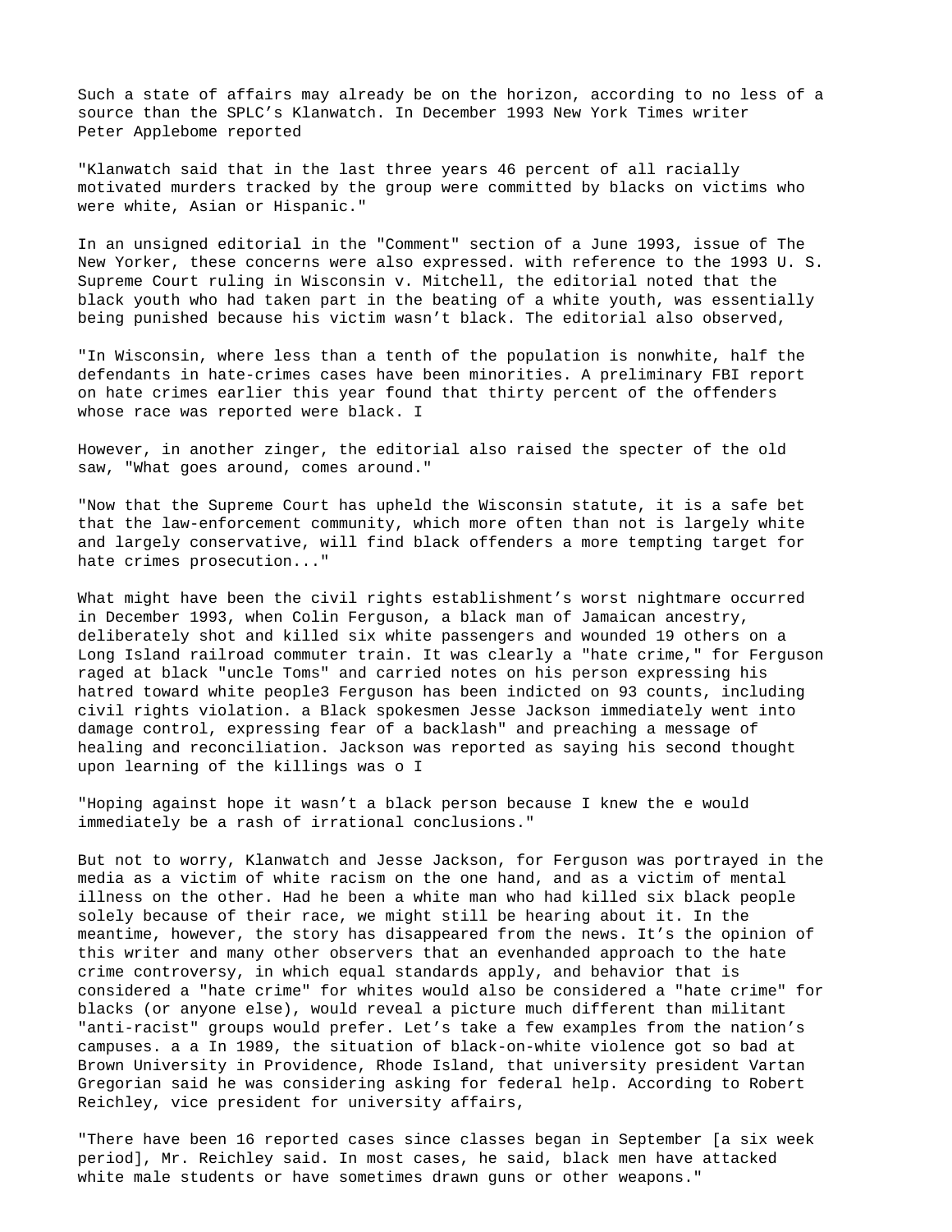Such a state of affairs may already be on the horizon, according to no less of a source than the SPLC's Klanwatch. In December 1993 New York Times writer Peter Applebome reported

"Klanwatch said that in the last three years 46 percent of all racially motivated murders tracked by the group were committed by blacks on victims who were white, Asian or Hispanic."

In an unsigned editorial in the "Comment" section of a June 1993, issue of The New Yorker, these concerns were also expressed. with reference to the 1993 U. S. Supreme Court ruling in Wisconsin v. Mitchell, the editorial noted that the black youth who had taken part in the beating of a white youth, was essentially being punished because his victim wasn't black. The editorial also observed,

"In Wisconsin, where less than a tenth of the population is nonwhite, half the defendants in hate-crimes cases have been minorities. A preliminary FBI report on hate crimes earlier this year found that thirty percent of the offenders whose race was reported were black. I

However, in another zinger, the editorial also raised the specter of the old saw, "What goes around, comes around."

"Now that the Supreme Court has upheld the Wisconsin statute, it is a safe bet that the law-enforcement community, which more often than not is largely white and largely conservative, will find black offenders a more tempting target for hate crimes prosecution..."

What might have been the civil rights establishment's worst nightmare occurred in December 1993, when Colin Ferguson, a black man of Jamaican ancestry, deliberately shot and killed six white passengers and wounded 19 others on a Long Island railroad commuter train. It was clearly a "hate crime," for Ferguson raged at black "uncle Toms" and carried notes on his person expressing his hatred toward white people3 Ferguson has been indicted on 93 counts, including civil rights violation. a Black spokesmen Jesse Jackson immediately went into damage control, expressing fear of a backlash" and preaching a message of healing and reconciliation. Jackson was reported as saying his second thought upon learning of the killings was o I

"Hoping against hope it wasn't a black person because I knew the e would immediately be a rash of irrational conclusions."

But not to worry, Klanwatch and Jesse Jackson, for Ferguson was portrayed in the media as a victim of white racism on the one hand, and as a victim of mental illness on the other. Had he been a white man who had killed six black people solely because of their race, we might still be hearing about it. In the meantime, however, the story has disappeared from the news. It's the opinion of this writer and many other observers that an evenhanded approach to the hate crime controversy, in which equal standards apply, and behavior that is considered a "hate crime" for whites would also be considered a "hate crime" for blacks (or anyone else), would reveal a picture much different than militant "anti-racist" groups would prefer. Let's take a few examples from the nation's campuses. a a In 1989, the situation of black-on-white violence got so bad at Brown University in Providence, Rhode Island, that university president Vartan Gregorian said he was considering asking for federal help. According to Robert Reichley, vice president for university affairs,

"There have been 16 reported cases since classes began in September [a six week period], Mr. Reichley said. In most cases, he said, black men have attacked white male students or have sometimes drawn guns or other weapons."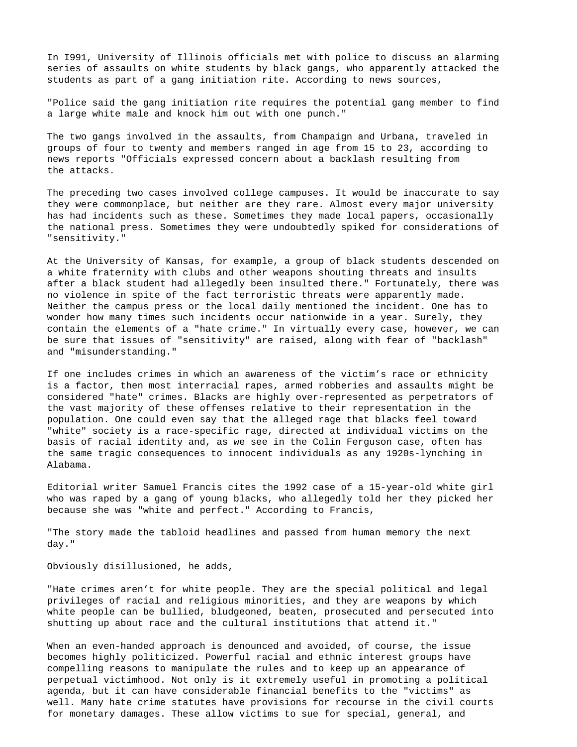In I991, University of Illinois officials met with police to discuss an alarming series of assaults on white students by black gangs, who apparently attacked the students as part of a gang initiation rite. According to news sources,

"Police said the gang initiation rite requires the potential gang member to find a large white male and knock him out with one punch."

The two gangs involved in the assaults, from Champaign and Urbana, traveled in groups of four to twenty and members ranged in age from 15 to 23, according to news reports "Officials expressed concern about a backlash resulting from the attacks.

The preceding two cases involved college campuses. It would be inaccurate to say they were commonplace, but neither are they rare. Almost every major university has had incidents such as these. Sometimes they made local papers, occasionally the national press. Sometimes they were undoubtedly spiked for considerations of "sensitivity."

At the University of Kansas, for example, a group of black students descended on a white fraternity with clubs and other weapons shouting threats and insults after a black student had allegedly been insulted there." Fortunately, there was no violence in spite of the fact terroristic threats were apparently made. Neither the campus press or the local daily mentioned the incident. One has to wonder how many times such incidents occur nationwide in a year. Surely, they contain the elements of a "hate crime." In virtually every case, however, we can be sure that issues of "sensitivity" are raised, along with fear of "backlash" and "misunderstanding."

If one includes crimes in which an awareness of the victim's race or ethnicity is a factor, then most interracial rapes, armed robberies and assaults might be considered "hate" crimes. Blacks are highly over-represented as perpetrators of the vast majority of these offenses relative to their representation in the population. One could even say that the alleged rage that blacks feel toward "white" society is a race-specific rage, directed at individual victims on the basis of racial identity and, as we see in the Colin Ferguson case, often has the same tragic consequences to innocent individuals as any 1920s-lynching in Alabama.

Editorial writer Samuel Francis cites the 1992 case of a 15-year-old white girl who was raped by a gang of young blacks, who allegedly told her they picked her because she was "white and perfect." According to Francis,

"The story made the tabloid headlines and passed from human memory the next day."

Obviously disillusioned, he adds,

"Hate crimes aren't for white people. They are the special political and legal privileges of racial and religious minorities, and they are weapons by which white people can be bullied, bludgeoned, beaten, prosecuted and persecuted into shutting up about race and the cultural institutions that attend it."

When an even-handed approach is denounced and avoided, of course, the issue becomes highly politicized. Powerful racial and ethnic interest groups have compelling reasons to manipulate the rules and to keep up an appearance of perpetual victimhood. Not only is it extremely useful in promoting a political agenda, but it can have considerable financial benefits to the "victims" as well. Many hate crime statutes have provisions for recourse in the civil courts for monetary damages. These allow victims to sue for special, general, and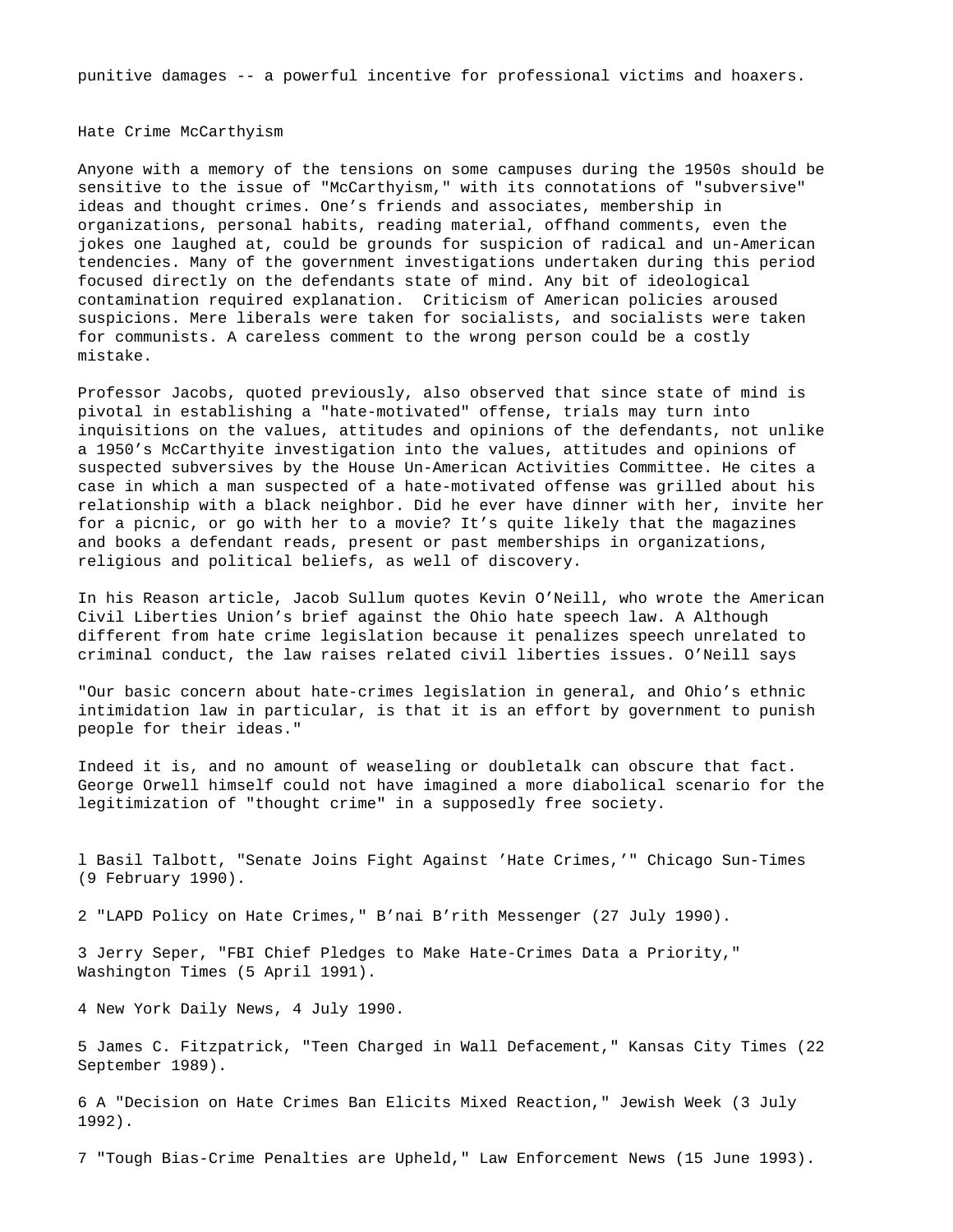punitive damages -- a powerful incentive for professional victims and hoaxers.

## Hate Crime McCarthyism

Anyone with a memory of the tensions on some campuses during the 1950s should be sensitive to the issue of "McCarthyism," with its connotations of "subversive" ideas and thought crimes. One's friends and associates, membership in organizations, personal habits, reading material, offhand comments, even the jokes one laughed at, could be grounds for suspicion of radical and un-American tendencies. Many of the government investigations undertaken during this period focused directly on the defendants state of mind. Any bit of ideological contamination required explanation. Criticism of American policies aroused suspicions. Mere liberals were taken for socialists, and socialists were taken for communists. A careless comment to the wrong person could be a costly mistake.

Professor Jacobs, quoted previously, also observed that since state of mind is pivotal in establishing a "hate-motivated" offense, trials may turn into inquisitions on the values, attitudes and opinions of the defendants, not unlike a 1950's McCarthyite investigation into the values, attitudes and opinions of suspected subversives by the House Un-American Activities Committee. He cites a case in which a man suspected of a hate-motivated offense was grilled about his relationship with a black neighbor. Did he ever have dinner with her, invite her for a picnic, or go with her to a movie? It's quite likely that the magazines and books a defendant reads, present or past memberships in organizations, religious and political beliefs, as well of discovery.

In his Reason article, Jacob Sullum quotes Kevin O'Neill, who wrote the American Civil Liberties Union's brief against the Ohio hate speech law. A Although different from hate crime legislation because it penalizes speech unrelated to criminal conduct, the law raises related civil liberties issues. O'Neill says

"Our basic concern about hate-crimes legislation in general, and Ohio's ethnic intimidation law in particular, is that it is an effort by government to punish people for their ideas."

Indeed it is, and no amount of weaseling or doubletalk can obscure that fact. George Orwell himself could not have imagined a more diabolical scenario for the legitimization of "thought crime" in a supposedly free society.

l Basil Talbott, "Senate Joins Fight Against 'Hate Crimes,'" Chicago Sun-Times (9 February 1990).

2 "LAPD Policy on Hate Crimes," B'nai B'rith Messenger (27 July 1990).

3 Jerry Seper, "FBI Chief Pledges to Make Hate-Crimes Data a Priority," Washington Times (5 April 1991).

4 New York Daily News, 4 July 1990.

5 James C. Fitzpatrick, "Teen Charged in Wall Defacement," Kansas City Times (22 September 1989).

6 A "Decision on Hate Crimes Ban Elicits Mixed Reaction," Jewish Week (3 July 1992).

7 "Tough Bias-Crime Penalties are Upheld," Law Enforcement News (15 June 1993).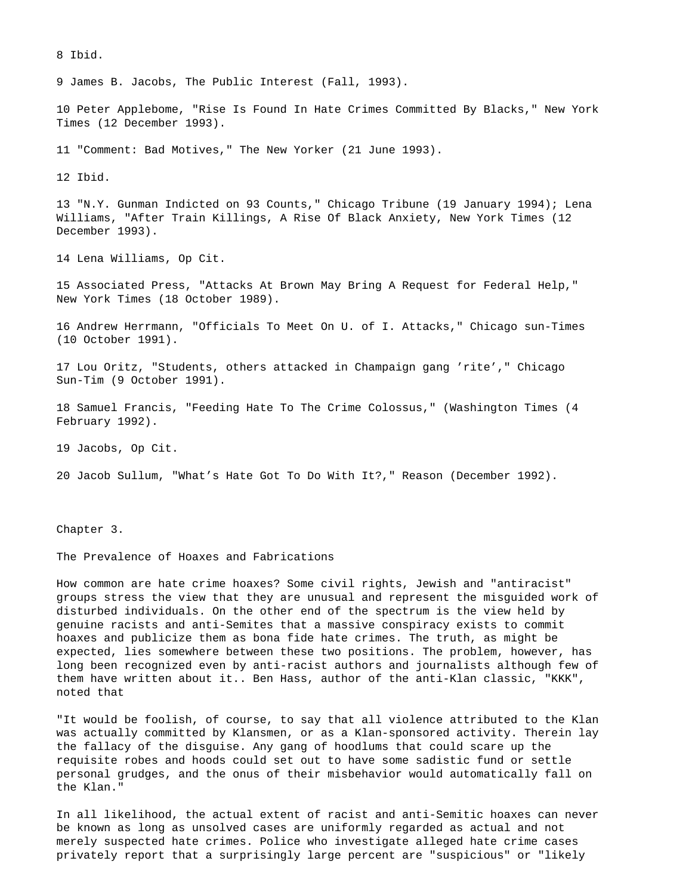8 Ibid.

9 James B. Jacobs, The Public Interest (Fall, 1993).

10 Peter Applebome, "Rise Is Found In Hate Crimes Committed By Blacks," New York Times (12 December 1993).

11 "Comment: Bad Motives," The New Yorker (21 June 1993).

12 Ibid.

13 "N.Y. Gunman Indicted on 93 Counts," Chicago Tribune (19 January 1994); Lena Williams, "After Train Killings, A Rise Of Black Anxiety, New York Times (12 December 1993).

14 Lena Williams, Op Cit.

15 Associated Press, "Attacks At Brown May Bring A Request for Federal Help," New York Times (18 October 1989).

16 Andrew Herrmann, "Officials To Meet On U. of I. Attacks," Chicago sun-Times (10 October 1991).

17 Lou Oritz, "Students, others attacked in Champaign gang ’rite’," Chicago Sun-Tim (9 October 1991).

18 Samuel Francis, "Feeding Hate To The Crime Colossus," (Washington Times (4 February 1992).

19 Jacobs, Op Cit.

20 Jacob Sullum, "What’s Hate Got To Do With It?," Reason (December 1992).

# Chapter 3.

## The Prevalence of Hoaxes and Fabrications

How common are hate crime hoaxes? Some civil rights, Jewish and "antiracist" groups stress the view that they are unusual and represent the misguided work of disturbed individuals. On the other end of the spectrum is the view held by genuine racists and anti-Semites that a massive conspiracy exists to commit hoaxes and publicize them as bona fide hate crimes. The truth, as might be expected, lies somewhere between these two positions. The problem, however, has long been recognized even by anti-racist authors and journalists although few of them have written about it.. Ben Hass, author of the anti-Klan classic, "KKK", noted that

"It would be foolish, of course, to say that all violence attributed to the Klan was actually committed by Klansmen, or as a Klan-sponsored activity. Therein lay the fallacy of the disguise. Any gang of hoodlums that could scare up the requisite robes and hoods could set out to have some sadistic fund or settle personal grudges, and the onus of their misbehavior would automatically fall on the Klan."

In all likelihood, the actual extent of racist and anti-Semitic hoaxes can never be known as long as unsolved cases are uniformly regarded as actual and not merely suspected hate crimes. Police who investigate alleged hate crime cases privately report that a surprisingly large percent are "suspicious" or "likely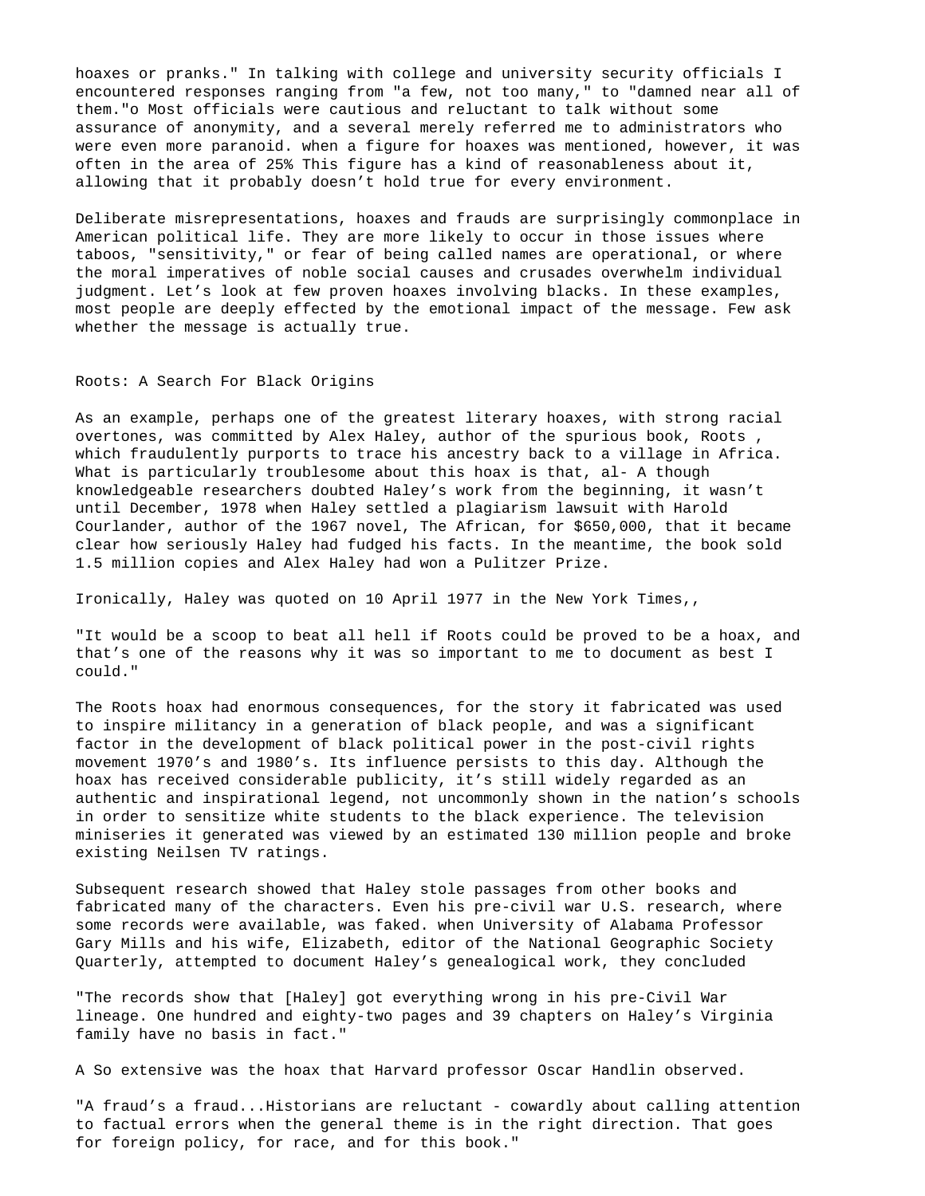hoaxes or pranks." In talking with college and university security officials I encountered responses ranging from "a few, not too many," to "damned near all of them."o Most officials were cautious and reluctant to talk without some assurance of anonymity, and a several merely referred me to administrators who were even more paranoid. when a figure for hoaxes was mentioned, however, it was often in the area of 25% This figure has a kind of reasonableness about it, allowing that it probably doesn't hold true for every environment.

Deliberate misrepresentations, hoaxes and frauds are surprisingly commonplace in American political life. They are more likely to occur in those issues where taboos, "sensitivity," or fear of being called names are operational, or where the moral imperatives of noble social causes and crusades overwhelm individual judgment. Let's look at few proven hoaxes involving blacks. In these examples, most people are deeply effected by the emotional impact of the message. Few ask whether the message is actually true.

## Roots: A Search For Black Origins

As an example, perhaps one of the greatest literary hoaxes, with strong racial overtones, was committed by Alex Haley, author of the spurious book, Roots , which fraudulently purports to trace his ancestry back to a village in Africa. What is particularly troublesome about this hoax is that, al- A though knowledgeable researchers doubted Haley's work from the beginning, it wasn't until December, 1978 when Haley settled a plagiarism lawsuit with Harold Courlander, author of the 1967 novel, The African, for $650,000, that it became clear how seriously Haley had fudged his facts. In the meantime, the book sold 1.5 million copies and Alex Haley had won a Pulitzer Prize.

Ironically, Haley was quoted on 10 April 1977 in the New York Times,,

"It would be a scoop to beat all hell if Roots could be proved to be a hoax, and that's one of the reasons why it was so important to me to document as best I could."

The Roots hoax had enormous consequences, for the story it fabricated was used to inspire militancy in a generation of black people, and was a significant factor in the development of black political power in the post-civil rights movement 1970's and 1980's. Its influence persists to this day. Although the hoax has received considerable publicity, it's still widely regarded as an authentic and inspirational legend, not uncommonly shown in the nation's schools in order to sensitize white students to the black experience. The television miniseries it generated was viewed by an estimated 130 million people and broke existing Neilsen TV ratings.

Subsequent research showed that Haley stole passages from other books and fabricated many of the characters. Even his pre-civil war U.S. research, where some records were available, was faked. when University of Alabama Professor Gary Mills and his wife, Elizabeth, editor of the National Geographic Society Quarterly, attempted to document Haley's genealogical work, they concluded

"The records show that [Haley] got everything wrong in his pre-Civil War lineage. One hundred and eighty-two pages and 39 chapters on Haley's Virginia family have no basis in fact."

A So extensive was the hoax that Harvard professor Oscar Handlin observed.

"A fraud's a fraud...Historians are reluctant - cowardly about calling attention to factual errors when the general theme is in the right direction. That goes for foreign policy, for race, and for this book."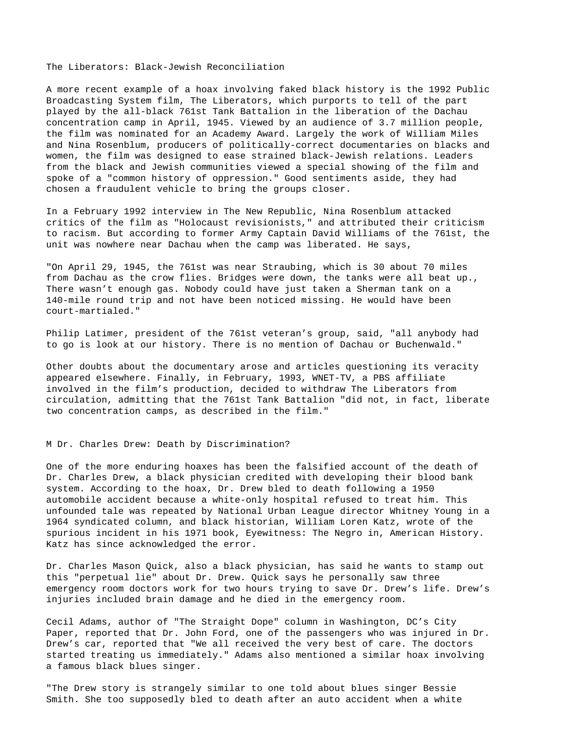## The Liberators: Black-Jewish Reconciliation

A more recent example of a hoax involving faked black history is the 1992 Public Broadcasting System film, The Liberators, which purports to tell of the part played by the all-black 761st Tank Battalion in the liberation of the Dachau concentration camp in April, 1945. Viewed by an audience of 3.7 million people, the film was nominated for an Academy Award. Largely the work of William Miles and Nina Rosenblum, producers of politically-correct documentaries on blacks and women, the film was designed to ease strained black-Jewish relations. Leaders from the black and Jewish communities viewed a special showing of the film and spoke of a "common history of oppression." Good sentiments aside, they had chosen a fraudulent vehicle to bring the groups closer.

In a February 1992 interview in The New Republic, Nina Rosenblum attacked critics of the film as "Holocaust revisionists," and attributed their criticism to racism. But according to former Army Captain David Williams of the 761st, the unit was nowhere near Dachau when the camp was liberated. He says,

"On April 29, 1945, the 761st was near Straubing, which is 30 about 70 miles from Dachau as the crow flies. Bridges were down, the tanks were all beat up., There wasn't enough gas. Nobody could have just taken a Sherman tank on a 140-mile round trip and not have been noticed missing. He would have been court-martialed."

Philip Latimer, president of the 761st veteran's group, said, "all anybody had to go is look at our history. There is no mention of Dachau or Buchenwald."

Other doubts about the documentary arose and articles questioning its veracity appeared elsewhere. Finally, in February, 1993, WNET-TV, a PBS affiliate involved in the film's production, decided to withdraw The Liberators from circulation, admitting that the 761st Tank Battalion "did not, in fact, liberate two concentration camps, as described in the film."

## M Dr. Charles Drew: Death by Discrimination?

One of the more enduring hoaxes has been the falsified account of the death of Dr. Charles Drew, a black physician credited with developing their blood bank system. According to the hoax, Dr. Drew bled to death following a 1950 automobile accident because a white-only hospital refused to treat him. This unfounded tale was repeated by National Urban League director Whitney Young in a 1964 syndicated column, and black historian, William Loren Katz, wrote of the spurious incident in his 1971 book, Eyewitness: The Negro in, American History. Katz has since acknowledged the error.

Dr. Charles Mason Quick, also a black physician, has said he wants to stamp out this "perpetual lie" about Dr. Drew. Quick says he personally saw three emergency room doctors work for two hours trying to save Dr. Drew's life. Drew's injuries included brain damage and he died in the emergency room.

Cecil Adams, author of "The Straight Dope" column in Washington, DC's City Paper, reported that Dr. John Ford, one of the passengers who was injured in Dr. Drew's car, reported that "We all received the very best of care. The doctors started treating us immediately." Adams also mentioned a similar hoax involving a famous black blues singer.

"The Drew story is strangely similar to one told about blues singer Bessie Smith. She too supposedly bled to death after an auto accident when a white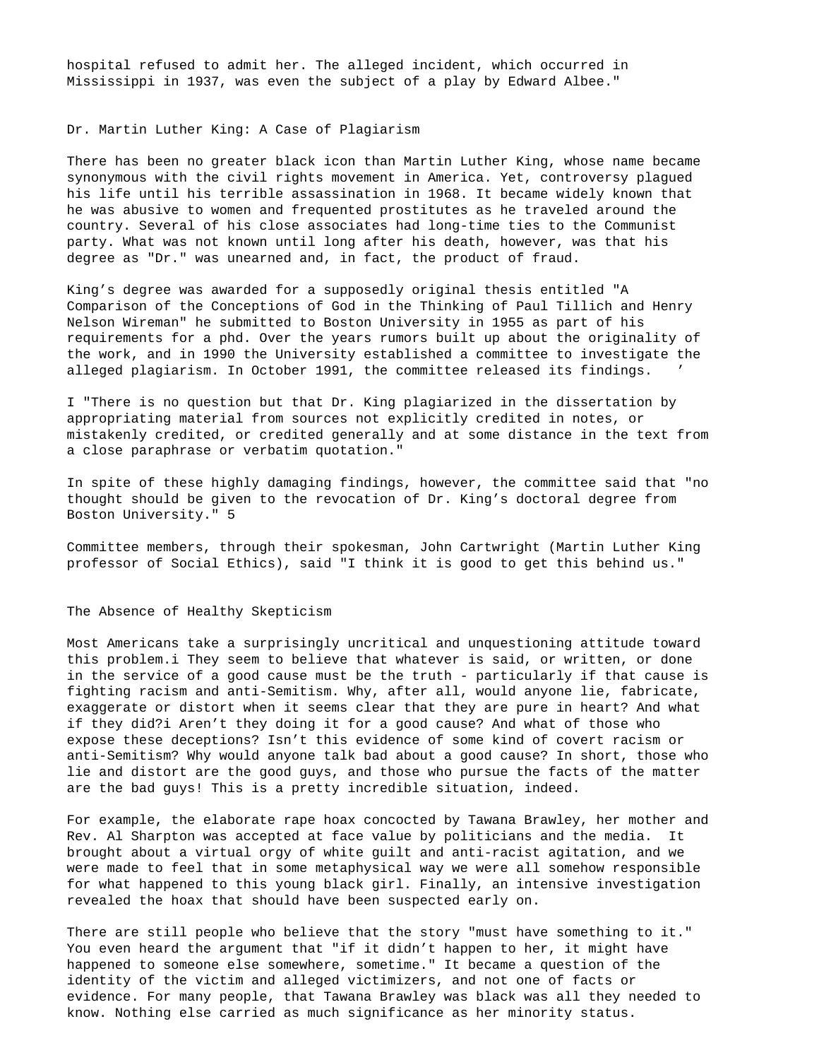hospital refused to admit her. The alleged incident, which occurred in Mississippi in 1937, was even the subject of a play by Edward Albee."

## Dr. Martin Luther King: A Case of Plagiarism

There has been no greater black icon than Martin Luther King, whose name became synonymous with the civil rights movement in America. Yet, controversy plagued his life until his terrible assassination in 1968. It became widely known that he was abusive to women and frequented prostitutes as he traveled around the country. Several of his close associates had long-time ties to the Communist party. What was not known until long after his death, however, was that his degree as "Dr." was unearned and, in fact, the product of fraud.

King's degree was awarded for a supposedly original thesis entitled "A Comparison of the Conceptions of God in the Thinking of Paul Tillich and Henry Nelson Wireman" he submitted to Boston University in 1955 as part of his requirements for a phd. Over the years rumors built up about the originality of the work, and in 1990 the University established a committee to investigate the alleged plagiarism. In October 1991, the committee released its findings. ’

I "There is no question but that Dr. King plagiarized in the dissertation by appropriating material from sources not explicitly credited in notes, or mistakenly credited, or credited generally and at some distance in the text from a close paraphrase or verbatim quotation."

In spite of these highly damaging findings, however, the committee said that "no thought should be given to the revocation of Dr. King's doctoral degree from Boston University." 5

Committee members, through their spokesman, John Cartwright (Martin Luther King professor of Social Ethics), said "I think it is good to get this behind us."

## The Absence of Healthy Skepticism

Most Americans take a surprisingly uncritical and unquestioning attitude toward this problem.i They seem to believe that whatever is said, or written, or done in the service of a good cause must be the truth - particularly if that cause is fighting racism and anti-Semitism. Why, after all, would anyone lie, fabricate, exaggerate or distort when it seems clear that they are pure in heart? And what if they did?i Aren't they doing it for a good cause? And what of those who expose these deceptions? Isn't this evidence of some kind of covert racism or anti-Semitism? Why would anyone talk bad about a good cause? In short, those who lie and distort are the good guys, and those who pursue the facts of the matter are the bad guys! This is a pretty incredible situation, indeed.

For example, the elaborate rape hoax concocted by Tawana Brawley, her mother and Rev. Al Sharpton was accepted at face value by politicians and the media. It brought about a virtual orgy of white guilt and anti-racist agitation, and we were made to feel that in some metaphysical way we were all somehow responsible for what happened to this young black girl. Finally, an intensive investigation revealed the hoax that should have been suspected early on.

There are still people who believe that the story "must have something to it." You even heard the argument that "if it didn't happen to her, it might have happened to someone else somewhere, sometime." It became a question of the identity of the victim and alleged victimizers, and not one of facts or evidence. For many people, that Tawana Brawley was black was all they needed to know. Nothing else carried as much significance as her minority status.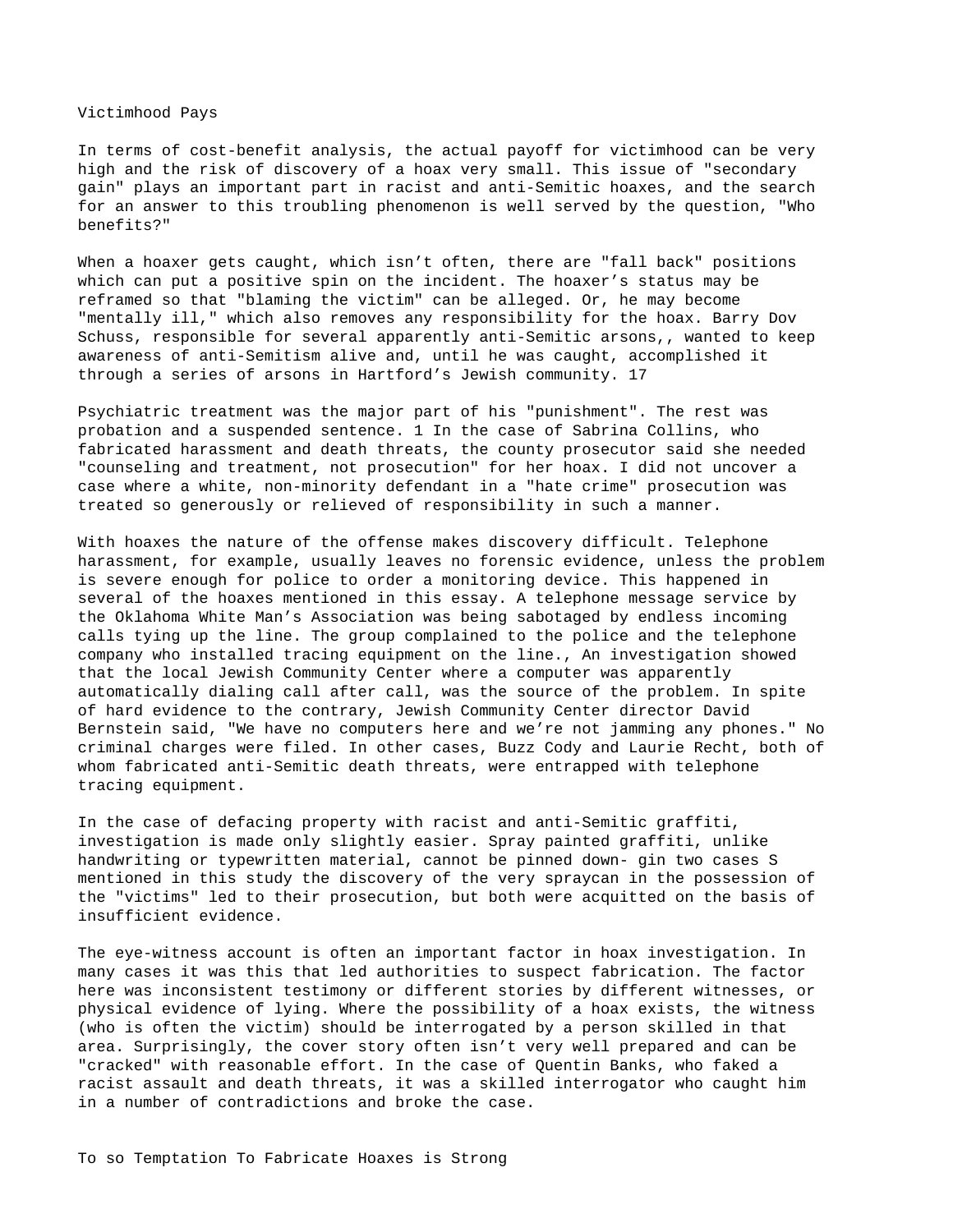## Victimhood Pays

In terms of cost-benefit analysis, the actual payoff for victimhood can be very high and the risk of discovery of a hoax very small. This issue of "secondary gain" plays an important part in racist and anti-Semitic hoaxes, and the search for an answer to this troubling phenomenon is well served by the question, "Who benefits?"

When a hoaxer gets caught, which isn't often, there are "fall back" positions which can put a positive spin on the incident. The hoaxer's status may be reframed so that "blaming the victim" can be alleged. Or, he may become "mentally ill," which also removes any responsibility for the hoax. Barry Dov Schuss, responsible for several apparently anti-Semitic arsons,, wanted to keep awareness of anti-Semitism alive and, until he was caught, accomplished it through a series of arsons in Hartford's Jewish community. 17

Psychiatric treatment was the major part of his "punishment". The rest was probation and a suspended sentence. 1 In the case of Sabrina Collins, who fabricated harassment and death threats, the county prosecutor said she needed "counseling and treatment, not prosecution" for her hoax. I did not uncover a case where a white, non-minority defendant in a "hate crime" prosecution was treated so generously or relieved of responsibility in such a manner.

With hoaxes the nature of the offense makes discovery difficult. Telephone harassment, for example, usually leaves no forensic evidence, unless the problem is severe enough for police to order a monitoring device. This happened in several of the hoaxes mentioned in this essay. A telephone message service by the Oklahoma White Man's Association was being sabotaged by endless incoming calls tying up the line. The group complained to the police and the telephone company who installed tracing equipment on the line., An investigation showed that the local Jewish Community Center where a computer was apparently automatically dialing call after call, was the source of the problem. In spite of hard evidence to the contrary, Jewish Community Center director David Bernstein said, "We have no computers here and we're not jamming any phones." No criminal charges were filed. In other cases, Buzz Cody and Laurie Recht, both of whom fabricated anti-Semitic death threats, were entrapped with telephone tracing equipment.

In the case of defacing property with racist and anti-Semitic graffiti, investigation is made only slightly easier. Spray painted graffiti, unlike handwriting or typewritten material, cannot be pinned down- gin two cases S mentioned in this study the discovery of the very spraycan in the possession of the "victims" led to their prosecution, but both were acquitted on the basis of insufficient evidence.

The eye-witness account is often an important factor in hoax investigation. In many cases it was this that led authorities to suspect fabrication. The factor here was inconsistent testimony or different stories by different witnesses, or physical evidence of lying. Where the possibility of a hoax exists, the witness (who is often the victim) should be interrogated by a person skilled in that area. Surprisingly, the cover story often isn't very well prepared and can be "cracked" with reasonable effort. In the case of Quentin Banks, who faked a racist assault and death threats, it was a skilled interrogator who caught him in a number of contradictions and broke the case.

## To so Temptation To Fabricate Hoaxes is Strong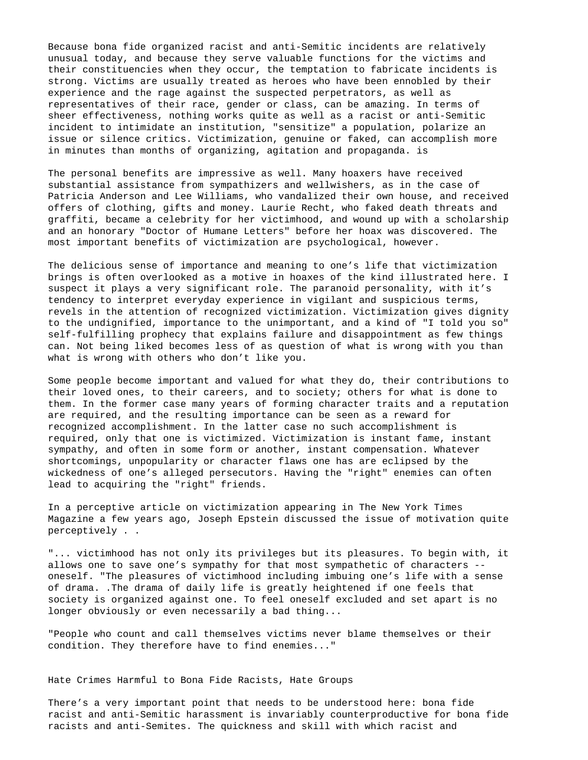Because bona fide organized racist and anti-Semitic incidents are relatively unusual today, and because they serve valuable functions for the victims and their constituencies when they occur, the temptation to fabricate incidents is strong. Victims are usually treated as heroes who have been ennobled by their experience and the rage against the suspected perpetrators, as well as representatives of their race, gender or class, can be amazing. In terms of sheer effectiveness, nothing works quite as well as a racist or anti-Semitic incident to intimidate an institution, "sensitize" a population, polarize an issue or silence critics. Victimization, genuine or faked, can accomplish more in minutes than months of organizing, agitation and propaganda. is

The personal benefits are impressive as well. Many hoaxers have received substantial assistance from sympathizers and wellwishers, as in the case of Patricia Anderson and Lee Williams, who vandalized their own house, and received offers of clothing, gifts and money. Laurie Recht, who faked death threats and graffiti, became a celebrity for her victimhood, and wound up with a scholarship and an honorary "Doctor of Humane Letters" before her hoax was discovered. The most important benefits of victimization are psychological, however.

The delicious sense of importance and meaning to one's life that victimization brings is often overlooked as a motive in hoaxes of the kind illustrated here. I suspect it plays a very significant role. The paranoid personality, with it's tendency to interpret everyday experience in vigilant and suspicious terms, revels in the attention of recognized victimization. Victimization gives dignity to the undignified, importance to the unimportant, and a kind of "I told you so" self-fulfilling prophecy that explains failure and disappointment as few things can. Not being liked becomes less of as question of what is wrong with you than what is wrong with others who don't like you.

Some people become important and valued for what they do, their contributions to their loved ones, to their careers, and to society; others for what is done to them. In the former case many years of forming character traits and a reputation are required, and the resulting importance can be seen as a reward for recognized accomplishment. In the latter case no such accomplishment is required, only that one is victimized. Victimization is instant fame, instant sympathy, and often in some form or another, instant compensation. Whatever shortcomings, unpopularity or character flaws one has are eclipsed by the wickedness of one's alleged persecutors. Having the "right" enemies can often lead to acquiring the "right" friends.

In a perceptive article on victimization appearing in The New York Times Magazine a few years ago, Joseph Epstein discussed the issue of motivation quite perceptively . .

"... victimhood has not only its privileges but its pleasures. To begin with, it allows one to save one's sympathy for that most sympathetic of characters -- oneself. "The pleasures of victimhood including imbuing one's life with a sense of drama. .The drama of daily life is greatly heightened if one feels that society is organized against one. To feel oneself excluded and set apart is no longer obviously or even necessarily a bad thing...

"People who count and call themselves victims never blame themselves or their condition. They therefore have to find enemies..."

## Hate Crimes Harmful to Bona Fide Racists, Hate Groups

There's a very important point that needs to be understood here: bona fide racist and anti-Semitic harassment is invariably counterproductive for bona fide racists and anti-Semites. The quickness and skill with which racist and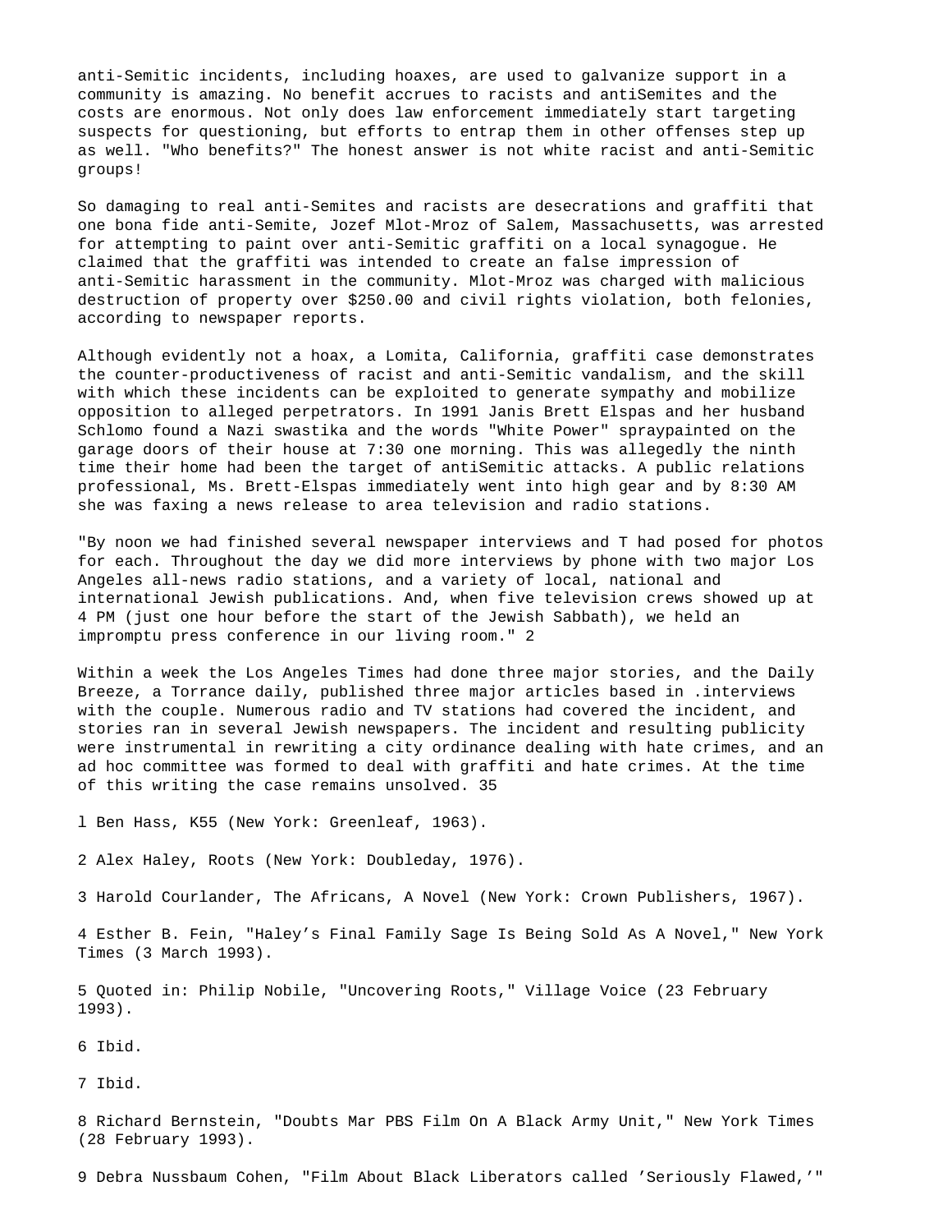anti-Semitic incidents, including hoaxes, are used to galvanize support in a community is amazing. No benefit accrues to racists and antiSemites and the costs are enormous. Not only does law enforcement immediately start targeting suspects for questioning, but efforts to entrap them in other offenses step up as well. "Who benefits?" The honest answer is not white racist and anti-Semitic groups!

So damaging to real anti-Semites and racists are desecrations and graffiti that one bona fide anti-Semite, Jozef Mlot-Mroz of Salem, Massachusetts, was arrested for attempting to paint over anti-Semitic graffiti on a local synagogue. He claimed that the graffiti was intended to create an false impression of anti-Semitic harassment in the community. Mlot-Mroz was charged with malicious destruction of property over $250.00 and civil rights violation, both felonies, according to newspaper reports.

Although evidently not a hoax, a Lomita, California, graffiti case demonstrates the counter-productiveness of racist and anti-Semitic vandalism, and the skill with which these incidents can be exploited to generate sympathy and mobilize opposition to alleged perpetrators. In 1991 Janis Brett Elspas and her husband Schlomo found a Nazi swastika and the words "White Power" spraypainted on the garage doors of their house at 7:30 one morning. This was allegedly the ninth time their home had been the target of antiSemitic attacks. A public relations professional, Ms. Brett-Elspas immediately went into high gear and by 8:30 AM she was faxing a news release to area television and radio stations.

"By noon we had finished several newspaper interviews and T had posed for photos for each. Throughout the day we did more interviews by phone with two major Los Angeles all-news radio stations, and a variety of local, national and international Jewish publications. And, when five television crews showed up at 4 PM (just one hour before the start of the Jewish Sabbath), we held an impromptu press conference in our living room." 2

Within a week the Los Angeles Times had done three major stories, and the Daily Breeze, a Torrance daily, published three major articles based in .interviews with the couple. Numerous radio and TV stations had covered the incident, and stories ran in several Jewish newspapers. The incident and resulting publicity were instrumental in rewriting a city ordinance dealing with hate crimes, and an ad hoc committee was formed to deal with graffiti and hate crimes. At the time of this writing the case remains unsolved. 35

l Ben Hass, K55 (New York: Greenleaf, 1963).

2 Alex Haley, Roots (New York: Doubleday, 1976).

3 Harold Courlander, The Africans, A Novel (New York: Crown Publishers, 1967).

4 Esther B. Fein, "Haley's Final Family Sage Is Being Sold As A Novel," New York Times (3 March 1993).

5 Quoted in: Philip Nobile, "Uncovering Roots," Village Voice (23 February 1993).

6 Ibid.

7 Ibid.

8 Richard Bernstein, "Doubts Mar PBS Film On A Black Army Unit," New York Times (28 February 1993).

9 Debra Nussbaum Cohen, "Film About Black Liberators called 'Seriously Flawed,'"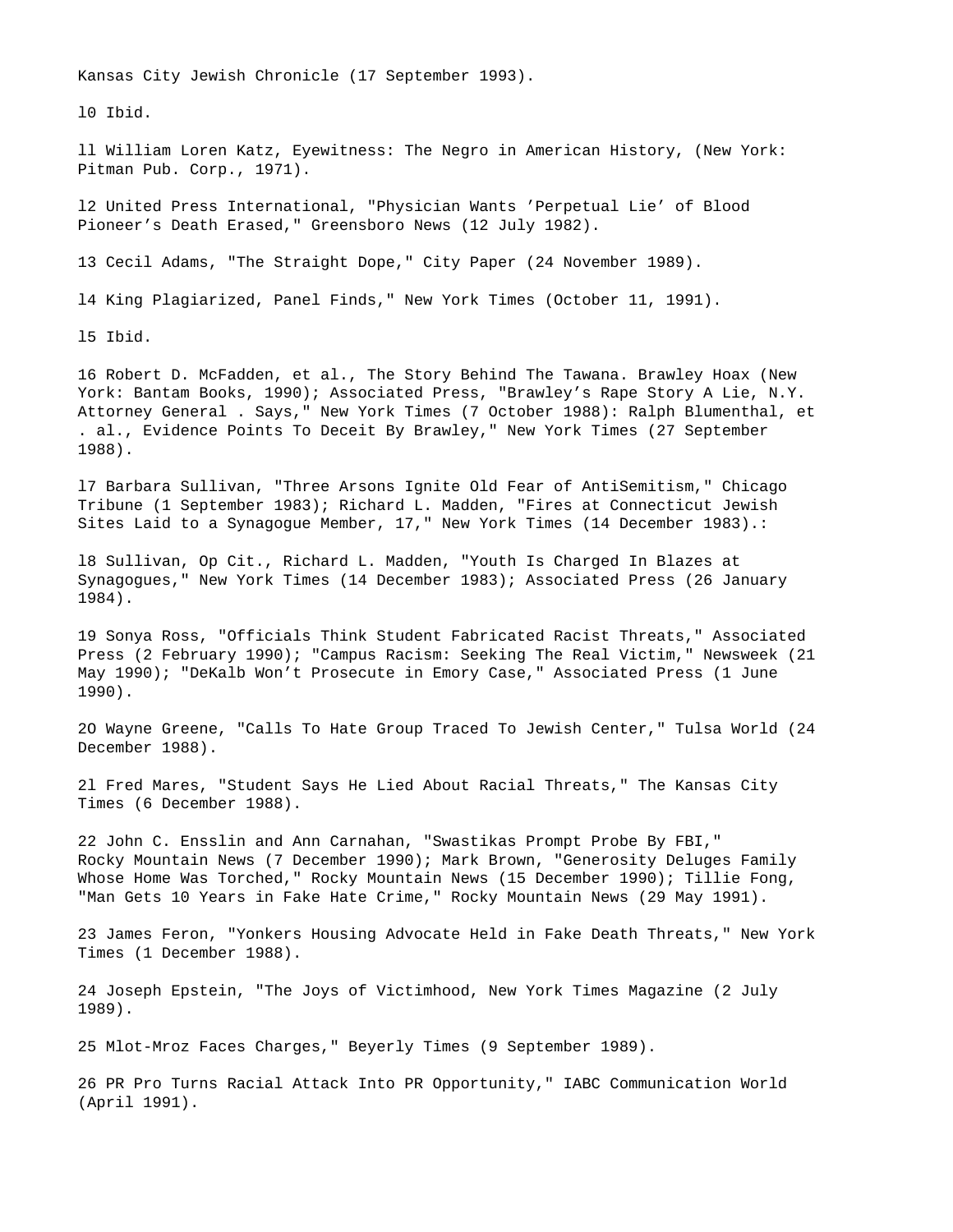Kansas City Jewish Chronicle (17 September 1993).

l0 Ibid.

ll William Loren Katz, Eyewitness: The Negro in American History, (New York: Pitman Pub. Corp., 1971).

l2 United Press International, "Physician Wants 'Perpetual Lie' of Blood Pioneer's Death Erased," Greensboro News (12 July 1982).

13 Cecil Adams, "The Straight Dope," City Paper (24 November 1989).

l4 King Plagiarized, Panel Finds," New York Times (October 11, 1991).

l5 Ibid.

16 Robert D. McFadden, et al., The Story Behind The Tawana. Brawley Hoax (New York: Bantam Books, 1990); Associated Press, "Brawley's Rape Story A Lie, N.Y. Attorney General . Says," New York Times (7 October 1988): Ralph Blumenthal, et . al., Evidence Points To Deceit By Brawley," New York Times (27 September 1988).

l7 Barbara Sullivan, "Three Arsons Ignite Old Fear of AntiSemitism," Chicago Tribune (1 September 1983); Richard L. Madden, "Fires at Connecticut Jewish Sites Laid to a Synagogue Member, 17," New York Times (14 December 1983).:

l8 Sullivan, Op Cit., Richard L. Madden, "Youth Is Charged In Blazes at Synagogues," New York Times (14 December 1983); Associated Press (26 January 1984).

19 Sonya Ross, "Officials Think Student Fabricated Racist Threats," Associated Press (2 February 1990); "Campus Racism: Seeking The Real Victim," Newsweek (21 May 1990); "DeKalb Won't Prosecute in Emory Case," Associated Press (1 June 1990).

2O Wayne Greene, "Calls To Hate Group Traced To Jewish Center," Tulsa World (24 December 1988).

2l Fred Mares, "Student Says He Lied About Racial Threats," The Kansas City Times (6 December 1988).

22 John C. Ensslin and Ann Carnahan, "Swastikas Prompt Probe By FBI," Rocky Mountain News (7 December 1990); Mark Brown, "Generosity Deluges Family Whose Home Was Torched," Rocky Mountain News (15 December 1990); Tillie Fong, "Man Gets 10 Years in Fake Hate Crime," Rocky Mountain News (29 May 1991).

23 James Feron, "Yonkers Housing Advocate Held in Fake Death Threats," New York Times (1 December 1988).

24 Joseph Epstein, "The Joys of Victimhood, New York Times Magazine (2 July 1989).

25 Mlot-Mroz Faces Charges," Beyerly Times (9 September 1989).

26 PR Pro Turns Racial Attack Into PR Opportunity," IABC Communication World (April 1991).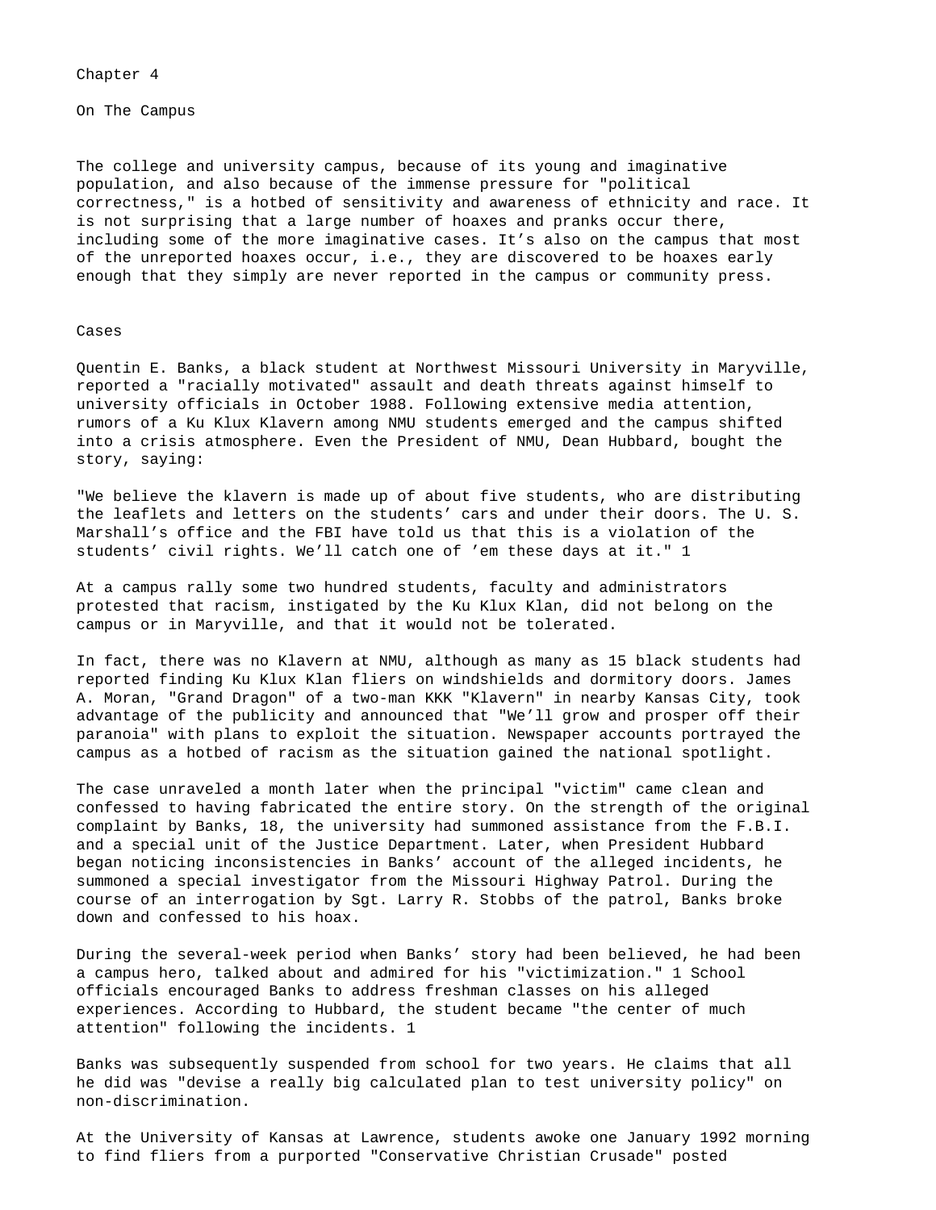# Chapter 4

## On The Campus

The college and university campus, because of its young and imaginative population, and also because of the immense pressure for "political correctness," is a hotbed of sensitivity and awareness of ethnicity and race. It is not surprising that a large number of hoaxes and pranks occur there, including some of the more imaginative cases. It's also on the campus that most of the unreported hoaxes occur, i.e., they are discovered to be hoaxes early enough that they simply are never reported in the campus or community press.

### Cases

Quentin E. Banks, a black student at Northwest Missouri University in Maryville, reported a "racially motivated" assault and death threats against himself to university officials in October 1988. Following extensive media attention, rumors of a Ku Klux Klavern among NMU students emerged and the campus shifted into a crisis atmosphere. Even the President of NMU, Dean Hubbard, bought the story, saying:

"We believe the klavern is made up of about five students, who are distributing the leaflets and letters on the students' cars and under their doors. The U. S. Marshall's office and the FBI have told us that this is a violation of the students' civil rights. We'll catch one of 'em these days at it." [1]

At a campus rally some two hundred students, faculty and administrators protested that racism, instigated by the Ku Klux Klan, did not belong on the campus or in Maryville, and that it would not be tolerated.

In fact, there was no Klavern at NMU, although as many as 15 black students had reported finding Ku Klux Klan fliers on windshields and dormitory doors. James A. Moran, "Grand Dragon" of a two-man KKK "Klavern" in nearby Kansas City, took advantage of the publicity and announced that "We'll grow and prosper off their paranoia" with plans to exploit the situation. Newspaper accounts portrayed the campus as a hotbed of racism as the situation gained the national spotlight.

The case unraveled a month later when the principal "victim" came clean and confessed to having fabricated the entire story. On the strength of the original complaint by Banks, 18, the university had summoned assistance from the F.B.I. and a special unit of the Justice Department. Later, when President Hubbard began noticing inconsistencies in Banks' account of the alleged incidents, he summoned a special investigator from the Missouri Highway Patrol. During the course of an interrogation by Sgt. Larry R. Stobbs of the patrol, Banks broke down and confessed to his hoax.

During the several-week period when Banks' story had been believed, he had been a campus hero, talked about and admired for his "victimization." [1] School officials encouraged Banks to address freshman classes on his alleged experiences. According to Hubbard, the student became "the center of much attention" following the incidents. [1]

Banks was subsequently suspended from school for two years. He claims that all he did was "devise a really big calculated plan to test university policy" on non-discrimination.

At the University of Kansas at Lawrence, students awoke one January 1992 morning to find fliers from a purported "Conservative Christian Crusade" posted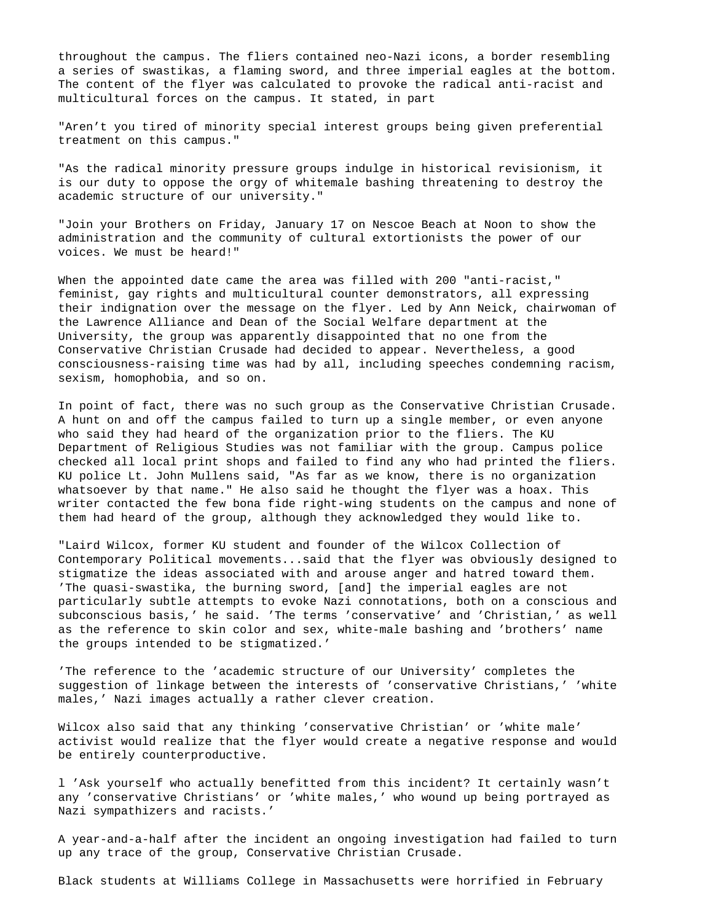throughout the campus. The fliers contained neo-Nazi icons, a border resembling a series of swastikas, a flaming sword, and three imperial eagles at the bottom. The content of the flyer was calculated to provoke the radical anti-racist and multicultural forces on the campus. It stated, in part

"Aren't you tired of minority special interest groups being given preferential treatment on this campus."

"As the radical minority pressure groups indulge in historical revisionism, it is our duty to oppose the orgy of whitemale bashing threatening to destroy the academic structure of our university."

"Join your Brothers on Friday, January 17 on Nescoe Beach at Noon to show the administration and the community of cultural extortionists the power of our voices. We must be heard!"

When the appointed date came the area was filled with 200 "anti-racist," feminist, gay rights and multicultural counter demonstrators, all expressing their indignation over the message on the flyer. Led by Ann Neick, chairwoman of the Lawrence Alliance and Dean of the Social Welfare department at the University, the group was apparently disappointed that no one from the Conservative Christian Crusade had decided to appear. Nevertheless, a good consciousness-raising time was had by all, including speeches condemning racism, sexism, homophobia, and so on.

In point of fact, there was no such group as the Conservative Christian Crusade. A hunt on and off the campus failed to turn up a single member, or even anyone who said they had heard of the organization prior to the fliers. The KU Department of Religious Studies was not familiar with the group. Campus police checked all local print shops and failed to find any who had printed the fliers. KU police Lt. John Mullens said, "As far as we know, there is no organization whatsoever by that name." He also said he thought the flyer was a hoax. This writer contacted the few bona fide right-wing students on the campus and none of them had heard of the group, although they acknowledged they would like to.

"Laird Wilcox, former KU student and founder of the Wilcox Collection of Contemporary Political movements...said that the flyer was obviously designed to stigmatize the ideas associated with and arouse anger and hatred toward them. 'The quasi-swastika, the burning sword, [and] the imperial eagles are not particularly subtle attempts to evoke Nazi connotations, both on a conscious and subconscious basis,' he said. 'The terms 'conservative' and 'Christian,' as well as the reference to skin color and sex, white-male bashing and 'brothers' name the groups intended to be stigmatized.'

'The reference to the 'academic structure of our University' completes the suggestion of linkage between the interests of 'conservative Christians,' 'white males,' Nazi images actually a rather clever creation.

Wilcox also said that any thinking 'conservative Christian' or 'white male' activist would realize that the flyer would create a negative response and would be entirely counterproductive.

l 'Ask yourself who actually benefitted from this incident? It certainly wasn't any 'conservative Christians' or 'white males,' who wound up being portrayed as Nazi sympathizers and racists.'

A year-and-a-half after the incident an ongoing investigation had failed to turn up any trace of the group, Conservative Christian Crusade.

Black students at Williams College in Massachusetts were horrified in February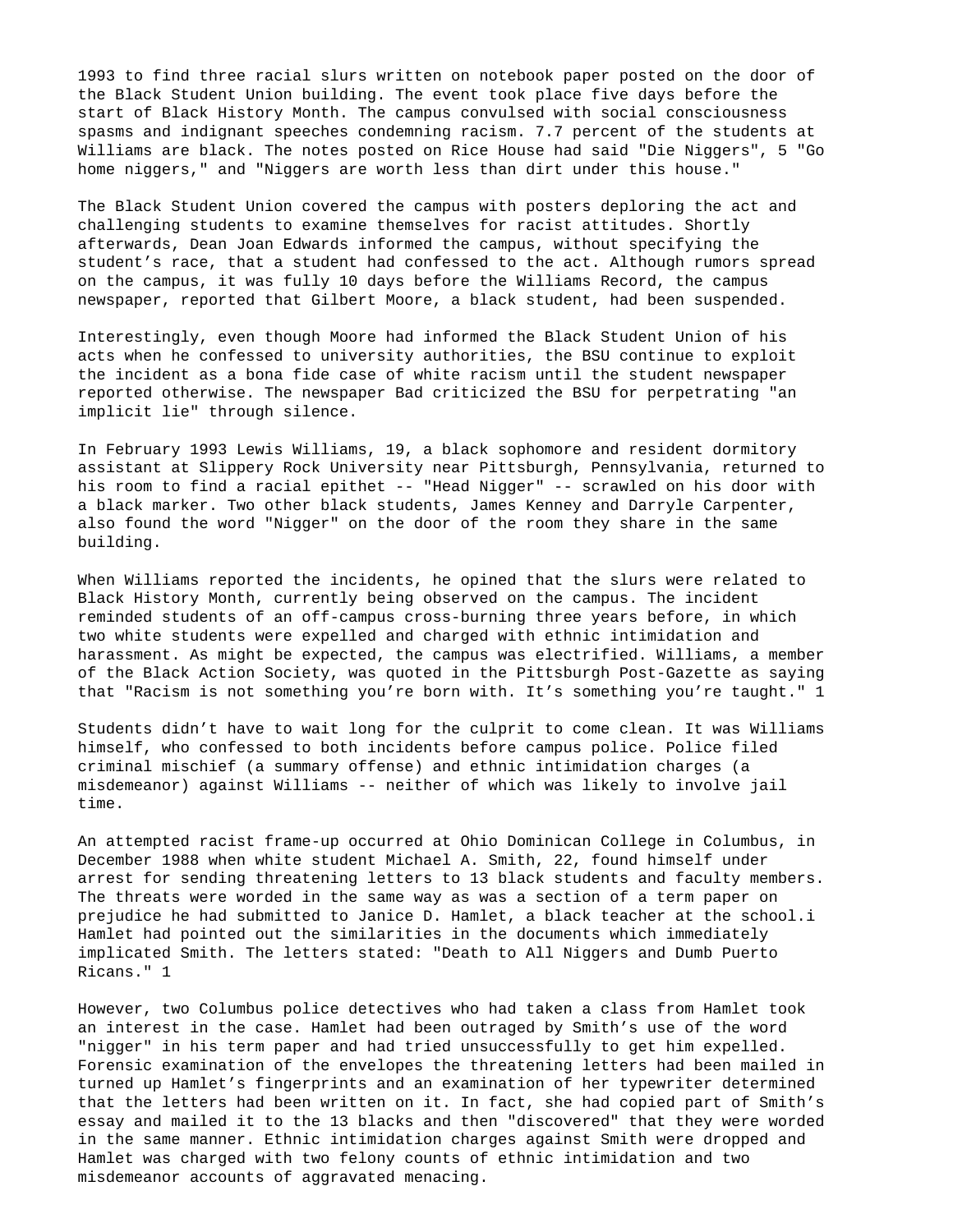1993 to find three racial slurs written on notebook paper posted on the door of the Black Student Union building. The event took place five days before the start of Black History Month. The campus convulsed with social consciousness spasms and indignant speeches condemning racism. 7.7 percent of the students at Williams are black. The notes posted on Rice House had said "Die Niggers", 5 "Go home niggers," and "Niggers are worth less than dirt under this house."

The Black Student Union covered the campus with posters deploring the act and challenging students to examine themselves for racist attitudes. Shortly afterwards, Dean Joan Edwards informed the campus, without specifying the student's race, that a student had confessed to the act. Although rumors spread on the campus, it was fully 10 days before the Williams Record, the campus newspaper, reported that Gilbert Moore, a black student, had been suspended.

Interestingly, even though Moore had informed the Black Student Union of his acts when he confessed to university authorities, the BSU continue to exploit the incident as a bona fide case of white racism until the student newspaper reported otherwise. The newspaper Bad criticized the BSU for perpetrating "an implicit lie" through silence.

In February 1993 Lewis Williams, 19, a black sophomore and resident dormitory assistant at Slippery Rock University near Pittsburgh, Pennsylvania, returned to his room to find a racial epithet -- "Head Nigger" -- scrawled on his door with a black marker. Two other black students, James Kenney and Darryle Carpenter, also found the word "Nigger" on the door of the room they share in the same building.

When Williams reported the incidents, he opined that the slurs were related to Black History Month, currently being observed on the campus. The incident reminded students of an off-campus cross-burning three years before, in which two white students were expelled and charged with ethnic intimidation and harassment. As might be expected, the campus was electrified. Williams, a member of the Black Action Society, was quoted in the Pittsburgh Post-Gazette as saying that "Racism is not something you're born with. It's something you're taught." 1

Students didn't have to wait long for the culprit to come clean. It was Williams himself, who confessed to both incidents before campus police. Police filed criminal mischief (a summary offense) and ethnic intimidation charges (a misdemeanor) against Williams -- neither of which was likely to involve jail time.

An attempted racist frame-up occurred at Ohio Dominican College in Columbus, in December 1988 when white student Michael A. Smith, 22, found himself under arrest for sending threatening letters to 13 black students and faculty members. The threats were worded in the same way as was a section of a term paper on prejudice he had submitted to Janice D. Hamlet, a black teacher at the school.i Hamlet had pointed out the similarities in the documents which immediately implicated Smith. The letters stated: "Death to All Niggers and Dumb Puerto Ricans." 1

However, two Columbus police detectives who had taken a class from Hamlet took an interest in the case. Hamlet had been outraged by Smith's use of the word "nigger" in his term paper and had tried unsuccessfully to get him expelled. Forensic examination of the envelopes the threatening letters had been mailed in turned up Hamlet's fingerprints and an examination of her typewriter determined that the letters had been written on it. In fact, she had copied part of Smith's essay and mailed it to the 13 blacks and then "discovered" that they were worded in the same manner. Ethnic intimidation charges against Smith were dropped and Hamlet was charged with two felony counts of ethnic intimidation and two misdemeanor accounts of aggravated menacing.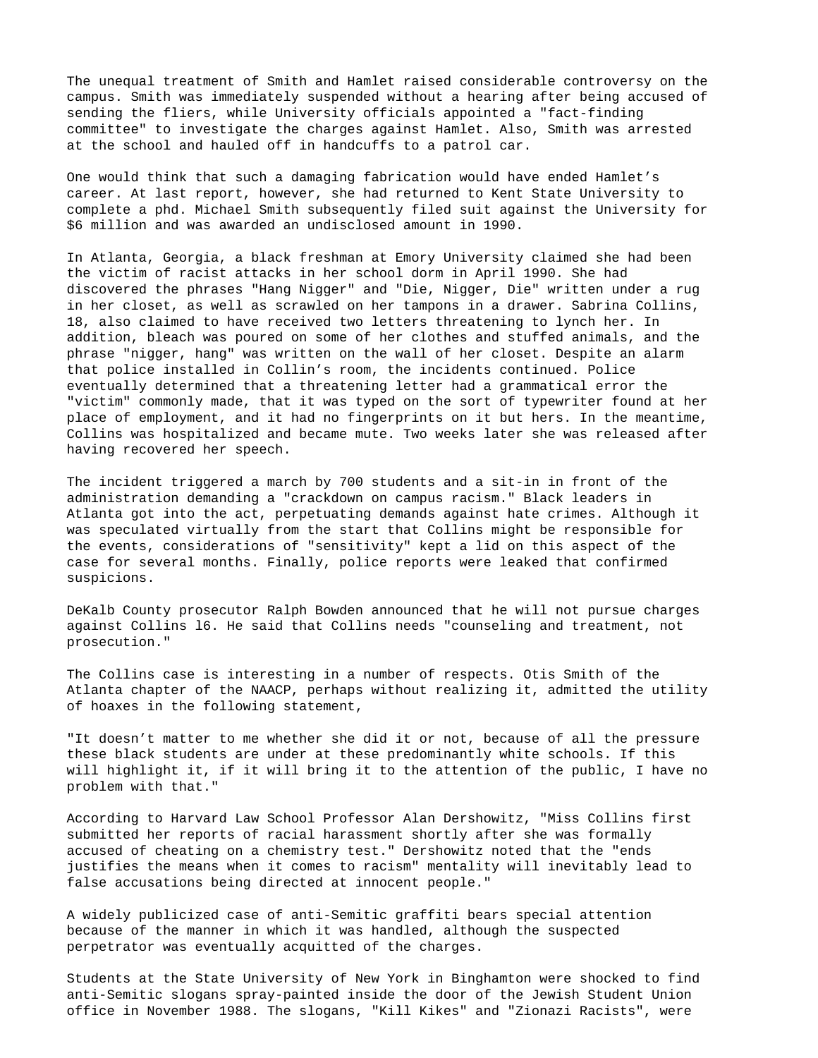The unequal treatment of Smith and Hamlet raised considerable controversy on the campus. Smith was immediately suspended without a hearing after being accused of sending the fliers, while University officials appointed a "fact-finding committee" to investigate the charges against Hamlet. Also, Smith was arrested at the school and hauled off in handcuffs to a patrol car.

One would think that such a damaging fabrication would have ended Hamlet's career. At last report, however, she had returned to Kent State University to complete a phd. Michael Smith subsequently filed suit against the University for $6 million and was awarded an undisclosed amount in 1990.

In Atlanta, Georgia, a black freshman at Emory University claimed she had been the victim of racist attacks in her school dorm in April 1990. She had discovered the phrases "Hang Nigger" and "Die, Nigger, Die" written under a rug in her closet, as well as scrawled on her tampons in a drawer. Sabrina Collins, 18, also claimed to have received two letters threatening to lynch her. In addition, bleach was poured on some of her clothes and stuffed animals, and the phrase "nigger, hang" was written on the wall of her closet. Despite an alarm that police installed in Collin's room, the incidents continued. Police eventually determined that a threatening letter had a grammatical error the "victim" commonly made, that it was typed on the sort of typewriter found at her place of employment, and it had no fingerprints on it but hers. In the meantime, Collins was hospitalized and became mute. Two weeks later she was released after having recovered her speech.

The incident triggered a march by 700 students and a sit-in in front of the administration demanding a "crackdown on campus racism." Black leaders in Atlanta got into the act, perpetuating demands against hate crimes. Although it was speculated virtually from the start that Collins might be responsible for the events, considerations of "sensitivity" kept a lid on this aspect of the case for several months. Finally, police reports were leaked that confirmed suspicions.

DeKalb County prosecutor Ralph Bowden announced that he will not pursue charges against Collins l6. He said that Collins needs "counseling and treatment, not prosecution."

The Collins case is interesting in a number of respects. Otis Smith of the Atlanta chapter of the NAACP, perhaps without realizing it, admitted the utility of hoaxes in the following statement,

"It doesn't matter to me whether she did it or not, because of all the pressure these black students are under at these predominantly white schools. If this will highlight it, if it will bring it to the attention of the public, I have no problem with that."

According to Harvard Law School Professor Alan Dershowitz, "Miss Collins first submitted her reports of racial harassment shortly after she was formally accused of cheating on a chemistry test." Dershowitz noted that the "ends justifies the means when it comes to racism" mentality will inevitably lead to false accusations being directed at innocent people."

A widely publicized case of anti-Semitic graffiti bears special attention because of the manner in which it was handled, although the suspected perpetrator was eventually acquitted of the charges.

Students at the State University of New York in Binghamton were shocked to find anti-Semitic slogans spray-painted inside the door of the Jewish Student Union office in November 1988. The slogans, "Kill Kikes" and "Zionazi Racists", were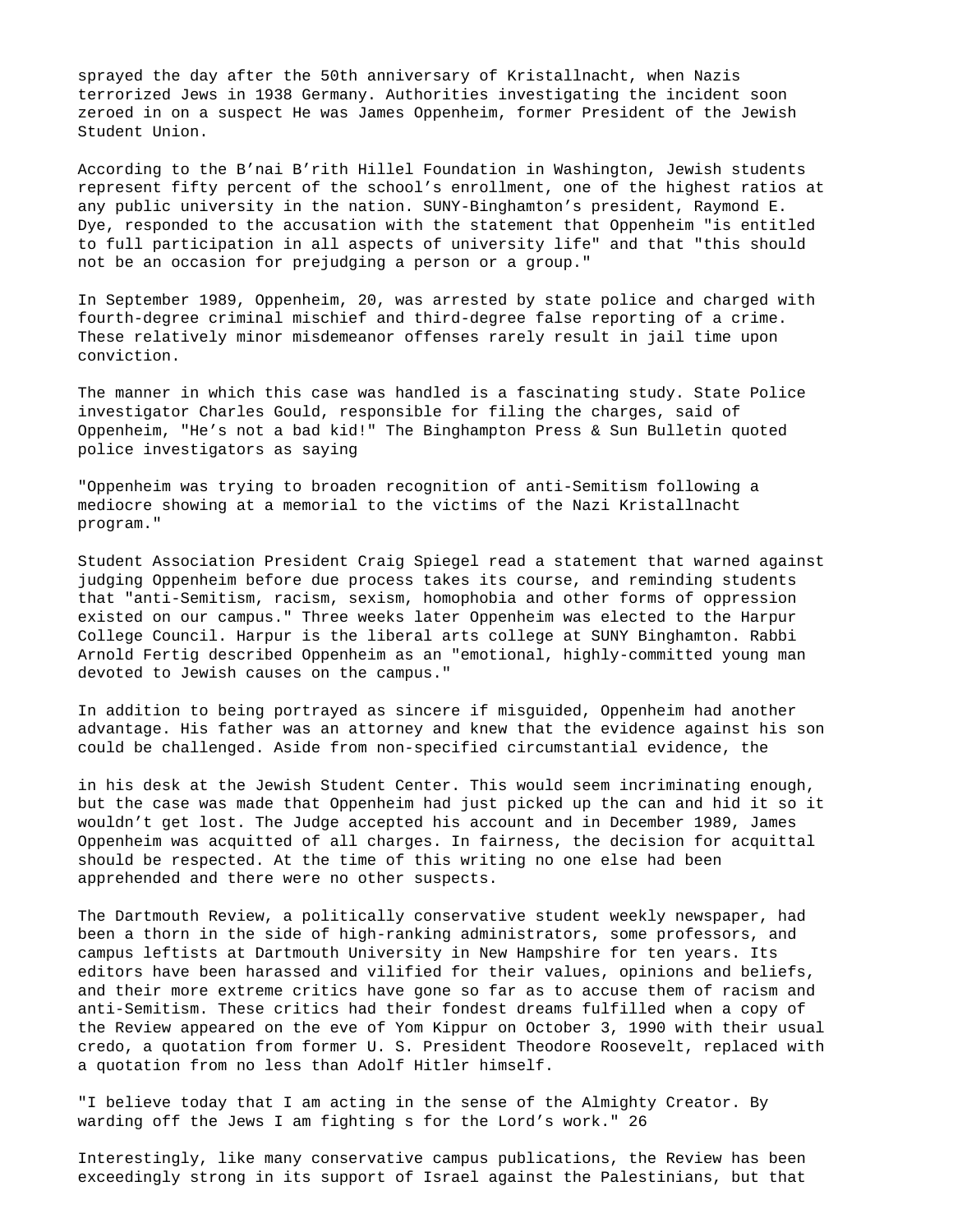sprayed the day after the 50th anniversary of Kristallnacht, when Nazis terrorized Jews in 1938 Germany. Authorities investigating the incident soon zeroed in on a suspect He was James Oppenheim, former President of the Jewish Student Union.

According to the B'nai B'rith Hillel Foundation in Washington, Jewish students represent fifty percent of the school's enrollment, one of the highest ratios at any public university in the nation. SUNY-Binghamton's president, Raymond E. Dye, responded to the accusation with the statement that Oppenheim "is entitled to full participation in all aspects of university life" and that "this should not be an occasion for prejudging a person or a group."

In September 1989, Oppenheim, 20, was arrested by state police and charged with fourth-degree criminal mischief and third-degree false reporting of a crime. These relatively minor misdemeanor offenses rarely result in jail time upon conviction.

The manner in which this case was handled is a fascinating study. State Police investigator Charles Gould, responsible for filing the charges, said of Oppenheim, "He's not a bad kid!" The Binghampton Press & Sun Bulletin quoted police investigators as saying

"Oppenheim was trying to broaden recognition of anti-Semitism following a mediocre showing at a memorial to the victims of the Nazi Kristallnacht program."

Student Association President Craig Spiegel read a statement that warned against judging Oppenheim before due process takes its course, and reminding students that "anti-Semitism, racism, sexism, homophobia and other forms of oppression existed on our campus." Three weeks later Oppenheim was elected to the Harpur College Council. Harpur is the liberal arts college at SUNY Binghamton. Rabbi Arnold Fertig described Oppenheim as an "emotional, highly-committed young man devoted to Jewish causes on the campus."

In addition to being portrayed as sincere if misguided, Oppenheim had another advantage. His father was an attorney and knew that the evidence against his son could be challenged. Aside from non-specified circumstantial evidence, the

in his desk at the Jewish Student Center. This would seem incriminating enough, but the case was made that Oppenheim had just picked up the can and hid it so it wouldn't get lost. The Judge accepted his account and in December 1989, James Oppenheim was acquitted of all charges. In fairness, the decision for acquittal should be respected. At the time of this writing no one else had been apprehended and there were no other suspects.

The Dartmouth Review, a politically conservative student weekly newspaper, had been a thorn in the side of high-ranking administrators, some professors, and campus leftists at Dartmouth University in New Hampshire for ten years. Its editors have been harassed and vilified for their values, opinions and beliefs, and their more extreme critics have gone so far as to accuse them of racism and anti-Semitism. These critics had their fondest dreams fulfilled when a copy of the Review appeared on the eve of Yom Kippur on October 3, 1990 with their usual credo, a quotation from former U. S. President Theodore Roosevelt, replaced with a quotation from no less than Adolf Hitler himself.

"I believe today that I am acting in the sense of the Almighty Creator. By warding off the Jews I am fighting s for the Lord's work." 26

Interestingly, like many conservative campus publications, the Review has been exceedingly strong in its support of Israel against the Palestinians, but that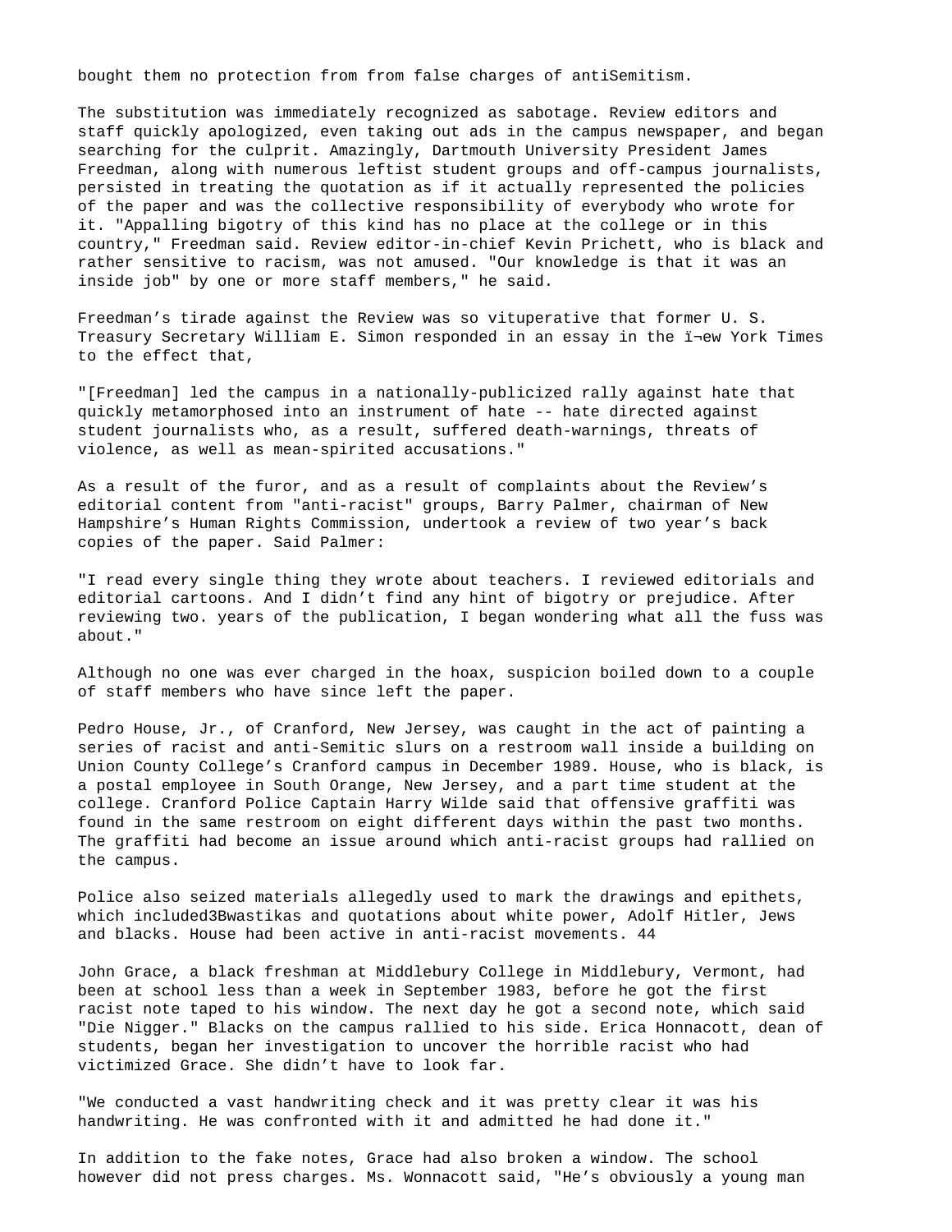bought them no protection from from false charges of antiSemitism.

The substitution was immediately recognized as sabotage. Review editors and staff quickly apologized, even taking out ads in the campus newspaper, and began searching for the culprit. Amazingly, Dartmouth University President James Freedman, along with numerous leftist student groups and off-campus journalists, persisted in treating the quotation as if it actually represented the policies of the paper and was the collective responsibility of everybody who wrote for it. "Appalling bigotry of this kind has no place at the college or in this country," Freedman said. Review editor-in-chief Kevin Prichett, who is black and rather sensitive to racism, was not amused. "Our knowledge is that it was an inside job" by one or more staff members," he said.

Freedman’s tirade against the Review was so vituperative that former U. S. Treasury Secretary William E. Simon responded in an essay in the ï¬ew York Times to the effect that,

"[Freedman] led the campus in a nationally-publicized rally against hate that quickly metamorphosed into an instrument of hate -- hate directed against student journalists who, as a result, suffered death-warnings, threats of violence, as well as mean-spirited accusations."

As a result of the furor, and as a result of complaints about the Review’s editorial content from "anti-racist" groups, Barry Palmer, chairman of New Hampshire’s Human Rights Commission, undertook a review of two year’s back copies of the paper. Said Palmer:

"I read every single thing they wrote about teachers. I reviewed editorials and editorial cartoons. And I didn’t find any hint of bigotry or prejudice. After reviewing two. years of the publication, I began wondering what all the fuss was about."

Although no one was ever charged in the hoax, suspicion boiled down to a couple of staff members who have since left the paper.

Pedro House, Jr., of Cranford, New Jersey, was caught in the act of painting a series of racist and anti-Semitic slurs on a restroom wall inside a building on Union County College’s Cranford campus in December 1989. House, who is black, is a postal employee in South Orange, New Jersey, and a part time student at the college. Cranford Police Captain Harry Wilde said that offensive graffiti was found in the same restroom on eight different days within the past two months. The graffiti had become an issue around which anti-racist groups had rallied on the campus.

Police also seized materials allegedly used to mark the drawings and epithets, which included3Bwastikas and quotations about white power, Adolf Hitler, Jews and blacks. House had been active in anti-racist movements. 44

John Grace, a black freshman at Middlebury College in Middlebury, Vermont, had been at school less than a week in September 1983, before he got the first racist note taped to his window. The next day he got a second note, which said "Die Nigger." Blacks on the campus rallied to his side. Erica Honnacott, dean of students, began her investigation to uncover the horrible racist who had victimized Grace. She didn’t have to look far.

"We conducted a vast handwriting check and it was pretty clear it was his handwriting. He was confronted with it and admitted he had done it."

In addition to the fake notes, Grace had also broken a window. The school however did not press charges. Ms. Wonnacott said, "He’s obviously a young man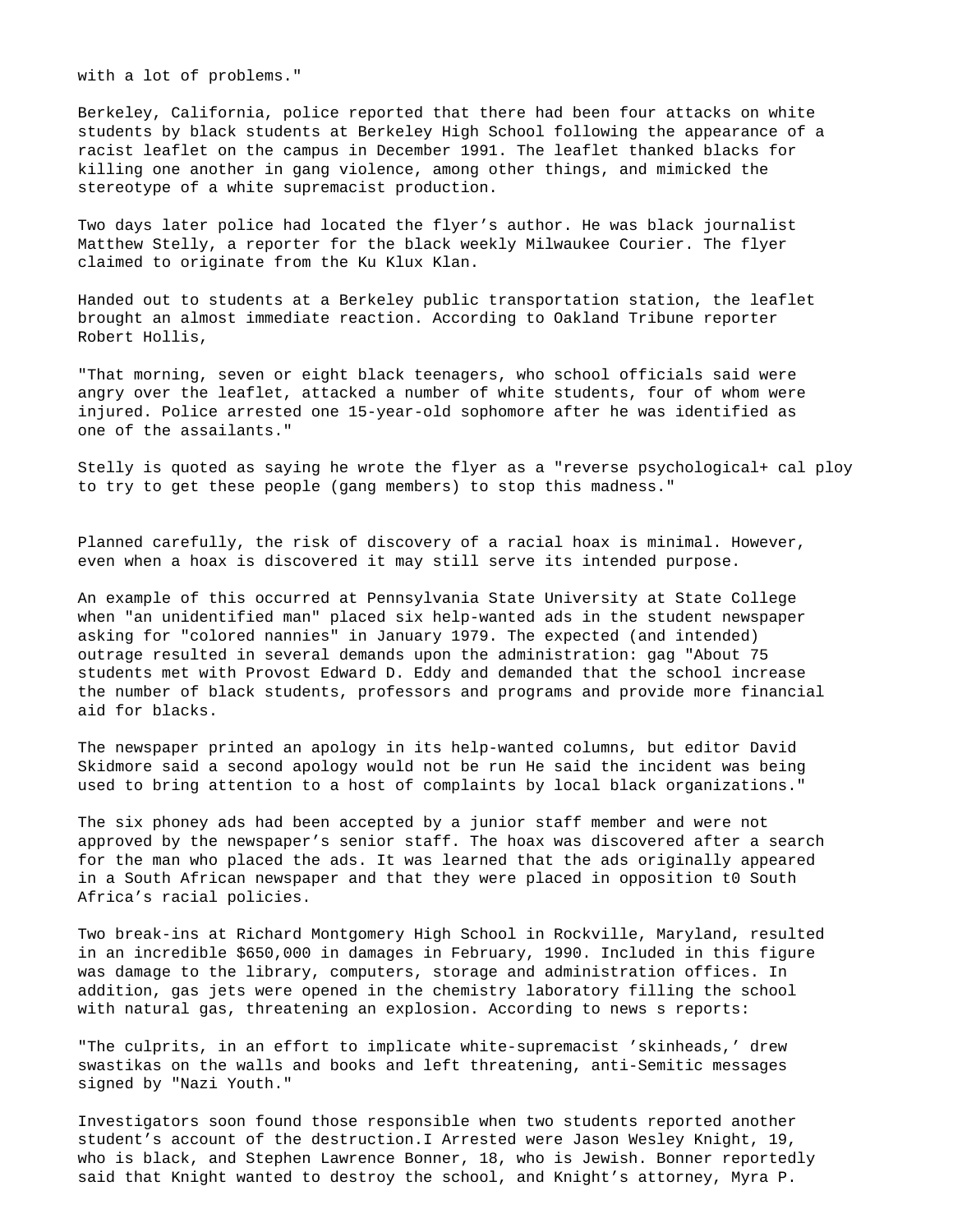with a lot of problems."

Berkeley, California, police reported that there had been four attacks on white students by black students at Berkeley High School following the appearance of a racist leaflet on the campus in December 1991. The leaflet thanked blacks for killing one another in gang violence, among other things, and mimicked the stereotype of a white supremacist production.

Two days later police had located the flyer's author. He was black journalist Matthew Stelly, a reporter for the black weekly Milwaukee Courier. The flyer claimed to originate from the Ku Klux Klan.

Handed out to students at a Berkeley public transportation station, the leaflet brought an almost immediate reaction. According to Oakland Tribune reporter Robert Hollis,

"That morning, seven or eight black teenagers, who school officials said were angry over the leaflet, attacked a number of white students, four of whom were injured. Police arrested one 15-year-old sophomore after he was identified as one of the assailants."

Stelly is quoted as saying he wrote the flyer as a "reverse psychological+ cal ploy to try to get these people (gang members) to stop this madness."

Planned carefully, the risk of discovery of a racial hoax is minimal. However, even when a hoax is discovered it may still serve its intended purpose.

An example of this occurred at Pennsylvania State University at State College when "an unidentified man" placed six help-wanted ads in the student newspaper asking for "colored nannies" in January 1979. The expected (and intended) outrage resulted in several demands upon the administration: gag "About 75 students met with Provost Edward D. Eddy and demanded that the school increase the number of black students, professors and programs and provide more financial aid for blacks.

The newspaper printed an apology in its help-wanted columns, but editor David Skidmore said a second apology would not be run He said the incident was being used to bring attention to a host of complaints by local black organizations."

The six phoney ads had been accepted by a junior staff member and were not approved by the newspaper's senior staff. The hoax was discovered after a search for the man who placed the ads. It was learned that the ads originally appeared in a South African newspaper and that they were placed in opposition t0 South Africa's racial policies.

Two break-ins at Richard Montgomery High School in Rockville, Maryland, resulted in an incredible $650,000 in damages in February, 1990. Included in this figure was damage to the library, computers, storage and administration offices. In addition, gas jets were opened in the chemistry laboratory filling the school with natural gas, threatening an explosion. According to news s reports:

"The culprits, in an effort to implicate white-supremacist 'skinheads,' drew swastikas on the walls and books and left threatening, anti-Semitic messages signed by "Nazi Youth."

Investigators soon found those responsible when two students reported another student's account of the destruction.I Arrested were Jason Wesley Knight, 19, who is black, and Stephen Lawrence Bonner, 18, who is Jewish. Bonner reportedly said that Knight wanted to destroy the school, and Knight's attorney, Myra P.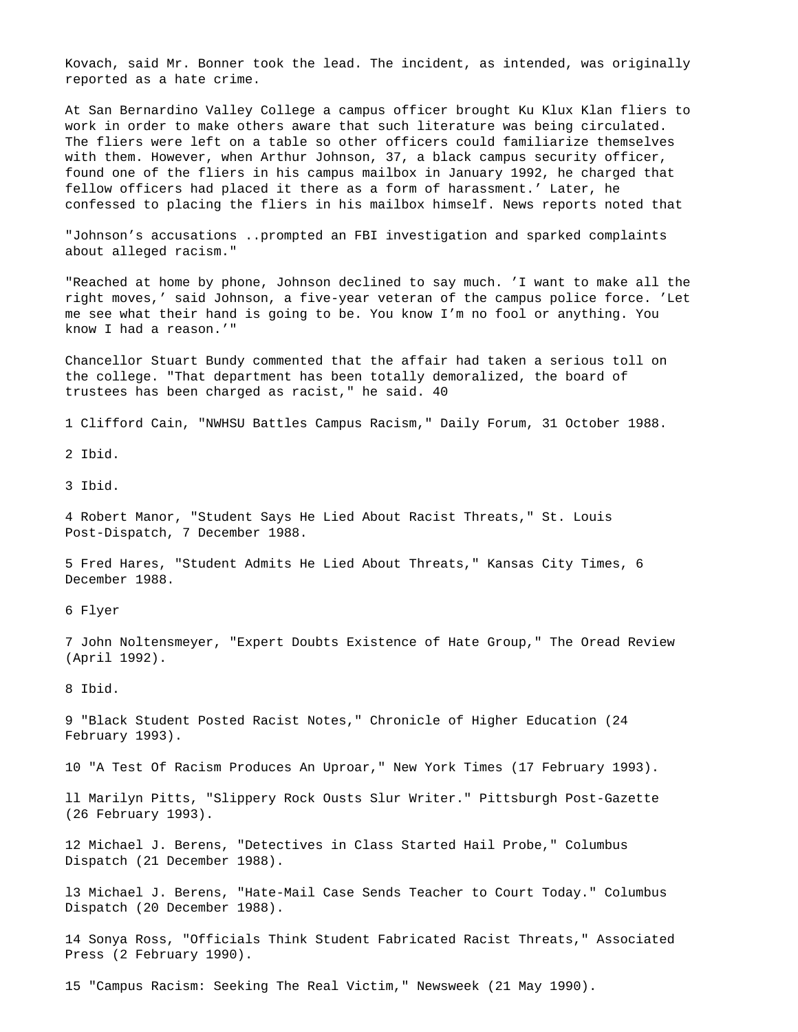Kovach, said Mr. Bonner took the lead. The incident, as intended, was originally reported as a hate crime.

At San Bernardino Valley College a campus officer brought Ku Klux Klan fliers to work in order to make others aware that such literature was being circulated. The fliers were left on a table so other officers could familiarize themselves with them. However, when Arthur Johnson, 37, a black campus security officer, found one of the fliers in his campus mailbox in January 1992, he charged that fellow officers had placed it there as a form of harassment.' Later, he confessed to placing the fliers in his mailbox himself. News reports noted that

"Johnson's accusations ..prompted an FBI investigation and sparked complaints about alleged racism."

"Reached at home by phone, Johnson declined to say much. 'I want to make all the right moves,' said Johnson, a five-year veteran of the campus police force. 'Let me see what their hand is going to be. You know I'm no fool or anything. You know I had a reason.'"

Chancellor Stuart Bundy commented that the affair had taken a serious toll on the college. "That department has been totally demoralized, the board of trustees has been charged as racist," he said. 40

1 Clifford Cain, "NWHSU Battles Campus Racism," Daily Forum, 31 October 1988.

2 Ibid.

3 Ibid.

4 Robert Manor, "Student Says He Lied About Racist Threats," St. Louis Post-Dispatch, 7 December 1988.

5 Fred Hares, "Student Admits He Lied About Threats," Kansas City Times, 6 December 1988.

6 Flyer

7 John Noltensmeyer, "Expert Doubts Existence of Hate Group," The Oread Review (April 1992).

8 Ibid.

9 "Black Student Posted Racist Notes," Chronicle of Higher Education (24 February 1993).

10 "A Test Of Racism Produces An Uproar," New York Times (17 February 1993).

ll Marilyn Pitts, "Slippery Rock Ousts Slur Writer." Pittsburgh Post-Gazette (26 February 1993).

12 Michael J. Berens, "Detectives in Class Started Hail Probe," Columbus Dispatch (21 December 1988).

l3 Michael J. Berens, "Hate-Mail Case Sends Teacher to Court Today." Columbus Dispatch (20 December 1988).

14 Sonya Ross, "Officials Think Student Fabricated Racist Threats," Associated Press (2 February 1990).

15 "Campus Racism: Seeking The Real Victim," Newsweek (21 May 1990).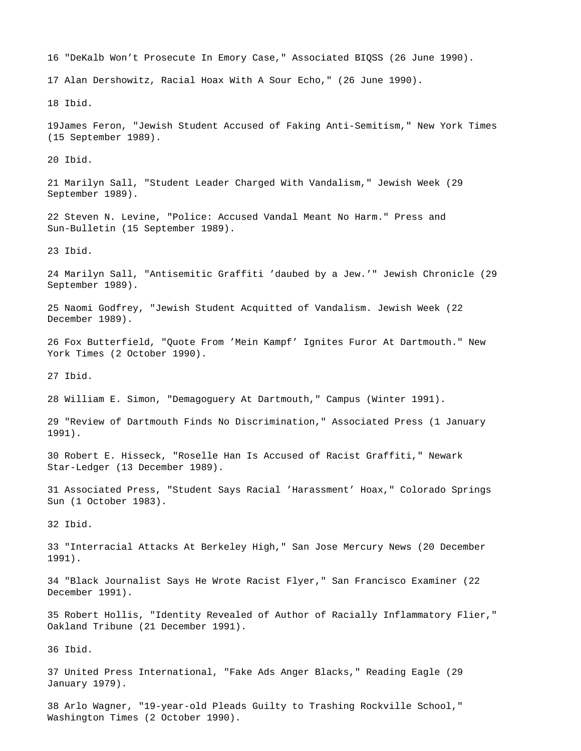16 "DeKalb Won't Prosecute In Emory Case," Associated BIQSS (26 June 1990).

17 Alan Dershowitz, Racial Hoax With A Sour Echo," (26 June 1990).

18 Ibid.

19James Feron, "Jewish Student Accused of Faking Anti-Semitism," New York Times (15 September 1989).

20 Ibid.

21 Marilyn Sall, "Student Leader Charged With Vandalism," Jewish Week (29 September 1989).

22 Steven N. Levine, "Police: Accused Vandal Meant No Harm." Press and Sun-Bulletin (15 September 1989).

23 Ibid.

24 Marilyn Sall, "Antisemitic Graffiti 'daubed by a Jew.'" Jewish Chronicle (29 September 1989).

25 Naomi Godfrey, "Jewish Student Acquitted of Vandalism. Jewish Week (22 December 1989).

26 Fox Butterfield, "Quote From 'Mein Kampf' Ignites Furor At Dartmouth." New York Times (2 October 1990).

27 Ibid.

28 William E. Simon, "Demagoguery At Dartmouth," Campus (Winter 1991).

29 "Review of Dartmouth Finds No Discrimination," Associated Press (1 January 1991).

30 Robert E. Hisseck, "Roselle Han Is Accused of Racist Graffiti," Newark Star-Ledger (13 December 1989).

31 Associated Press, "Student Says Racial 'Harassment' Hoax," Colorado Springs Sun (1 October 1983).

32 Ibid.

33 "Interracial Attacks At Berkeley High," San Jose Mercury News (20 December 1991).

34 "Black Journalist Says He Wrote Racist Flyer," San Francisco Examiner (22 December 1991).

35 Robert Hollis, "Identity Revealed of Author of Racially Inflammatory Flier," Oakland Tribune (21 December 1991).

36 Ibid.

37 United Press International, "Fake Ads Anger Blacks," Reading Eagle (29 January 1979).

38 Arlo Wagner, "19-year-old Pleads Guilty to Trashing Rockville School," Washington Times (2 October 1990).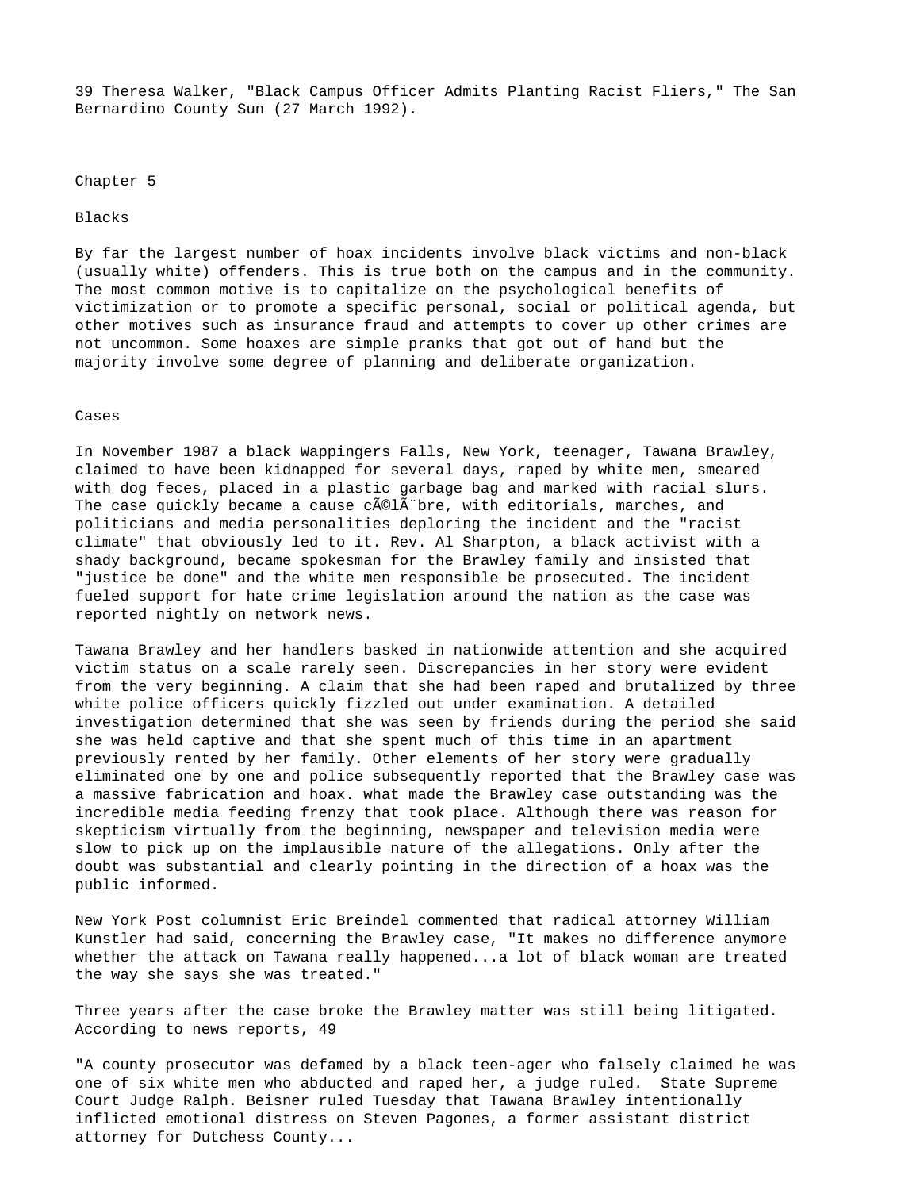39 Theresa Walker, "Black Campus Officer Admits Planting Racist Fliers," The San Bernardino County Sun (27 March 1992).

# Chapter 5

## Blacks

By far the largest number of hoax incidents involve black victims and non-black (usually white) offenders. This is true both on the campus and in the community. The most common motive is to capitalize on the psychological benefits of victimization or to promote a specific personal, social or political agenda, but other motives such as insurance fraud and attempts to cover up other crimes are not uncommon. Some hoaxes are simple pranks that got out of hand but the majority involve some degree of planning and deliberate organization.

### Cases

In November 1987 a black Wappingers Falls, New York, teenager, Tawana Brawley, claimed to have been kidnapped for several days, raped by white men, smeared with dog feces, placed in a plastic garbage bag and marked with racial slurs. The case quickly became a cause cÃ©lÃ¨bre, with editorials, marches, and politicians and media personalities deploring the incident and the "racist climate" that obviously led to it. Rev. Al Sharpton, a black activist with a shady background, became spokesman for the Brawley family and insisted that "justice be done" and the white men responsible be prosecuted. The incident fueled support for hate crime legislation around the nation as the case was reported nightly on network news.

Tawana Brawley and her handlers basked in nationwide attention and she acquired victim status on a scale rarely seen. Discrepancies in her story were evident from the very beginning. A claim that she had been raped and brutalized by three white police officers quickly fizzled out under examination. A detailed investigation determined that she was seen by friends during the period she said she was held captive and that she spent much of this time in an apartment previously rented by her family. Other elements of her story were gradually eliminated one by one and police subsequently reported that the Brawley case was a massive fabrication and hoax. what made the Brawley case outstanding was the incredible media feeding frenzy that took place. Although there was reason for skepticism virtually from the beginning, newspaper and television media were slow to pick up on the implausible nature of the allegations. Only after the doubt was substantial and clearly pointing in the direction of a hoax was the public informed.

New York Post columnist Eric Breindel commented that radical attorney William Kunstler had said, concerning the Brawley case, "It makes no difference anymore whether the attack on Tawana really happened...a lot of black woman are treated the way she says she was treated."

Three years after the case broke the Brawley matter was still being litigated. According to news reports, 49

"A county prosecutor was defamed by a black teen-ager who falsely claimed he was one of six white men who abducted and raped her, a judge ruled. State Supreme Court Judge Ralph. Beisner ruled Tuesday that Tawana Brawley intentionally inflicted emotional distress on Steven Pagones, a former assistant district attorney for Dutchess County...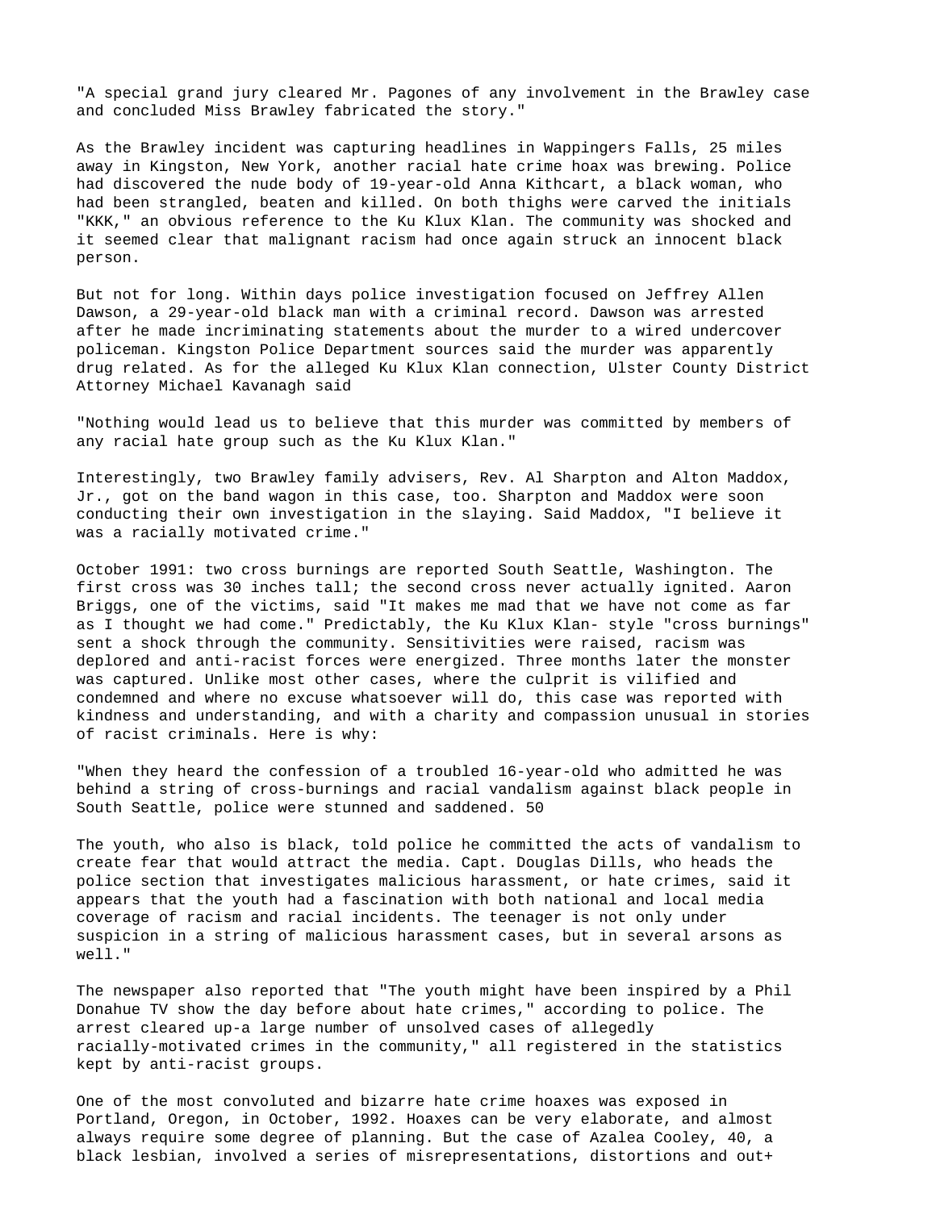"A special grand jury cleared Mr. Pagones of any involvement in the Brawley case and concluded Miss Brawley fabricated the story."

As the Brawley incident was capturing headlines in Wappingers Falls, 25 miles away in Kingston, New York, another racial hate crime hoax was brewing. Police had discovered the nude body of 19-year-old Anna Kithcart, a black woman, who had been strangled, beaten and killed. On both thighs were carved the initials "KKK," an obvious reference to the Ku Klux Klan. The community was shocked and it seemed clear that malignant racism had once again struck an innocent black person.

But not for long. Within days police investigation focused on Jeffrey Allen Dawson, a 29-year-old black man with a criminal record. Dawson was arrested after he made incriminating statements about the murder to a wired undercover policeman. Kingston Police Department sources said the murder was apparently drug related. As for the alleged Ku Klux Klan connection, Ulster County District Attorney Michael Kavanagh said

"Nothing would lead us to believe that this murder was committed by members of any racial hate group such as the Ku Klux Klan."

Interestingly, two Brawley family advisers, Rev. Al Sharpton and Alton Maddox, Jr., got on the band wagon in this case, too. Sharpton and Maddox were soon conducting their own investigation in the slaying. Said Maddox, "I believe it was a racially motivated crime."

October 1991: two cross burnings are reported South Seattle, Washington. The first cross was 30 inches tall; the second cross never actually ignited. Aaron Briggs, one of the victims, said "It makes me mad that we have not come as far as I thought we had come." Predictably, the Ku Klux Klan- style "cross burnings" sent a shock through the community. Sensitivities were raised, racism was deplored and anti-racist forces were energized. Three months later the monster was captured. Unlike most other cases, where the culprit is vilified and condemned and where no excuse whatsoever will do, this case was reported with kindness and understanding, and with a charity and compassion unusual in stories of racist criminals. Here is why:

"When they heard the confession of a troubled 16-year-old who admitted he was behind a string of cross-burnings and racial vandalism against black people in South Seattle, police were stunned and saddened. 50

The youth, who also is black, told police he committed the acts of vandalism to create fear that would attract the media. Capt. Douglas Dills, who heads the police section that investigates malicious harassment, or hate crimes, said it appears that the youth had a fascination with both national and local media coverage of racism and racial incidents. The teenager is not only under suspicion in a string of malicious harassment cases, but in several arsons as well."

The newspaper also reported that "The youth might have been inspired by a Phil Donahue TV show the day before about hate crimes," according to police. The arrest cleared up-a large number of unsolved cases of allegedly racially-motivated crimes in the community," all registered in the statistics kept by anti-racist groups.

One of the most convoluted and bizarre hate crime hoaxes was exposed in Portland, Oregon, in October, 1992. Hoaxes can be very elaborate, and almost always require some degree of planning. But the case of Azalea Cooley, 40, a black lesbian, involved a series of misrepresentations, distortions and out+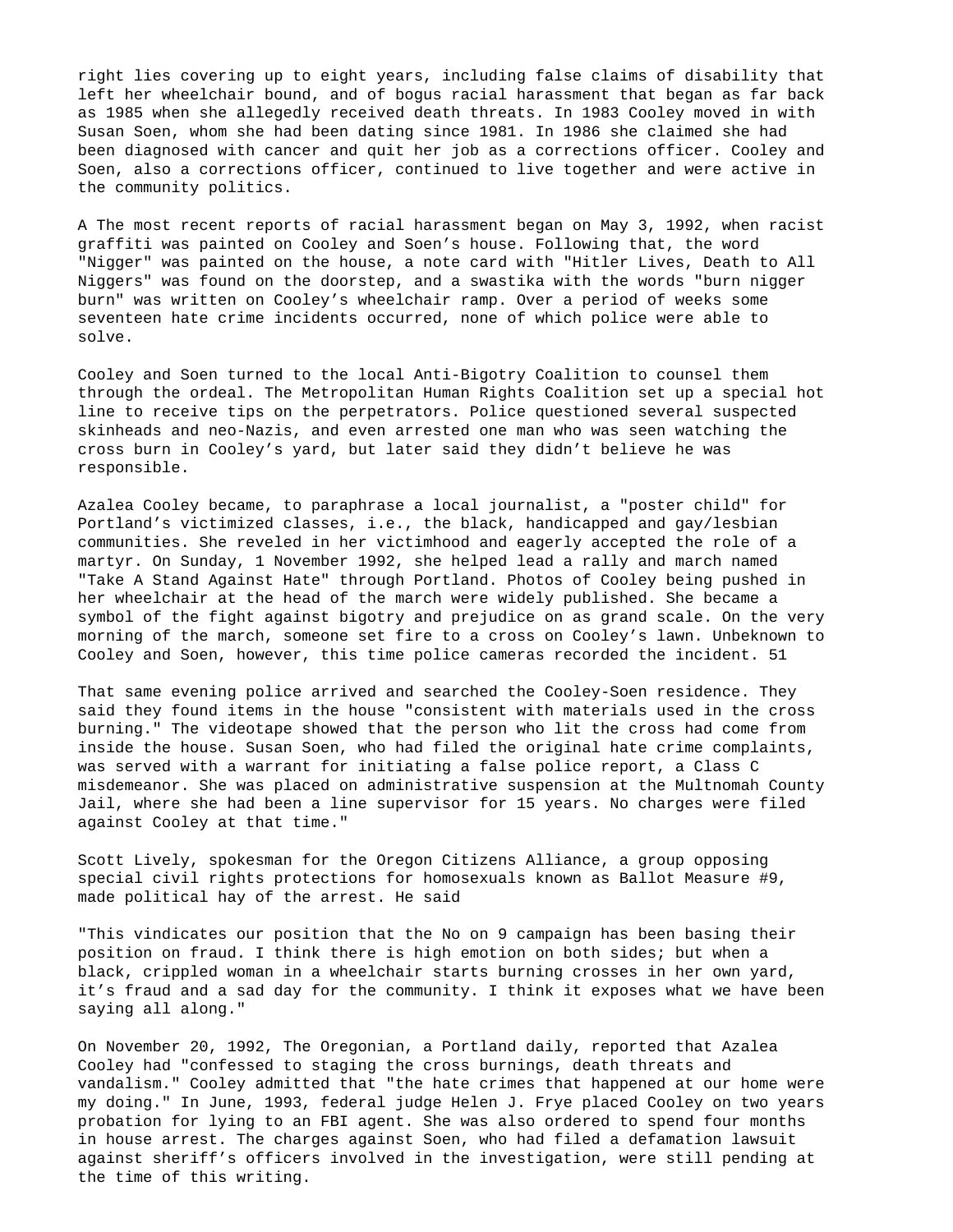right lies covering up to eight years, including false claims of disability that left her wheelchair bound, and of bogus racial harassment that began as far back as 1985 when she allegedly received death threats. In 1983 Cooley moved in with Susan Soen, whom she had been dating since 1981. In 1986 she claimed she had been diagnosed with cancer and quit her job as a corrections officer. Cooley and Soen, also a corrections officer, continued to live together and were active in the community politics.

A The most recent reports of racial harassment began on May 3, 1992, when racist graffiti was painted on Cooley and Soen's house. Following that, the word "Nigger" was painted on the house, a note card with "Hitler Lives, Death to All Niggers" was found on the doorstep, and a swastika with the words "burn nigger burn" was written on Cooley's wheelchair ramp. Over a period of weeks some seventeen hate crime incidents occurred, none of which police were able to solve.

Cooley and Soen turned to the local Anti-Bigotry Coalition to counsel them through the ordeal. The Metropolitan Human Rights Coalition set up a special hot line to receive tips on the perpetrators. Police questioned several suspected skinheads and neo-Nazis, and even arrested one man who was seen watching the cross burn in Cooley's yard, but later said they didn't believe he was responsible.

Azalea Cooley became, to paraphrase a local journalist, a "poster child" for Portland's victimized classes, i.e., the black, handicapped and gay/lesbian communities. She reveled in her victimhood and eagerly accepted the role of a martyr. On Sunday, 1 November 1992, she helped lead a rally and march named "Take A Stand Against Hate" through Portland. Photos of Cooley being pushed in her wheelchair at the head of the march were widely published. She became a symbol of the fight against bigotry and prejudice on as grand scale. On the very morning of the march, someone set fire to a cross on Cooley's lawn. Unbeknown to Cooley and Soen, however, this time police cameras recorded the incident. 51

That same evening police arrived and searched the Cooley-Soen residence. They said they found items in the house "consistent with materials used in the cross burning." The videotape showed that the person who lit the cross had come from inside the house. Susan Soen, who had filed the original hate crime complaints, was served with a warrant for initiating a false police report, a Class C misdemeanor. She was placed on administrative suspension at the Multnomah County Jail, where she had been a line supervisor for 15 years. No charges were filed against Cooley at that time."

Scott Lively, spokesman for the Oregon Citizens Alliance, a group opposing special civil rights protections for homosexuals known as Ballot Measure #9, made political hay of the arrest. He said

"This vindicates our position that the No on 9 campaign has been basing their position on fraud. I think there is high emotion on both sides; but when a black, crippled woman in a wheelchair starts burning crosses in her own yard, it's fraud and a sad day for the community. I think it exposes what we have been saying all along."

On November 20, 1992, The Oregonian, a Portland daily, reported that Azalea Cooley had "confessed to staging the cross burnings, death threats and vandalism." Cooley admitted that "the hate crimes that happened at our home were my doing." In June, 1993, federal judge Helen J. Frye placed Cooley on two years probation for lying to an FBI agent. She was also ordered to spend four months in house arrest. The charges against Soen, who had filed a defamation lawsuit against sheriff's officers involved in the investigation, were still pending at the time of this writing.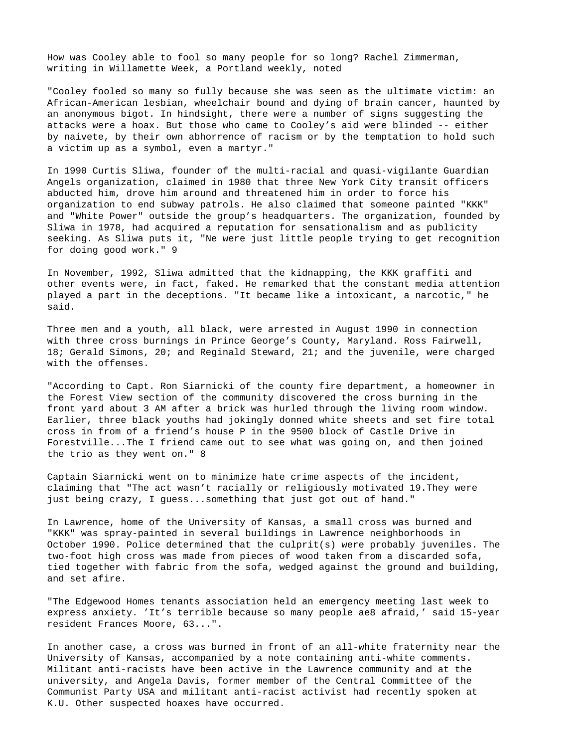How was Cooley able to fool so many people for so long? Rachel Zimmerman, writing in Willamette Week, a Portland weekly, noted

"Cooley fooled so many so fully because she was seen as the ultimate victim: an African-American lesbian, wheelchair bound and dying of brain cancer, haunted by an anonymous bigot. In hindsight, there were a number of signs suggesting the attacks were a hoax. But those who came to Cooley's aid were blinded -- either by naivete, by their own abhorrence of racism or by the temptation to hold such a victim up as a symbol, even a martyr."

In 1990 Curtis Sliwa, founder of the multi-racial and quasi-vigilante Guardian Angels organization, claimed in 1980 that three New York City transit officers abducted him, drove him around and threatened him in order to force his organization to end subway patrols. He also claimed that someone painted "KKK" and "White Power" outside the group's headquarters. The organization, founded by Sliwa in 1978, had acquired a reputation for sensationalism and as publicity seeking. As Sliwa puts it, "Ne were just little people trying to get recognition for doing good work." 9

In November, 1992, Sliwa admitted that the kidnapping, the KKK graffiti and other events were, in fact, faked. He remarked that the constant media attention played a part in the deceptions. "It became like a intoxicant, a narcotic," he said.

Three men and a youth, all black, were arrested in August 1990 in connection with three cross burnings in Prince George's County, Maryland. Ross Fairwell, 18; Gerald Simons, 20; and Reginald Steward, 21; and the juvenile, were charged with the offenses.

"According to Capt. Ron Siarnicki of the county fire department, a homeowner in the Forest View section of the community discovered the cross burning in the front yard about 3 AM after a brick was hurled through the living room window. Earlier, three black youths had jokingly donned white sheets and set fire total cross in from of a friend's house P in the 9500 block of Castle Drive in Forestville...The I friend came out to see what was going on, and then joined the trio as they went on." 8

Captain Siarnicki went on to minimize hate crime aspects of the incident, claiming that "The act wasn't racially or religiously motivated 19.They were just being crazy, I guess...something that just got out of hand."

In Lawrence, home of the University of Kansas, a small cross was burned and "KKK" was spray-painted in several buildings in Lawrence neighborhoods in October 1990. Police determined that the culprit(s) were probably juveniles. The two-foot high cross was made from pieces of wood taken from a discarded sofa, tied together with fabric from the sofa, wedged against the ground and building, and set afire.

"The Edgewood Homes tenants association held an emergency meeting last week to express anxiety. 'It's terrible because so many people ae8 afraid,' said 15-year resident Frances Moore, 63...".

In another case, a cross was burned in front of an all-white fraternity near the University of Kansas, accompanied by a note containing anti-white comments. Militant anti-racists have been active in the Lawrence community and at the university, and Angela Davis, former member of the Central Committee of the Communist Party USA and militant anti-racist activist had recently spoken at K.U. Other suspected hoaxes have occurred.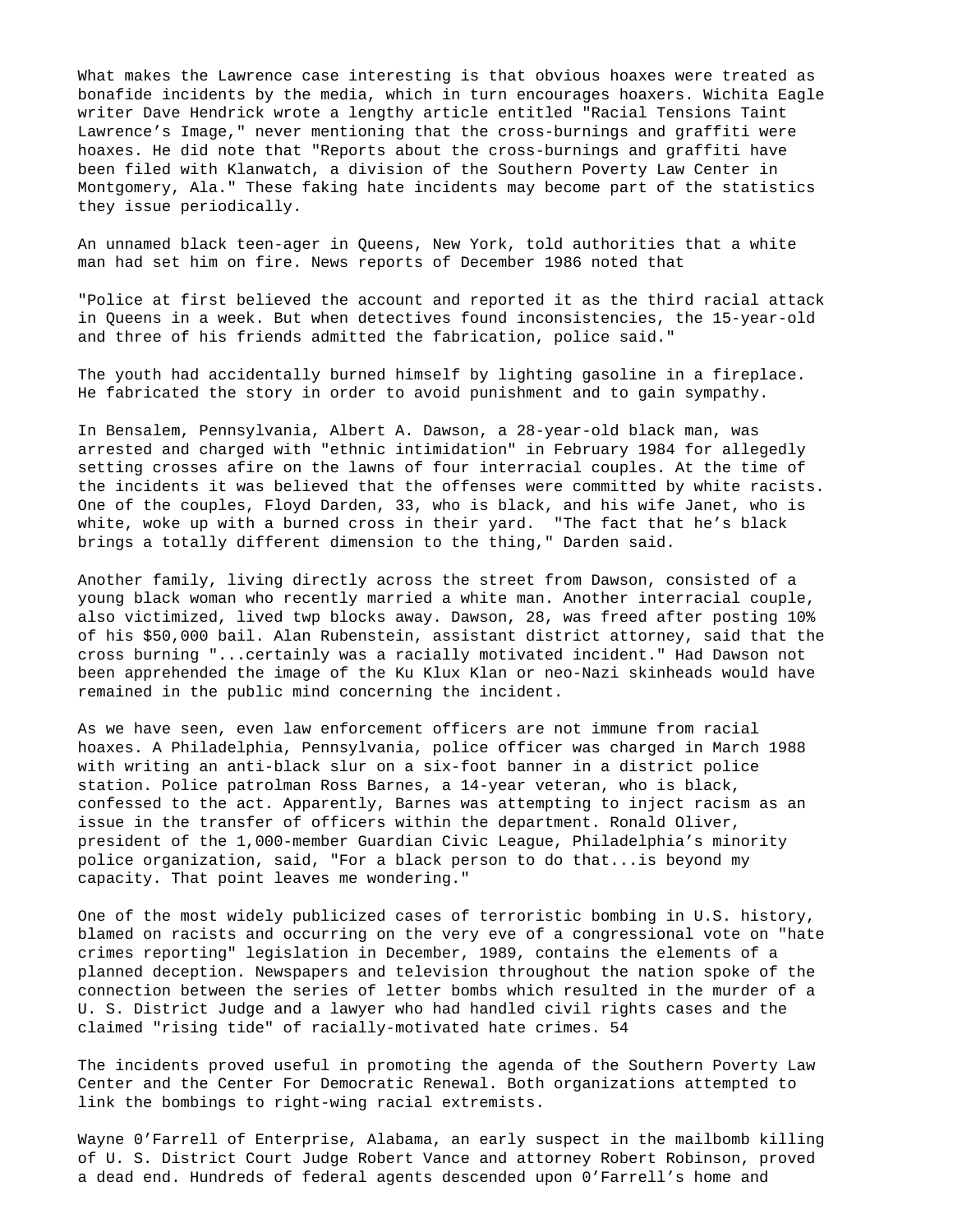What makes the Lawrence case interesting is that obvious hoaxes were treated as bonafide incidents by the media, which in turn encourages hoaxers. Wichita Eagle writer Dave Hendrick wrote a lengthy article entitled "Racial Tensions Taint Lawrence's Image," never mentioning that the cross-burnings and graffiti were hoaxes. He did note that "Reports about the cross-burnings and graffiti have been filed with Klanwatch, a division of the Southern Poverty Law Center in Montgomery, Ala." These faking hate incidents may become part of the statistics they issue periodically.

An unnamed black teen-ager in Queens, New York, told authorities that a white man had set him on fire. News reports of December 1986 noted that

"Police at first believed the account and reported it as the third racial attack in Queens in a week. But when detectives found inconsistencies, the 15-year-old and three of his friends admitted the fabrication, police said."

The youth had accidentally burned himself by lighting gasoline in a fireplace. He fabricated the story in order to avoid punishment and to gain sympathy.

In Bensalem, Pennsylvania, Albert A. Dawson, a 28-year-old black man, was arrested and charged with "ethnic intimidation" in February 1984 for allegedly setting crosses afire on the lawns of four interracial couples. At the time of the incidents it was believed that the offenses were committed by white racists. One of the couples, Floyd Darden, 33, who is black, and his wife Janet, who is white, woke up with a burned cross in their yard. "The fact that he's black brings a totally different dimension to the thing," Darden said.

Another family, living directly across the street from Dawson, consisted of a young black woman who recently married a white man. Another interracial couple, also victimized, lived twp blocks away. Dawson, 28, was freed after posting 10% of his $50,000 bail. Alan Rubenstein, assistant district attorney, said that the cross burning "...certainly was a racially motivated incident." Had Dawson not been apprehended the image of the Ku Klux Klan or neo-Nazi skinheads would have remained in the public mind concerning the incident.

As we have seen, even law enforcement officers are not immune from racial hoaxes. A Philadelphia, Pennsylvania, police officer was charged in March 1988 with writing an anti-black slur on a six-foot banner in a district police station. Police patrolman Ross Barnes, a 14-year veteran, who is black, confessed to the act. Apparently, Barnes was attempting to inject racism as an issue in the transfer of officers within the department. Ronald Oliver, president of the 1,000-member Guardian Civic League, Philadelphia's minority police organization, said, "For a black person to do that...is beyond my capacity. That point leaves me wondering."

One of the most widely publicized cases of terroristic bombing in U.S. history, blamed on racists and occurring on the very eve of a congressional vote on "hate crimes reporting" legislation in December, 1989, contains the elements of a planned deception. Newspapers and television throughout the nation spoke of the connection between the series of letter bombs which resulted in the murder of a U. S. District Judge and a lawyer who had handled civil rights cases and the claimed "rising tide" of racially-motivated hate crimes. 54

The incidents proved useful in promoting the agenda of the Southern Poverty Law Center and the Center For Democratic Renewal. Both organizations attempted to link the bombings to right-wing racial extremists.

Wayne 0'Farrell of Enterprise, Alabama, an early suspect in the mailbomb killing of U. S. District Court Judge Robert Vance and attorney Robert Robinson, proved a dead end. Hundreds of federal agents descended upon 0'Farrell's home and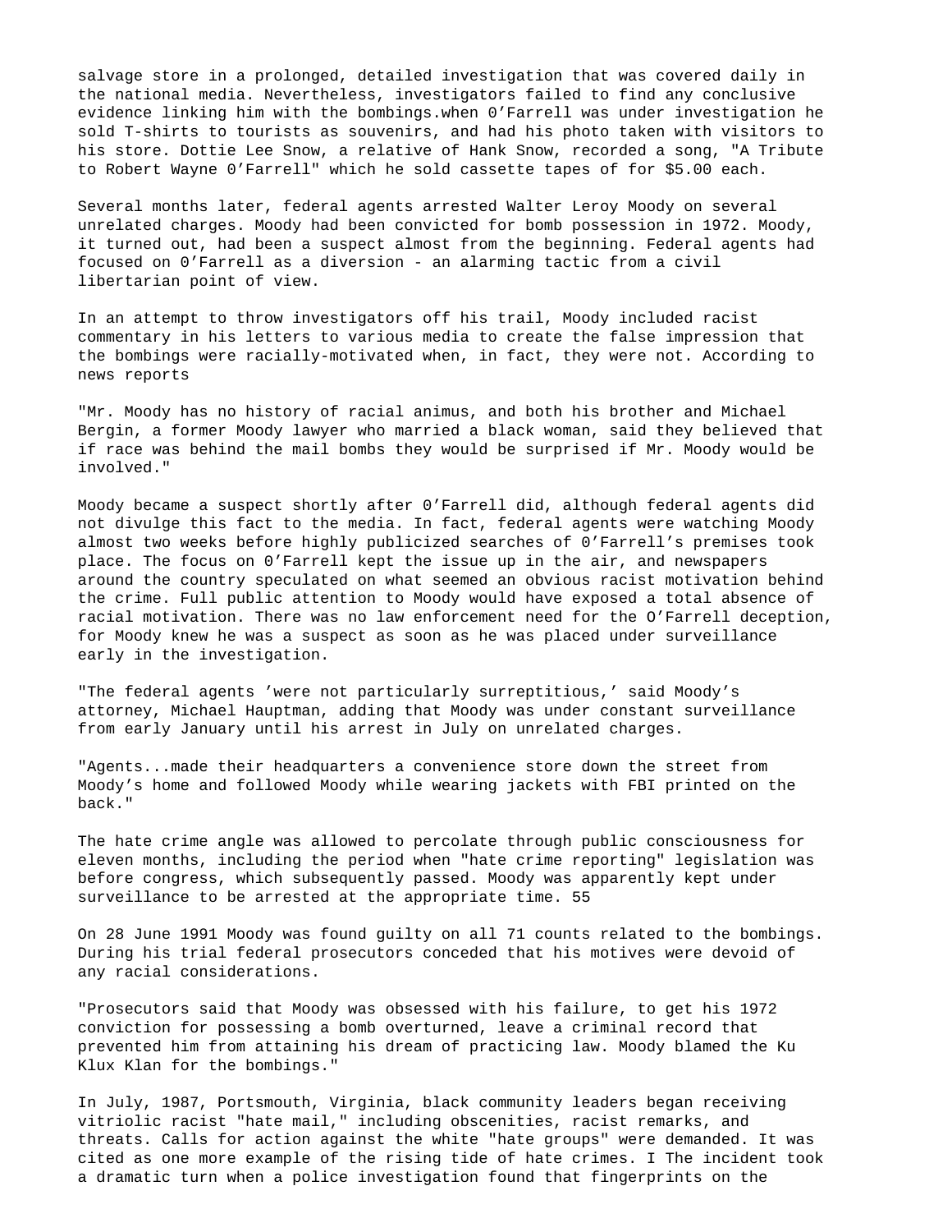salvage store in a prolonged, detailed investigation that was covered daily in the national media. Nevertheless, investigators failed to find any conclusive evidence linking him with the bombings.when 0’Farrell was under investigation he sold T-shirts to tourists as souvenirs, and had his photo taken with visitors to his store. Dottie Lee Snow, a relative of Hank Snow, recorded a song, "A Tribute to Robert Wayne 0’Farrell" which he sold cassette tapes of for $5.00 each.

Several months later, federal agents arrested Walter Leroy Moody on several unrelated charges. Moody had been convicted for bomb possession in 1972. Moody, it turned out, had been a suspect almost from the beginning. Federal agents had focused on 0’Farrell as a diversion - an alarming tactic from a civil libertarian point of view.

In an attempt to throw investigators off his trail, Moody included racist commentary in his letters to various media to create the false impression that the bombings were racially-motivated when, in fact, they were not. According to news reports

"Mr. Moody has no history of racial animus, and both his brother and Michael Bergin, a former Moody lawyer who married a black woman, said they believed that if race was behind the mail bombs they would be surprised if Mr. Moody would be involved."

Moody became a suspect shortly after 0’Farrell did, although federal agents did not divulge this fact to the media. In fact, federal agents were watching Moody almost two weeks before highly publicized searches of 0’Farrell’s premises took place. The focus on 0’Farrell kept the issue up in the air, and newspapers around the country speculated on what seemed an obvious racist motivation behind the crime. Full public attention to Moody would have exposed a total absence of racial motivation. There was no law enforcement need for the O’Farrell deception, for Moody knew he was a suspect as soon as he was placed under surveillance early in the investigation.

"The federal agents ’were not particularly surreptitious,’ said Moody’s attorney, Michael Hauptman, adding that Moody was under constant surveillance from early January until his arrest in July on unrelated charges.

"Agents...made their headquarters a convenience store down the street from Moody’s home and followed Moody while wearing jackets with FBI printed on the back."

The hate crime angle was allowed to percolate through public consciousness for eleven months, including the period when "hate crime reporting" legislation was before congress, which subsequently passed. Moody was apparently kept under surveillance to be arrested at the appropriate time. 55

On 28 June 1991 Moody was found guilty on all 71 counts related to the bombings. During his trial federal prosecutors conceded that his motives were devoid of any racial considerations.

"Prosecutors said that Moody was obsessed with his failure, to get his 1972 conviction for possessing a bomb overturned, leave a criminal record that prevented him from attaining his dream of practicing law. Moody blamed the Ku Klux Klan for the bombings."

In July, 1987, Portsmouth, Virginia, black community leaders began receiving vitriolic racist "hate mail," including obscenities, racist remarks, and threats. Calls for action against the white "hate groups" were demanded. It was cited as one more example of the rising tide of hate crimes. I The incident took a dramatic turn when a police investigation found that fingerprints on the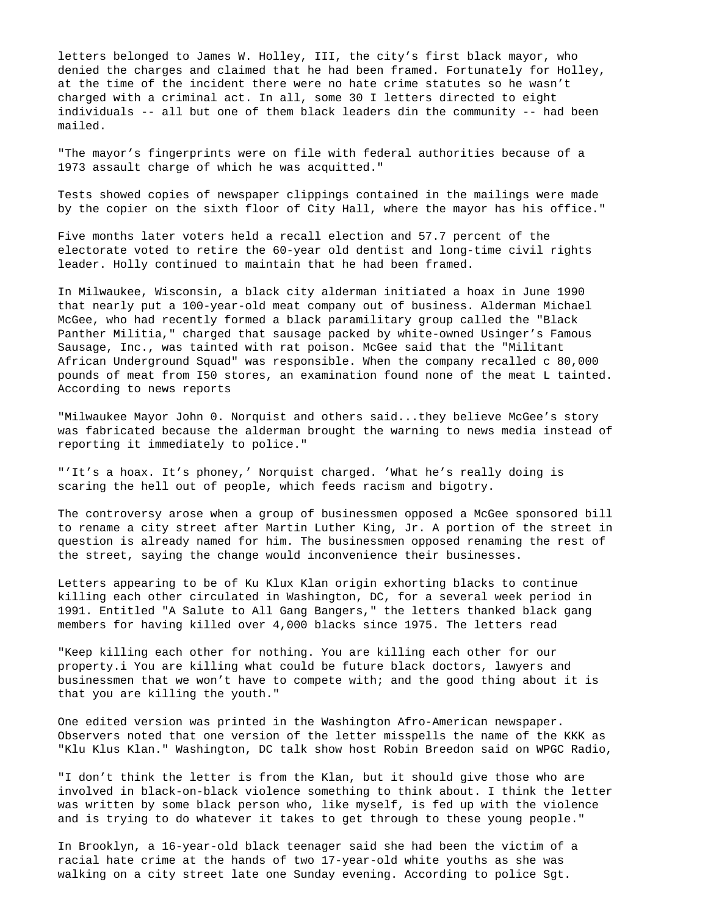letters belonged to James W. Holley, III, the city's first black mayor, who denied the charges and claimed that he had been framed. Fortunately for Holley, at the time of the incident there were no hate crime statutes so he wasn't charged with a criminal act. In all, some 30 I letters directed to eight individuals -- all but one of them black leaders din the community -- had been mailed.

"The mayor's fingerprints were on file with federal authorities because of a 1973 assault charge of which he was acquitted."

Tests showed copies of newspaper clippings contained in the mailings were made by the copier on the sixth floor of City Hall, where the mayor has his office."

Five months later voters held a recall election and 57.7 percent of the electorate voted to retire the 60-year old dentist and long-time civil rights leader. Holly continued to maintain that he had been framed.

In Milwaukee, Wisconsin, a black city alderman initiated a hoax in June 1990 that nearly put a 100-year-old meat company out of business. Alderman Michael McGee, who had recently formed a black paramilitary group called the "Black Panther Militia," charged that sausage packed by white-owned Usinger's Famous Sausage, Inc., was tainted with rat poison. McGee said that the "Militant African Underground Squad" was responsible. When the company recalled c 80,000 pounds of meat from I50 stores, an examination found none of the meat L tainted. According to news reports

"Milwaukee Mayor John 0. Norquist and others said...they believe McGee's story was fabricated because the alderman brought the warning to news media instead of reporting it immediately to police."

"'It's a hoax. It's phoney,' Norquist charged. 'What he's really doing is scaring the hell out of people, which feeds racism and bigotry.

The controversy arose when a group of businessmen opposed a McGee sponsored bill to rename a city street after Martin Luther King, Jr. A portion of the street in question is already named for him. The businessmen opposed renaming the rest of the street, saying the change would inconvenience their businesses.

Letters appearing to be of Ku Klux Klan origin exhorting blacks to continue killing each other circulated in Washington, DC, for a several week period in 1991. Entitled "A Salute to All Gang Bangers," the letters thanked black gang members for having killed over 4,000 blacks since 1975. The letters read

"Keep killing each other for nothing. You are killing each other for our property.i You are killing what could be future black doctors, lawyers and businessmen that we won't have to compete with; and the good thing about it is that you are killing the youth."

One edited version was printed in the Washington Afro-American newspaper. Observers noted that one version of the letter misspells the name of the KKK as "Klu Klus Klan." Washington, DC talk show host Robin Breedon said on WPGC Radio,

"I don't think the letter is from the Klan, but it should give those who are involved in black-on-black violence something to think about. I think the letter was written by some black person who, like myself, is fed up with the violence and is trying to do whatever it takes to get through to these young people."

In Brooklyn, a 16-year-old black teenager said she had been the victim of a racial hate crime at the hands of two 17-year-old white youths as she was walking on a city street late one Sunday evening. According to police Sgt.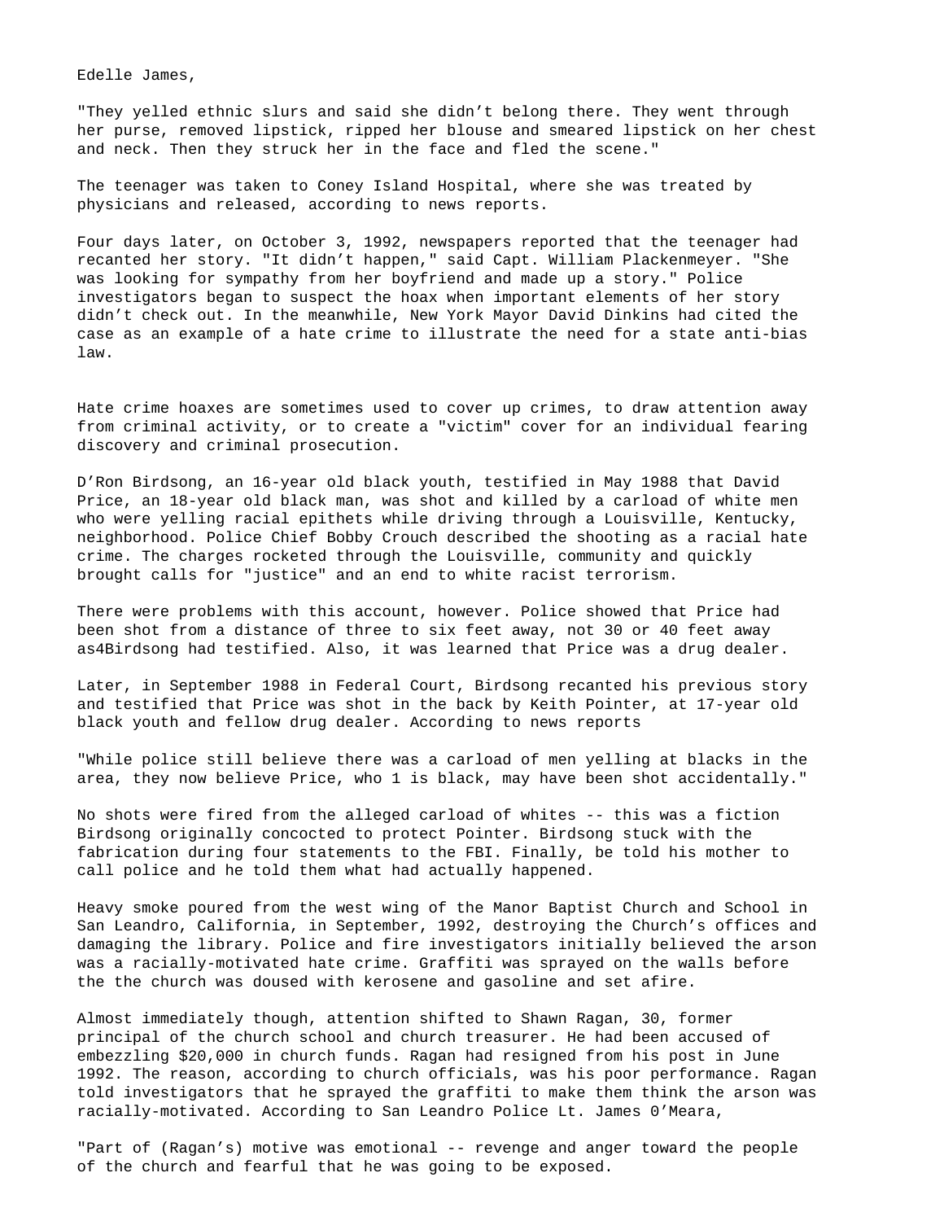Edelle James,

"They yelled ethnic slurs and said she didn't belong there. They went through her purse, removed lipstick, ripped her blouse and smeared lipstick on her chest and neck. Then they struck her in the face and fled the scene."

The teenager was taken to Coney Island Hospital, where she was treated by physicians and released, according to news reports.

Four days later, on October 3, 1992, newspapers reported that the teenager had recanted her story. "It didn't happen," said Capt. William Plackenmeyer. "She was looking for sympathy from her boyfriend and made up a story." Police investigators began to suspect the hoax when important elements of her story didn't check out. In the meanwhile, New York Mayor David Dinkins had cited the case as an example of a hate crime to illustrate the need for a state anti-bias law.

Hate crime hoaxes are sometimes used to cover up crimes, to draw attention away from criminal activity, or to create a "victim" cover for an individual fearing discovery and criminal prosecution.

D'Ron Birdsong, an 16-year old black youth, testified in May 1988 that David Price, an 18-year old black man, was shot and killed by a carload of white men who were yelling racial epithets while driving through a Louisville, Kentucky, neighborhood. Police Chief Bobby Crouch described the shooting as a racial hate crime. The charges rocketed through the Louisville, community and quickly brought calls for "justice" and an end to white racist terrorism.

There were problems with this account, however. Police showed that Price had been shot from a distance of three to six feet away, not 30 or 40 feet away as4Birdsong had testified. Also, it was learned that Price was a drug dealer.

Later, in September 1988 in Federal Court, Birdsong recanted his previous story and testified that Price was shot in the back by Keith Pointer, at 17-year old black youth and fellow drug dealer. According to news reports

"While police still believe there was a carload of men yelling at blacks in the area, they now believe Price, who 1 is black, may have been shot accidentally."

No shots were fired from the alleged carload of whites -- this was a fiction Birdsong originally concocted to protect Pointer. Birdsong stuck with the fabrication during four statements to the FBI. Finally, be told his mother to call police and he told them what had actually happened.

Heavy smoke poured from the west wing of the Manor Baptist Church and School in San Leandro, California, in September, 1992, destroying the Church's offices and damaging the library. Police and fire investigators initially believed the arson was a racially-motivated hate crime. Graffiti was sprayed on the walls before the the church was doused with kerosene and gasoline and set afire.

Almost immediately though, attention shifted to Shawn Ragan, 30, former principal of the church school and church treasurer. He had been accused of embezzling $20,000 in church funds. Ragan had resigned from his post in June 1992. The reason, according to church officials, was his poor performance. Ragan told investigators that he sprayed the graffiti to make them think the arson was racially-motivated. According to San Leandro Police Lt. James 0'Meara,

"Part of (Ragan's) motive was emotional -- revenge and anger toward the people of the church and fearful that he was going to be exposed.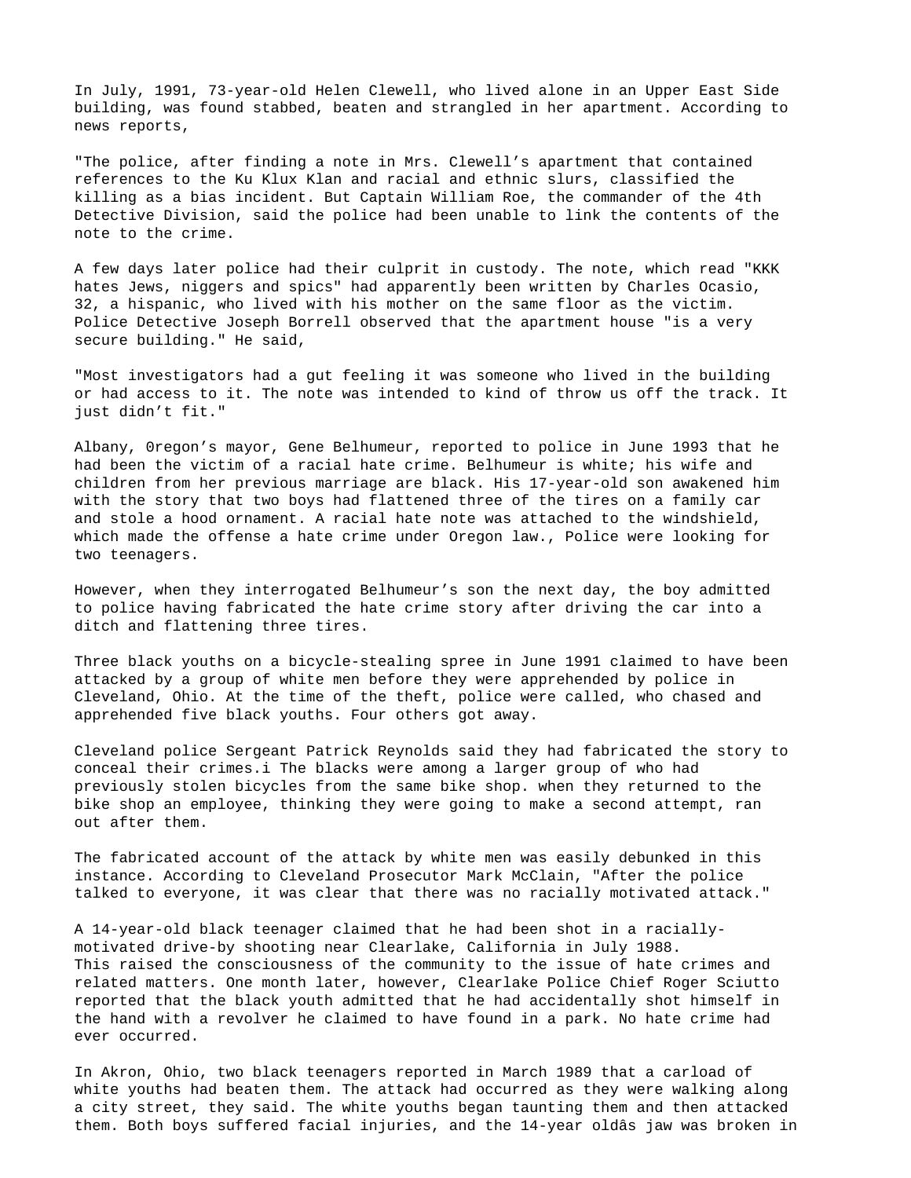In July, 1991, 73-year-old Helen Clewell, who lived alone in an Upper East Side building, was found stabbed, beaten and strangled in her apartment. According to news reports,

"The police, after finding a note in Mrs. Clewell's apartment that contained references to the Ku Klux Klan and racial and ethnic slurs, classified the killing as a bias incident. But Captain William Roe, the commander of the 4th Detective Division, said the police had been unable to link the contents of the note to the crime.

A few days later police had their culprit in custody. The note, which read "KKK hates Jews, niggers and spics" had apparently been written by Charles Ocasio, 32, a hispanic, who lived with his mother on the same floor as the victim. Police Detective Joseph Borrell observed that the apartment house "is a very secure building." He said,

"Most investigators had a gut feeling it was someone who lived in the building or had access to it. The note was intended to kind of throw us off the track. It just didn't fit."

Albany, 0regon's mayor, Gene Belhumeur, reported to police in June 1993 that he had been the victim of a racial hate crime. Belhumeur is white; his wife and children from her previous marriage are black. His 17-year-old son awakened him with the story that two boys had flattened three of the tires on a family car and stole a hood ornament. A racial hate note was attached to the windshield, which made the offense a hate crime under Oregon law., Police were looking for two teenagers.

However, when they interrogated Belhumeur's son the next day, the boy admitted to police having fabricated the hate crime story after driving the car into a ditch and flattening three tires.

Three black youths on a bicycle-stealing spree in June 1991 claimed to have been attacked by a group of white men before they were apprehended by police in Cleveland, Ohio. At the time of the theft, police were called, who chased and apprehended five black youths. Four others got away.

Cleveland police Sergeant Patrick Reynolds said they had fabricated the story to conceal their crimes.i The blacks were among a larger group of who had previously stolen bicycles from the same bike shop. when they returned to the bike shop an employee, thinking they were going to make a second attempt, ran out after them.

The fabricated account of the attack by white men was easily debunked in this instance. According to Cleveland Prosecutor Mark McClain, "After the police talked to everyone, it was clear that there was no racially motivated attack."

A 14-year-old black teenager claimed that he had been shot in a racially-motivated drive-by shooting near Clearlake, California in July 1988.
This raised the consciousness of the community to the issue of hate crimes and related matters. One month later, however, Clearlake Police Chief Roger Sciutto reported that the black youth admitted that he had accidentally shot himself in the hand with a revolver he claimed to have found in a park. No hate crime had ever occurred.

In Akron, Ohio, two black teenagers reported in March 1989 that a carload of white youths had beaten them. The attack had occurred as they were walking along a city street, they said. The white youths began taunting them and then attacked them. Both boys suffered facial injuries, and the 14-year oldâs jaw was broken in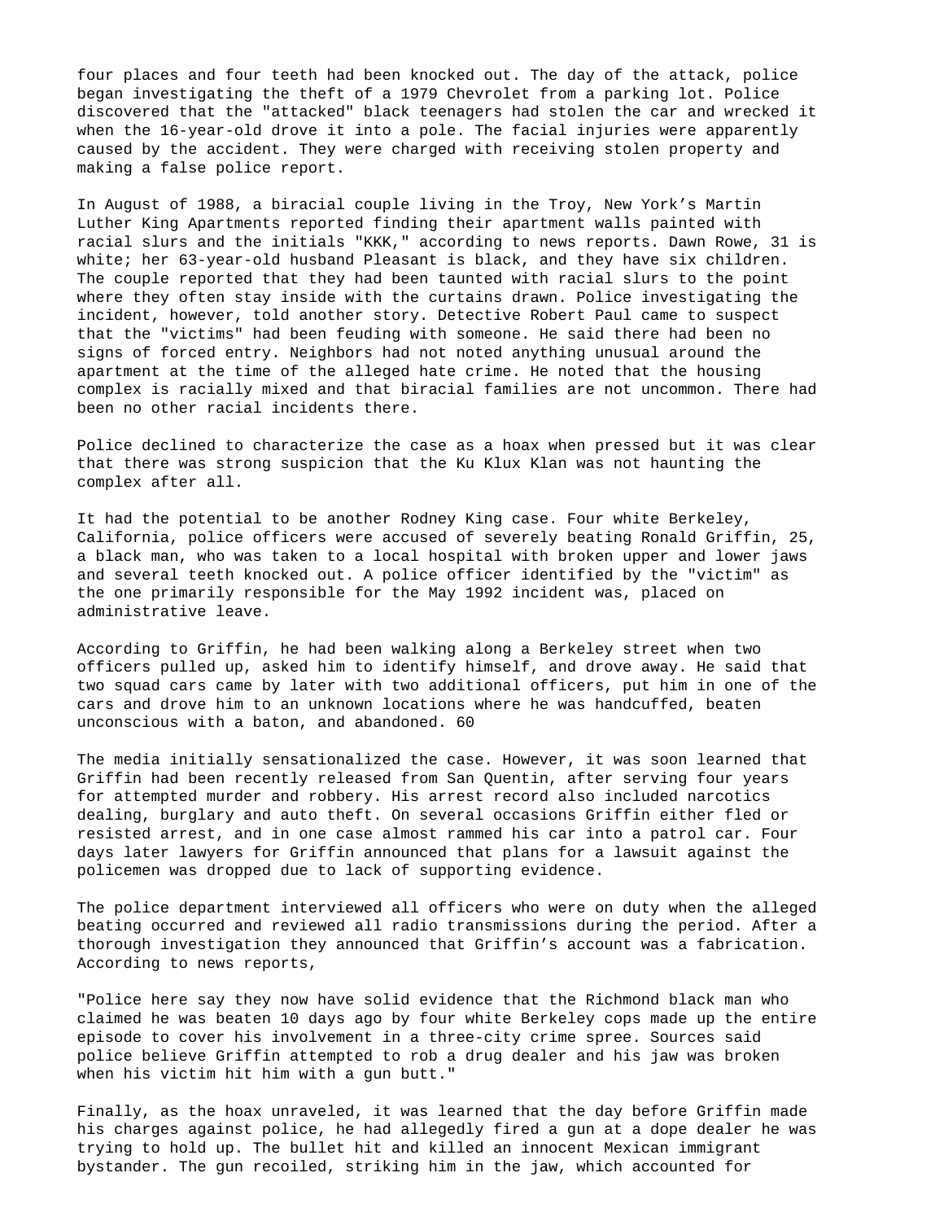four places and four teeth had been knocked out. The day of the attack, police began investigating the theft of a 1979 Chevrolet from a parking lot. Police discovered that the "attacked" black teenagers had stolen the car and wrecked it when the 16-year-old drove it into a pole. The facial injuries were apparently caused by the accident. They were charged with receiving stolen property and making a false police report.

In August of 1988, a biracial couple living in the Troy, New York's Martin Luther King Apartments reported finding their apartment walls painted with racial slurs and the initials "KKK," according to news reports. Dawn Rowe, 31 is white; her 63-year-old husband Pleasant is black, and they have six children. The couple reported that they had been taunted with racial slurs to the point where they often stay inside with the curtains drawn. Police investigating the incident, however, told another story. Detective Robert Paul came to suspect that the "victims" had been feuding with someone. He said there had been no signs of forced entry. Neighbors had not noted anything unusual around the apartment at the time of the alleged hate crime. He noted that the housing complex is racially mixed and that biracial families are not uncommon. There had been no other racial incidents there.

Police declined to characterize the case as a hoax when pressed but it was clear that there was strong suspicion that the Ku Klux Klan was not haunting the complex after all.

It had the potential to be another Rodney King case. Four white Berkeley, California, police officers were accused of severely beating Ronald Griffin, 25, a black man, who was taken to a local hospital with broken upper and lower jaws and several teeth knocked out. A police officer identified by the "victim" as the one primarily responsible for the May 1992 incident was, placed on administrative leave.

According to Griffin, he had been walking along a Berkeley street when two officers pulled up, asked him to identify himself, and drove away. He said that two squad cars came by later with two additional officers, put him in one of the cars and drove him to an unknown locations where he was handcuffed, beaten unconscious with a baton, and abandoned. 60

The media initially sensationalized the case. However, it was soon learned that Griffin had been recently released from San Quentin, after serving four years for attempted murder and robbery. His arrest record also included narcotics dealing, burglary and auto theft. On several occasions Griffin either fled or resisted arrest, and in one case almost rammed his car into a patrol car. Four days later lawyers for Griffin announced that plans for a lawsuit against the policemen was dropped due to lack of supporting evidence.

The police department interviewed all officers who were on duty when the alleged beating occurred and reviewed all radio transmissions during the period. After a thorough investigation they announced that Griffin's account was a fabrication. According to news reports,

"Police here say they now have solid evidence that the Richmond black man who claimed he was beaten 10 days ago by four white Berkeley cops made up the entire episode to cover his involvement in a three-city crime spree. Sources said police believe Griffin attempted to rob a drug dealer and his jaw was broken when his victim hit him with a gun butt."

Finally, as the hoax unraveled, it was learned that the day before Griffin made his charges against police, he had allegedly fired a gun at a dope dealer he was trying to hold up. The bullet hit and killed an innocent Mexican immigrant bystander. The gun recoiled, striking him in the jaw, which accounted for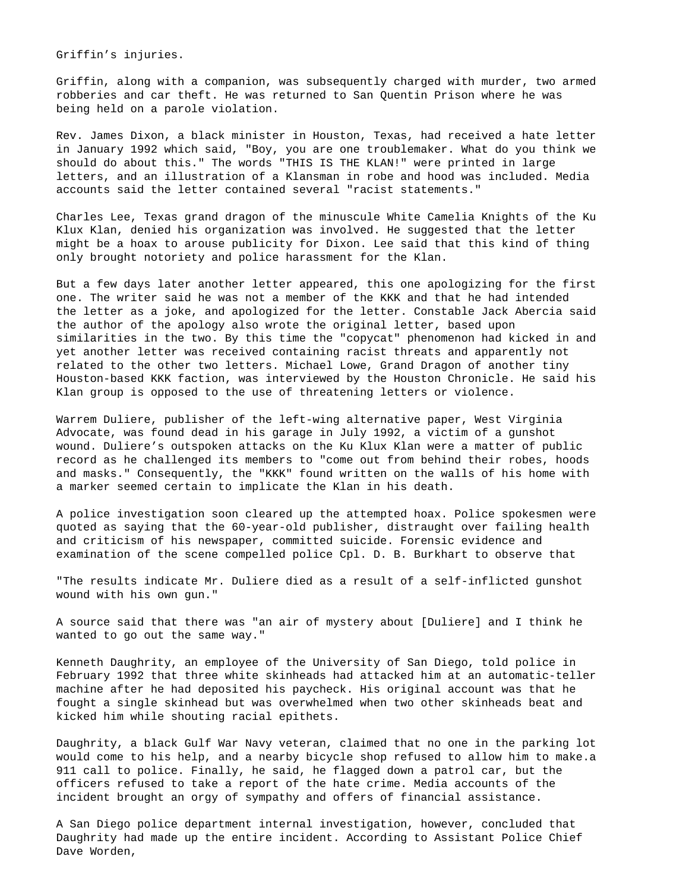Griffin's injuries.

Griffin, along with a companion, was subsequently charged with murder, two armed robberies and car theft. He was returned to San Quentin Prison where he was being held on a parole violation.

Rev. James Dixon, a black minister in Houston, Texas, had received a hate letter in January 1992 which said, "Boy, you are one troublemaker. What do you think we should do about this." The words "THIS IS THE KLAN!" were printed in large letters, and an illustration of a Klansman in robe and hood was included. Media accounts said the letter contained several "racist statements."

Charles Lee, Texas grand dragon of the minuscule White Camelia Knights of the Ku Klux Klan, denied his organization was involved. He suggested that the letter might be a hoax to arouse publicity for Dixon. Lee said that this kind of thing only brought notoriety and police harassment for the Klan.

But a few days later another letter appeared, this one apologizing for the first one. The writer said he was not a member of the KKK and that he had intended the letter as a joke, and apologized for the letter. Constable Jack Abercia said the author of the apology also wrote the original letter, based upon similarities in the two. By this time the "copycat" phenomenon had kicked in and yet another letter was received containing racist threats and apparently not related to the other two letters. Michael Lowe, Grand Dragon of another tiny Houston-based KKK faction, was interviewed by the Houston Chronicle. He said his Klan group is opposed to the use of threatening letters or violence.

Warrem Duliere, publisher of the left-wing alternative paper, West Virginia Advocate, was found dead in his garage in July 1992, a victim of a gunshot wound. Duliere's outspoken attacks on the Ku Klux Klan were a matter of public record as he challenged its members to "come out from behind their robes, hoods and masks." Consequently, the "KKK" found written on the walls of his home with a marker seemed certain to implicate the Klan in his death.

A police investigation soon cleared up the attempted hoax. Police spokesmen were quoted as saying that the 60-year-old publisher, distraught over failing health and criticism of his newspaper, committed suicide. Forensic evidence and examination of the scene compelled police Cpl. D. B. Burkhart to observe that

"The results indicate Mr. Duliere died as a result of a self-inflicted gunshot wound with his own gun."

A source said that there was "an air of mystery about [Duliere] and I think he wanted to go out the same way."

Kenneth Daughrity, an employee of the University of San Diego, told police in February 1992 that three white skinheads had attacked him at an automatic-teller machine after he had deposited his paycheck. His original account was that he fought a single skinhead but was overwhelmed when two other skinheads beat and kicked him while shouting racial epithets.

Daughrity, a black Gulf War Navy veteran, claimed that no one in the parking lot would come to his help, and a nearby bicycle shop refused to allow him to make.a 911 call to police. Finally, he said, he flagged down a patrol car, but the officers refused to take a report of the hate crime. Media accounts of the incident brought an orgy of sympathy and offers of financial assistance.

A San Diego police department internal investigation, however, concluded that Daughrity had made up the entire incident. According to Assistant Police Chief Dave Worden,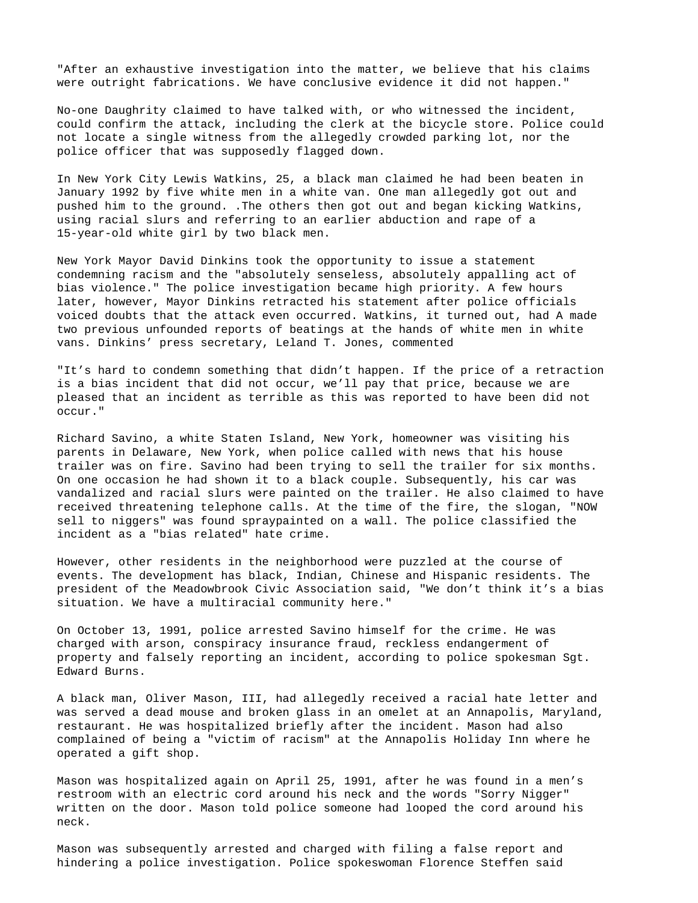"After an exhaustive investigation into the matter, we believe that his claims were outright fabrications. We have conclusive evidence it did not happen."

No-one Daughrity claimed to have talked with, or who witnessed the incident, could confirm the attack, including the clerk at the bicycle store. Police could not locate a single witness from the allegedly crowded parking lot, nor the police officer that was supposedly flagged down.

In New York City Lewis Watkins, 25, a black man claimed he had been beaten in January 1992 by five white men in a white van. One man allegedly got out and pushed him to the ground. .The others then got out and began kicking Watkins, using racial slurs and referring to an earlier abduction and rape of a 15-year-old white girl by two black men.

New York Mayor David Dinkins took the opportunity to issue a statement condemning racism and the "absolutely senseless, absolutely appalling act of bias violence." The police investigation became high priority. A few hours later, however, Mayor Dinkins retracted his statement after police officials voiced doubts that the attack even occurred. Watkins, it turned out, had A made two previous unfounded reports of beatings at the hands of white men in white vans. Dinkins' press secretary, Leland T. Jones, commented

"It's hard to condemn something that didn't happen. If the price of a retraction is a bias incident that did not occur, we'll pay that price, because we are pleased that an incident as terrible as this was reported to have been did not occur."

Richard Savino, a white Staten Island, New York, homeowner was visiting his parents in Delaware, New York, when police called with news that his house trailer was on fire. Savino had been trying to sell the trailer for six months. On one occasion he had shown it to a black couple. Subsequently, his car was vandalized and racial slurs were painted on the trailer. He also claimed to have received threatening telephone calls. At the time of the fire, the slogan, "NOW sell to niggers" was found spraypainted on a wall. The police classified the incident as a "bias related" hate crime.

However, other residents in the neighborhood were puzzled at the course of events. The development has black, Indian, Chinese and Hispanic residents. The president of the Meadowbrook Civic Association said, "We don't think it's a bias situation. We have a multiracial community here."

On October 13, 1991, police arrested Savino himself for the crime. He was charged with arson, conspiracy insurance fraud, reckless endangerment of property and falsely reporting an incident, according to police spokesman Sgt. Edward Burns.

A black man, Oliver Mason, III, had allegedly received a racial hate letter and was served a dead mouse and broken glass in an omelet at an Annapolis, Maryland, restaurant. He was hospitalized briefly after the incident. Mason had also complained of being a "victim of racism" at the Annapolis Holiday Inn where he operated a gift shop.

Mason was hospitalized again on April 25, 1991, after he was found in a men's restroom with an electric cord around his neck and the words "Sorry Nigger" written on the door. Mason told police someone had looped the cord around his neck.

Mason was subsequently arrested and charged with filing a false report and hindering a police investigation. Police spokeswoman Florence Steffen said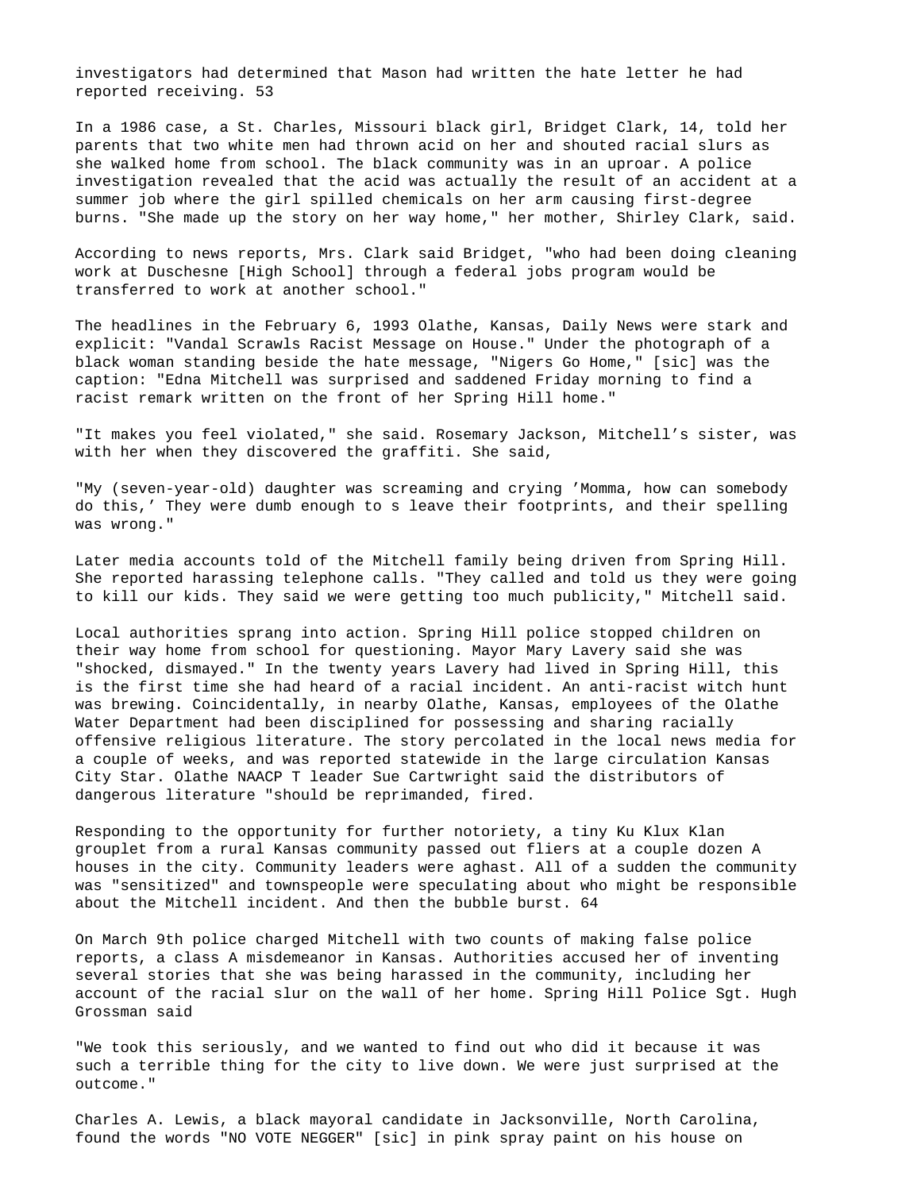investigators had determined that Mason had written the hate letter he had reported receiving. 53

In a 1986 case, a St. Charles, Missouri black girl, Bridget Clark, 14, told her parents that two white men had thrown acid on her and shouted racial slurs as she walked home from school. The black community was in an uproar. A police investigation revealed that the acid was actually the result of an accident at a summer job where the girl spilled chemicals on her arm causing first-degree burns. "She made up the story on her way home," her mother, Shirley Clark, said.

According to news reports, Mrs. Clark said Bridget, "who had been doing cleaning work at Duschesne [High School] through a federal jobs program would be transferred to work at another school."

The headlines in the February 6, 1993 Olathe, Kansas, Daily News were stark and explicit: "Vandal Scrawls Racist Message on House." Under the photograph of a black woman standing beside the hate message, "Nigers Go Home," [sic] was the caption: "Edna Mitchell was surprised and saddened Friday morning to find a racist remark written on the front of her Spring Hill home."

"It makes you feel violated," she said. Rosemary Jackson, Mitchell's sister, was with her when they discovered the graffiti. She said,

"My (seven-year-old) daughter was screaming and crying 'Momma, how can somebody do this,' They were dumb enough to s leave their footprints, and their spelling was wrong."

Later media accounts told of the Mitchell family being driven from Spring Hill. She reported harassing telephone calls. "They called and told us they were going to kill our kids. They said we were getting too much publicity," Mitchell said.

Local authorities sprang into action. Spring Hill police stopped children on their way home from school for questioning. Mayor Mary Lavery said she was "shocked, dismayed." In the twenty years Lavery had lived in Spring Hill, this is the first time she had heard of a racial incident. An anti-racist witch hunt was brewing. Coincidentally, in nearby Olathe, Kansas, employees of the Olathe Water Department had been disciplined for possessing and sharing racially offensive religious literature. The story percolated in the local news media for a couple of weeks, and was reported statewide in the large circulation Kansas City Star. Olathe NAACP T leader Sue Cartwright said the distributors of dangerous literature "should be reprimanded, fired.

Responding to the opportunity for further notoriety, a tiny Ku Klux Klan grouplet from a rural Kansas community passed out fliers at a couple dozen A houses in the city. Community leaders were aghast. All of a sudden the community was "sensitized" and townspeople were speculating about who might be responsible about the Mitchell incident. And then the bubble burst. 64

On March 9th police charged Mitchell with two counts of making false police reports, a class A misdemeanor in Kansas. Authorities accused her of inventing several stories that she was being harassed in the community, including her account of the racial slur on the wall of her home. Spring Hill Police Sgt. Hugh Grossman said

"We took this seriously, and we wanted to find out who did it because it was such a terrible thing for the city to live down. We were just surprised at the outcome."

Charles A. Lewis, a black mayoral candidate in Jacksonville, North Carolina, found the words "NO VOTE NEGGER" [sic] in pink spray paint on his house on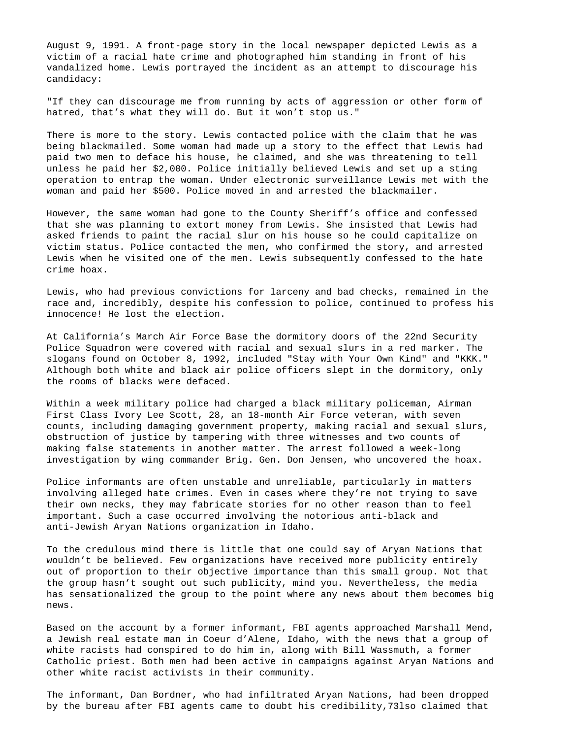August 9, 1991. A front-page story in the local newspaper depicted Lewis as a victim of a racial hate crime and photographed him standing in front of his vandalized home. Lewis portrayed the incident as an attempt to discourage his candidacy:

"If they can discourage me from running by acts of aggression or other form of hatred, that's what they will do. But it won't stop us."

There is more to the story. Lewis contacted police with the claim that he was being blackmailed. Some woman had made up a story to the effect that Lewis had paid two men to deface his house, he claimed, and she was threatening to tell unless he paid her $2,000. Police initially believed Lewis and set up a sting operation to entrap the woman. Under electronic surveillance Lewis met with the woman and paid her $500. Police moved in and arrested the blackmailer.

However, the same woman had gone to the County Sheriff's office and confessed that she was planning to extort money from Lewis. She insisted that Lewis had asked friends to paint the racial slur on his house so he could capitalize on victim status. Police contacted the men, who confirmed the story, and arrested Lewis when he visited one of the men. Lewis subsequently confessed to the hate crime hoax.

Lewis, who had previous convictions for larceny and bad checks, remained in the race and, incredibly, despite his confession to police, continued to profess his innocence! He lost the election.

At California's March Air Force Base the dormitory doors of the 22nd Security Police Squadron were covered with racial and sexual slurs in a red marker. The slogans found on October 8, 1992, included "Stay with Your Own Kind" and "KKK." Although both white and black air police officers slept in the dormitory, only the rooms of blacks were defaced.

Within a week military police had charged a black military policeman, Airman First Class Ivory Lee Scott, 28, an 18-month Air Force veteran, with seven counts, including damaging government property, making racial and sexual slurs, obstruction of justice by tampering with three witnesses and two counts of making false statements in another matter. The arrest followed a week-long investigation by wing commander Brig. Gen. Don Jensen, who uncovered the hoax.

Police informants are often unstable and unreliable, particularly in matters involving alleged hate crimes. Even in cases where they're not trying to save their own necks, they may fabricate stories for no other reason than to feel important. Such a case occurred involving the notorious anti-black and anti-Jewish Aryan Nations organization in Idaho.

To the credulous mind there is little that one could say of Aryan Nations that wouldn't be believed. Few organizations have received more publicity entirely out of proportion to their objective importance than this small group. Not that the group hasn't sought out such publicity, mind you. Nevertheless, the media has sensationalized the group to the point where any news about them becomes big news.

Based on the account by a former informant, FBI agents approached Marshall Mend, a Jewish real estate man in Coeur d'Alene, Idaho, with the news that a group of white racists had conspired to do him in, along with Bill Wassmuth, a former Catholic priest. Both men had been active in campaigns against Aryan Nations and other white racist activists in their community.

The informant, Dan Bordner, who had infiltrated Aryan Nations, had been dropped by the bureau after FBI agents came to doubt his credibility,73lso claimed that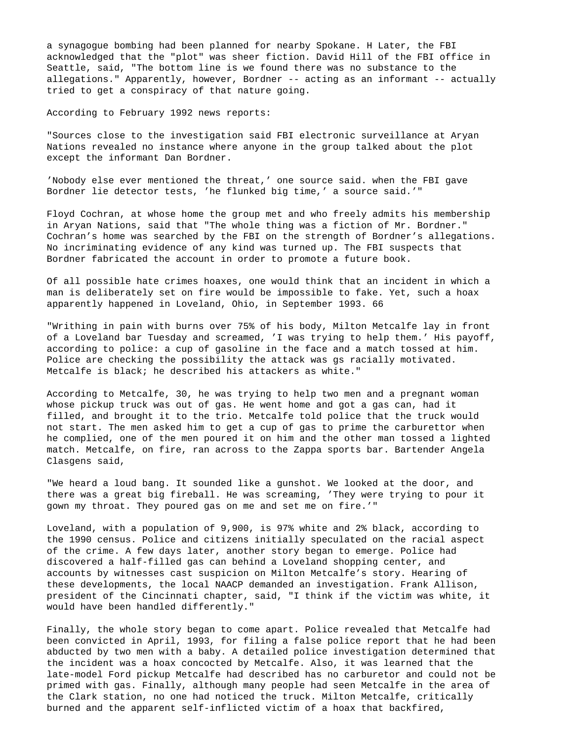a synagogue bombing had been planned for nearby Spokane. H Later, the FBI acknowledged that the "plot" was sheer fiction. David Hill of the FBI office in Seattle, said, "The bottom line is we found there was no substance to the allegations." Apparently, however, Bordner -- acting as an informant -- actually tried to get a conspiracy of that nature going.

According to February 1992 news reports:

"Sources close to the investigation said FBI electronic surveillance at Aryan Nations revealed no instance where anyone in the group talked about the plot except the informant Dan Bordner.

'Nobody else ever mentioned the threat,' one source said. when the FBI gave Bordner lie detector tests, 'he flunked big time,' a source said.'"

Floyd Cochran, at whose home the group met and who freely admits his membership in Aryan Nations, said that "The whole thing was a fiction of Mr. Bordner." Cochran's home was searched by the FBI on the strength of Bordner's allegations. No incriminating evidence of any kind was turned up. The FBI suspects that Bordner fabricated the account in order to promote a future book.

Of all possible hate crimes hoaxes, one would think that an incident in which a man is deliberately set on fire would be impossible to fake. Yet, such a hoax apparently happened in Loveland, Ohio, in September 1993. 66

"Writhing in pain with burns over 75% of his body, Milton Metcalfe lay in front of a Loveland bar Tuesday and screamed, 'I was trying to help them.' His payoff, according to police: a cup of gasoline in the face and a match tossed at him. Police are checking the possibility the attack was gs racially motivated. Metcalfe is black; he described his attackers as white."

According to Metcalfe, 30, he was trying to help two men and a pregnant woman whose pickup truck was out of gas. He went home and got a gas can, had it filled, and brought it to the trio. Metcalfe told police that the truck would not start. The men asked him to get a cup of gas to prime the carburettor when he complied, one of the men poured it on him and the other man tossed a lighted match. Metcalfe, on fire, ran across to the Zappa sports bar. Bartender Angela Clasgens said,

"We heard a loud bang. It sounded like a gunshot. We looked at the door, and there was a great big fireball. He was screaming, 'They were trying to pour it gown my throat. They poured gas on me and set me on fire.'"

Loveland, with a population of 9,900, is 97% white and 2% black, according to the 1990 census. Police and citizens initially speculated on the racial aspect of the crime. A few days later, another story began to emerge. Police had discovered a half-filled gas can behind a Loveland shopping center, and accounts by witnesses cast suspicion on Milton Metcalfe's story. Hearing of these developments, the local NAACP demanded an investigation. Frank Allison, president of the Cincinnati chapter, said, "I think if the victim was white, it would have been handled differently."

Finally, the whole story began to come apart. Police revealed that Metcalfe had been convicted in April, 1993, for filing a false police report that he had been abducted by two men with a baby. A detailed police investigation determined that the incident was a hoax concocted by Metcalfe. Also, it was learned that the late-model Ford pickup Metcalfe had described has no carburetor and could not be primed with gas. Finally, although many people had seen Metcalfe in the area of the Clark station, no one had noticed the truck. Milton Metcalfe, critically burned and the apparent self-inflicted victim of a hoax that backfired,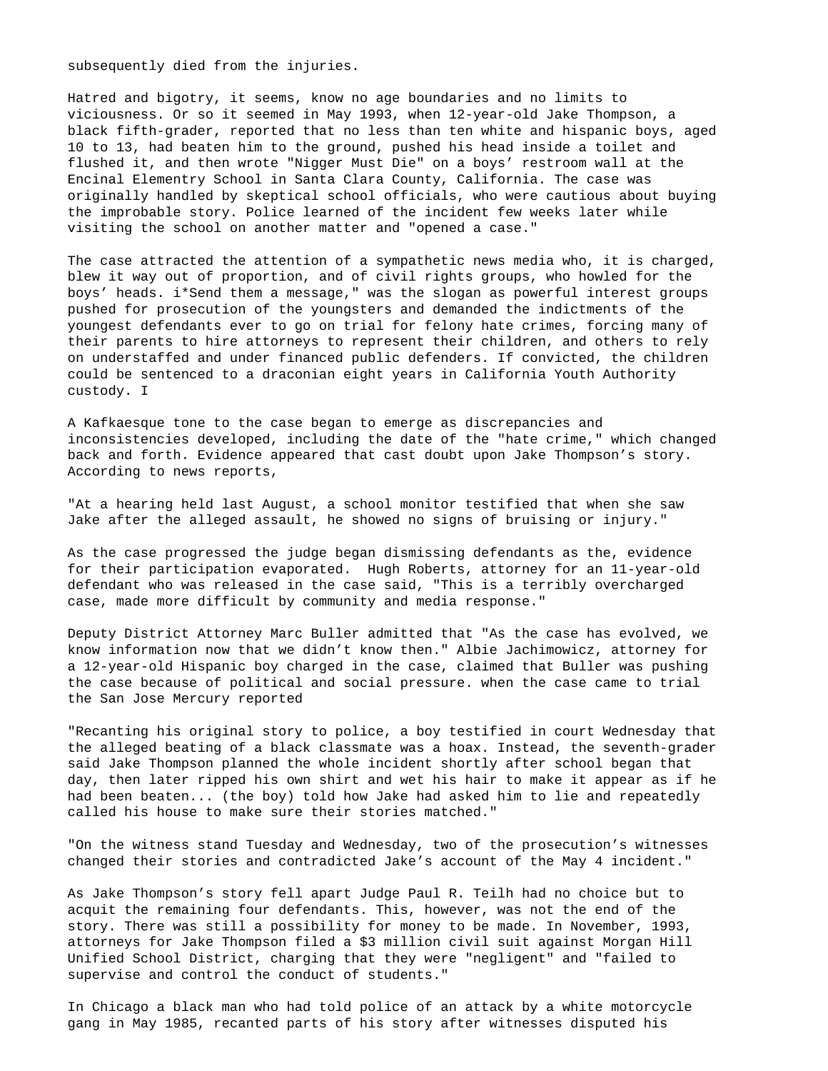subsequently died from the injuries.

Hatred and bigotry, it seems, know no age boundaries and no limits to viciousness. Or so it seemed in May 1993, when 12-year-old Jake Thompson, a black fifth-grader, reported that no less than ten white and hispanic boys, aged 10 to 13, had beaten him to the ground, pushed his head inside a toilet and flushed it, and then wrote "Nigger Must Die" on a boys' restroom wall at the Encinal Elementry School in Santa Clara County, California. The case was originally handled by skeptical school officials, who were cautious about buying the improbable story. Police learned of the incident few weeks later while visiting the school on another matter and "opened a case."

The case attracted the attention of a sympathetic news media who, it is charged, blew it way out of proportion, and of civil rights groups, who howled for the boys' heads. i*Send them a message," was the slogan as powerful interest groups pushed for prosecution of the youngsters and demanded the indictments of the youngest defendants ever to go on trial for felony hate crimes, forcing many of their parents to hire attorneys to represent their children, and others to rely on understaffed and under financed public defenders. If convicted, the children could be sentenced to a draconian eight years in California Youth Authority custody. I

A Kafkaesque tone to the case began to emerge as discrepancies and inconsistencies developed, including the date of the "hate crime," which changed back and forth. Evidence appeared that cast doubt upon Jake Thompson's story. According to news reports,

"At a hearing held last August, a school monitor testified that when she saw Jake after the alleged assault, he showed no signs of bruising or injury."

As the case progressed the judge began dismissing defendants as the, evidence for their participation evaporated. Hugh Roberts, attorney for an 11-year-old defendant who was released in the case said, "This is a terribly overcharged case, made more difficult by community and media response."

Deputy District Attorney Marc Buller admitted that "As the case has evolved, we know information now that we didn't know then." Albie Jachimowicz, attorney for a 12-year-old Hispanic boy charged in the case, claimed that Buller was pushing the case because of political and social pressure. when the case came to trial the San Jose Mercury reported

"Recanting his original story to police, a boy testified in court Wednesday that the alleged beating of a black classmate was a hoax. Instead, the seventh-grader said Jake Thompson planned the whole incident shortly after school began that day, then later ripped his own shirt and wet his hair to make it appear as if he had been beaten... (the boy) told how Jake had asked him to lie and repeatedly called his house to make sure their stories matched."

"On the witness stand Tuesday and Wednesday, two of the prosecution's witnesses changed their stories and contradicted Jake's account of the May 4 incident."

As Jake Thompson's story fell apart Judge Paul R. Teilh had no choice but to acquit the remaining four defendants. This, however, was not the end of the story. There was still a possibility for money to be made. In November, 1993, attorneys for Jake Thompson filed a $3 million civil suit against Morgan Hill Unified School District, charging that they were "negligent" and "failed to supervise and control the conduct of students."

In Chicago a black man who had told police of an attack by a white motorcycle gang in May 1985, recanted parts of his story after witnesses disputed his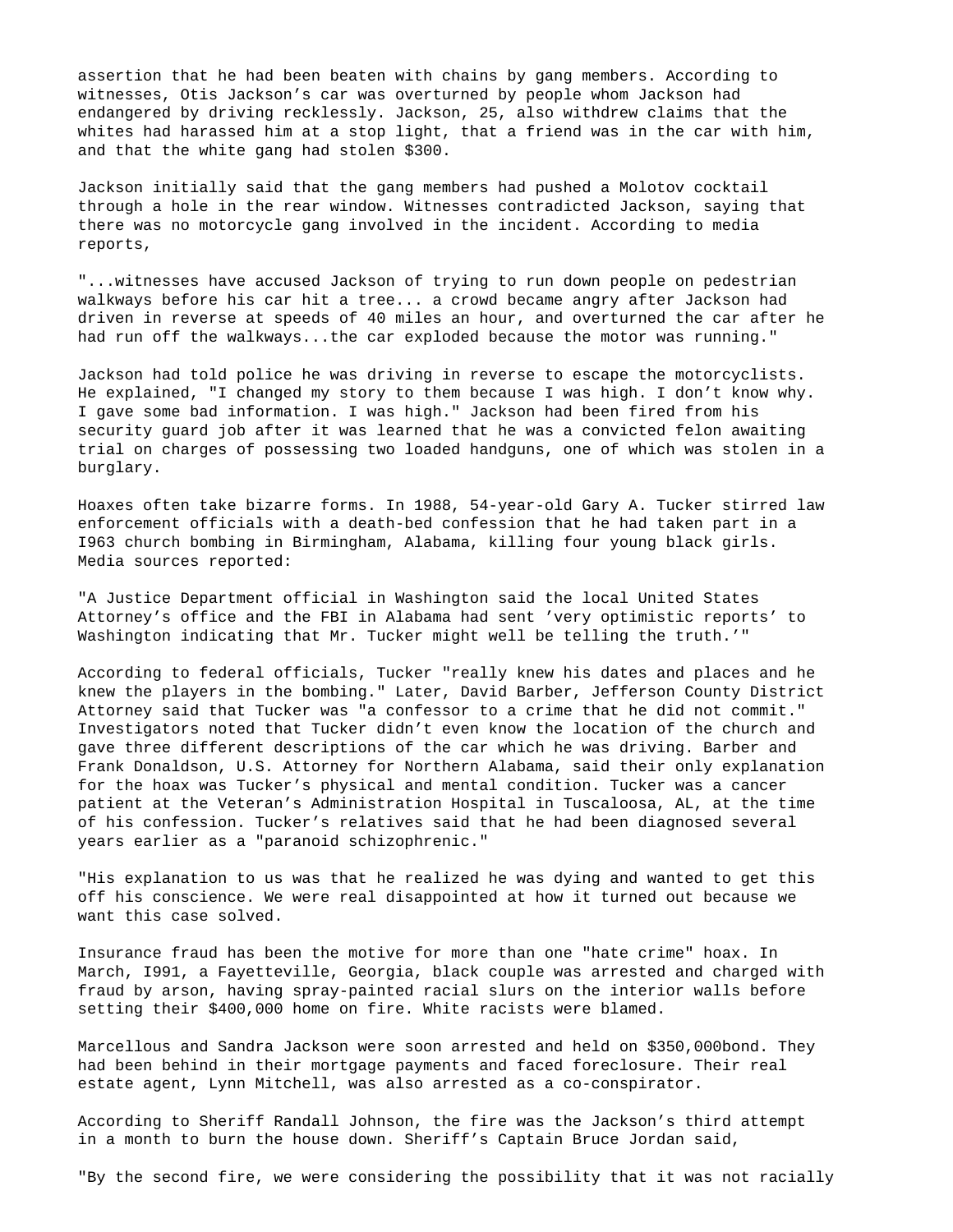assertion that he had been beaten with chains by gang members. According to witnesses, Otis Jackson's car was overturned by people whom Jackson had endangered by driving recklessly. Jackson, 25, also withdrew claims that the whites had harassed him at a stop light, that a friend was in the car with him, and that the white gang had stolen $300.

Jackson initially said that the gang members had pushed a Molotov cocktail through a hole in the rear window. Witnesses contradicted Jackson, saying that there was no motorcycle gang involved in the incident. According to media reports,

"...witnesses have accused Jackson of trying to run down people on pedestrian walkways before his car hit a tree... a crowd became angry after Jackson had driven in reverse at speeds of 40 miles an hour, and overturned the car after he had run off the walkways...the car exploded because the motor was running."

Jackson had told police he was driving in reverse to escape the motorcyclists. He explained, "I changed my story to them because I was high. I don't know why. I gave some bad information. I was high." Jackson had been fired from his security guard job after it was learned that he was a convicted felon awaiting trial on charges of possessing two loaded handguns, one of which was stolen in a burglary.

Hoaxes often take bizarre forms. In 1988, 54-year-old Gary A. Tucker stirred law enforcement officials with a death-bed confession that he had taken part in a I963 church bombing in Birmingham, Alabama, killing four young black girls. Media sources reported:

"A Justice Department official in Washington said the local United States Attorney's office and the FBI in Alabama had sent 'very optimistic reports' to Washington indicating that Mr. Tucker might well be telling the truth.'"

According to federal officials, Tucker "really knew his dates and places and he knew the players in the bombing." Later, David Barber, Jefferson County District Attorney said that Tucker was "a confessor to a crime that he did not commit." Investigators noted that Tucker didn't even know the location of the church and gave three different descriptions of the car which he was driving. Barber and Frank Donaldson, U.S. Attorney for Northern Alabama, said their only explanation for the hoax was Tucker's physical and mental condition. Tucker was a cancer patient at the Veteran's Administration Hospital in Tuscaloosa, AL, at the time of his confession. Tucker's relatives said that he had been diagnosed several years earlier as a "paranoid schizophrenic."

"His explanation to us was that he realized he was dying and wanted to get this off his conscience. We were real disappointed at how it turned out because we want this case solved.

Insurance fraud has been the motive for more than one "hate crime" hoax. In March, I991, a Fayetteville, Georgia, black couple was arrested and charged with fraud by arson, having spray-painted racial slurs on the interior walls before setting their $400,000 home on fire. White racists were blamed.

Marcellous and Sandra Jackson were soon arrested and held on $350,000bond. They had been behind in their mortgage payments and faced foreclosure. Their real estate agent, Lynn Mitchell, was also arrested as a co-conspirator.

According to Sheriff Randall Johnson, the fire was the Jackson's third attempt in a month to burn the house down. Sheriff's Captain Bruce Jordan said,

"By the second fire, we were considering the possibility that it was not racially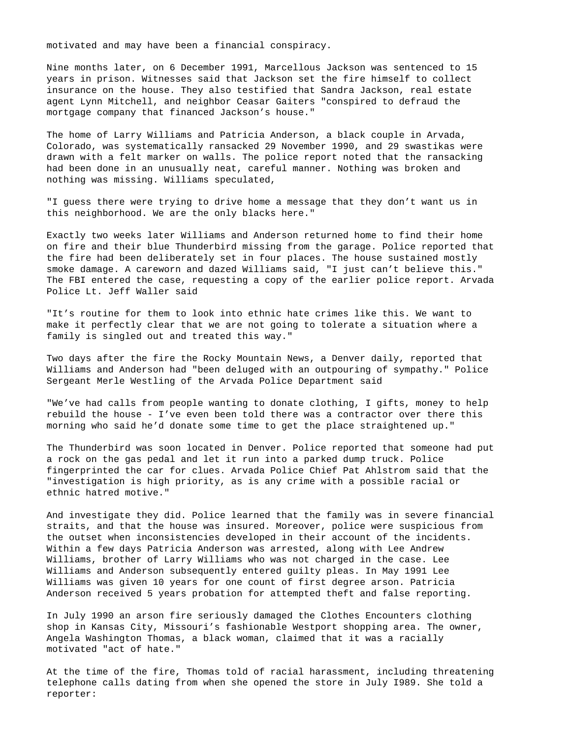motivated and may have been a financial conspiracy.

Nine months later, on 6 December 1991, Marcellous Jackson was sentenced to 15 years in prison. Witnesses said that Jackson set the fire himself to collect insurance on the house. They also testified that Sandra Jackson, real estate agent Lynn Mitchell, and neighbor Ceasar Gaiters "conspired to defraud the mortgage company that financed Jackson's house."

The home of Larry Williams and Patricia Anderson, a black couple in Arvada, Colorado, was systematically ransacked 29 November 1990, and 29 swastikas were drawn with a felt marker on walls. The police report noted that the ransacking had been done in an unusually neat, careful manner. Nothing was broken and nothing was missing. Williams speculated,

"I guess there were trying to drive home a message that they don't want us in this neighborhood. We are the only blacks here."

Exactly two weeks later Williams and Anderson returned home to find their home on fire and their blue Thunderbird missing from the garage. Police reported that the fire had been deliberately set in four places. The house sustained mostly smoke damage. A careworn and dazed Williams said, "I just can't believe this." The FBI entered the case, requesting a copy of the earlier police report. Arvada Police Lt. Jeff Waller said

"It's routine for them to look into ethnic hate crimes like this. We want to make it perfectly clear that we are not going to tolerate a situation where a family is singled out and treated this way."

Two days after the fire the Rocky Mountain News, a Denver daily, reported that Williams and Anderson had "been deluged with an outpouring of sympathy." Police Sergeant Merle Westling of the Arvada Police Department said

"We've had calls from people wanting to donate clothing, I gifts, money to help rebuild the house - I've even been told there was a contractor over there this morning who said he'd donate some time to get the place straightened up."

The Thunderbird was soon located in Denver. Police reported that someone had put a rock on the gas pedal and let it run into a parked dump truck. Police fingerprinted the car for clues. Arvada Police Chief Pat Ahlstrom said that the "investigation is high priority, as is any crime with a possible racial or ethnic hatred motive."

And investigate they did. Police learned that the family was in severe financial straits, and that the house was insured. Moreover, police were suspicious from the outset when inconsistencies developed in their account of the incidents. Within a few days Patricia Anderson was arrested, along with Lee Andrew Williams, brother of Larry Williams who was not charged in the case. Lee Williams and Anderson subsequently entered guilty pleas. In May 1991 Lee Williams was given 10 years for one count of first degree arson. Patricia Anderson received 5 years probation for attempted theft and false reporting.

In July 1990 an arson fire seriously damaged the Clothes Encounters clothing shop in Kansas City, Missouri's fashionable Westport shopping area. The owner, Angela Washington Thomas, a black woman, claimed that it was a racially motivated "act of hate."

At the time of the fire, Thomas told of racial harassment, including threatening telephone calls dating from when she opened the store in July I989. She told a reporter: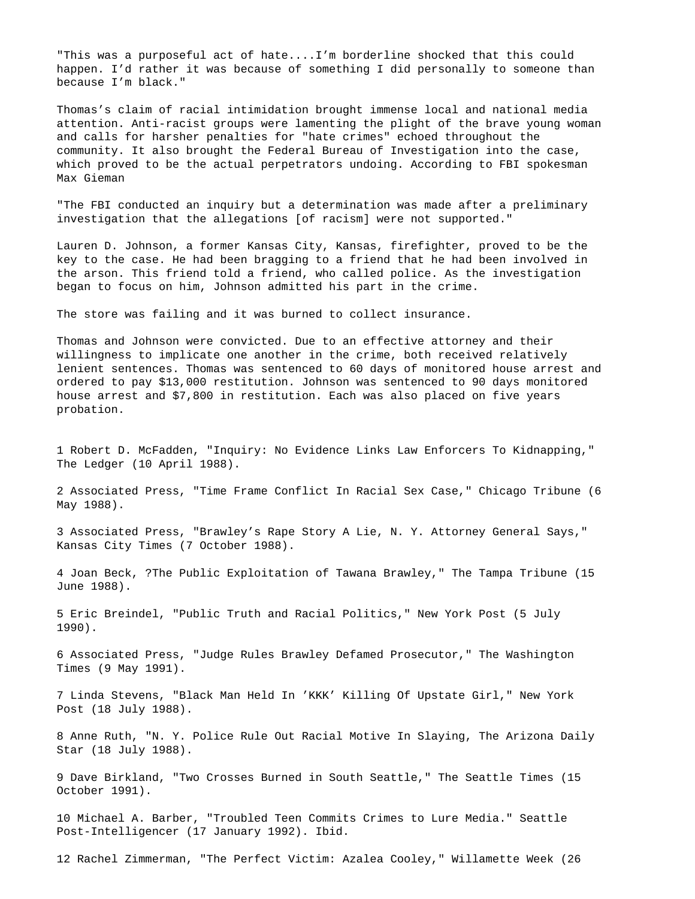"This was a purposeful act of hate....I'm borderline shocked that this could happen. I'd rather it was because of something I did personally to someone than because I'm black."

Thomas's claim of racial intimidation brought immense local and national media attention. Anti-racist groups were lamenting the plight of the brave young woman and calls for harsher penalties for "hate crimes" echoed throughout the community. It also brought the Federal Bureau of Investigation into the case, which proved to be the actual perpetrators undoing. According to FBI spokesman Max Gieman

"The FBI conducted an inquiry but a determination was made after a preliminary investigation that the allegations [of racism] were not supported."

Lauren D. Johnson, a former Kansas City, Kansas, firefighter, proved to be the key to the case. He had been bragging to a friend that he had been involved in the arson. This friend told a friend, who called police. As the investigation began to focus on him, Johnson admitted his part in the crime.

The store was failing and it was burned to collect insurance.

Thomas and Johnson were convicted. Due to an effective attorney and their willingness to implicate one another in the crime, both received relatively lenient sentences. Thomas was sentenced to 60 days of monitored house arrest and ordered to pay $13,000 restitution. Johnson was sentenced to 90 days monitored house arrest and $7,800 in restitution. Each was also placed on five years probation.

1 Robert D. McFadden, "Inquiry: No Evidence Links Law Enforcers To Kidnapping," The Ledger (10 April 1988).

2 Associated Press, "Time Frame Conflict In Racial Sex Case," Chicago Tribune (6 May 1988).

3 Associated Press, "Brawley's Rape Story A Lie, N. Y. Attorney General Says," Kansas City Times (7 October 1988).

4 Joan Beck, ?The Public Exploitation of Tawana Brawley," The Tampa Tribune (15 June 1988).

5 Eric Breindel, "Public Truth and Racial Politics," New York Post (5 July 1990).

6 Associated Press, "Judge Rules Brawley Defamed Prosecutor," The Washington Times (9 May 1991).

7 Linda Stevens, "Black Man Held In 'KKK' Killing Of Upstate Girl," New York Post (18 July 1988).

8 Anne Ruth, "N. Y. Police Rule Out Racial Motive In Slaying, The Arizona Daily Star (18 July 1988).

9 Dave Birkland, "Two Crosses Burned in South Seattle," The Seattle Times (15 October 1991).

10 Michael A. Barber, "Troubled Teen Commits Crimes to Lure Media." Seattle Post-Intelligencer (17 January 1992). Ibid.

12 Rachel Zimmerman, "The Perfect Victim: Azalea Cooley," Willamette Week (26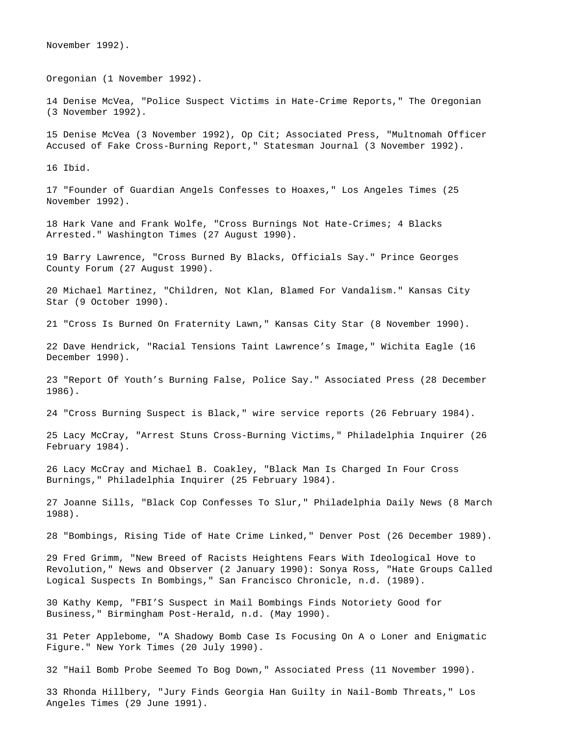November 1992).

Oregonian (1 November 1992).

14 Denise McVea, "Police Suspect Victims in Hate-Crime Reports," The Oregonian (3 November 1992).

15 Denise McVea (3 November 1992), Op Cit; Associated Press, "Multnomah Officer Accused of Fake Cross-Burning Report," Statesman Journal (3 November 1992).

16 Ibid.

17 "Founder of Guardian Angels Confesses to Hoaxes," Los Angeles Times (25 November 1992).

18 Hark Vane and Frank Wolfe, "Cross Burnings Not Hate-Crimes; 4 Blacks Arrested." Washington Times (27 August 1990).

19 Barry Lawrence, "Cross Burned By Blacks, Officials Say." Prince Georges County Forum (27 August 1990).

20 Michael Martinez, "Children, Not Klan, Blamed For Vandalism." Kansas City Star (9 October 1990).

21 "Cross Is Burned On Fraternity Lawn," Kansas City Star (8 November 1990).

22 Dave Hendrick, "Racial Tensions Taint Lawrence's Image," Wichita Eagle (16 December 1990).

23 "Report Of Youth's Burning False, Police Say." Associated Press (28 December 1986).

24 "Cross Burning Suspect is Black," wire service reports (26 February 1984).

25 Lacy McCray, "Arrest Stuns Cross-Burning Victims," Philadelphia Inquirer (26 February 1984).

26 Lacy McCray and Michael B. Coakley, "Black Man Is Charged In Four Cross Burnings," Philadelphia Inquirer (25 February l984).

27 Joanne Sills, "Black Cop Confesses To Slur," Philadelphia Daily News (8 March 1988).

28 "Bombings, Rising Tide of Hate Crime Linked," Denver Post (26 December 1989).

29 Fred Grimm, "New Breed of Racists Heightens Fears With Ideological Hove to Revolution," News and Observer (2 January 1990): Sonya Ross, "Hate Groups Called Logical Suspects In Bombings," San Francisco Chronicle, n.d. (1989).

30 Kathy Kemp, "FBI'S Suspect in Mail Bombings Finds Notoriety Good for Business," Birmingham Post-Herald, n.d. (May 1990).

31 Peter Applebome, "A Shadowy Bomb Case Is Focusing On A o Loner and Enigmatic Figure." New York Times (20 July 1990).

32 "Hail Bomb Probe Seemed To Bog Down," Associated Press (11 November 1990).

33 Rhonda Hillbery, "Jury Finds Georgia Han Guilty in Nail-Bomb Threats," Los Angeles Times (29 June 1991).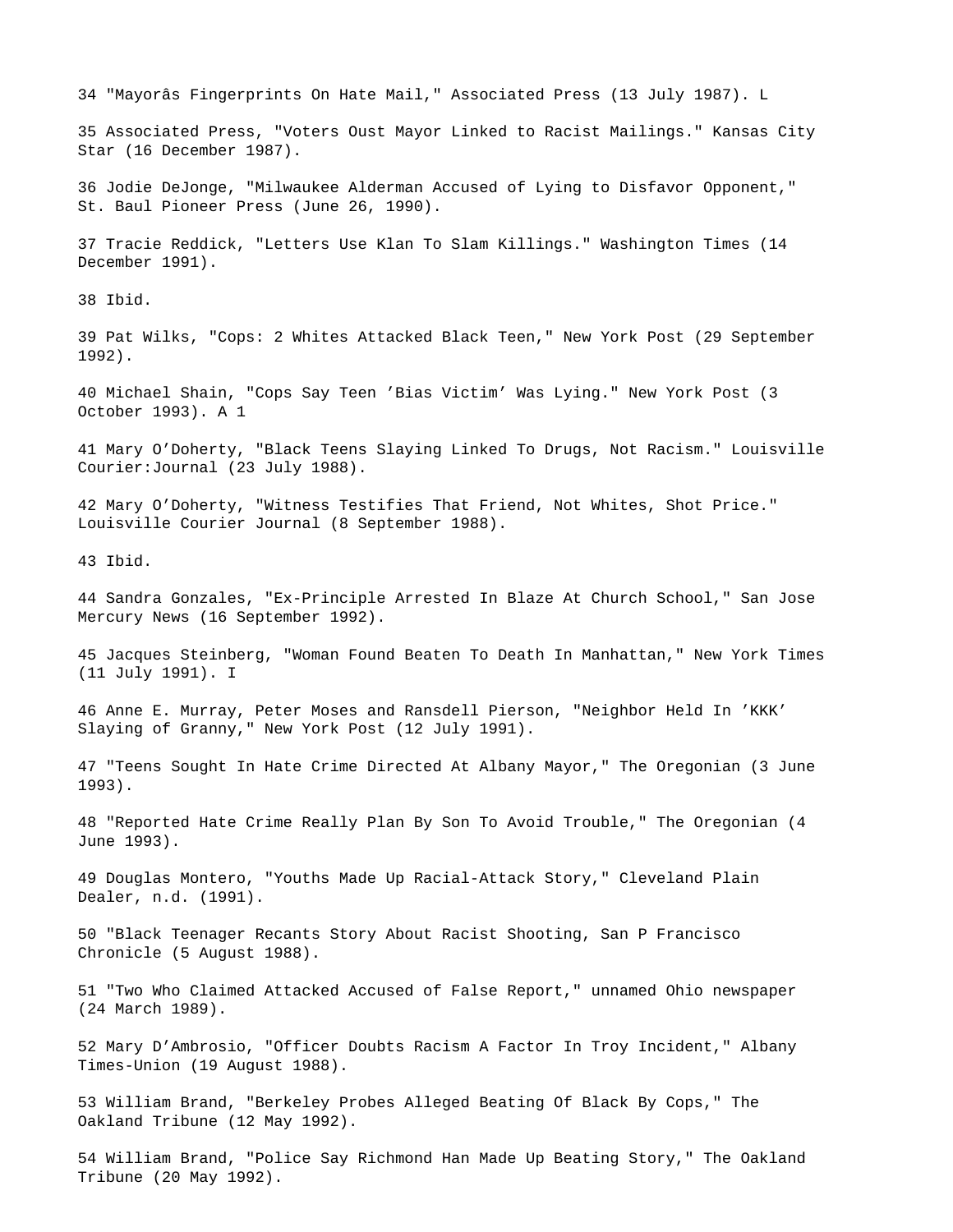34 "Mayorâs Fingerprints On Hate Mail," Associated Press (13 July 1987). L

35 Associated Press, "Voters Oust Mayor Linked to Racist Mailings." Kansas City Star (16 December 1987).

36 Jodie DeJonge, "Milwaukee Alderman Accused of Lying to Disfavor Opponent," St. Baul Pioneer Press (June 26, 1990).

37 Tracie Reddick, "Letters Use Klan To Slam Killings." Washington Times (14 December 1991).

38 Ibid.

39 Pat Wilks, "Cops: 2 Whites Attacked Black Teen," New York Post (29 September 1992).

40 Michael Shain, "Cops Say Teen ’Bias Victim’ Was Lying." New York Post (3 October 1993). A 1

41 Mary O’Doherty, "Black Teens Slaying Linked To Drugs, Not Racism." Louisville Courier:Journal (23 July 1988).

42 Mary O’Doherty, "Witness Testifies That Friend, Not Whites, Shot Price." Louisville Courier Journal (8 September 1988).

43 Ibid.

44 Sandra Gonzales, "Ex-Principle Arrested In Blaze At Church School," San Jose Mercury News (16 September 1992).

45 Jacques Steinberg, "Woman Found Beaten To Death In Manhattan," New York Times (11 July 1991). I

46 Anne E. Murray, Peter Moses and Ransdell Pierson, "Neighbor Held In ’KKK’ Slaying of Granny," New York Post (12 July 1991).

47 "Teens Sought In Hate Crime Directed At Albany Mayor," The Oregonian (3 June 1993).

48 "Reported Hate Crime Really Plan By Son To Avoid Trouble," The Oregonian (4 June 1993).

49 Douglas Montero, "Youths Made Up Racial-Attack Story," Cleveland Plain Dealer, n.d. (1991).

50 "Black Teenager Recants Story About Racist Shooting, San P Francisco Chronicle (5 August 1988).

51 "Two Who Claimed Attacked Accused of False Report," unnamed Ohio newspaper (24 March 1989).

52 Mary D’Ambrosio, "Officer Doubts Racism A Factor In Troy Incident," Albany Times-Union (19 August 1988).

53 William Brand, "Berkeley Probes Alleged Beating Of Black By Cops," The Oakland Tribune (12 May 1992).

54 William Brand, "Police Say Richmond Han Made Up Beating Story," The Oakland Tribune (20 May 1992).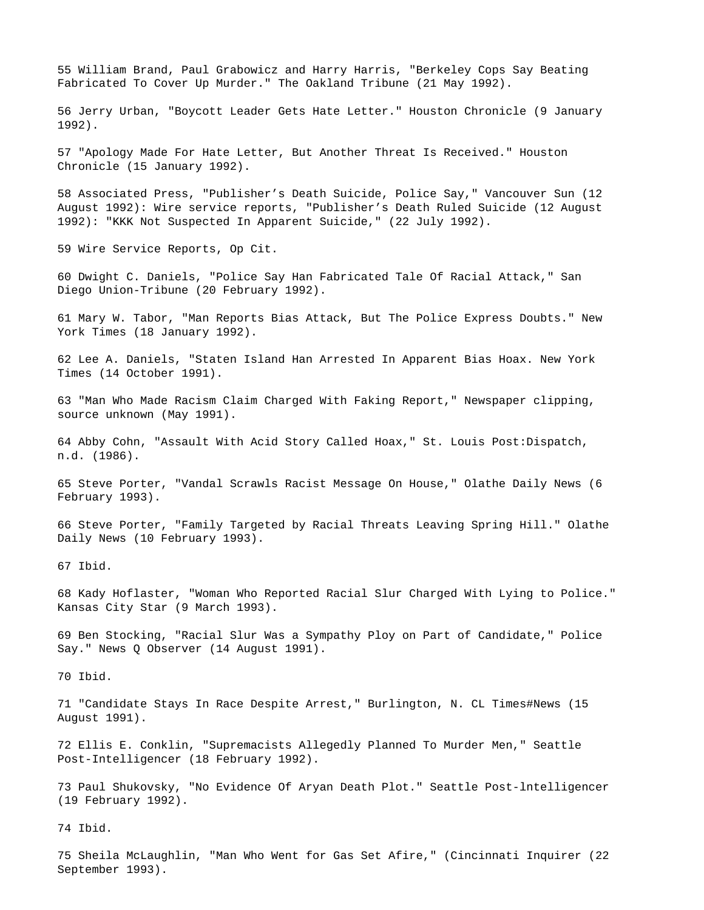55 William Brand, Paul Grabowicz and Harry Harris, "Berkeley Cops Say Beating Fabricated To Cover Up Murder." The Oakland Tribune (21 May 1992).

56 Jerry Urban, "Boycott Leader Gets Hate Letter." Houston Chronicle (9 January 1992).

57 "Apology Made For Hate Letter, But Another Threat Is Received." Houston Chronicle (15 January 1992).

58 Associated Press, "Publisher's Death Suicide, Police Say," Vancouver Sun (12 August 1992): Wire service reports, "Publisher's Death Ruled Suicide (12 August 1992): "KKK Not Suspected In Apparent Suicide," (22 July 1992).

59 Wire Service Reports, Op Cit.

60 Dwight C. Daniels, "Police Say Han Fabricated Tale Of Racial Attack," San Diego Union-Tribune (20 February 1992).

61 Mary W. Tabor, "Man Reports Bias Attack, But The Police Express Doubts." New York Times (18 January 1992).

62 Lee A. Daniels, "Staten Island Han Arrested In Apparent Bias Hoax. New York Times (14 October 1991).

63 "Man Who Made Racism Claim Charged With Faking Report," Newspaper clipping, source unknown (May 1991).

64 Abby Cohn, "Assault With Acid Story Called Hoax," St. Louis Post:Dispatch, n.d. (1986).

65 Steve Porter, "Vandal Scrawls Racist Message On House," Olathe Daily News (6 February 1993).

66 Steve Porter, "Family Targeted by Racial Threats Leaving Spring Hill." Olathe Daily News (10 February 1993).

67 Ibid.

68 Kady Hoflaster, "Woman Who Reported Racial Slur Charged With Lying to Police." Kansas City Star (9 March 1993).

69 Ben Stocking, "Racial Slur Was a Sympathy Ploy on Part of Candidate," Police Say." News Q Observer (14 August 1991).

70 Ibid.

71 "Candidate Stays In Race Despite Arrest," Burlington, N. CL Times#News (15 August 1991).

72 Ellis E. Conklin, "Supremacists Allegedly Planned To Murder Men," Seattle Post-Intelligencer (18 February 1992).

73 Paul Shukovsky, "No Evidence Of Aryan Death Plot." Seattle Post-lntelligencer (19 February 1992).

74 Ibid.

75 Sheila McLaughlin, "Man Who Went for Gas Set Afire," (Cincinnati Inquirer (22 September 1993).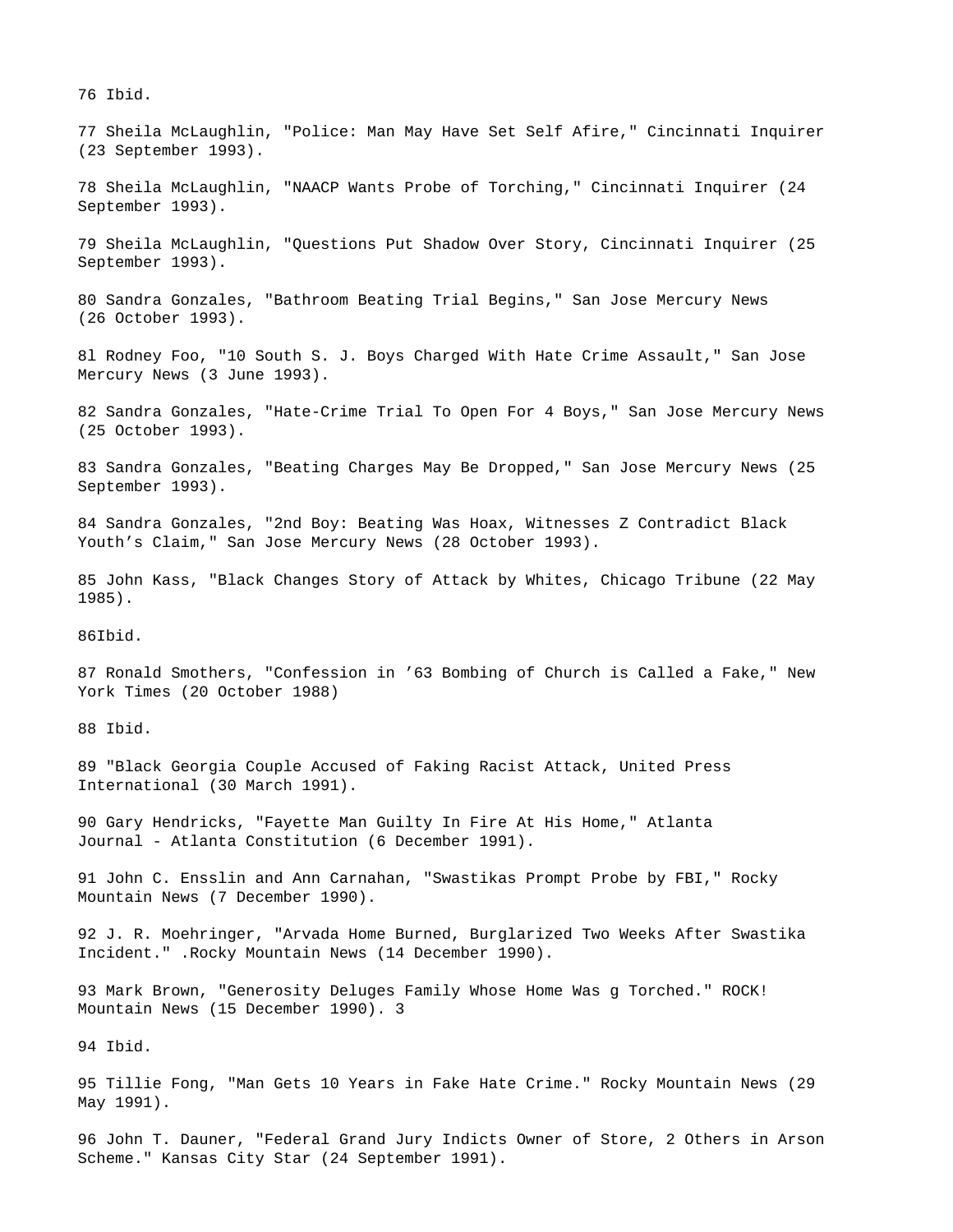76 Ibid.

77 Sheila McLaughlin, "Police: Man May Have Set Self Afire," Cincinnati Inquirer (23 September 1993).

78 Sheila McLaughlin, "NAACP Wants Probe of Torching," Cincinnati Inquirer (24 September 1993).

79 Sheila McLaughlin, "Questions Put Shadow Over Story, Cincinnati Inquirer (25 September 1993).

80 Sandra Gonzales, "Bathroom Beating Trial Begins," San Jose Mercury News (26 October 1993).

8l Rodney Foo, "10 South S. J. Boys Charged With Hate Crime Assault," San Jose Mercury News (3 June 1993).

82 Sandra Gonzales, "Hate-Crime Trial To Open For 4 Boys," San Jose Mercury News (25 October 1993).

83 Sandra Gonzales, "Beating Charges May Be Dropped," San Jose Mercury News (25 September 1993).

84 Sandra Gonzales, "2nd Boy: Beating Was Hoax, Witnesses Z Contradict Black Youth's Claim," San Jose Mercury News (28 October 1993).

85 John Kass, "Black Changes Story of Attack by Whites, Chicago Tribune (22 May 1985).

86Ibid.

87 Ronald Smothers, "Confession in '63 Bombing of Church is Called a Fake," New York Times (20 October 1988)

88 Ibid.

89 "Black Georgia Couple Accused of Faking Racist Attack, United Press International (30 March 1991).

90 Gary Hendricks, "Fayette Man Guilty In Fire At His Home," Atlanta Journal - Atlanta Constitution (6 December 1991).

91 John C. Ensslin and Ann Carnahan, "Swastikas Prompt Probe by FBI," Rocky Mountain News (7 December 1990).

92 J. R. Moehringer, "Arvada Home Burned, Burglarized Two Weeks After Swastika Incident." .Rocky Mountain News (14 December 1990).

93 Mark Brown, "Generosity Deluges Family Whose Home Was g Torched." ROCK! Mountain News (15 December 1990). 3

94 Ibid.

95 Tillie Fong, "Man Gets 10 Years in Fake Hate Crime." Rocky Mountain News (29 May 1991).

96 John T. Dauner, "Federal Grand Jury Indicts Owner of Store, 2 Others in Arson Scheme." Kansas City Star (24 September 1991).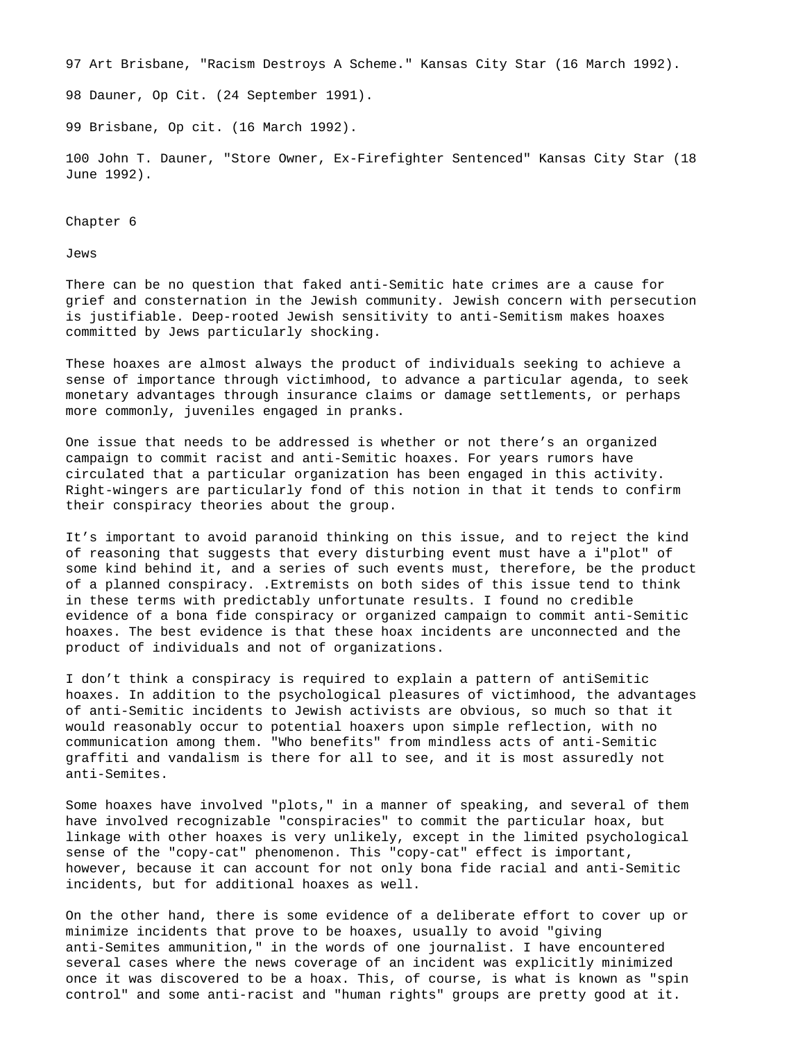97 Art Brisbane, "Racism Destroys A Scheme." Kansas City Star (16 March 1992).

98 Dauner, Op Cit. (24 September 1991).

99 Brisbane, Op cit. (16 March 1992).

100 John T. Dauner, "Store Owner, Ex-Firefighter Sentenced" Kansas City Star (18 June 1992).

# Chapter 6

## Jews

There can be no question that faked anti-Semitic hate crimes are a cause for grief and consternation in the Jewish community. Jewish concern with persecution is justifiable. Deep-rooted Jewish sensitivity to anti-Semitism makes hoaxes committed by Jews particularly shocking.

These hoaxes are almost always the product of individuals seeking to achieve a sense of importance through victimhood, to advance a particular agenda, to seek monetary advantages through insurance claims or damage settlements, or perhaps more commonly, juveniles engaged in pranks.

One issue that needs to be addressed is whether or not there's an organized campaign to commit racist and anti-Semitic hoaxes. For years rumors have circulated that a particular organization has been engaged in this activity. Right-wingers are particularly fond of this notion in that it tends to confirm their conspiracy theories about the group.

It's important to avoid paranoid thinking on this issue, and to reject the kind of reasoning that suggests that every disturbing event must have a i"plot" of some kind behind it, and a series of such events must, therefore, be the product of a planned conspiracy. .Extremists on both sides of this issue tend to think in these terms with predictably unfortunate results. I found no credible evidence of a bona fide conspiracy or organized campaign to commit anti-Semitic hoaxes. The best evidence is that these hoax incidents are unconnected and the product of individuals and not of organizations.

I don't think a conspiracy is required to explain a pattern of antiSemitic hoaxes. In addition to the psychological pleasures of victimhood, the advantages of anti-Semitic incidents to Jewish activists are obvious, so much so that it would reasonably occur to potential hoaxers upon simple reflection, with no communication among them. "Who benefits" from mindless acts of anti-Semitic graffiti and vandalism is there for all to see, and it is most assuredly not anti-Semites.

Some hoaxes have involved "plots," in a manner of speaking, and several of them have involved recognizable "conspiracies" to commit the particular hoax, but linkage with other hoaxes is very unlikely, except in the limited psychological sense of the "copy-cat" phenomenon. This "copy-cat" effect is important, however, because it can account for not only bona fide racial and anti-Semitic incidents, but for additional hoaxes as well.

On the other hand, there is some evidence of a deliberate effort to cover up or minimize incidents that prove to be hoaxes, usually to avoid "giving anti-Semites ammunition," in the words of one journalist. I have encountered several cases where the news coverage of an incident was explicitly minimized once it was discovered to be a hoax. This, of course, is what is known as "spin control" and some anti-racist and "human rights" groups are pretty good at it.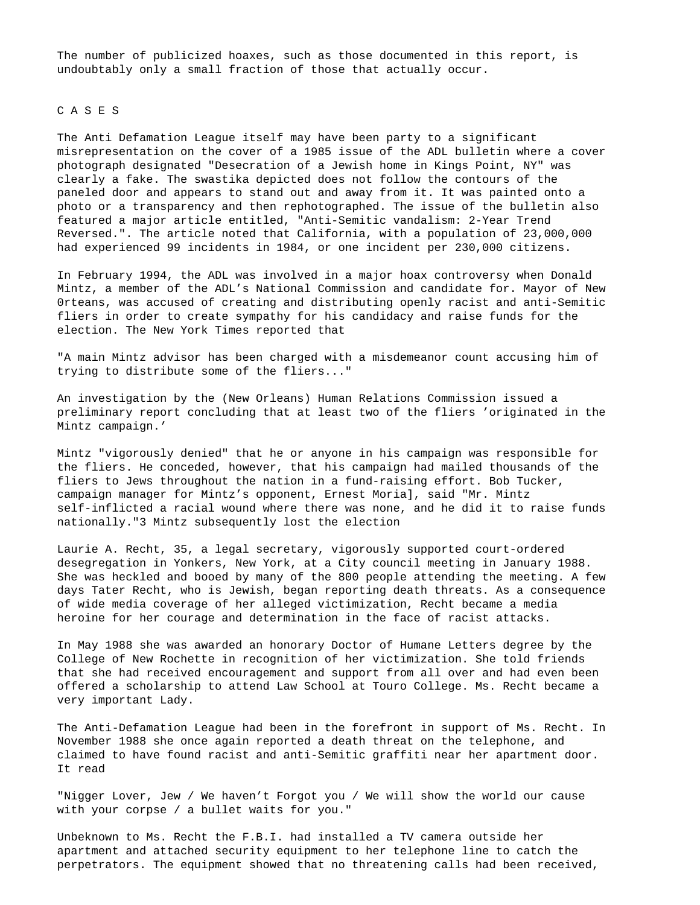The number of publicized hoaxes, such as those documented in this report, is undoubtably only a small fraction of those that actually occur.

C A S E S

The Anti Defamation League itself may have been party to a significant misrepresentation on the cover of a 1985 issue of the ADL bulletin where a cover photograph designated "Desecration of a Jewish home in Kings Point, NY" was clearly a fake. The swastika depicted does not follow the contours of the paneled door and appears to stand out and away from it. It was painted onto a photo or a transparency and then rephotographed. The issue of the bulletin also featured a major article entitled, "Anti-Semitic vandalism: 2-Year Trend Reversed.". The article noted that California, with a population of 23,000,000 had experienced 99 incidents in 1984, or one incident per 230,000 citizens.

In February 1994, the ADL was involved in a major hoax controversy when Donald Mintz, a member of the ADL's National Commission and candidate for. Mayor of New 0rteans, was accused of creating and distributing openly racist and anti-Semitic fliers in order to create sympathy for his candidacy and raise funds for the election. The New York Times reported that

"A main Mintz advisor has been charged with a misdemeanor count accusing him of trying to distribute some of the fliers..."

An investigation by the (New Orleans) Human Relations Commission issued a preliminary report concluding that at least two of the fliers 'originated in the Mintz campaign.'

Mintz "vigorously denied" that he or anyone in his campaign was responsible for the fliers. He conceded, however, that his campaign had mailed thousands of the fliers to Jews throughout the nation in a fund-raising effort. Bob Tucker, campaign manager for Mintz's opponent, Ernest Moria], said "Mr. Mintz self-inflicted a racial wound where there was none, and he did it to raise funds nationally."3 Mintz subsequently lost the election

Laurie A. Recht, 35, a legal secretary, vigorously supported court-ordered desegregation in Yonkers, New York, at a City council meeting in January 1988. She was heckled and booed by many of the 800 people attending the meeting. A few days Tater Recht, who is Jewish, began reporting death threats. As a consequence of wide media coverage of her alleged victimization, Recht became a media heroine for her courage and determination in the face of racist attacks.

In May 1988 she was awarded an honorary Doctor of Humane Letters degree by the College of New Rochette in recognition of her victimization. She told friends that she had received encouragement and support from all over and had even been offered a scholarship to attend Law School at Touro College. Ms. Recht became a very important Lady.

The Anti-Defamation League had been in the forefront in support of Ms. Recht. In November 1988 she once again reported a death threat on the telephone, and claimed to have found racist and anti-Semitic graffiti near her apartment door. It read

"Nigger Lover, Jew / We haven't Forgot you / We will show the world our cause with your corpse / a bullet waits for you."

Unbeknown to Ms. Recht the F.B.I. had installed a TV camera outside her apartment and attached security equipment to her telephone line to catch the perpetrators. The equipment showed that no threatening calls had been received,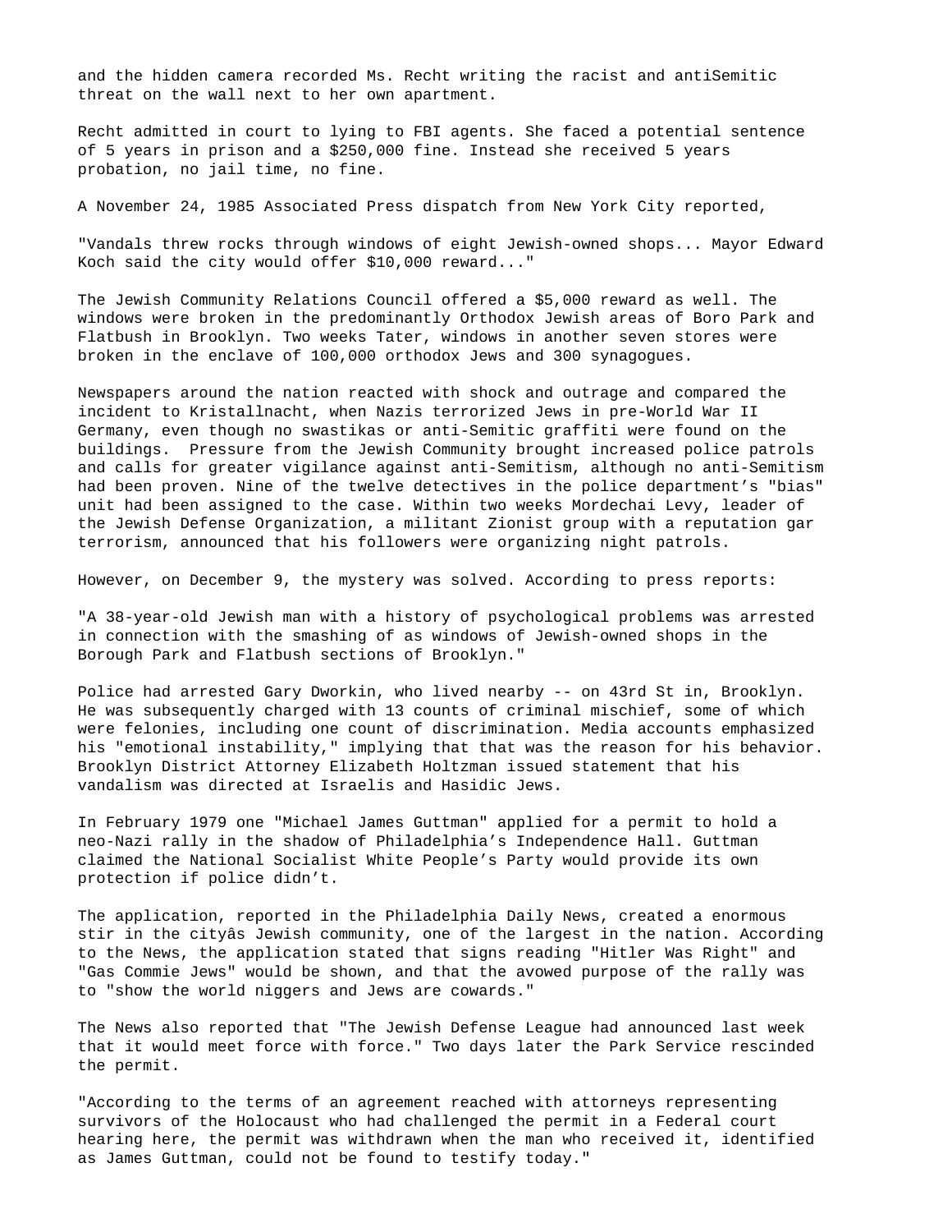and the hidden camera recorded Ms. Recht writing the racist and antiSemitic threat on the wall next to her own apartment.

Recht admitted in court to lying to FBI agents. She faced a potential sentence of 5 years in prison and a $250,000 fine. Instead she received 5 years probation, no jail time, no fine.

A November 24, 1985 Associated Press dispatch from New York City reported,

"Vandals threw rocks through windows of eight Jewish-owned shops... Mayor Edward Koch said the city would offer $10,000 reward..."

The Jewish Community Relations Council offered a $5,000 reward as well. The windows were broken in the predominantly Orthodox Jewish areas of Boro Park and Flatbush in Brooklyn. Two weeks Tater, windows in another seven stores were broken in the enclave of 100,000 orthodox Jews and 300 synagogues.

Newspapers around the nation reacted with shock and outrage and compared the incident to Kristallnacht, when Nazis terrorized Jews in pre-World War II Germany, even though no swastikas or anti-Semitic graffiti were found on the buildings. Pressure from the Jewish Community brought increased police patrols and calls for greater vigilance against anti-Semitism, although no anti-Semitism had been proven. Nine of the twelve detectives in the police department's "bias" unit had been assigned to the case. Within two weeks Mordechai Levy, leader of the Jewish Defense Organization, a militant Zionist group with a reputation gar terrorism, announced that his followers were organizing night patrols.

However, on December 9, the mystery was solved. According to press reports:

"A 38-year-old Jewish man with a history of psychological problems was arrested in connection with the smashing of as windows of Jewish-owned shops in the Borough Park and Flatbush sections of Brooklyn."

Police had arrested Gary Dworkin, who lived nearby -- on 43rd St in, Brooklyn. He was subsequently charged with 13 counts of criminal mischief, some of which were felonies, including one count of discrimination. Media accounts emphasized his "emotional instability," implying that that was the reason for his behavior. Brooklyn District Attorney Elizabeth Holtzman issued statement that his vandalism was directed at Israelis and Hasidic Jews.

In February 1979 one "Michael James Guttman" applied for a permit to hold a neo-Nazi rally in the shadow of Philadelphia's Independence Hall. Guttman claimed the National Socialist White People's Party would provide its own protection if police didn't.

The application, reported in the Philadelphia Daily News, created a enormous stir in the cityâs Jewish community, one of the largest in the nation. According to the News, the application stated that signs reading "Hitler Was Right" and "Gas Commie Jews" would be shown, and that the avowed purpose of the rally was to "show the world niggers and Jews are cowards."

The News also reported that "The Jewish Defense League had announced last week that it would meet force with force." Two days later the Park Service rescinded the permit.

"According to the terms of an agreement reached with attorneys representing survivors of the Holocaust who had challenged the permit in a Federal court hearing here, the permit was withdrawn when the man who received it, identified as James Guttman, could not be found to testify today."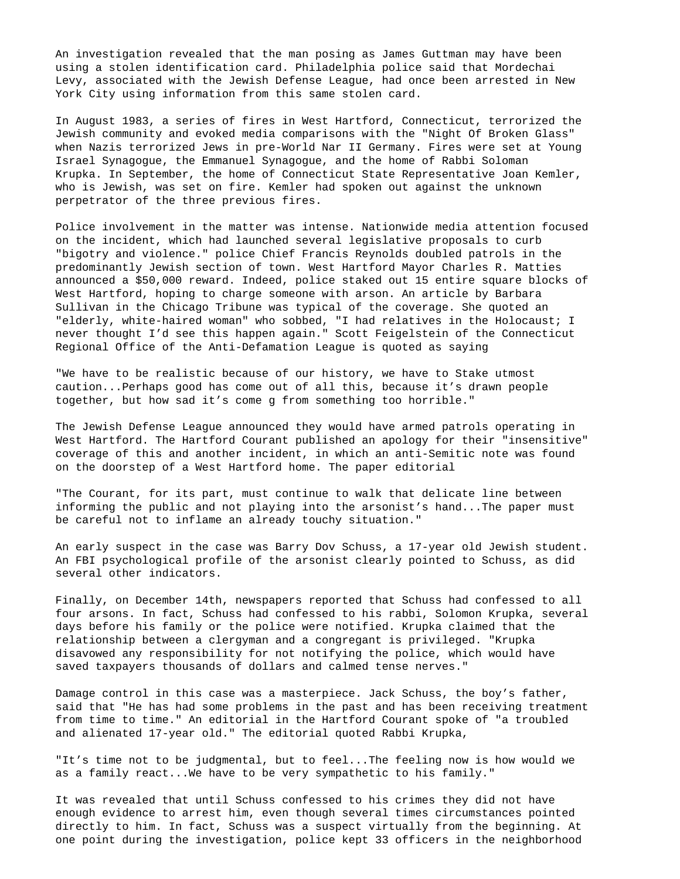An investigation revealed that the man posing as James Guttman may have been using a stolen identification card. Philadelphia police said that Mordechai Levy, associated with the Jewish Defense League, had once been arrested in New York City using information from this same stolen card.

In August 1983, a series of fires in West Hartford, Connecticut, terrorized the Jewish community and evoked media comparisons with the "Night Of Broken Glass" when Nazis terrorized Jews in pre-World Nar II Germany. Fires were set at Young Israel Synagogue, the Emmanuel Synagogue, and the home of Rabbi Soloman Krupka. In September, the home of Connecticut State Representative Joan Kemler, who is Jewish, was set on fire. Kemler had spoken out against the unknown perpetrator of the three previous fires.

Police involvement in the matter was intense. Nationwide media attention focused on the incident, which had launched several legislative proposals to curb "bigotry and violence." police Chief Francis Reynolds doubled patrols in the predominantly Jewish section of town. West Hartford Mayor Charles R. Matties announced a $50,000 reward. Indeed, police staked out 15 entire square blocks of West Hartford, hoping to charge someone with arson. An article by Barbara Sullivan in the Chicago Tribune was typical of the coverage. She quoted an "elderly, white-haired woman" who sobbed, "I had relatives in the Holocaust; I never thought I'd see this happen again." Scott Feigelstein of the Connecticut Regional Office of the Anti-Defamation League is quoted as saying

"We have to be realistic because of our history, we have to Stake utmost caution...Perhaps good has come out of all this, because it's drawn people together, but how sad it's come g from something too horrible."

The Jewish Defense League announced they would have armed patrols operating in West Hartford. The Hartford Courant published an apology for their "insensitive" coverage of this and another incident, in which an anti-Semitic note was found on the doorstep of a West Hartford home. The paper editorial

"The Courant, for its part, must continue to walk that delicate line between informing the public and not playing into the arsonist's hand...The paper must be careful not to inflame an already touchy situation."

An early suspect in the case was Barry Dov Schuss, a 17-year old Jewish student. An FBI psychological profile of the arsonist clearly pointed to Schuss, as did several other indicators.

Finally, on December 14th, newspapers reported that Schuss had confessed to all four arsons. In fact, Schuss had confessed to his rabbi, Solomon Krupka, several days before his family or the police were notified. Krupka claimed that the relationship between a clergyman and a congregant is privileged. "Krupka disavowed any responsibility for not notifying the police, which would have saved taxpayers thousands of dollars and calmed tense nerves."

Damage control in this case was a masterpiece. Jack Schuss, the boy's father, said that "He has had some problems in the past and has been receiving treatment from time to time." An editorial in the Hartford Courant spoke of "a troubled and alienated 17-year old." The editorial quoted Rabbi Krupka,

"It's time not to be judgmental, but to feel...The feeling now is how would we as a family react...We have to be very sympathetic to his family."

It was revealed that until Schuss confessed to his crimes they did not have enough evidence to arrest him, even though several times circumstances pointed directly to him. In fact, Schuss was a suspect virtually from the beginning. At one point during the investigation, police kept 33 officers in the neighborhood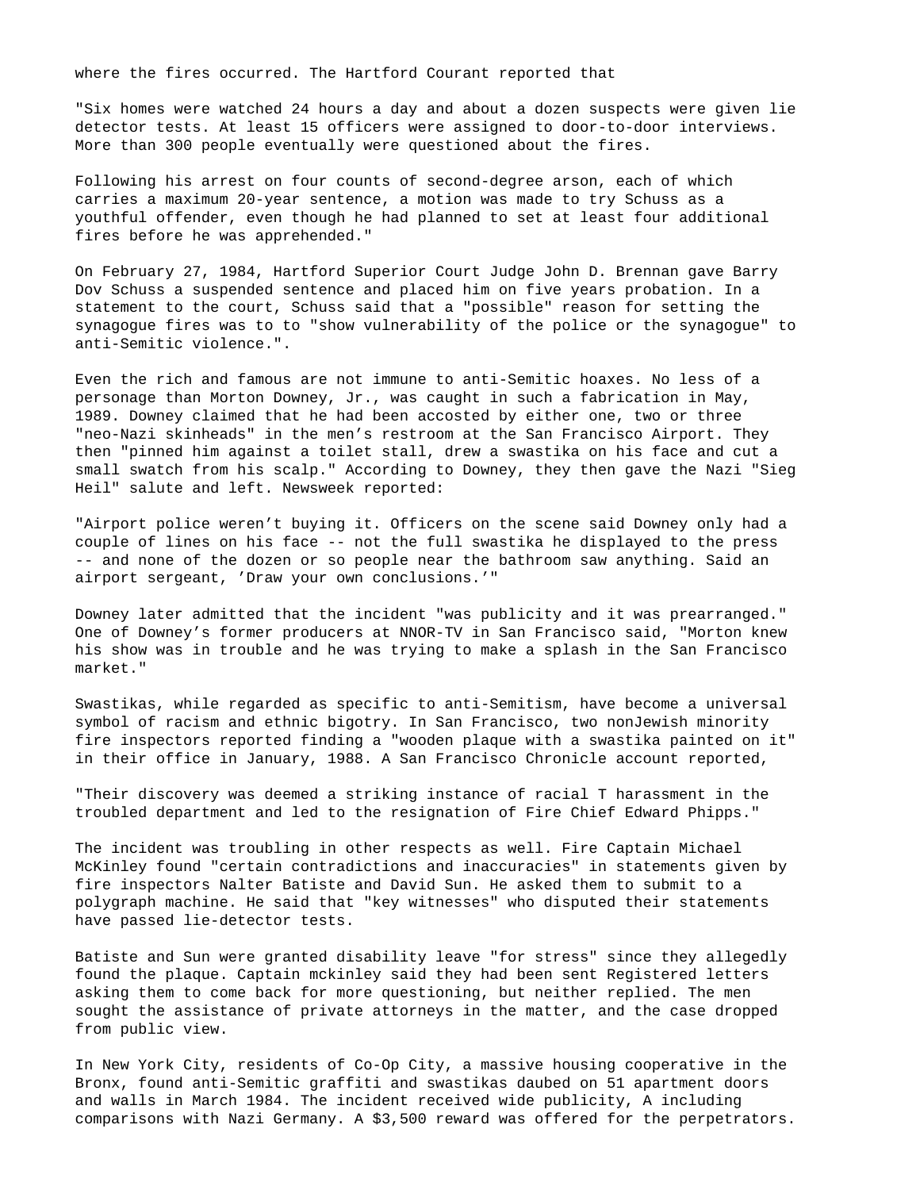where the fires occurred. The Hartford Courant reported that

"Six homes were watched 24 hours a day and about a dozen suspects were given lie detector tests. At least 15 officers were assigned to door-to-door interviews. More than 300 people eventually were questioned about the fires.

Following his arrest on four counts of second-degree arson, each of which carries a maximum 20-year sentence, a motion was made to try Schuss as a youthful offender, even though he had planned to set at least four additional fires before he was apprehended."

On February 27, 1984, Hartford Superior Court Judge John D. Brennan gave Barry Dov Schuss a suspended sentence and placed him on five years probation. In a statement to the court, Schuss said that a "possible" reason for setting the synagogue fires was to to "show vulnerability of the police or the synagogue" to anti-Semitic violence.".

Even the rich and famous are not immune to anti-Semitic hoaxes. No less of a personage than Morton Downey, Jr., was caught in such a fabrication in May, 1989. Downey claimed that he had been accosted by either one, two or three "neo-Nazi skinheads" in the men's restroom at the San Francisco Airport. They then "pinned him against a toilet stall, drew a swastika on his face and cut a small swatch from his scalp." According to Downey, they then gave the Nazi "Sieg Heil" salute and left. Newsweek reported:

"Airport police weren't buying it. Officers on the scene said Downey only had a couple of lines on his face -- not the full swastika he displayed to the press -- and none of the dozen or so people near the bathroom saw anything. Said an airport sergeant, 'Draw your own conclusions.'"

Downey later admitted that the incident "was publicity and it was prearranged." One of Downey's former producers at NNOR-TV in San Francisco said, "Morton knew his show was in trouble and he was trying to make a splash in the San Francisco market."

Swastikas, while regarded as specific to anti-Semitism, have become a universal symbol of racism and ethnic bigotry. In San Francisco, two nonJewish minority fire inspectors reported finding a "wooden plaque with a swastika painted on it" in their office in January, 1988. A San Francisco Chronicle account reported,

"Their discovery was deemed a striking instance of racial T harassment in the troubled department and led to the resignation of Fire Chief Edward Phipps."

The incident was troubling in other respects as well. Fire Captain Michael McKinley found "certain contradictions and inaccuracies" in statements given by fire inspectors Nalter Batiste and David Sun. He asked them to submit to a polygraph machine. He said that "key witnesses" who disputed their statements have passed lie-detector tests.

Batiste and Sun were granted disability leave "for stress" since they allegedly found the plaque. Captain mckinley said they had been sent Registered letters asking them to come back for more questioning, but neither replied. The men sought the assistance of private attorneys in the matter, and the case dropped from public view.

In New York City, residents of Co-Op City, a massive housing cooperative in the Bronx, found anti-Semitic graffiti and swastikas daubed on 51 apartment doors and walls in March 1984. The incident received wide publicity, A including comparisons with Nazi Germany. A $3,500 reward was offered for the perpetrators.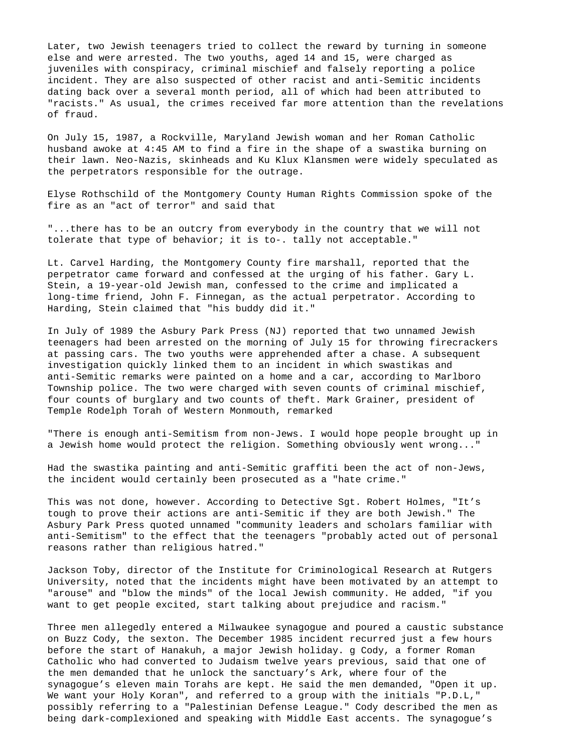Later, two Jewish teenagers tried to collect the reward by turning in someone else and were arrested. The two youths, aged 14 and 15, were charged as juveniles with conspiracy, criminal mischief and falsely reporting a police incident. They are also suspected of other racist and anti-Semitic incidents dating back over a several month period, all of which had been attributed to "racists." As usual, the crimes received far more attention than the revelations of fraud.

On July 15, 1987, a Rockville, Maryland Jewish woman and her Roman Catholic husband awoke at 4:45 AM to find a fire in the shape of a swastika burning on their lawn. Neo-Nazis, skinheads and Ku Klux Klansmen were widely speculated as the perpetrators responsible for the outrage.

Elyse Rothschild of the Montgomery County Human Rights Commission spoke of the fire as an "act of terror" and said that

"...there has to be an outcry from everybody in the country that we will not tolerate that type of behavior; it is to-. tally not acceptable."

Lt. Carvel Harding, the Montgomery County fire marshall, reported that the perpetrator came forward and confessed at the urging of his father. Gary L. Stein, a 19-year-old Jewish man, confessed to the crime and implicated a long-time friend, John F. Finnegan, as the actual perpetrator. According to Harding, Stein claimed that "his buddy did it."

In July of 1989 the Asbury Park Press (NJ) reported that two unnamed Jewish teenagers had been arrested on the morning of July 15 for throwing firecrackers at passing cars. The two youths were apprehended after a chase. A subsequent investigation quickly linked them to an incident in which swastikas and anti-Semitic remarks were painted on a home and a car, according to Marlboro Township police. The two were charged with seven counts of criminal mischief, four counts of burglary and two counts of theft. Mark Grainer, president of Temple Rodelph Torah of Western Monmouth, remarked

"There is enough anti-Semitism from non-Jews. I would hope people brought up in a Jewish home would protect the religion. Something obviously went wrong..."

Had the swastika painting and anti-Semitic graffiti been the act of non-Jews, the incident would certainly been prosecuted as a "hate crime."

This was not done, however. According to Detective Sgt. Robert Holmes, "It's tough to prove their actions are anti-Semitic if they are both Jewish." The Asbury Park Press quoted unnamed "community leaders and scholars familiar with anti-Semitism" to the effect that the teenagers "probably acted out of personal reasons rather than religious hatred."

Jackson Toby, director of the Institute for Criminological Research at Rutgers University, noted that the incidents might have been motivated by an attempt to "arouse" and "blow the minds" of the local Jewish community. He added, "if you want to get people excited, start talking about prejudice and racism."

Three men allegedly entered a Milwaukee synagogue and poured a caustic substance on Buzz Cody, the sexton. The December 1985 incident recurred just a few hours before the start of Hanakuh, a major Jewish holiday. g Cody, a former Roman Catholic who had converted to Judaism twelve years previous, said that one of the men demanded that he unlock the sanctuary's Ark, where four of the synagogue's eleven main Torahs are kept. He said the men demanded, "Open it up. We want your Holy Koran", and referred to a group with the initials "P.D.L," possibly referring to a "Palestinian Defense League." Cody described the men as being dark-complexioned and speaking with Middle East accents. The synagogue's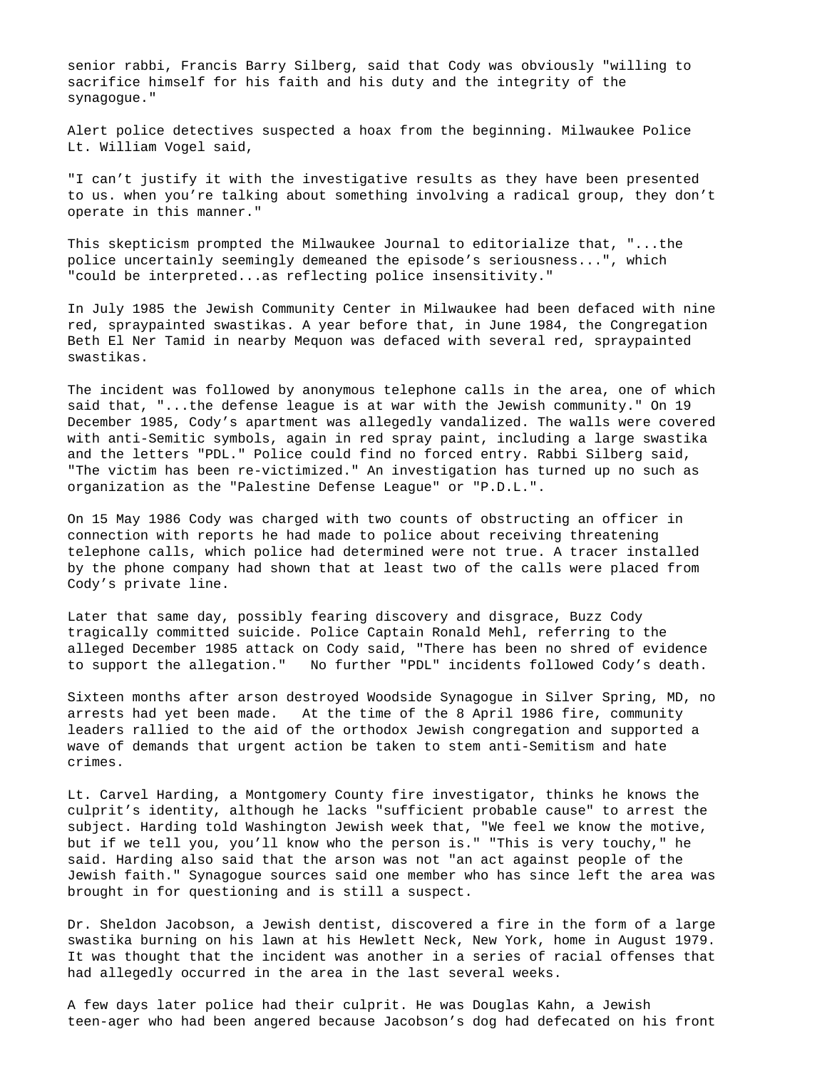senior rabbi, Francis Barry Silberg, said that Cody was obviously "willing to sacrifice himself for his faith and his duty and the integrity of the synagogue."

Alert police detectives suspected a hoax from the beginning. Milwaukee Police Lt. William Vogel said,

"I can't justify it with the investigative results as they have been presented to us. when you're talking about something involving a radical group, they don't operate in this manner."

This skepticism prompted the Milwaukee Journal to editorialize that, "...the police uncertainly seemingly demeaned the episode's seriousness...", which "could be interpreted...as reflecting police insensitivity."

In July 1985 the Jewish Community Center in Milwaukee had been defaced with nine red, spraypainted swastikas. A year before that, in June 1984, the Congregation Beth El Ner Tamid in nearby Mequon was defaced with several red, spraypainted swastikas.

The incident was followed by anonymous telephone calls in the area, one of which said that, "...the defense league is at war with the Jewish community." On 19 December 1985, Cody's apartment was allegedly vandalized. The walls were covered with anti-Semitic symbols, again in red spray paint, including a large swastika and the letters "PDL." Police could find no forced entry. Rabbi Silberg said, "The victim has been re-victimized." An investigation has turned up no such as organization as the "Palestine Defense League" or "P.D.L.".

On 15 May 1986 Cody was charged with two counts of obstructing an officer in connection with reports he had made to police about receiving threatening telephone calls, which police had determined were not true. A tracer installed by the phone company had shown that at least two of the calls were placed from Cody's private line.

Later that same day, possibly fearing discovery and disgrace, Buzz Cody tragically committed suicide. Police Captain Ronald Mehl, referring to the alleged December 1985 attack on Cody said, "There has been no shred of evidence to support the allegation." No further "PDL" incidents followed Cody's death.

Sixteen months after arson destroyed Woodside Synagogue in Silver Spring, MD, no arrests had yet been made. At the time of the 8 April 1986 fire, community leaders rallied to the aid of the orthodox Jewish congregation and supported a wave of demands that urgent action be taken to stem anti-Semitism and hate crimes.

Lt. Carvel Harding, a Montgomery County fire investigator, thinks he knows the culprit's identity, although he lacks "sufficient probable cause" to arrest the subject. Harding told Washington Jewish week that, "We feel we know the motive, but if we tell you, you'll know who the person is." "This is very touchy," he said. Harding also said that the arson was not "an act against people of the Jewish faith." Synagogue sources said one member who has since left the area was brought in for questioning and is still a suspect.

Dr. Sheldon Jacobson, a Jewish dentist, discovered a fire in the form of a large swastika burning on his lawn at his Hewlett Neck, New York, home in August 1979. It was thought that the incident was another in a series of racial offenses that had allegedly occurred in the area in the last several weeks.

A few days later police had their culprit. He was Douglas Kahn, a Jewish teen-ager who had been angered because Jacobson's dog had defecated on his front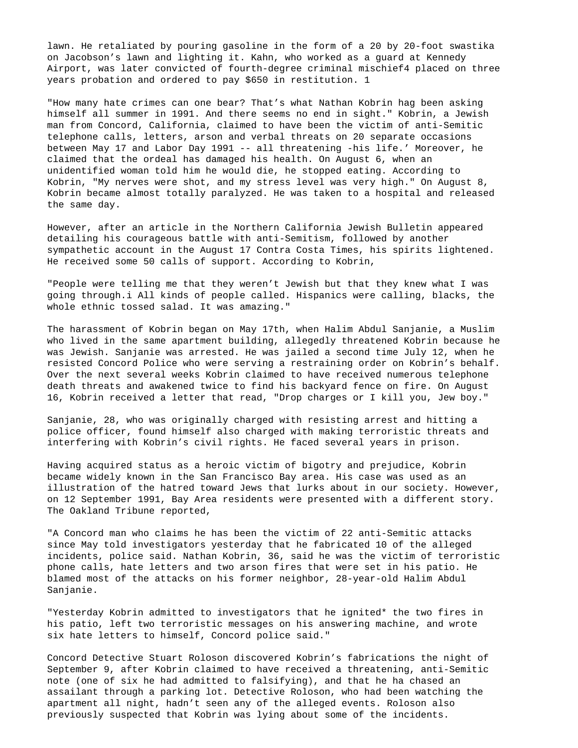lawn. He retaliated by pouring gasoline in the form of a 20 by 20-foot swastika on Jacobson's lawn and lighting it. Kahn, who worked as a guard at Kennedy Airport, was later convicted of fourth-degree criminal mischief4 placed on three years probation and ordered to pay $650 in restitution. 1

"How many hate crimes can one bear? That's what Nathan Kobrin hag been asking himself all summer in 1991. And there seems no end in sight." Kobrin, a Jewish man from Concord, California, claimed to have been the victim of anti-Semitic telephone calls, letters, arson and verbal threats on 20 separate occasions between May 17 and Labor Day 1991 -- all threatening -his life.' Moreover, he claimed that the ordeal has damaged his health. On August 6, when an unidentified woman told him he would die, he stopped eating. According to Kobrin, "My nerves were shot, and my stress level was very high." On August 8, Kobrin became almost totally paralyzed. He was taken to a hospital and released the same day.

However, after an article in the Northern California Jewish Bulletin appeared detailing his courageous battle with anti-Semitism, followed by another sympathetic account in the August 17 Contra Costa Times, his spirits lightened. He received some 50 calls of support. According to Kobrin,

"People were telling me that they weren't Jewish but that they knew what I was going through.i All kinds of people called. Hispanics were calling, blacks, the whole ethnic tossed salad. It was amazing."

The harassment of Kobrin began on May 17th, when Halim Abdul Sanjanie, a Muslim who lived in the same apartment building, allegedly threatened Kobrin because he was Jewish. Sanjanie was arrested. He was jailed a second time July 12, when he resisted Concord Police who were serving a restraining order on Kobrin's behalf. Over the next several weeks Kobrin claimed to have received numerous telephone death threats and awakened twice to find his backyard fence on fire. On August 16, Kobrin received a letter that read, "Drop charges or I kill you, Jew boy."

Sanjanie, 28, who was originally charged with resisting arrest and hitting a police officer, found himself also charged with making terroristic threats and interfering with Kobrin's civil rights. He faced several years in prison.

Having acquired status as a heroic victim of bigotry and prejudice, Kobrin became widely known in the San Francisco Bay area. His case was used as an illustration of the hatred toward Jews that lurks about in our society. However, on 12 September 1991, Bay Area residents were presented with a different story. The Oakland Tribune reported,

"A Concord man who claims he has been the victim of 22 anti-Semitic attacks since May told investigators yesterday that he fabricated 10 of the alleged incidents, police said. Nathan Kobrin, 36, said he was the victim of terroristic phone calls, hate letters and two arson fires that were set in his patio. He blamed most of the attacks on his former neighbor, 28-year-old Halim Abdul Sanjanie.

"Yesterday Kobrin admitted to investigators that he ignited* the two fires in his patio, left two terroristic messages on his answering machine, and wrote six hate letters to himself, Concord police said."

Concord Detective Stuart Roloson discovered Kobrin's fabrications the night of September 9, after Kobrin claimed to have received a threatening, anti-Semitic note (one of six he had admitted to falsifying), and that he ha chased an assailant through a parking lot. Detective Roloson, who had been watching the apartment all night, hadn't seen any of the alleged events. Roloson also previously suspected that Kobrin was lying about some of the incidents.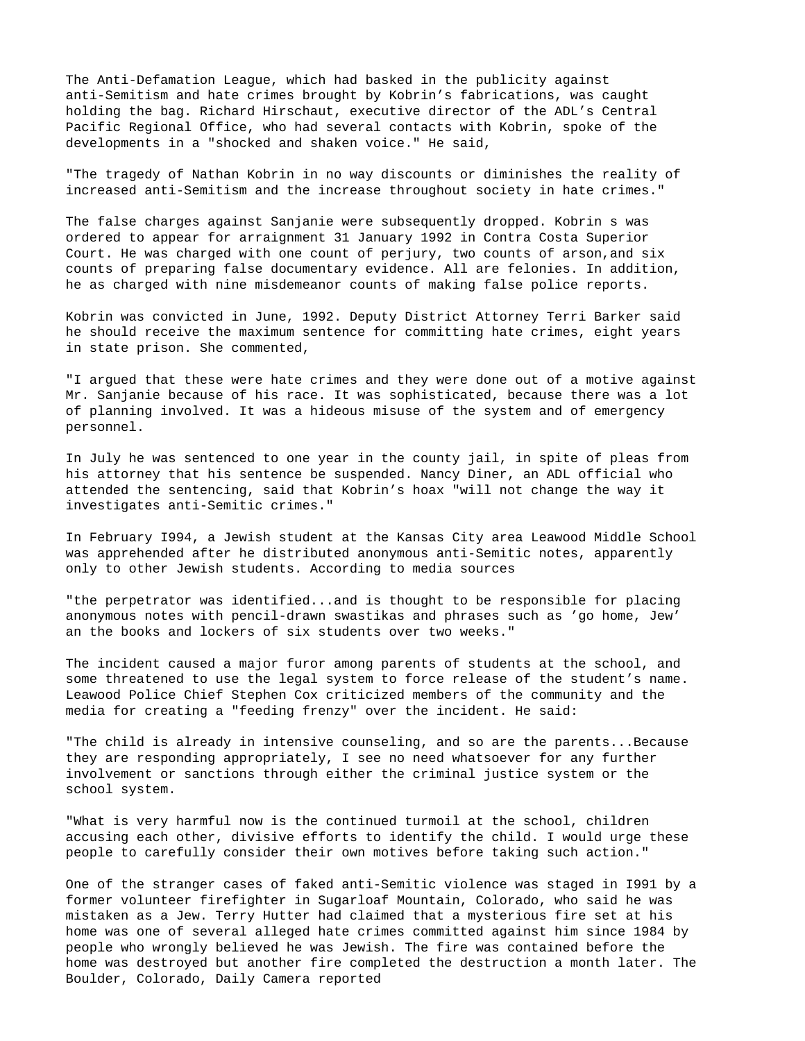The Anti-Defamation League, which had basked in the publicity against anti-Semitism and hate crimes brought by Kobrin's fabrications, was caught holding the bag. Richard Hirschaut, executive director of the ADL's Central Pacific Regional Office, who had several contacts with Kobrin, spoke of the developments in a "shocked and shaken voice." He said,

"The tragedy of Nathan Kobrin in no way discounts or diminishes the reality of increased anti-Semitism and the increase throughout society in hate crimes."

The false charges against Sanjanie were subsequently dropped. Kobrin s was ordered to appear for arraignment 31 January 1992 in Contra Costa Superior Court. He was charged with one count of perjury, two counts of arson,and six counts of preparing false documentary evidence. All are felonies. In addition, he as charged with nine misdemeanor counts of making false police reports.

Kobrin was convicted in June, 1992. Deputy District Attorney Terri Barker said he should receive the maximum sentence for committing hate crimes, eight years in state prison. She commented,

"I argued that these were hate crimes and they were done out of a motive against Mr. Sanjanie because of his race. It was sophisticated, because there was a lot of planning involved. It was a hideous misuse of the system and of emergency personnel.

In July he was sentenced to one year in the county jail, in spite of pleas from his attorney that his sentence be suspended. Nancy Diner, an ADL official who attended the sentencing, said that Kobrin's hoax "will not change the way it investigates anti-Semitic crimes."

In February I994, a Jewish student at the Kansas City area Leawood Middle School was apprehended after he distributed anonymous anti-Semitic notes, apparently only to other Jewish students. According to media sources

"the perpetrator was identified...and is thought to be responsible for placing anonymous notes with pencil-drawn swastikas and phrases such as 'go home, Jew' an the books and lockers of six students over two weeks."

The incident caused a major furor among parents of students at the school, and some threatened to use the legal system to force release of the student's name. Leawood Police Chief Stephen Cox criticized members of the community and the media for creating a "feeding frenzy" over the incident. He said:

"The child is already in intensive counseling, and so are the parents...Because they are responding appropriately, I see no need whatsoever for any further involvement or sanctions through either the criminal justice system or the school system.

"What is very harmful now is the continued turmoil at the school, children accusing each other, divisive efforts to identify the child. I would urge these people to carefully consider their own motives before taking such action."

One of the stranger cases of faked anti-Semitic violence was staged in I991 by a former volunteer firefighter in Sugarloaf Mountain, Colorado, who said he was mistaken as a Jew. Terry Hutter had claimed that a mysterious fire set at his home was one of several alleged hate crimes committed against him since 1984 by people who wrongly believed he was Jewish. The fire was contained before the home was destroyed but another fire completed the destruction a month later. The Boulder, Colorado, Daily Camera reported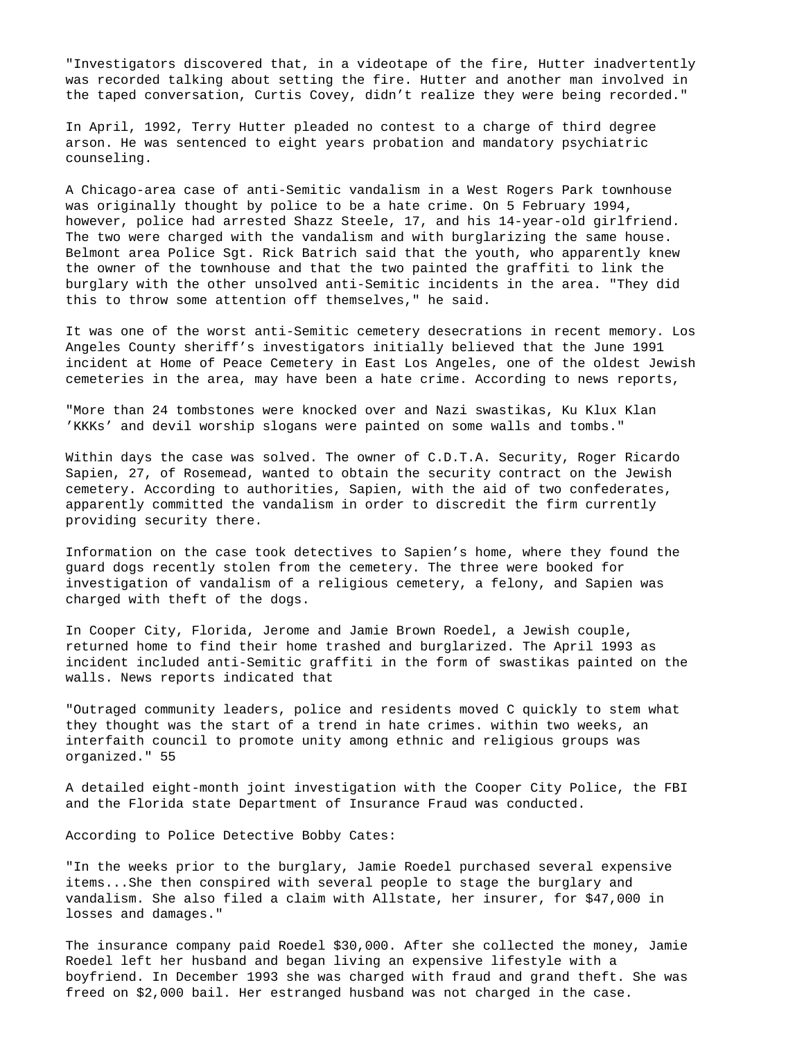"Investigators discovered that, in a videotape of the fire, Hutter inadvertently was recorded talking about setting the fire. Hutter and another man involved in the taped conversation, Curtis Covey, didn't realize they were being recorded."

In April, 1992, Terry Hutter pleaded no contest to a charge of third degree arson. He was sentenced to eight years probation and mandatory psychiatric counseling.

A Chicago-area case of anti-Semitic vandalism in a West Rogers Park townhouse was originally thought by police to be a hate crime. On 5 February 1994, however, police had arrested Shazz Steele, 17, and his 14-year-old girlfriend. The two were charged with the vandalism and with burglarizing the same house. Belmont area Police Sgt. Rick Batrich said that the youth, who apparently knew the owner of the townhouse and that the two painted the graffiti to link the burglary with the other unsolved anti-Semitic incidents in the area. "They did this to throw some attention off themselves," he said.

It was one of the worst anti-Semitic cemetery desecrations in recent memory. Los Angeles County sheriff's investigators initially believed that the June 1991 incident at Home of Peace Cemetery in East Los Angeles, one of the oldest Jewish cemeteries in the area, may have been a hate crime. According to news reports,

"More than 24 tombstones were knocked over and Nazi swastikas, Ku Klux Klan 'KKKs' and devil worship slogans were painted on some walls and tombs."

Within days the case was solved. The owner of C.D.T.A. Security, Roger Ricardo Sapien, 27, of Rosemead, wanted to obtain the security contract on the Jewish cemetery. According to authorities, Sapien, with the aid of two confederates, apparently committed the vandalism in order to discredit the firm currently providing security there.

Information on the case took detectives to Sapien's home, where they found the guard dogs recently stolen from the cemetery. The three were booked for investigation of vandalism of a religious cemetery, a felony, and Sapien was charged with theft of the dogs.

In Cooper City, Florida, Jerome and Jamie Brown Roedel, a Jewish couple, returned home to find their home trashed and burglarized. The April 1993 as incident included anti-Semitic graffiti in the form of swastikas painted on the walls. News reports indicated that

"Outraged community leaders, police and residents moved C quickly to stem what they thought was the start of a trend in hate crimes. within two weeks, an interfaith council to promote unity among ethnic and religious groups was organized." 55

A detailed eight-month joint investigation with the Cooper City Police, the FBI and the Florida state Department of Insurance Fraud was conducted.

According to Police Detective Bobby Cates:

"In the weeks prior to the burglary, Jamie Roedel purchased several expensive items...She then conspired with several people to stage the burglary and vandalism. She also filed a claim with Allstate, her insurer, for $47,000 in losses and damages."

The insurance company paid Roedel $30,000. After she collected the money, Jamie Roedel left her husband and began living an expensive lifestyle with a boyfriend. In December 1993 she was charged with fraud and grand theft. She was freed on $2,000 bail. Her estranged husband was not charged in the case.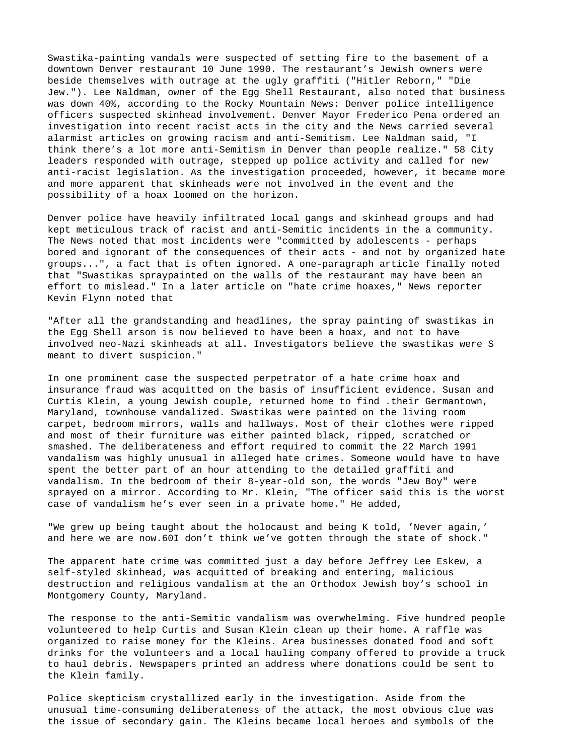Swastika-painting vandals were suspected of setting fire to the basement of a downtown Denver restaurant 10 June 1990. The restaurant's Jewish owners were beside themselves with outrage at the ugly graffiti ("Hitler Reborn," "Die Jew."). Lee Naldman, owner of the Egg Shell Restaurant, also noted that business was down 40%, according to the Rocky Mountain News: Denver police intelligence officers suspected skinhead involvement. Denver Mayor Frederico Pena ordered an investigation into recent racist acts in the city and the News carried several alarmist articles on growing racism and anti-Semitism. Lee Naldman said, "I think there's a lot more anti-Semitism in Denver than people realize." 58 City leaders responded with outrage, stepped up police activity and called for new anti-racist legislation. As the investigation proceeded, however, it became more and more apparent that skinheads were not involved in the event and the possibility of a hoax loomed on the horizon.

Denver police have heavily infiltrated local gangs and skinhead groups and had kept meticulous track of racist and anti-Semitic incidents in the a community. The News noted that most incidents were "committed by adolescents - perhaps bored and ignorant of the consequences of their acts - and not by organized hate groups...", a fact that is often ignored. A one-paragraph article finally noted that "Swastikas spraypainted on the walls of the restaurant may have been an effort to mislead." In a later article on "hate crime hoaxes," News reporter Kevin Flynn noted that

"After all the grandstanding and headlines, the spray painting of swastikas in the Egg Shell arson is now believed to have been a hoax, and not to have involved neo-Nazi skinheads at all. Investigators believe the swastikas were S meant to divert suspicion."

In one prominent case the suspected perpetrator of a hate crime hoax and insurance fraud was acquitted on the basis of insufficient evidence. Susan and Curtis Klein, a young Jewish couple, returned home to find .their Germantown, Maryland, townhouse vandalized. Swastikas were painted on the living room carpet, bedroom mirrors, walls and hallways. Most of their clothes were ripped and most of their furniture was either painted black, ripped, scratched or smashed. The deliberateness and effort required to commit the 22 March 1991 vandalism was highly unusual in alleged hate crimes. Someone would have to have spent the better part of an hour attending to the detailed graffiti and vandalism. In the bedroom of their 8-year-old son, the words "Jew Boy" were sprayed on a mirror. According to Mr. Klein, "The officer said this is the worst case of vandalism he's ever seen in a private home." He added,

"We grew up being taught about the holocaust and being K told, 'Never again,' and here we are now.60I don't think we've gotten through the state of shock."

The apparent hate crime was committed just a day before Jeffrey Lee Eskew, a self-styled skinhead, was acquitted of breaking and entering, malicious destruction and religious vandalism at the an Orthodox Jewish boy's school in Montgomery County, Maryland.

The response to the anti-Semitic vandalism was overwhelming. Five hundred people volunteered to help Curtis and Susan Klein clean up their home. A raffle was organized to raise money for the Kleins. Area businesses donated food and soft drinks for the volunteers and a local hauling company offered to provide a truck to haul debris. Newspapers printed an address where donations could be sent to the Klein family.

Police skepticism crystallized early in the investigation. Aside from the unusual time-consuming deliberateness of the attack, the most obvious clue was the issue of secondary gain. The Kleins became local heroes and symbols of the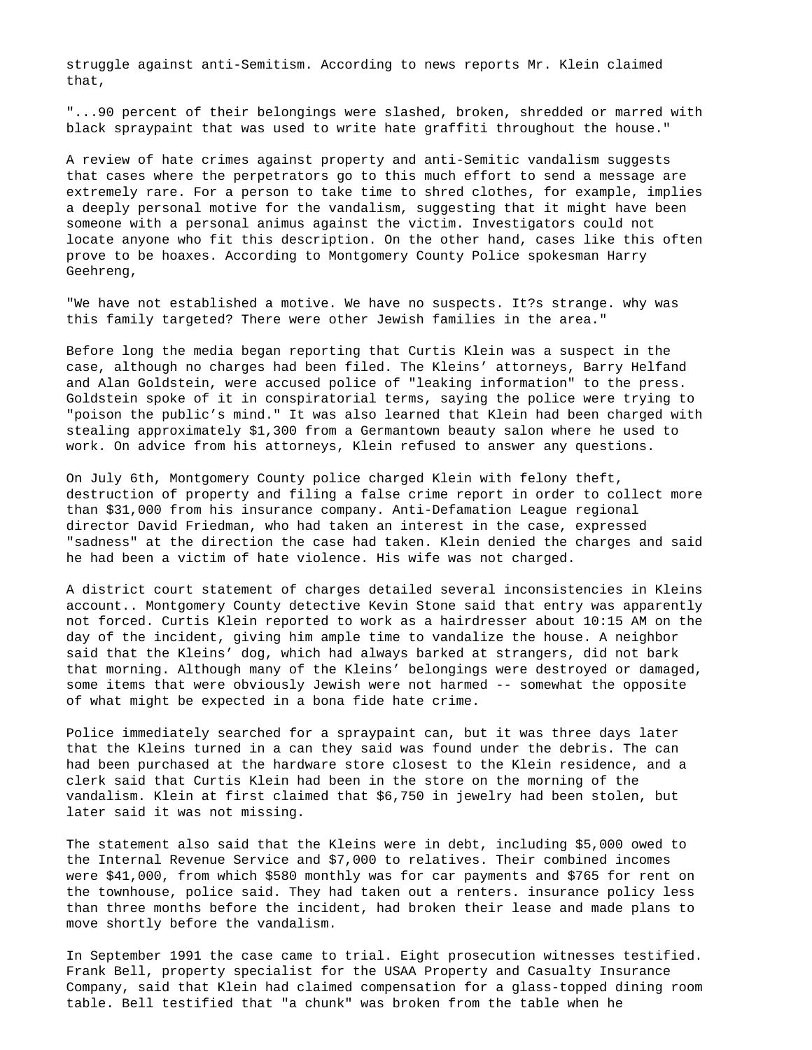struggle against anti-Semitism. According to news reports Mr. Klein claimed that,

"...90 percent of their belongings were slashed, broken, shredded or marred with black spraypaint that was used to write hate graffiti throughout the house."

A review of hate crimes against property and anti-Semitic vandalism suggests that cases where the perpetrators go to this much effort to send a message are extremely rare. For a person to take time to shred clothes, for example, implies a deeply personal motive for the vandalism, suggesting that it might have been someone with a personal animus against the victim. Investigators could not locate anyone who fit this description. On the other hand, cases like this often prove to be hoaxes. According to Montgomery County Police spokesman Harry Geehreng,

"We have not established a motive. We have no suspects. It?s strange. why was this family targeted? There were other Jewish families in the area."

Before long the media began reporting that Curtis Klein was a suspect in the case, although no charges had been filed. The Kleins' attorneys, Barry Helfand and Alan Goldstein, were accused police of "leaking information" to the press. Goldstein spoke of it in conspiratorial terms, saying the police were trying to "poison the public's mind." It was also learned that Klein had been charged with stealing approximately $1,300 from a Germantown beauty salon where he used to work. On advice from his attorneys, Klein refused to answer any questions.

On July 6th, Montgomery County police charged Klein with felony theft, destruction of property and filing a false crime report in order to collect more than $31,000 from his insurance company. Anti-Defamation League regional director David Friedman, who had taken an interest in the case, expressed "sadness" at the direction the case had taken. Klein denied the charges and said he had been a victim of hate violence. His wife was not charged.

A district court statement of charges detailed several inconsistencies in Kleins account.. Montgomery County detective Kevin Stone said that entry was apparently not forced. Curtis Klein reported to work as a hairdresser about 10:15 AM on the day of the incident, giving him ample time to vandalize the house. A neighbor said that the Kleins' dog, which had always barked at strangers, did not bark that morning. Although many of the Kleins' belongings were destroyed or damaged, some items that were obviously Jewish were not harmed -- somewhat the opposite of what might be expected in a bona fide hate crime.

Police immediately searched for a spraypaint can, but it was three days later that the Kleins turned in a can they said was found under the debris. The can had been purchased at the hardware store closest to the Klein residence, and a clerk said that Curtis Klein had been in the store on the morning of the vandalism. Klein at first claimed that $6,750 in jewelry had been stolen, but later said it was not missing.

The statement also said that the Kleins were in debt, including $5,000 owed to the Internal Revenue Service and $7,000 to relatives. Their combined incomes were $41,000, from which $580 monthly was for car payments and $765 for rent on the townhouse, police said. They had taken out a renters. insurance policy less than three months before the incident, had broken their lease and made plans to move shortly before the vandalism.

In September 1991 the case came to trial. Eight prosecution witnesses testified. Frank Bell, property specialist for the USAA Property and Casualty Insurance Company, said that Klein had claimed compensation for a glass-topped dining room table. Bell testified that "a chunk" was broken from the table when he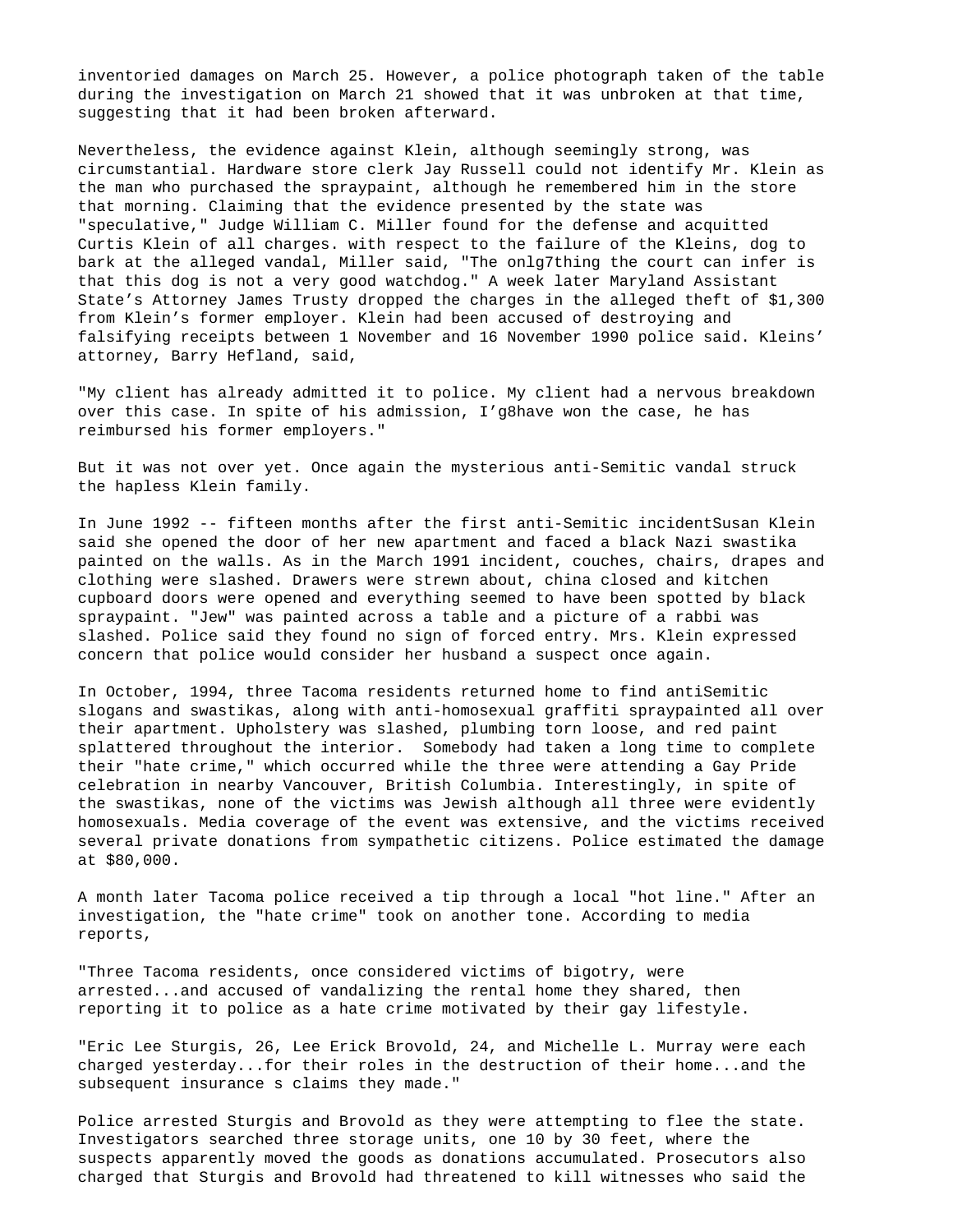inventoried damages on March 25. However, a police photograph taken of the table during the investigation on March 21 showed that it was unbroken at that time, suggesting that it had been broken afterward.

Nevertheless, the evidence against Klein, although seemingly strong, was circumstantial. Hardware store clerk Jay Russell could not identify Mr. Klein as the man who purchased the spraypaint, although he remembered him in the store that morning. Claiming that the evidence presented by the state was "speculative," Judge William C. Miller found for the defense and acquitted Curtis Klein of all charges. with respect to the failure of the Kleins, dog to bark at the alleged vandal, Miller said, "The onlg7thing the court can infer is that this dog is not a very good watchdog." A week later Maryland Assistant State's Attorney James Trusty dropped the charges in the alleged theft of $1,300 from Klein's former employer. Klein had been accused of destroying and falsifying receipts between 1 November and 16 November 1990 police said. Kleins' attorney, Barry Hefland, said,

"My client has already admitted it to police. My client had a nervous breakdown over this case. In spite of his admission, I'g8have won the case, he has reimbursed his former employers."

But it was not over yet. Once again the mysterious anti-Semitic vandal struck the hapless Klein family.

In June 1992 -- fifteen months after the first anti-Semitic incidentSusan Klein said she opened the door of her new apartment and faced a black Nazi swastika painted on the walls. As in the March 1991 incident, couches, chairs, drapes and clothing were slashed. Drawers were strewn about, china closed and kitchen cupboard doors were opened and everything seemed to have been spotted by black spraypaint. "Jew" was painted across a table and a picture of a rabbi was slashed. Police said they found no sign of forced entry. Mrs. Klein expressed concern that police would consider her husband a suspect once again.

In October, 1994, three Tacoma residents returned home to find antiSemitic slogans and swastikas, along with anti-homosexual graffiti spraypainted all over their apartment. Upholstery was slashed, plumbing torn loose, and red paint splattered throughout the interior. Somebody had taken a long time to complete their "hate crime," which occurred while the three were attending a Gay Pride celebration in nearby Vancouver, British Columbia. Interestingly, in spite of the swastikas, none of the victims was Jewish although all three were evidently homosexuals. Media coverage of the event was extensive, and the victims received several private donations from sympathetic citizens. Police estimated the damage at $80,000.

A month later Tacoma police received a tip through a local "hot line." After an investigation, the "hate crime" took on another tone. According to media reports,

"Three Tacoma residents, once considered victims of bigotry, were arrested...and accused of vandalizing the rental home they shared, then reporting it to police as a hate crime motivated by their gay lifestyle.

"Eric Lee Sturgis, 26, Lee Erick Brovold, 24, and Michelle L. Murray were each charged yesterday...for their roles in the destruction of their home...and the subsequent insurance s claims they made."

Police arrested Sturgis and Brovold as they were attempting to flee the state. Investigators searched three storage units, one 10 by 30 feet, where the suspects apparently moved the goods as donations accumulated. Prosecutors also charged that Sturgis and Brovold had threatened to kill witnesses who said the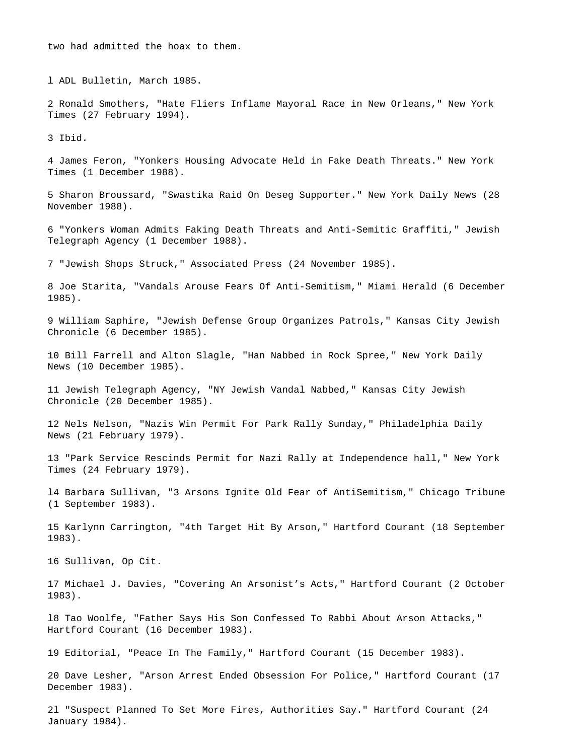two had admitted the hoax to them.

1 ADL Bulletin, March 1985.

2 Ronald Smothers, "Hate Fliers Inflame Mayoral Race in New Orleans," New York Times (27 February 1994).

3 Ibid.

4 James Feron, "Yonkers Housing Advocate Held in Fake Death Threats." New York Times (1 December 1988).

5 Sharon Broussard, "Swastika Raid On Deseg Supporter." New York Daily News (28 November 1988).

6 "Yonkers Woman Admits Faking Death Threats and Anti-Semitic Graffiti," Jewish Telegraph Agency (1 December 1988).

7 "Jewish Shops Struck," Associated Press (24 November 1985).

8 Joe Starita, "Vandals Arouse Fears Of Anti-Semitism," Miami Herald (6 December 1985).

9 William Saphire, "Jewish Defense Group Organizes Patrols," Kansas City Jewish Chronicle (6 December 1985).

10 Bill Farrell and Alton Slagle, "Han Nabbed in Rock Spree," New York Daily News (10 December 1985).

11 Jewish Telegraph Agency, "NY Jewish Vandal Nabbed," Kansas City Jewish Chronicle (20 December 1985).

12 Nels Nelson, "Nazis Win Permit For Park Rally Sunday," Philadelphia Daily News (21 February 1979).

13 "Park Service Rescinds Permit for Nazi Rally at Independence hall," New York Times (24 February 1979).

14 Barbara Sullivan, "3 Arsons Ignite Old Fear of AntiSemitism," Chicago Tribune (1 September 1983).

15 Karlynn Carrington, "4th Target Hit By Arson," Hartford Courant (18 September 1983).

16 Sullivan, Op Cit.

17 Michael J. Davies, "Covering An Arsonist's Acts," Hartford Courant (2 October 1983).

18 Tao Woolfe, "Father Says His Son Confessed To Rabbi About Arson Attacks," Hartford Courant (16 December 1983).

19 Editorial, "Peace In The Family," Hartford Courant (15 December 1983).

20 Dave Lesher, "Arson Arrest Ended Obsession For Police," Hartford Courant (17 December 1983).

21 "Suspect Planned To Set More Fires, Authorities Say." Hartford Courant (24 January 1984).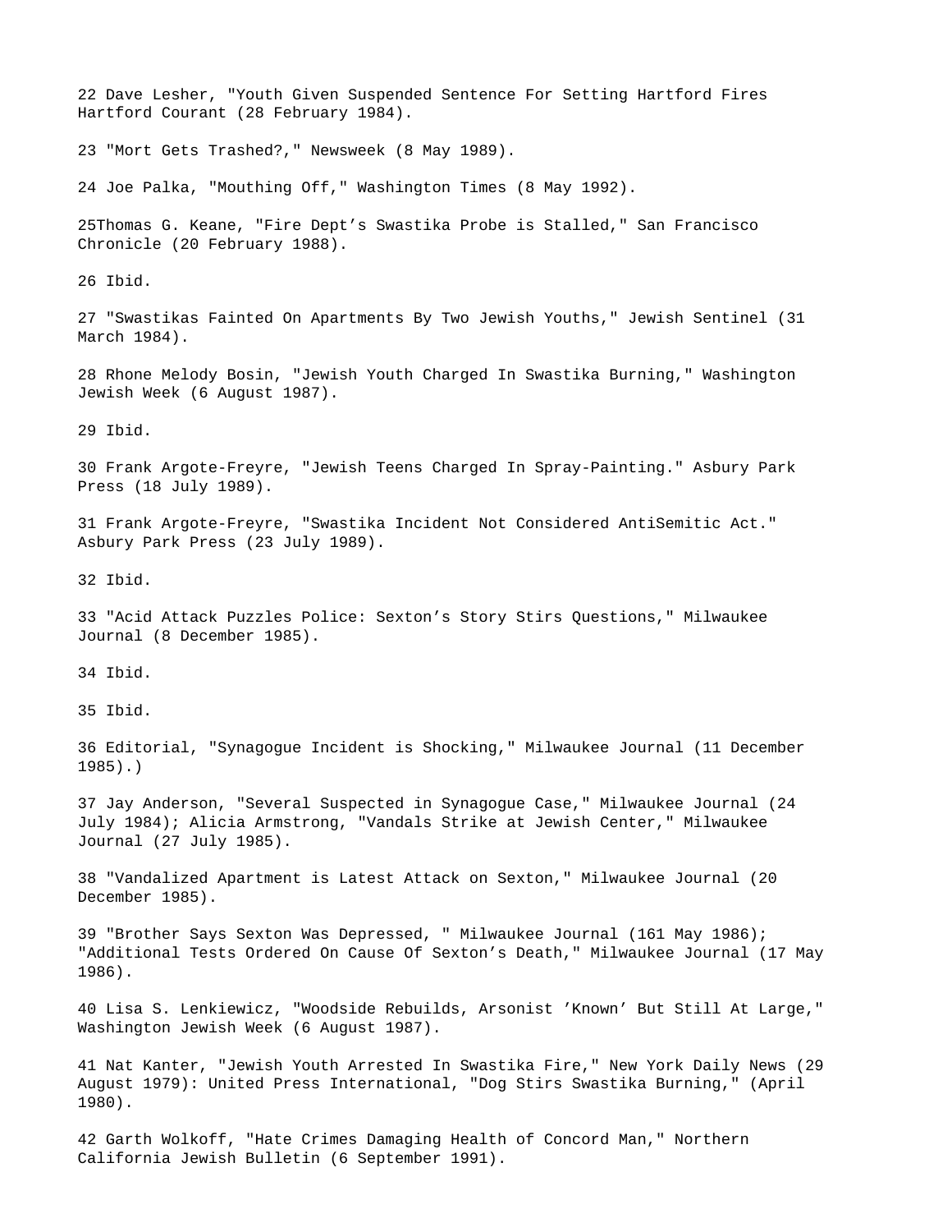22 Dave Lesher, "Youth Given Suspended Sentence For Setting Hartford Fires Hartford Courant (28 February 1984).

23 "Mort Gets Trashed?," Newsweek (8 May 1989).

24 Joe Palka, "Mouthing Off," Washington Times (8 May 1992).

25Thomas G. Keane, "Fire Dept's Swastika Probe is Stalled," San Francisco Chronicle (20 February 1988).

26 Ibid.

27 "Swastikas Fainted On Apartments By Two Jewish Youths," Jewish Sentinel (31 March 1984).

28 Rhone Melody Bosin, "Jewish Youth Charged In Swastika Burning," Washington Jewish Week (6 August 1987).

29 Ibid.

30 Frank Argote-Freyre, "Jewish Teens Charged In Spray-Painting." Asbury Park Press (18 July 1989).

31 Frank Argote-Freyre, "Swastika Incident Not Considered AntiSemitic Act." Asbury Park Press (23 July 1989).

32 Ibid.

33 "Acid Attack Puzzles Police: Sexton's Story Stirs Questions," Milwaukee Journal (8 December 1985).

34 Ibid.

35 Ibid.

36 Editorial, "Synagogue Incident is Shocking," Milwaukee Journal (11 December 1985).)

37 Jay Anderson, "Several Suspected in Synagogue Case," Milwaukee Journal (24 July 1984); Alicia Armstrong, "Vandals Strike at Jewish Center," Milwaukee Journal (27 July 1985).

38 "Vandalized Apartment is Latest Attack on Sexton," Milwaukee Journal (20 December 1985).

39 "Brother Says Sexton Was Depressed, " Milwaukee Journal (161 May 1986); "Additional Tests Ordered On Cause Of Sexton's Death," Milwaukee Journal (17 May 1986).

40 Lisa S. Lenkiewicz, "Woodside Rebuilds, Arsonist 'Known' But Still At Large," Washington Jewish Week (6 August 1987).

41 Nat Kanter, "Jewish Youth Arrested In Swastika Fire," New York Daily News (29 August 1979): United Press International, "Dog Stirs Swastika Burning," (April 1980).

42 Garth Wolkoff, "Hate Crimes Damaging Health of Concord Man," Northern California Jewish Bulletin (6 September 1991).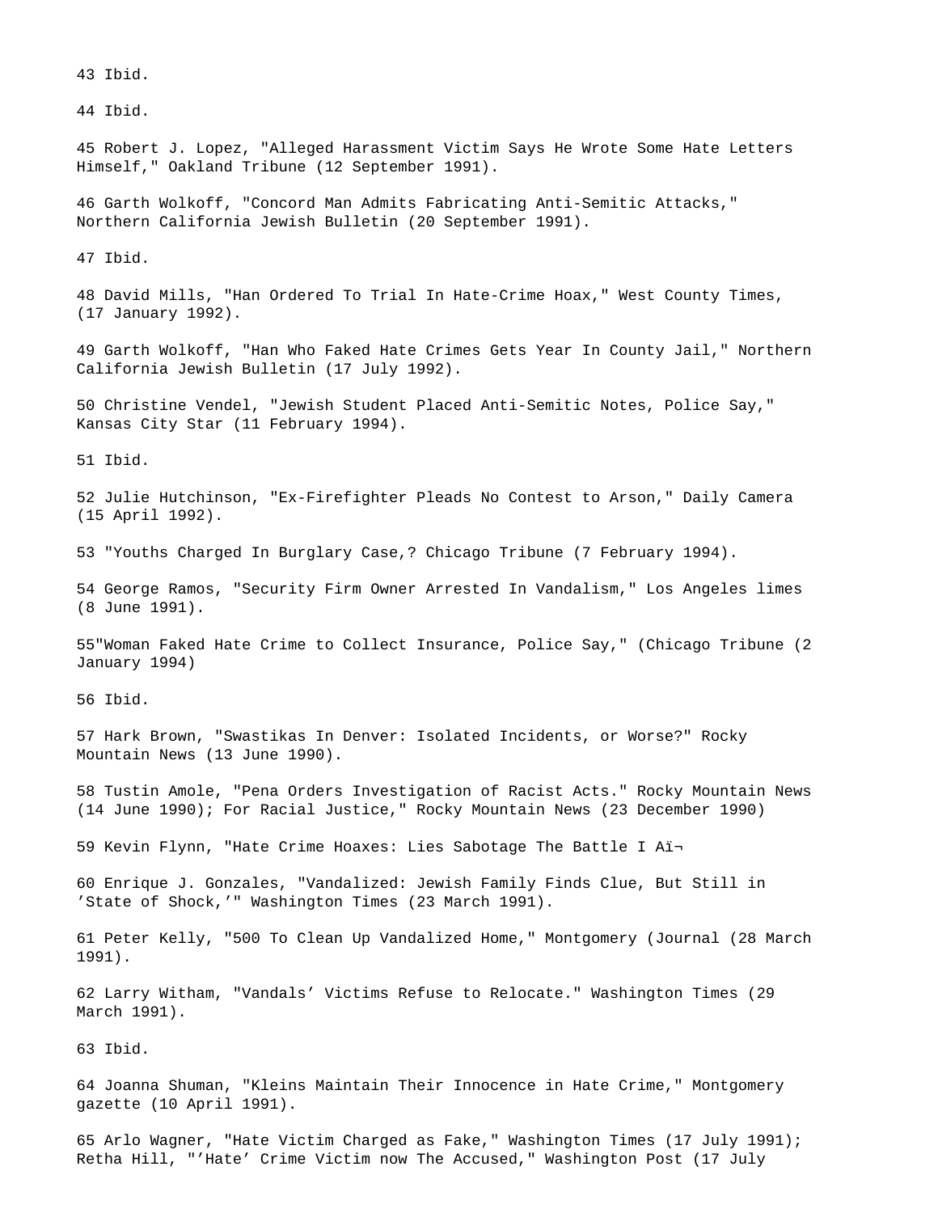43 Ibid.

44 Ibid.

45 Robert J. Lopez, "Alleged Harassment Victim Says He Wrote Some Hate Letters Himself," Oakland Tribune (12 September 1991).

46 Garth Wolkoff, "Concord Man Admits Fabricating Anti-Semitic Attacks," Northern California Jewish Bulletin (20 September 1991).

47 Ibid.

48 David Mills, "Han Ordered To Trial In Hate-Crime Hoax," West County Times, (17 January 1992).

49 Garth Wolkoff, "Han Who Faked Hate Crimes Gets Year In County Jail," Northern California Jewish Bulletin (17 July 1992).

50 Christine Vendel, "Jewish Student Placed Anti-Semitic Notes, Police Say," Kansas City Star (11 February 1994).

51 Ibid.

52 Julie Hutchinson, "Ex-Firefighter Pleads No Contest to Arson," Daily Camera (15 April 1992).

53 "Youths Charged In Burglary Case,? Chicago Tribune (7 February 1994).

54 George Ramos, "Security Firm Owner Arrested In Vandalism," Los Angeles limes (8 June 1991).

55"Woman Faked Hate Crime to Collect Insurance, Police Say," (Chicago Tribune (2 January 1994)

56 Ibid.

57 Hark Brown, "Swastikas In Denver: Isolated Incidents, or Worse?" Rocky Mountain News (13 June 1990).

58 Tustin Amole, "Pena Orders Investigation of Racist Acts." Rocky Mountain News (14 June 1990); For Racial Justice," Rocky Mountain News (23 December 1990)

59 Kevin Flynn, "Hate Crime Hoaxes: Lies Sabotage The Battle I Aï¬

60 Enrique J. Gonzales, "Vandalized: Jewish Family Finds Clue, But Still in ’State of Shock,’" Washington Times (23 March 1991).

61 Peter Kelly, "500 To Clean Up Vandalized Home," Montgomery (Journal (28 March 1991).

62 Larry Witham, "Vandals’ Victims Refuse to Relocate." Washington Times (29 March 1991).

63 Ibid.

64 Joanna Shuman, "Kleins Maintain Their Innocence in Hate Crime," Montgomery gazette (10 April 1991).

65 Arlo Wagner, "Hate Victim Charged as Fake," Washington Times (17 July 1991); Retha Hill, "’Hate’ Crime Victim now The Accused," Washington Post (17 July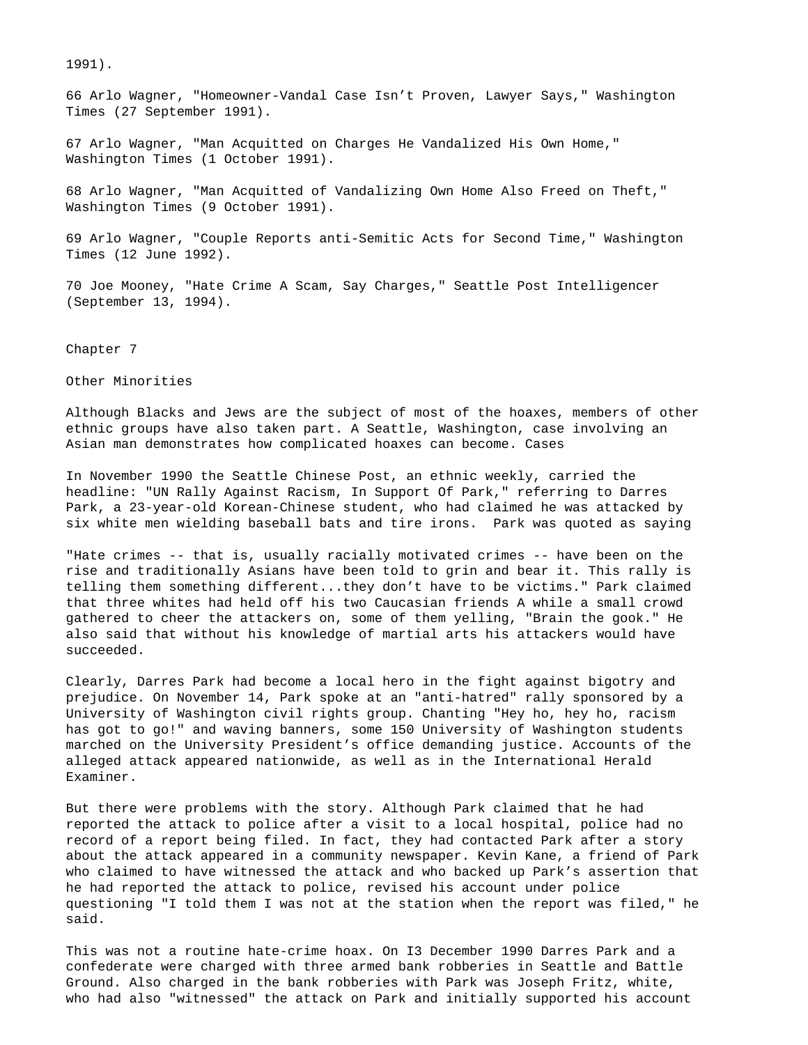1991).

66 Arlo Wagner, "Homeowner-Vandal Case Isn't Proven, Lawyer Says," Washington Times (27 September 1991).

67 Arlo Wagner, "Man Acquitted on Charges He Vandalized His Own Home," Washington Times (1 October 1991).

68 Arlo Wagner, "Man Acquitted of Vandalizing Own Home Also Freed on Theft," Washington Times (9 October 1991).

69 Arlo Wagner, "Couple Reports anti-Semitic Acts for Second Time," Washington Times (12 June 1992).

70 Joe Mooney, "Hate Crime A Scam, Say Charges," Seattle Post Intelligencer (September 13, 1994).

# Chapter 7

## Other Minorities

Although Blacks and Jews are the subject of most of the hoaxes, members of other ethnic groups have also taken part. A Seattle, Washington, case involving an Asian man demonstrates how complicated hoaxes can become. Cases

In November 1990 the Seattle Chinese Post, an ethnic weekly, carried the headline: "UN Rally Against Racism, In Support Of Park," referring to Darres Park, a 23-year-old Korean-Chinese student, who had claimed he was attacked by six white men wielding baseball bats and tire irons. Park was quoted as saying

"Hate crimes -- that is, usually racially motivated crimes -- have been on the rise and traditionally Asians have been told to grin and bear it. This rally is telling them something different...they don't have to be victims." Park claimed that three whites had held off his two Caucasian friends A while a small crowd gathered to cheer the attackers on, some of them yelling, "Brain the gook." He also said that without his knowledge of martial arts his attackers would have succeeded.

Clearly, Darres Park had become a local hero in the fight against bigotry and prejudice. On November 14, Park spoke at an "anti-hatred" rally sponsored by a University of Washington civil rights group. Chanting "Hey ho, hey ho, racism has got to go!" and waving banners, some 150 University of Washington students marched on the University President's office demanding justice. Accounts of the alleged attack appeared nationwide, as well as in the International Herald Examiner.

But there were problems with the story. Although Park claimed that he had reported the attack to police after a visit to a local hospital, police had no record of a report being filed. In fact, they had contacted Park after a story about the attack appeared in a community newspaper. Kevin Kane, a friend of Park who claimed to have witnessed the attack and who backed up Park's assertion that he had reported the attack to police, revised his account under police questioning "I told them I was not at the station when the report was filed," he said.

This was not a routine hate-crime hoax. On I3 December 1990 Darres Park and a confederate were charged with three armed bank robberies in Seattle and Battle Ground. Also charged in the bank robberies with Park was Joseph Fritz, white, who had also "witnessed" the attack on Park and initially supported his account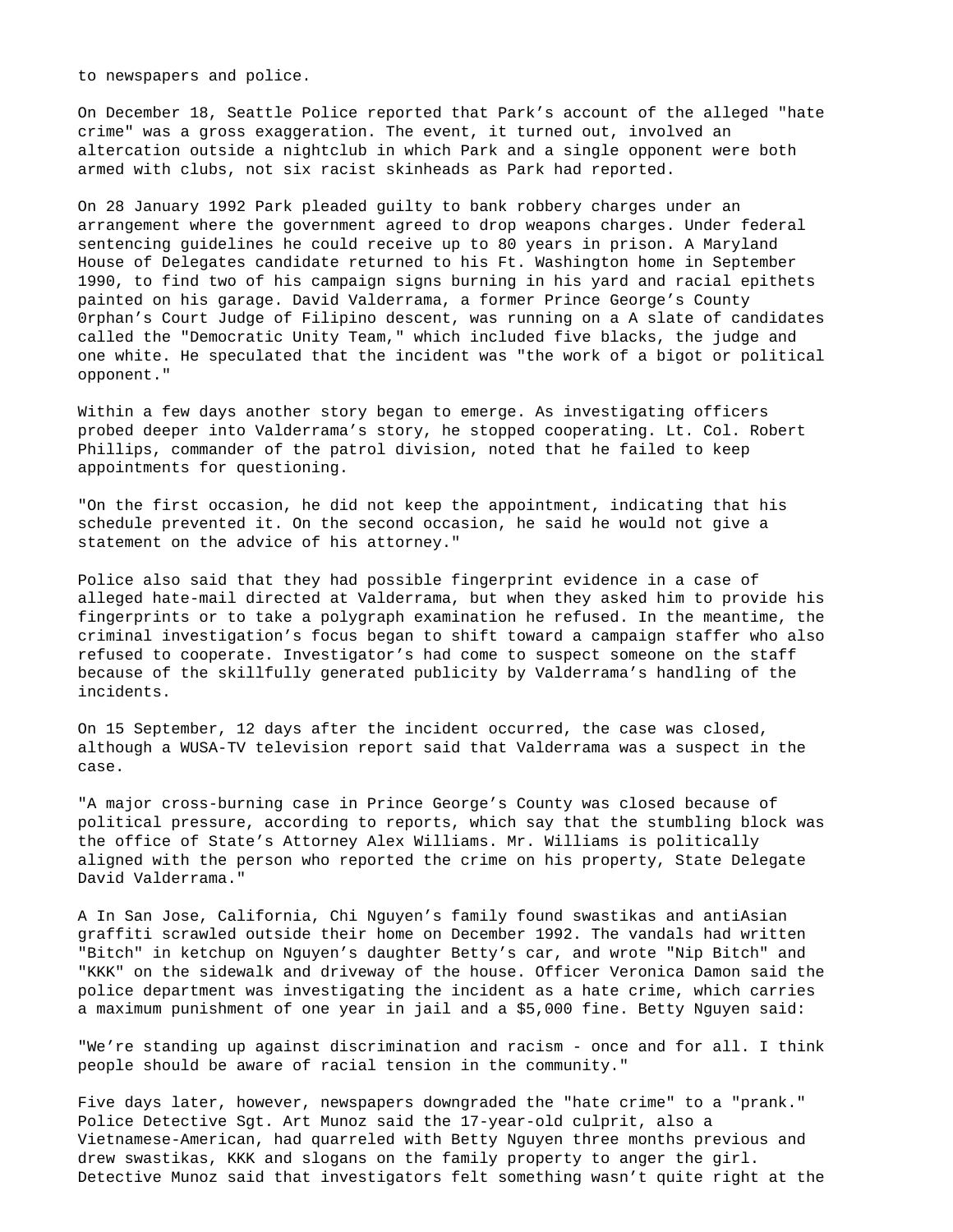to newspapers and police.

On December 18, Seattle Police reported that Park's account of the alleged "hate crime" was a gross exaggeration. The event, it turned out, involved an altercation outside a nightclub in which Park and a single opponent were both armed with clubs, not six racist skinheads as Park had reported.

On 28 January 1992 Park pleaded guilty to bank robbery charges under an arrangement where the government agreed to drop weapons charges. Under federal sentencing guidelines he could receive up to 80 years in prison. A Maryland House of Delegates candidate returned to his Ft. Washington home in September 1990, to find two of his campaign signs burning in his yard and racial epithets painted on his garage. David Valderrama, a former Prince George's County 0rphan's Court Judge of Filipino descent, was running on a A slate of candidates called the "Democratic Unity Team," which included five blacks, the judge and one white. He speculated that the incident was "the work of a bigot or political opponent."

Within a few days another story began to emerge. As investigating officers probed deeper into Valderrama's story, he stopped cooperating. Lt. Col. Robert Phillips, commander of the patrol division, noted that he failed to keep appointments for questioning.

"On the first occasion, he did not keep the appointment, indicating that his schedule prevented it. On the second occasion, he said he would not give a statement on the advice of his attorney."

Police also said that they had possible fingerprint evidence in a case of alleged hate-mail directed at Valderrama, but when they asked him to provide his fingerprints or to take a polygraph examination he refused. In the meantime, the criminal investigation's focus began to shift toward a campaign staffer who also refused to cooperate. Investigator's had come to suspect someone on the staff because of the skillfully generated publicity by Valderrama's handling of the incidents.

On 15 September, 12 days after the incident occurred, the case was closed, although a WUSA-TV television report said that Valderrama was a suspect in the case.

"A major cross-burning case in Prince George's County was closed because of political pressure, according to reports, which say that the stumbling block was the office of State's Attorney Alex Williams. Mr. Williams is politically aligned with the person who reported the crime on his property, State Delegate David Valderrama."

A In San Jose, California, Chi Nguyen's family found swastikas and antiAsian graffiti scrawled outside their home on December 1992. The vandals had written "Bitch" in ketchup on Nguyen's daughter Betty's car, and wrote "Nip Bitch" and "KKK" on the sidewalk and driveway of the house. Officer Veronica Damon said the police department was investigating the incident as a hate crime, which carries a maximum punishment of one year in jail and a $5,000 fine. Betty Nguyen said:

"We're standing up against discrimination and racism - once and for all. I think people should be aware of racial tension in the community."

Five days later, however, newspapers downgraded the "hate crime" to a "prank." Police Detective Sgt. Art Munoz said the 17-year-old culprit, also a Vietnamese-American, had quarreled with Betty Nguyen three months previous and drew swastikas, KKK and slogans on the family property to anger the girl. Detective Munoz said that investigators felt something wasn't quite right at the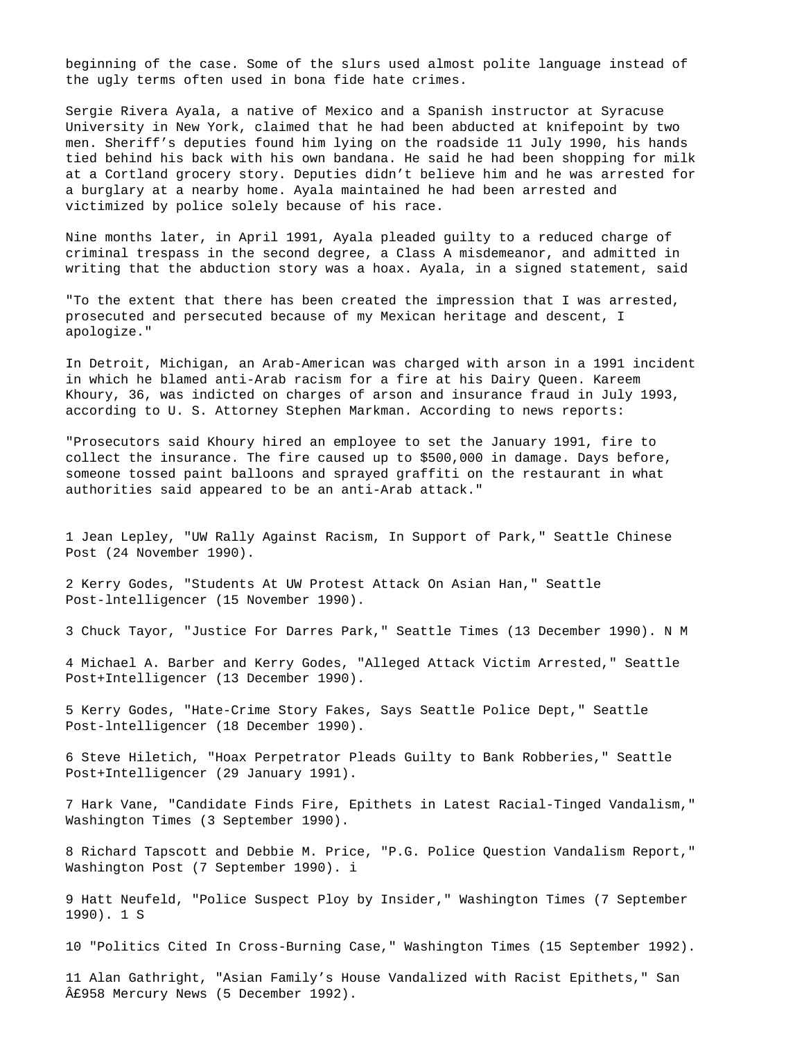beginning of the case. Some of the slurs used almost polite language instead of the ugly terms often used in bona fide hate crimes.

Sergie Rivera Ayala, a native of Mexico and a Spanish instructor at Syracuse University in New York, claimed that he had been abducted at knifepoint by two men. Sheriff's deputies found him lying on the roadside 11 July 1990, his hands tied behind his back with his own bandana. He said he had been shopping for milk at a Cortland grocery story. Deputies didn't believe him and he was arrested for a burglary at a nearby home. Ayala maintained he had been arrested and victimized by police solely because of his race.

Nine months later, in April 1991, Ayala pleaded guilty to a reduced charge of criminal trespass in the second degree, a Class A misdemeanor, and admitted in writing that the abduction story was a hoax. Ayala, in a signed statement, said

"To the extent that there has been created the impression that I was arrested, prosecuted and persecuted because of my Mexican heritage and descent, I apologize."

In Detroit, Michigan, an Arab-American was charged with arson in a 1991 incident in which he blamed anti-Arab racism for a fire at his Dairy Queen. Kareem Khoury, 36, was indicted on charges of arson and insurance fraud in July 1993, according to U. S. Attorney Stephen Markman. According to news reports:

"Prosecutors said Khoury hired an employee to set the January 1991, fire to collect the insurance. The fire caused up to $500,000 in damage. Days before, someone tossed paint balloons and sprayed graffiti on the restaurant in what authorities said appeared to be an anti-Arab attack."

1 Jean Lepley, "UW Rally Against Racism, In Support of Park," Seattle Chinese Post (24 November 1990).

2 Kerry Godes, "Students At UW Protest Attack On Asian Han," Seattle Post-lntelligencer (15 November 1990).

3 Chuck Tayor, "Justice For Darres Park," Seattle Times (13 December 1990). N M

4 Michael A. Barber and Kerry Godes, "Alleged Attack Victim Arrested," Seattle Post+Intelligencer (13 December 1990).

5 Kerry Godes, "Hate-Crime Story Fakes, Says Seattle Police Dept," Seattle Post-lntelligencer (18 December 1990).

6 Steve Hiletich, "Hoax Perpetrator Pleads Guilty to Bank Robberies," Seattle Post+Intelligencer (29 January 1991).

7 Hark Vane, "Candidate Finds Fire, Epithets in Latest Racial-Tinged Vandalism," Washington Times (3 September 1990).

8 Richard Tapscott and Debbie M. Price, "P.G. Police Question Vandalism Report," Washington Post (7 September 1990). i

9 Hatt Neufeld, "Police Suspect Ploy by Insider," Washington Times (7 September 1990). 1 S

10 "Politics Cited In Cross-Burning Case," Washington Times (15 September 1992).

11 Alan Gathright, "Asian Family's House Vandalized with Racist Epithets," San Â£958 Mercury News (5 December 1992).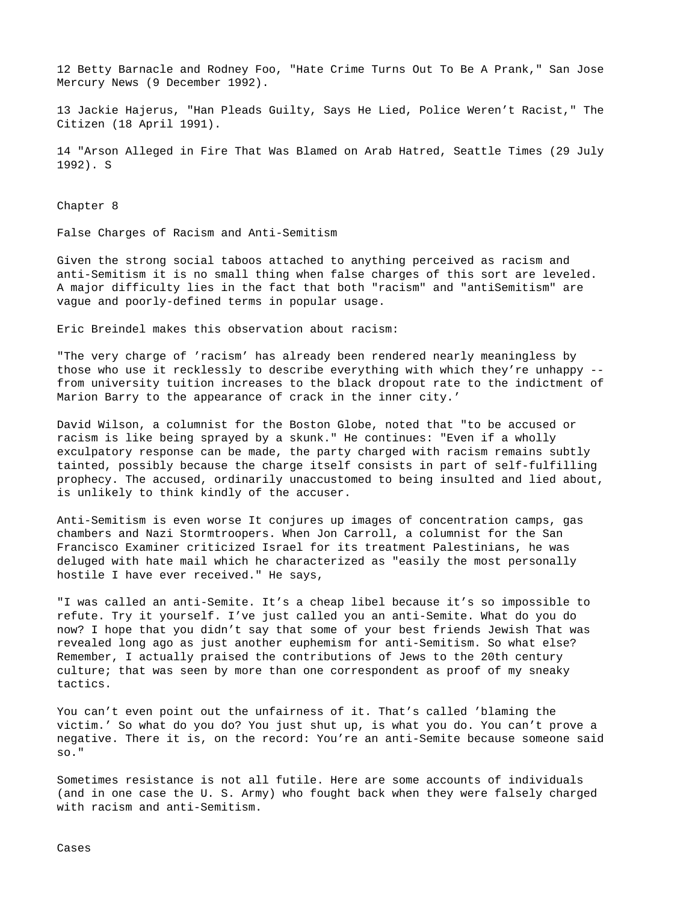12 Betty Barnacle and Rodney Foo, "Hate Crime Turns Out To Be A Prank," San Jose Mercury News (9 December 1992).

13 Jackie Hajerus, "Han Pleads Guilty, Says He Lied, Police Weren't Racist," The Citizen (18 April 1991).

14 "Arson Alleged in Fire That Was Blamed on Arab Hatred, Seattle Times (29 July 1992). S

# Chapter 8

## False Charges of Racism and Anti-Semitism

Given the strong social taboos attached to anything perceived as racism and anti-Semitism it is no small thing when false charges of this sort are leveled. A major difficulty lies in the fact that both "racism" and "antiSemitism" are vague and poorly-defined terms in popular usage.

Eric Breindel makes this observation about racism:

"The very charge of 'racism' has already been rendered nearly meaningless by those who use it recklessly to describe everything with which they're unhappy -- from university tuition increases to the black dropout rate to the indictment of Marion Barry to the appearance of crack in the inner city.'

David Wilson, a columnist for the Boston Globe, noted that "to be accused or racism is like being sprayed by a skunk." He continues: "Even if a wholly exculpatory response can be made, the party charged with racism remains subtly tainted, possibly because the charge itself consists in part of self-fulfilling prophecy. The accused, ordinarily unaccustomed to being insulted and lied about, is unlikely to think kindly of the accuser.

Anti-Semitism is even worse It conjures up images of concentration camps, gas chambers and Nazi Stormtroopers. When Jon Carroll, a columnist for the San Francisco Examiner criticized Israel for its treatment Palestinians, he was deluged with hate mail which he characterized as "easily the most personally hostile I have ever received." He says,

"I was called an anti-Semite. It's a cheap libel because it's so impossible to refute. Try it yourself. I've just called you an anti-Semite. What do you do now? I hope that you didn't say that some of your best friends Jewish That was revealed long ago as just another euphemism for anti-Semitism. So what else? Remember, I actually praised the contributions of Jews to the 20th century culture; that was seen by more than one correspondent as proof of my sneaky tactics.

You can't even point out the unfairness of it. That's called 'blaming the victim.' So what do you do? You just shut up, is what you do. You can't prove a negative. There it is, on the record: You're an anti-Semite because someone said so."

Sometimes resistance is not all futile. Here are some accounts of individuals (and in one case the U. S. Army) who fought back when they were falsely charged with racism and anti-Semitism.

### Cases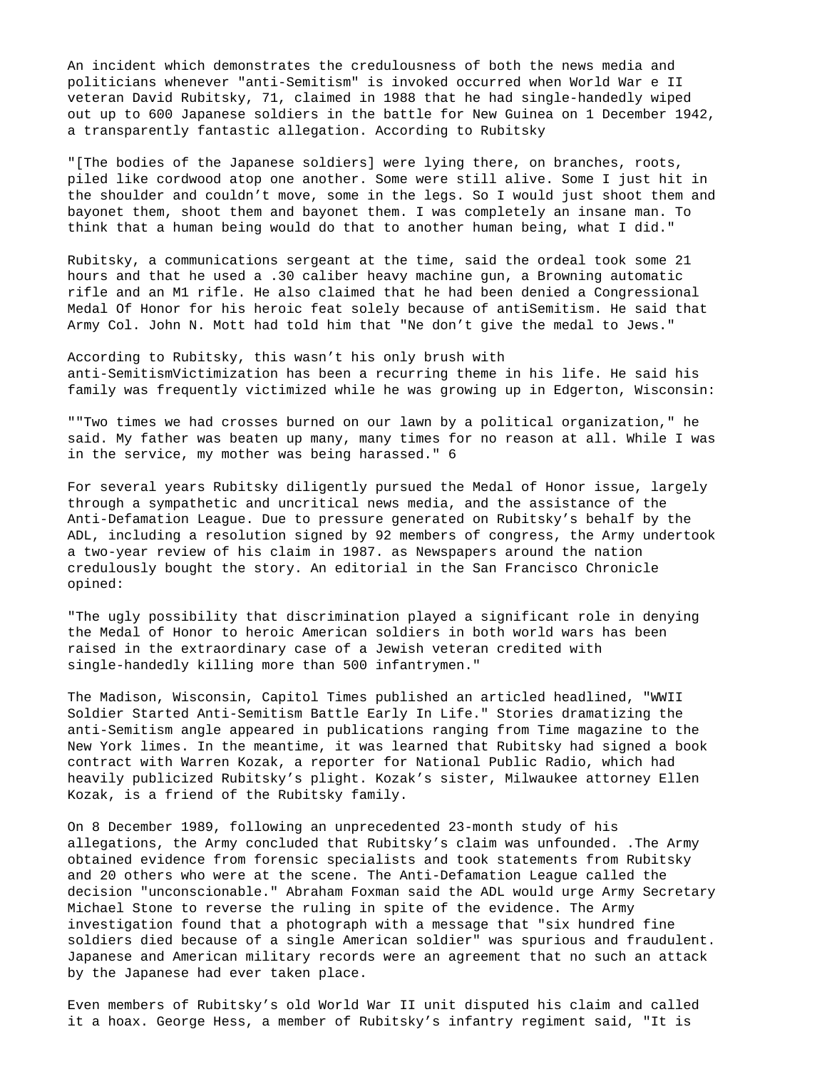An incident which demonstrates the credulousness of both the news media and politicians whenever "anti-Semitism" is invoked occurred when World War e II veteran David Rubitsky, 71, claimed in 1988 that he had single-handedly wiped out up to 600 Japanese soldiers in the battle for New Guinea on 1 December 1942, a transparently fantastic allegation. According to Rubitsky

"[The bodies of the Japanese soldiers] were lying there, on branches, roots, piled like cordwood atop one another. Some were still alive. Some I just hit in the shoulder and couldn't move, some in the legs. So I would just shoot them and bayonet them, shoot them and bayonet them. I was completely an insane man. To think that a human being would do that to another human being, what I did."

Rubitsky, a communications sergeant at the time, said the ordeal took some 21 hours and that he used a .30 caliber heavy machine gun, a Browning automatic rifle and an M1 rifle. He also claimed that he had been denied a Congressional Medal Of Honor for his heroic feat solely because of antiSemitism. He said that Army Col. John N. Mott had told him that "Ne don't give the medal to Jews."

According to Rubitsky, this wasn't his only brush with anti-SemitismVictimization has been a recurring theme in his life. He said his family was frequently victimized while he was growing up in Edgerton, Wisconsin:

""Two times we had crosses burned on our lawn by a political organization," he said. My father was beaten up many, many times for no reason at all. While I was in the service, my mother was being harassed." 6

For several years Rubitsky diligently pursued the Medal of Honor issue, largely through a sympathetic and uncritical news media, and the assistance of the Anti-Defamation League. Due to pressure generated on Rubitsky's behalf by the ADL, including a resolution signed by 92 members of congress, the Army undertook a two-year review of his claim in 1987. as Newspapers around the nation credulously bought the story. An editorial in the San Francisco Chronicle opined:

"The ugly possibility that discrimination played a significant role in denying the Medal of Honor to heroic American soldiers in both world wars has been raised in the extraordinary case of a Jewish veteran credited with single-handedly killing more than 500 infantrymen."

The Madison, Wisconsin, Capitol Times published an articled headlined, "WWII Soldier Started Anti-Semitism Battle Early In Life." Stories dramatizing the anti-Semitism angle appeared in publications ranging from Time magazine to the New York limes. In the meantime, it was learned that Rubitsky had signed a book contract with Warren Kozak, a reporter for National Public Radio, which had heavily publicized Rubitsky's plight. Kozak's sister, Milwaukee attorney Ellen Kozak, is a friend of the Rubitsky family.

On 8 December 1989, following an unprecedented 23-month study of his allegations, the Army concluded that Rubitsky's claim was unfounded. .The Army obtained evidence from forensic specialists and took statements from Rubitsky and 20 others who were at the scene. The Anti-Defamation League called the decision "unconscionable." Abraham Foxman said the ADL would urge Army Secretary Michael Stone to reverse the ruling in spite of the evidence. The Army investigation found that a photograph with a message that "six hundred fine soldiers died because of a single American soldier" was spurious and fraudulent. Japanese and American military records were an agreement that no such an attack by the Japanese had ever taken place.

Even members of Rubitsky's old World War II unit disputed his claim and called it a hoax. George Hess, a member of Rubitsky's infantry regiment said, "It is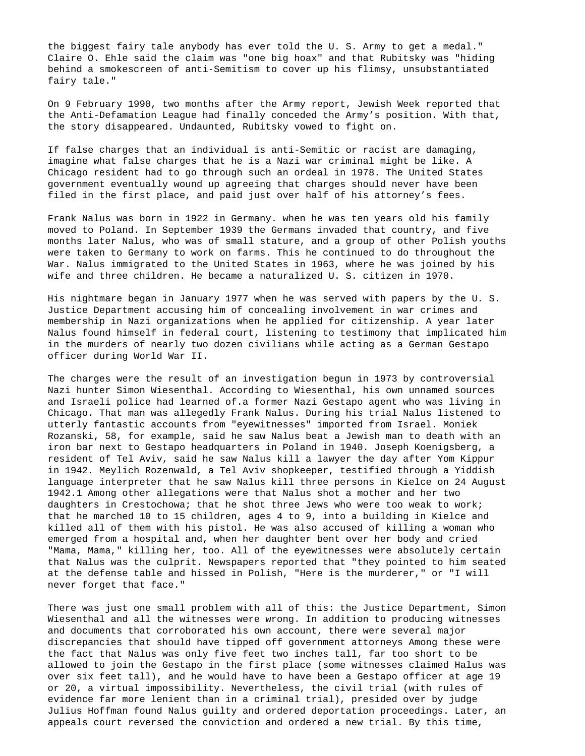the biggest fairy tale anybody has ever told the U. S. Army to get a medal." Claire O. Ehle said the claim was "one big hoax" and that Rubitsky was "hiding behind a smokescreen of anti-Semitism to cover up his flimsy, unsubstantiated fairy tale."

On 9 February 1990, two months after the Army report, Jewish Week reported that the Anti-Defamation League had finally conceded the Army's position. With that, the story disappeared. Undaunted, Rubitsky vowed to fight on.

If false charges that an individual is anti-Semitic or racist are damaging, imagine what false charges that he is a Nazi war criminal might be like. A Chicago resident had to go through such an ordeal in 1978. The United States government eventually wound up agreeing that charges should never have been filed in the first place, and paid just over half of his attorney's fees.

Frank Nalus was born in 1922 in Germany. when he was ten years old his family moved to Poland. In September 1939 the Germans invaded that country, and five months later Nalus, who was of small stature, and a group of other Polish youths were taken to Germany to work on farms. This he continued to do throughout the War. Nalus immigrated to the United States in 1963, where he was joined by his wife and three children. He became a naturalized U. S. citizen in 1970.

His nightmare began in January 1977 when he was served with papers by the U. S. Justice Department accusing him of concealing involvement in war crimes and membership in Nazi organizations when he applied for citizenship. A year later Nalus found himself in federal court, listening to testimony that implicated him in the murders of nearly two dozen civilians while acting as a German Gestapo officer during World War II.

The charges were the result of an investigation begun in 1973 by controversial Nazi hunter Simon Wiesenthal. According to Wiesenthal, his own unnamed sources and Israeli police had learned of.a former Nazi Gestapo agent who was living in Chicago. That man was allegedly Frank Nalus. During his trial Nalus listened to utterly fantastic accounts from "eyewitnesses" imported from Israel. Moniek Rozanski, 58, for example, said he saw Nalus beat a Jewish man to death with an iron bar next to Gestapo headquarters in Poland in 1940. Joseph Koenigsberg, a resident of Tel Aviv, said he saw Nalus kill a lawyer the day after Yom Kippur in 1942. Meylich Rozenwald, a Tel Aviv shopkeeper, testified through a Yiddish language interpreter that he saw Nalus kill three persons in Kielce on 24 August 1942.1 Among other allegations were that Nalus shot a mother and her two daughters in Crestochowa; that he shot three Jews who were too weak to work; that he marched 10 to 15 children, ages 4 to 9, into a building in Kielce and killed all of them with his pistol. He was also accused of killing a woman who emerged from a hospital and, when her daughter bent over her body and cried "Mama, Mama," killing her, too. All of the eyewitnesses were absolutely certain that Nalus was the culprit. Newspapers reported that "they pointed to him seated at the defense table and hissed in Polish, "Here is the murderer," or "I will never forget that face."

There was just one small problem with all of this: the Justice Department, Simon Wiesenthal and all the witnesses were wrong. In addition to producing witnesses and documents that corroborated his own account, there were several major discrepancies that should have tipped off government attorneys Among these were the fact that Nalus was only five feet two inches tall, far too short to be allowed to join the Gestapo in the first place (some witnesses claimed Halus was over six feet tall), and he would have to have been a Gestapo officer at age 19 or 20, a virtual impossibility. Nevertheless, the civil trial (with rules of evidence far more lenient than in a criminal trial), presided over by judge Julius Hoffman found Nalus guilty and ordered deportation proceedings. Later, an appeals court reversed the conviction and ordered a new trial. By this time,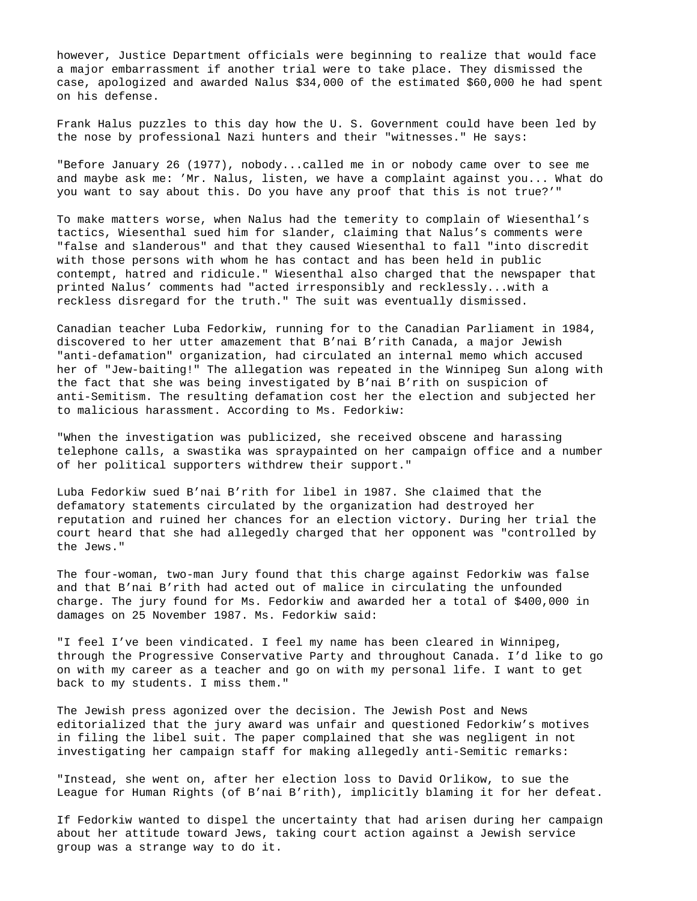however, Justice Department officials were beginning to realize that would face a major embarrassment if another trial were to take place. They dismissed the case, apologized and awarded Nalus $34,000 of the estimated $60,000 he had spent on his defense.

Frank Halus puzzles to this day how the U. S. Government could have been led by the nose by professional Nazi hunters and their "witnesses." He says:

"Before January 26 (1977), nobody...called me in or nobody came over to see me and maybe ask me: 'Mr. Nalus, listen, we have a complaint against you... What do you want to say about this. Do you have any proof that this is not true?'"

To make matters worse, when Nalus had the temerity to complain of Wiesenthal's tactics, Wiesenthal sued him for slander, claiming that Nalus's comments were "false and slanderous" and that they caused Wiesenthal to fall "into discredit with those persons with whom he has contact and has been held in public contempt, hatred and ridicule." Wiesenthal also charged that the newspaper that printed Nalus' comments had "acted irresponsibly and recklessly...with a reckless disregard for the truth." The suit was eventually dismissed.

Canadian teacher Luba Fedorkiw, running for to the Canadian Parliament in 1984, discovered to her utter amazement that B'nai B'rith Canada, a major Jewish "anti-defamation" organization, had circulated an internal memo which accused her of "Jew-baiting!" The allegation was repeated in the Winnipeg Sun along with the fact that she was being investigated by B'nai B'rith on suspicion of anti-Semitism. The resulting defamation cost her the election and subjected her to malicious harassment. According to Ms. Fedorkiw:

"When the investigation was publicized, she received obscene and harassing telephone calls, a swastika was spraypainted on her campaign office and a number of her political supporters withdrew their support."

Luba Fedorkiw sued B'nai B'rith for libel in 1987. She claimed that the defamatory statements circulated by the organization had destroyed her reputation and ruined her chances for an election victory. During her trial the court heard that she had allegedly charged that her opponent was "controlled by the Jews."

The four-woman, two-man Jury found that this charge against Fedorkiw was false and that B'nai B'rith had acted out of malice in circulating the unfounded charge. The jury found for Ms. Fedorkiw and awarded her a total of $400,000 in damages on 25 November 1987. Ms. Fedorkiw said:

"I feel I've been vindicated. I feel my name has been cleared in Winnipeg, through the Progressive Conservative Party and throughout Canada. I'd like to go on with my career as a teacher and go on with my personal life. I want to get back to my students. I miss them."

The Jewish press agonized over the decision. The Jewish Post and News editorialized that the jury award was unfair and questioned Fedorkiw's motives in filing the libel suit. The paper complained that she was negligent in not investigating her campaign staff for making allegedly anti-Semitic remarks:

"Instead, she went on, after her election loss to David Orlikow, to sue the League for Human Rights (of B'nai B'rith), implicitly blaming it for her defeat.

If Fedorkiw wanted to dispel the uncertainty that had arisen during her campaign about her attitude toward Jews, taking court action against a Jewish service group was a strange way to do it.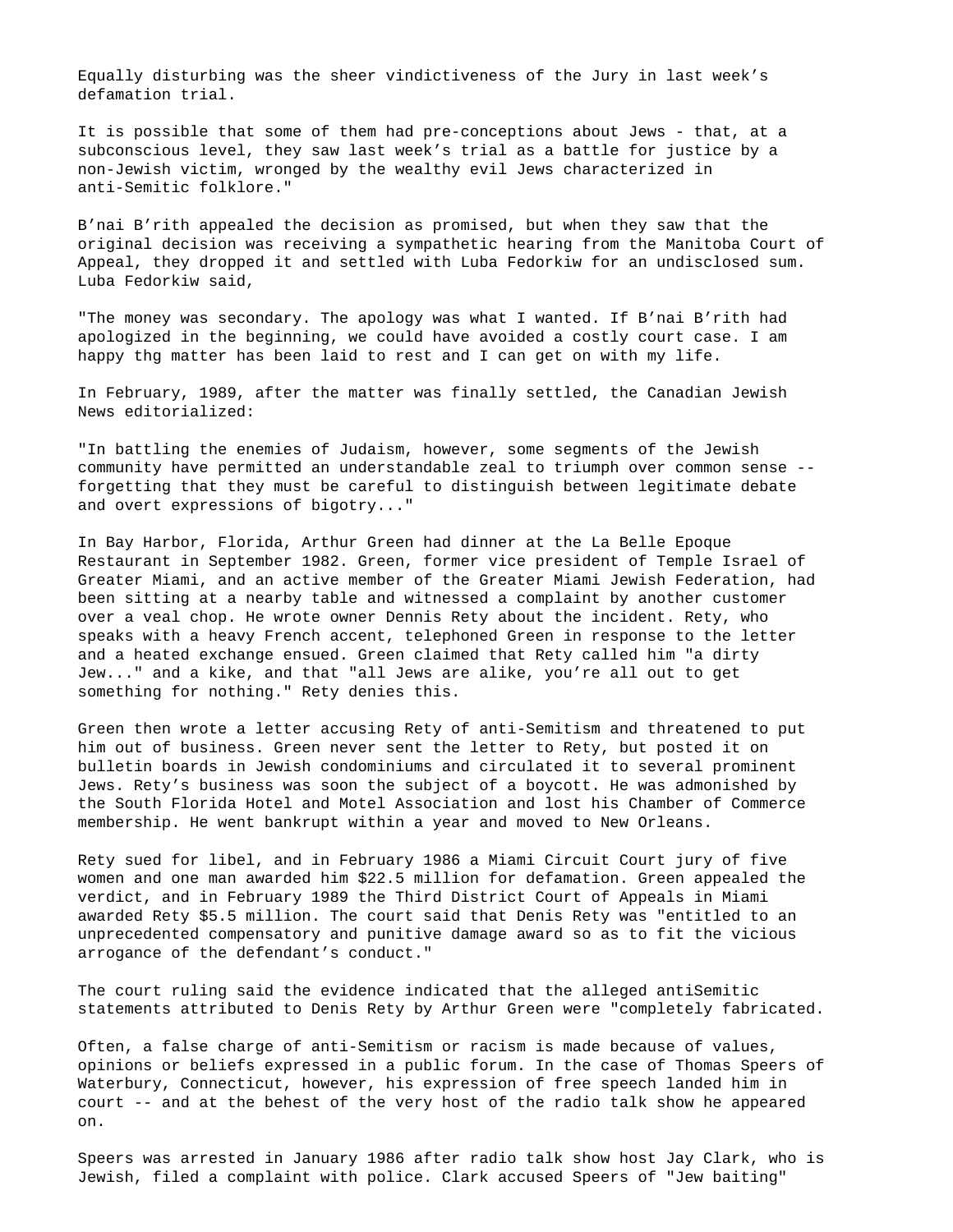Equally disturbing was the sheer vindictiveness of the Jury in last week's defamation trial.

It is possible that some of them had pre-conceptions about Jews - that, at a subconscious level, they saw last week's trial as a battle for justice by a non-Jewish victim, wronged by the wealthy evil Jews characterized in anti-Semitic folklore."

B'nai B'rith appealed the decision as promised, but when they saw that the original decision was receiving a sympathetic hearing from the Manitoba Court of Appeal, they dropped it and settled with Luba Fedorkiw for an undisclosed sum. Luba Fedorkiw said,

"The money was secondary. The apology was what I wanted. If B'nai B'rith had apologized in the beginning, we could have avoided a costly court case. I am happy thg matter has been laid to rest and I can get on with my life.

In February, 1989, after the matter was finally settled, the Canadian Jewish News editorialized:

"In battling the enemies of Judaism, however, some segments of the Jewish community have permitted an understandable zeal to triumph over common sense -- forgetting that they must be careful to distinguish between legitimate debate and overt expressions of bigotry..."

In Bay Harbor, Florida, Arthur Green had dinner at the La Belle Epoque Restaurant in September 1982. Green, former vice president of Temple Israel of Greater Miami, and an active member of the Greater Miami Jewish Federation, had been sitting at a nearby table and witnessed a complaint by another customer over a veal chop. He wrote owner Dennis Rety about the incident. Rety, who speaks with a heavy French accent, telephoned Green in response to the letter and a heated exchange ensued. Green claimed that Rety called him "a dirty Jew..." and a kike, and that "all Jews are alike, you're all out to get something for nothing." Rety denies this.

Green then wrote a letter accusing Rety of anti-Semitism and threatened to put him out of business. Green never sent the letter to Rety, but posted it on bulletin boards in Jewish condominiums and circulated it to several prominent Jews. Rety's business was soon the subject of a boycott. He was admonished by the South Florida Hotel and Motel Association and lost his Chamber of Commerce membership. He went bankrupt within a year and moved to New Orleans.

Rety sued for libel, and in February 1986 a Miami Circuit Court jury of five women and one man awarded him $22.5 million for defamation. Green appealed the verdict, and in February 1989 the Third District Court of Appeals in Miami awarded Rety $5.5 million. The court said that Denis Rety was "entitled to an unprecedented compensatory and punitive damage award so as to fit the vicious arrogance of the defendant's conduct."

The court ruling said the evidence indicated that the alleged antiSemitic statements attributed to Denis Rety by Arthur Green were "completely fabricated.

Often, a false charge of anti-Semitism or racism is made because of values, opinions or beliefs expressed in a public forum. In the case of Thomas Speers of Waterbury, Connecticut, however, his expression of free speech landed him in court -- and at the behest of the very host of the radio talk show he appeared on.

Speers was arrested in January 1986 after radio talk show host Jay Clark, who is Jewish, filed a complaint with police. Clark accused Speers of "Jew baiting"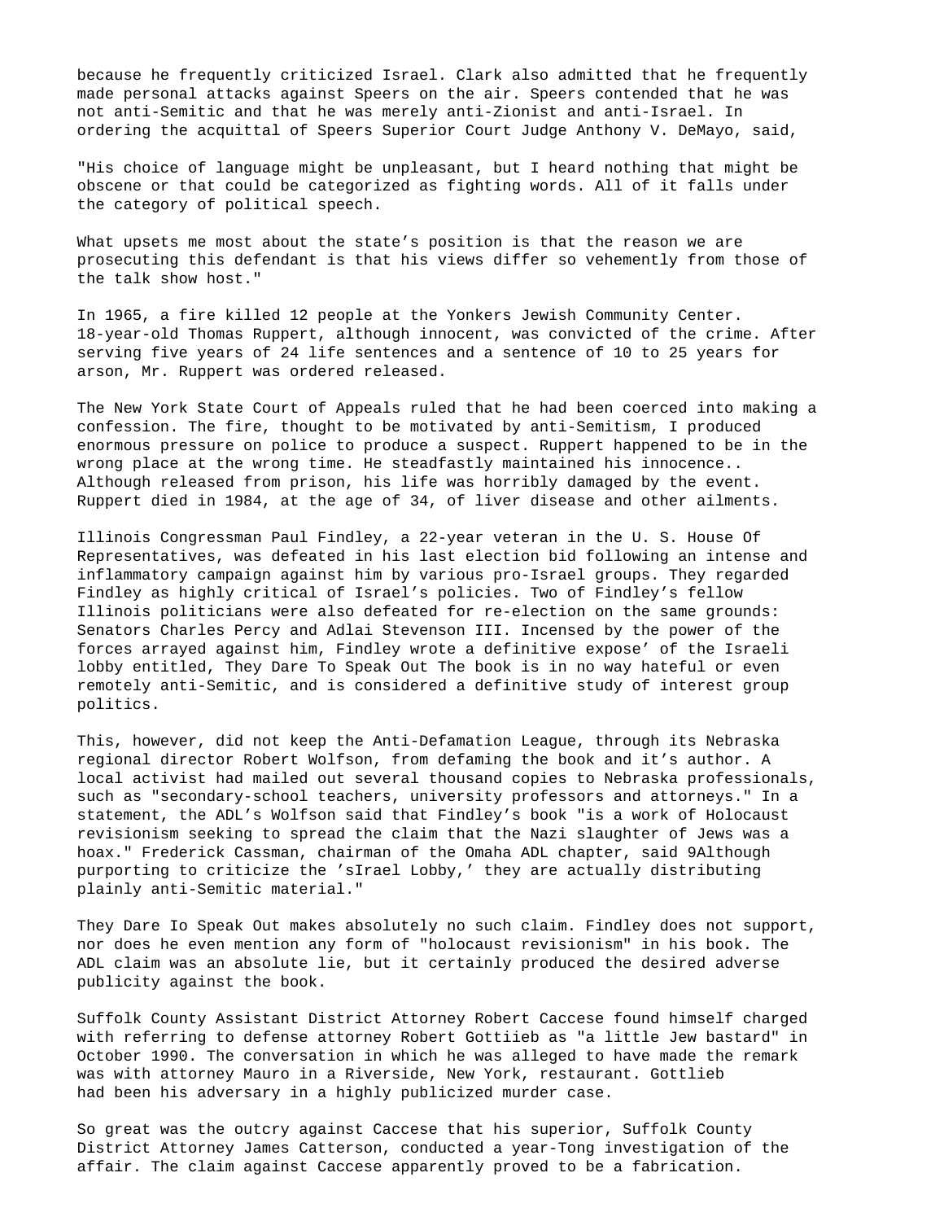because he frequently criticized Israel. Clark also admitted that he frequently made personal attacks against Speers on the air. Speers contended that he was not anti-Semitic and that he was merely anti-Zionist and anti-Israel. In ordering the acquittal of Speers Superior Court Judge Anthony V. DeMayo, said,

"His choice of language might be unpleasant, but I heard nothing that might be obscene or that could be categorized as fighting words. All of it falls under the category of political speech.

What upsets me most about the state's position is that the reason we are prosecuting this defendant is that his views differ so vehemently from those of the talk show host."

In 1965, a fire killed 12 people at the Yonkers Jewish Community Center. 18-year-old Thomas Ruppert, although innocent, was convicted of the crime. After serving five years of 24 life sentences and a sentence of 10 to 25 years for arson, Mr. Ruppert was ordered released.

The New York State Court of Appeals ruled that he had been coerced into making a confession. The fire, thought to be motivated by anti-Semitism, I produced enormous pressure on police to produce a suspect. Ruppert happened to be in the wrong place at the wrong time. He steadfastly maintained his innocence.. Although released from prison, his life was horribly damaged by the event. Ruppert died in 1984, at the age of 34, of liver disease and other ailments.

Illinois Congressman Paul Findley, a 22-year veteran in the U. S. House Of Representatives, was defeated in his last election bid following an intense and inflammatory campaign against him by various pro-Israel groups. They regarded Findley as highly critical of Israel's policies. Two of Findley's fellow Illinois politicians were also defeated for re-election on the same grounds: Senators Charles Percy and Adlai Stevenson III. Incensed by the power of the forces arrayed against him, Findley wrote a definitive expose' of the Israeli lobby entitled, They Dare To Speak Out The book is in no way hateful or even remotely anti-Semitic, and is considered a definitive study of interest group politics.

This, however, did not keep the Anti-Defamation League, through its Nebraska regional director Robert Wolfson, from defaming the book and it's author. A local activist had mailed out several thousand copies to Nebraska professionals, such as "secondary-school teachers, university professors and attorneys." In a statement, the ADL's Wolfson said that Findley's book "is a work of Holocaust revisionism seeking to spread the claim that the Nazi slaughter of Jews was a hoax." Frederick Cassman, chairman of the Omaha ADL chapter, said 9Although purporting to criticize the 'sIrael Lobby,' they are actually distributing plainly anti-Semitic material."

They Dare Io Speak Out makes absolutely no such claim. Findley does not support, nor does he even mention any form of "holocaust revisionism" in his book. The ADL claim was an absolute lie, but it certainly produced the desired adverse publicity against the book.

Suffolk County Assistant District Attorney Robert Caccese found himself charged with referring to defense attorney Robert Gottiieb as "a little Jew bastard" in October 1990. The conversation in which he was alleged to have made the remark was with attorney Mauro in a Riverside, New York, restaurant. Gottlieb had been his adversary in a highly publicized murder case.

So great was the outcry against Caccese that his superior, Suffolk County District Attorney James Catterson, conducted a year-Tong investigation of the affair. The claim against Caccese apparently proved to be a fabrication.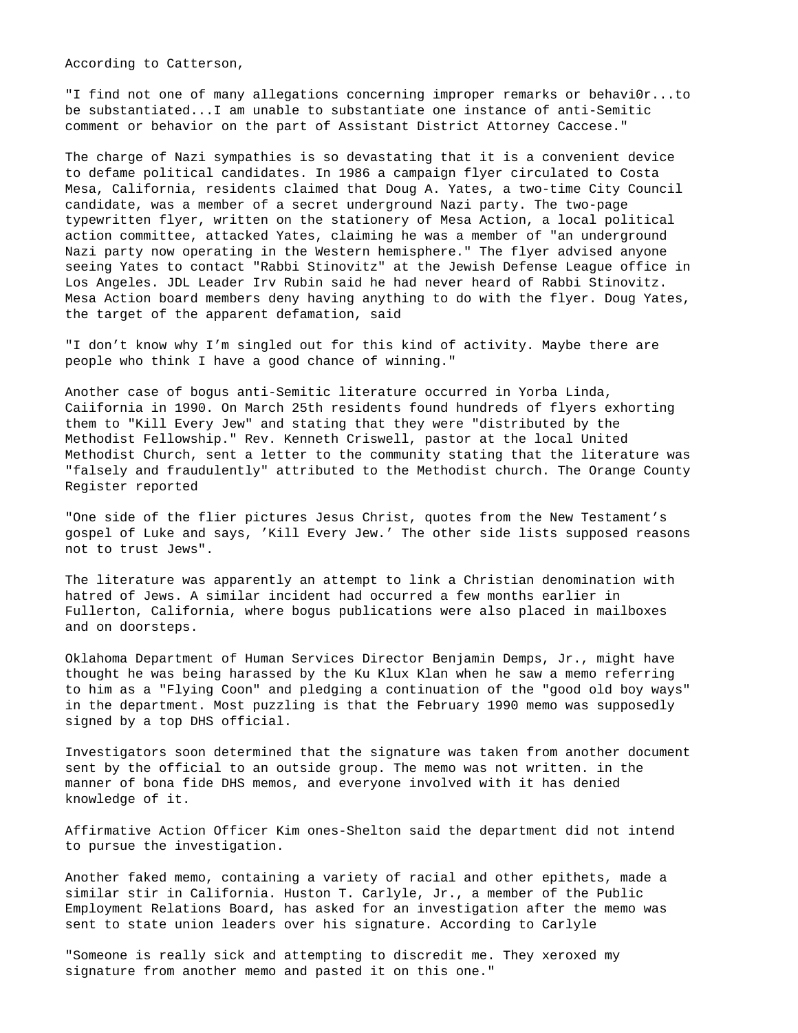According to Catterson,

"I find not one of many allegations concerning improper remarks or behavi0r...to be substantiated...I am unable to substantiate one instance of anti-Semitic comment or behavior on the part of Assistant District Attorney Caccese."

The charge of Nazi sympathies is so devastating that it is a convenient device to defame political candidates. In 1986 a campaign flyer circulated to Costa Mesa, California, residents claimed that Doug A. Yates, a two-time City Council candidate, was a member of a secret underground Nazi party. The two-page typewritten flyer, written on the stationery of Mesa Action, a local political action committee, attacked Yates, claiming he was a member of "an underground Nazi party now operating in the Western hemisphere." The flyer advised anyone seeing Yates to contact "Rabbi Stinovitz" at the Jewish Defense League office in Los Angeles. JDL Leader Irv Rubin said he had never heard of Rabbi Stinovitz. Mesa Action board members deny having anything to do with the flyer. Doug Yates, the target of the apparent defamation, said

"I don't know why I'm singled out for this kind of activity. Maybe there are people who think I have a good chance of winning."

Another case of bogus anti-Semitic literature occurred in Yorba Linda, Caiifornia in 1990. On March 25th residents found hundreds of flyers exhorting them to "Kill Every Jew" and stating that they were "distributed by the Methodist Fellowship." Rev. Kenneth Criswell, pastor at the local United Methodist Church, sent a letter to the community stating that the literature was "falsely and fraudulently" attributed to the Methodist church. The Orange County Register reported

"One side of the flier pictures Jesus Christ, quotes from the New Testament's gospel of Luke and says, 'Kill Every Jew.' The other side lists supposed reasons not to trust Jews".

The literature was apparently an attempt to link a Christian denomination with hatred of Jews. A similar incident had occurred a few months earlier in Fullerton, California, where bogus publications were also placed in mailboxes and on doorsteps.

Oklahoma Department of Human Services Director Benjamin Demps, Jr., might have thought he was being harassed by the Ku Klux Klan when he saw a memo referring to him as a "Flying Coon" and pledging a continuation of the "good old boy ways" in the department. Most puzzling is that the February 1990 memo was supposedly signed by a top DHS official.

Investigators soon determined that the signature was taken from another document sent by the official to an outside group. The memo was not written. in the manner of bona fide DHS memos, and everyone involved with it has denied knowledge of it.

Affirmative Action Officer Kim ones-Shelton said the department did not intend to pursue the investigation.

Another faked memo, containing a variety of racial and other epithets, made a similar stir in California. Huston T. Carlyle, Jr., a member of the Public Employment Relations Board, has asked for an investigation after the memo was sent to state union leaders over his signature. According to Carlyle

"Someone is really sick and attempting to discredit me. They xeroxed my signature from another memo and pasted it on this one."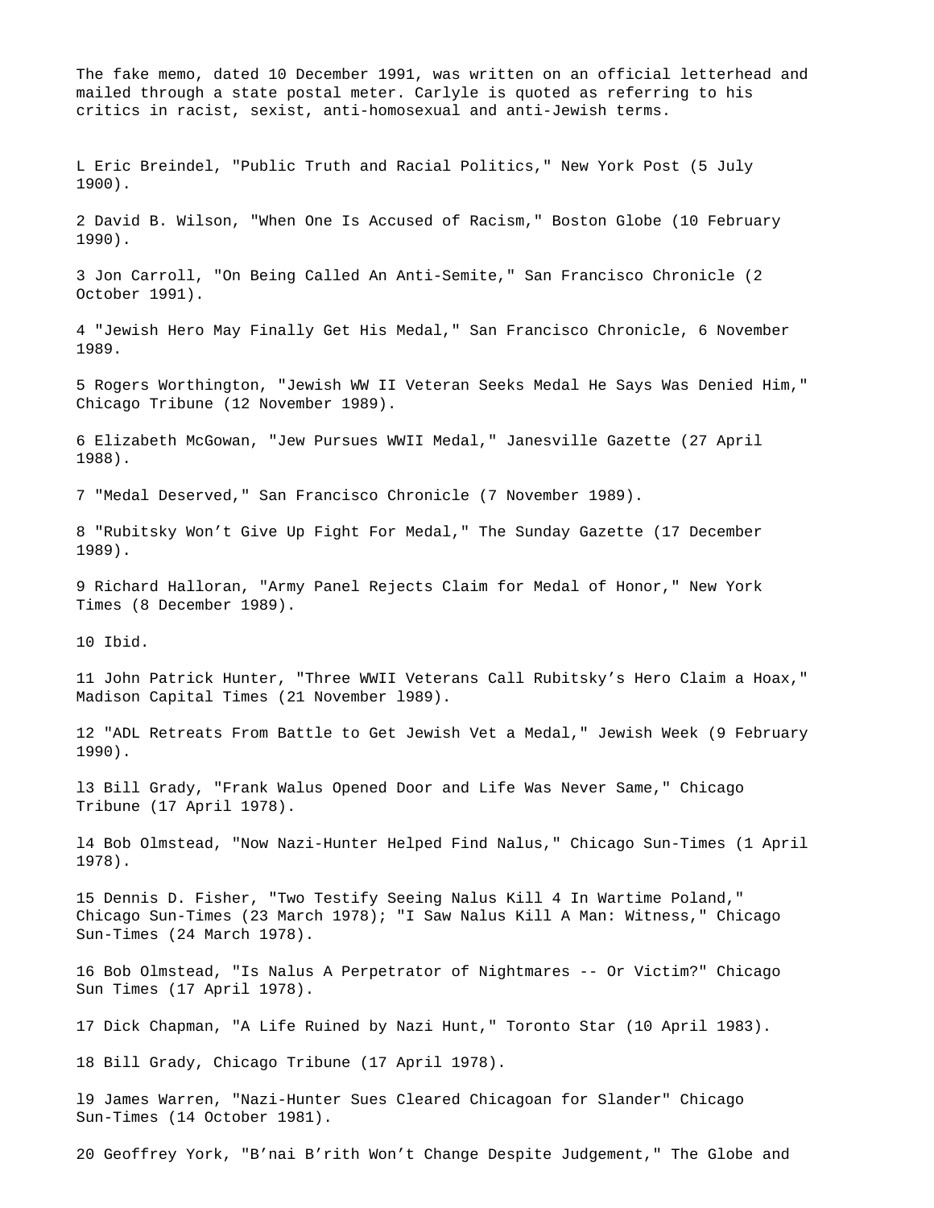The fake memo, dated 10 December 1991, was written on an official letterhead and mailed through a state postal meter. Carlyle is quoted as referring to his critics in racist, sexist, anti-homosexual and anti-Jewish terms.

L Eric Breindel, "Public Truth and Racial Politics," New York Post (5 July 1900).

2 David B. Wilson, "When One Is Accused of Racism," Boston Globe (10 February 1990).

3 Jon Carroll, "On Being Called An Anti-Semite," San Francisco Chronicle (2 October 1991).

4 "Jewish Hero May Finally Get His Medal," San Francisco Chronicle, 6 November 1989.

5 Rogers Worthington, "Jewish WW II Veteran Seeks Medal He Says Was Denied Him," Chicago Tribune (12 November 1989).

6 Elizabeth McGowan, "Jew Pursues WWII Medal," Janesville Gazette (27 April 1988).

7 "Medal Deserved," San Francisco Chronicle (7 November 1989).

8 "Rubitsky Won't Give Up Fight For Medal," The Sunday Gazette (17 December 1989).

9 Richard Halloran, "Army Panel Rejects Claim for Medal of Honor," New York Times (8 December 1989).

10 Ibid.

11 John Patrick Hunter, "Three WWII Veterans Call Rubitsky's Hero Claim a Hoax," Madison Capital Times (21 November l989).

12 "ADL Retreats From Battle to Get Jewish Vet a Medal," Jewish Week (9 February 1990).

l3 Bill Grady, "Frank Walus Opened Door and Life Was Never Same," Chicago Tribune (17 April 1978).

l4 Bob Olmstead, "Now Nazi-Hunter Helped Find Nalus," Chicago Sun-Times (1 April 1978).

15 Dennis D. Fisher, "Two Testify Seeing Nalus Kill 4 In Wartime Poland," Chicago Sun-Times (23 March 1978); "I Saw Nalus Kill A Man: Witness," Chicago Sun-Times (24 March 1978).

16 Bob Olmstead, "Is Nalus A Perpetrator of Nightmares -- Or Victim?" Chicago Sun Times (17 April 1978).

17 Dick Chapman, "A Life Ruined by Nazi Hunt," Toronto Star (10 April 1983).

18 Bill Grady, Chicago Tribune (17 April 1978).

l9 James Warren, "Nazi-Hunter Sues Cleared Chicagoan for Slander" Chicago Sun-Times (14 October 1981).

20 Geoffrey York, "B'nai B'rith Won't Change Despite Judgement," The Globe and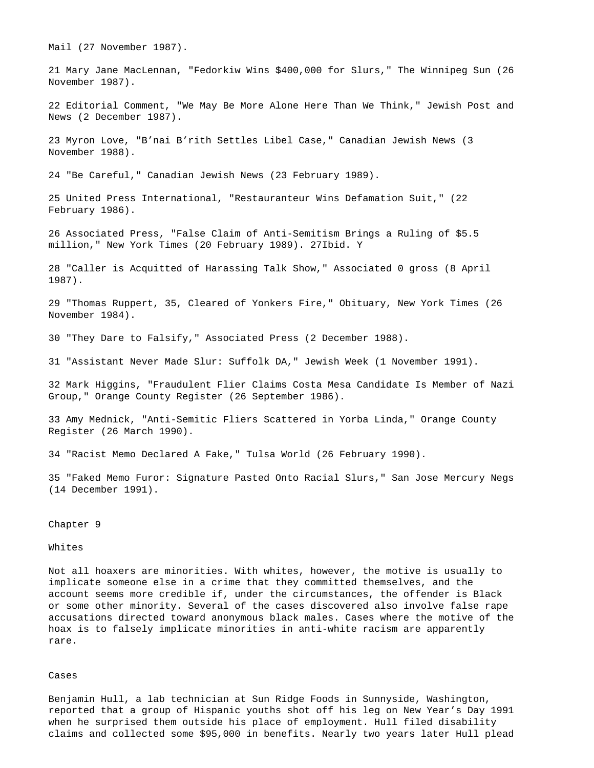Mail (27 November 1987).

21 Mary Jane MacLennan, "Fedorkiw Wins $400,000 for Slurs," The Winnipeg Sun (26 November 1987).

22 Editorial Comment, "We May Be More Alone Here Than We Think," Jewish Post and News (2 December 1987).

23 Myron Love, "B'nai B'rith Settles Libel Case," Canadian Jewish News (3 November 1988).

24 "Be Careful," Canadian Jewish News (23 February 1989).

25 United Press International, "Restauranteur Wins Defamation Suit," (22 February 1986).

26 Associated Press, "False Claim of Anti-Semitism Brings a Ruling of $5.5 million," New York Times (20 February 1989). 27Ibid. Y

28 "Caller is Acquitted of Harassing Talk Show," Associated 0 gross (8 April 1987).

29 "Thomas Ruppert, 35, Cleared of Yonkers Fire," Obituary, New York Times (26 November 1984).

30 "They Dare to Falsify," Associated Press (2 December 1988).

31 "Assistant Never Made Slur: Suffolk DA," Jewish Week (1 November 1991).

32 Mark Higgins, "Fraudulent Flier Claims Costa Mesa Candidate Is Member of Nazi Group," Orange County Register (26 September 1986).

33 Amy Mednick, "Anti-Semitic Fliers Scattered in Yorba Linda," Orange County Register (26 March 1990).

34 "Racist Memo Declared A Fake," Tulsa World (26 February 1990).

35 "Faked Memo Furor: Signature Pasted Onto Racial Slurs," San Jose Mercury Negs (14 December 1991).

# Chapter 9

## Whites

Not all hoaxers are minorities. With whites, however, the motive is usually to implicate someone else in a crime that they committed themselves, and the account seems more credible if, under the circumstances, the offender is Black or some other minority. Several of the cases discovered also involve false rape accusations directed toward anonymous black males. Cases where the motive of the hoax is to falsely implicate minorities in anti-white racism are apparently rare.

### Cases

Benjamin Hull, a lab technician at Sun Ridge Foods in Sunnyside, Washington, reported that a group of Hispanic youths shot off his leg on New Year's Day 1991 when he surprised them outside his place of employment. Hull filed disability claims and collected some $95,000 in benefits. Nearly two years later Hull plead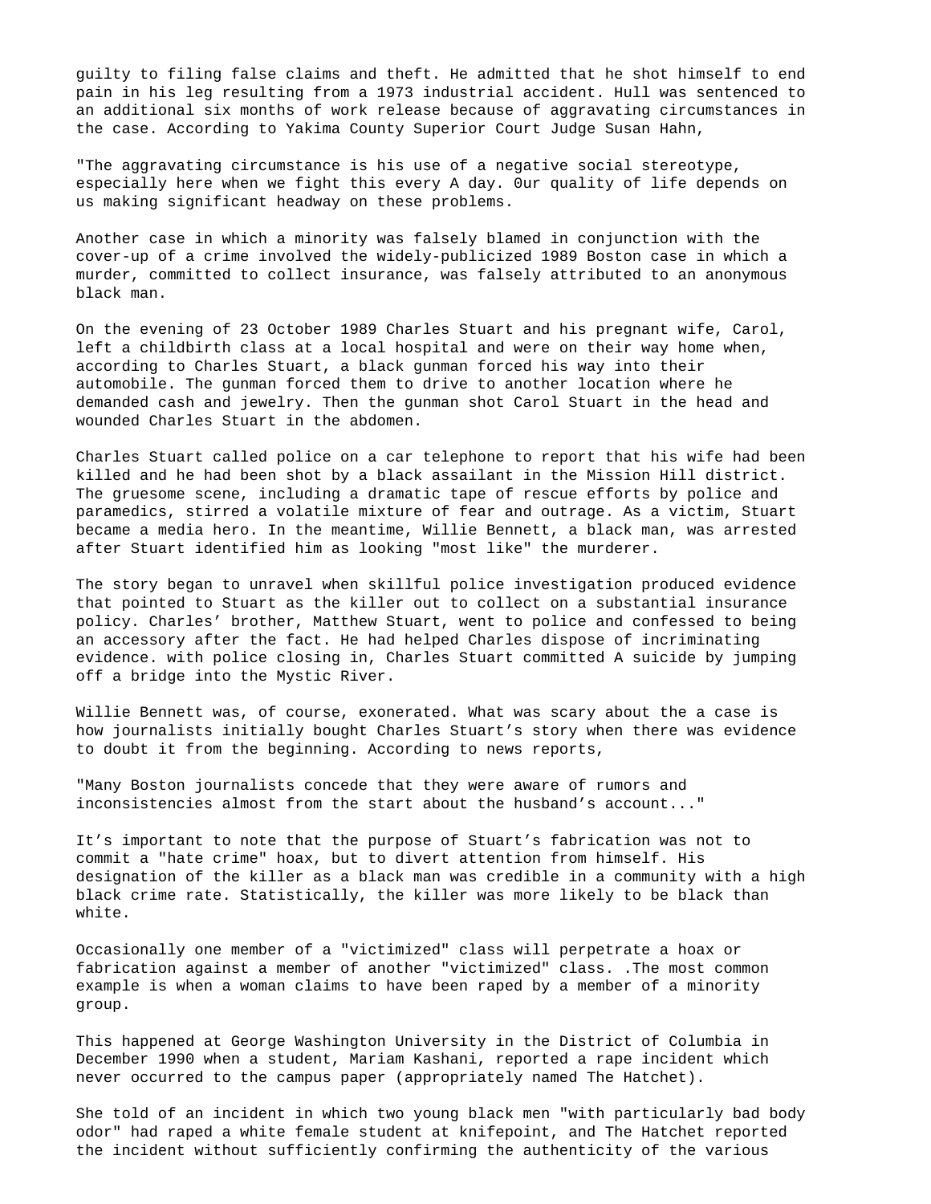guilty to filing false claims and theft. He admitted that he shot himself to end pain in his leg resulting from a 1973 industrial accident. Hull was sentenced to an additional six months of work release because of aggravating circumstances in the case. According to Yakima County Superior Court Judge Susan Hahn,

"The aggravating circumstance is his use of a negative social stereotype, especially here when we fight this every A day. 0ur quality of life depends on us making significant headway on these problems.

Another case in which a minority was falsely blamed in conjunction with the cover-up of a crime involved the widely-publicized 1989 Boston case in which a murder, committed to collect insurance, was falsely attributed to an anonymous black man.

On the evening of 23 October 1989 Charles Stuart and his pregnant wife, Carol, left a childbirth class at a local hospital and were on their way home when, according to Charles Stuart, a black gunman forced his way into their automobile. The gunman forced them to drive to another location where he demanded cash and jewelry. Then the gunman shot Carol Stuart in the head and wounded Charles Stuart in the abdomen.

Charles Stuart called police on a car telephone to report that his wife had been killed and he had been shot by a black assailant in the Mission Hill district. The gruesome scene, including a dramatic tape of rescue efforts by police and paramedics, stirred a volatile mixture of fear and outrage. As a victim, Stuart became a media hero. In the meantime, Willie Bennett, a black man, was arrested after Stuart identified him as looking "most like" the murderer.

The story began to unravel when skillful police investigation produced evidence that pointed to Stuart as the killer out to collect on a substantial insurance policy. Charles' brother, Matthew Stuart, went to police and confessed to being an accessory after the fact. He had helped Charles dispose of incriminating evidence. with police closing in, Charles Stuart committed A suicide by jumping off a bridge into the Mystic River.

Willie Bennett was, of course, exonerated. What was scary about the a case is how journalists initially bought Charles Stuart's story when there was evidence to doubt it from the beginning. According to news reports,

"Many Boston journalists concede that they were aware of rumors and inconsistencies almost from the start about the husband's account..."

It's important to note that the purpose of Stuart's fabrication was not to commit a "hate crime" hoax, but to divert attention from himself. His designation of the killer as a black man was credible in a community with a high black crime rate. Statistically, the killer was more likely to be black than white.

Occasionally one member of a "victimized" class will perpetrate a hoax or fabrication against a member of another "victimized" class. .The most common example is when a woman claims to have been raped by a member of a minority group.

This happened at George Washington University in the District of Columbia in December 1990 when a student, Mariam Kashani, reported a rape incident which never occurred to the campus paper (appropriately named The Hatchet).

She told of an incident in which two young black men "with particularly bad body odor" had raped a white female student at knifepoint, and The Hatchet reported the incident without sufficiently confirming the authenticity of the various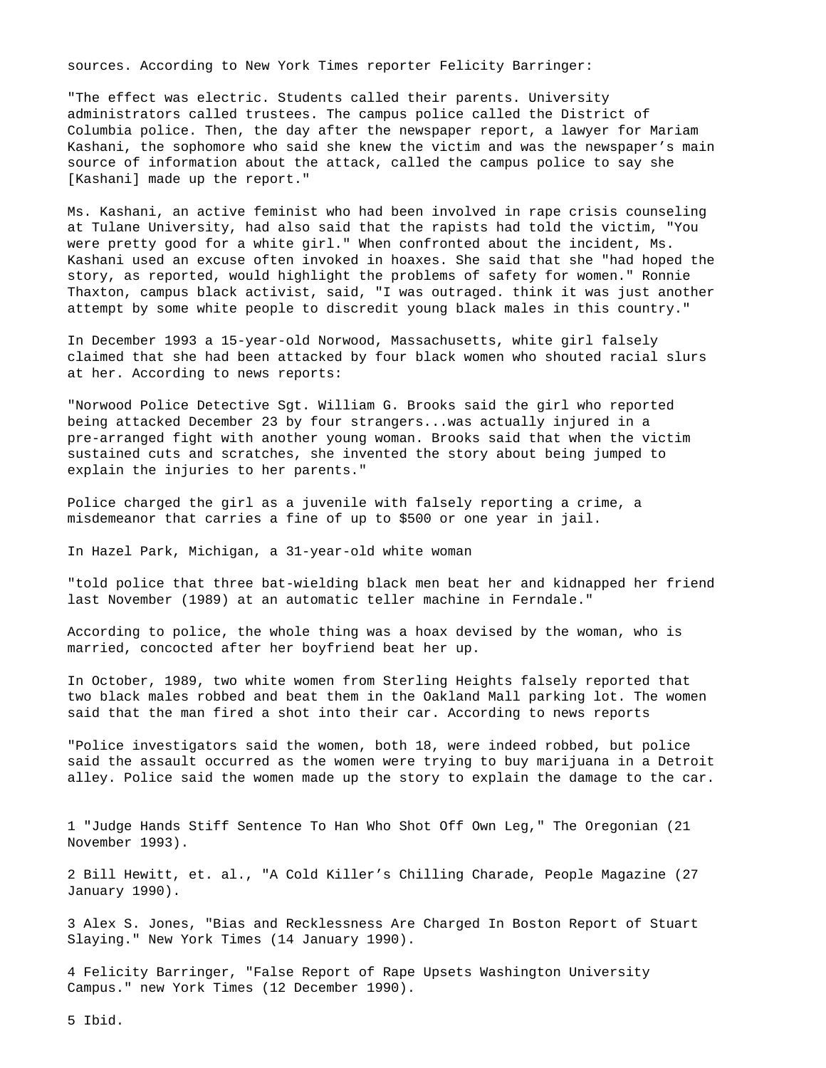sources. According to New York Times reporter Felicity Barringer:

"The effect was electric. Students called their parents. University administrators called trustees. The campus police called the District of Columbia police. Then, the day after the newspaper report, a lawyer for Mariam Kashani, the sophomore who said she knew the victim and was the newspaper's main source of information about the attack, called the campus police to say she [Kashani] made up the report."

Ms. Kashani, an active feminist who had been involved in rape crisis counseling at Tulane University, had also said that the rapists had told the victim, "You were pretty good for a white girl." When confronted about the incident, Ms. Kashani used an excuse often invoked in hoaxes. She said that she "had hoped the story, as reported, would highlight the problems of safety for women." Ronnie Thaxton, campus black activist, said, "I was outraged. think it was just another attempt by some white people to discredit young black males in this country."

In December 1993 a 15-year-old Norwood, Massachusetts, white girl falsely claimed that she had been attacked by four black women who shouted racial slurs at her. According to news reports:

"Norwood Police Detective Sgt. William G. Brooks said the girl who reported being attacked December 23 by four strangers...was actually injured in a pre-arranged fight with another young woman. Brooks said that when the victim sustained cuts and scratches, she invented the story about being jumped to explain the injuries to her parents."

Police charged the girl as a juvenile with falsely reporting a crime, a misdemeanor that carries a fine of up to $500 or one year in jail.

In Hazel Park, Michigan, a 31-year-old white woman

"told police that three bat-wielding black men beat her and kidnapped her friend last November (1989) at an automatic teller machine in Ferndale."

According to police, the whole thing was a hoax devised by the woman, who is married, concocted after her boyfriend beat her up.

In October, 1989, two white women from Sterling Heights falsely reported that two black males robbed and beat them in the Oakland Mall parking lot. The women said that the man fired a shot into their car. According to news reports

"Police investigators said the women, both 18, were indeed robbed, but police said the assault occurred as the women were trying to buy marijuana in a Detroit alley. Police said the women made up the story to explain the damage to the car.

1 "Judge Hands Stiff Sentence To Han Who Shot Off Own Leg," The Oregonian (21 November 1993).

2 Bill Hewitt, et. al., "A Cold Killer's Chilling Charade, People Magazine (27 January 1990).

3 Alex S. Jones, "Bias and Recklessness Are Charged In Boston Report of Stuart Slaying." New York Times (14 January 1990).

4 Felicity Barringer, "False Report of Rape Upsets Washington University Campus." new York Times (12 December 1990).

5 Ibid.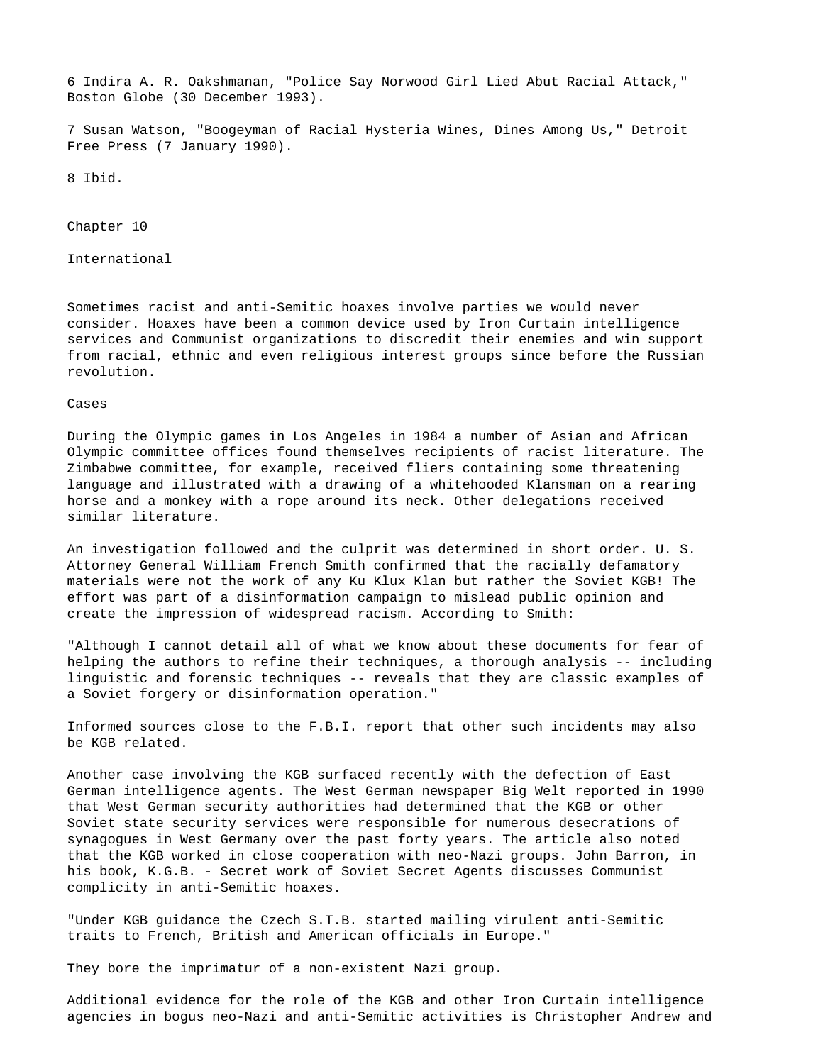6 Indira A. R. Oakshmanan, "Police Say Norwood Girl Lied Abut Racial Attack," Boston Globe (30 December 1993).

7 Susan Watson, "Boogeyman of Racial Hysteria Wines, Dines Among Us," Detroit Free Press (7 January 1990).

8 Ibid.

# Chapter 10

## International

Sometimes racist and anti-Semitic hoaxes involve parties we would never consider. Hoaxes have been a common device used by Iron Curtain intelligence services and Communist organizations to discredit their enemies and win support from racial, ethnic and even religious interest groups since before the Russian revolution.

### Cases

During the Olympic games in Los Angeles in 1984 a number of Asian and African Olympic committee offices found themselves recipients of racist literature. The Zimbabwe committee, for example, received fliers containing some threatening language and illustrated with a drawing of a whitehooded Klansman on a rearing horse and a monkey with a rope around its neck. Other delegations received similar literature.

An investigation followed and the culprit was determined in short order. U. S. Attorney General William French Smith confirmed that the racially defamatory materials were not the work of any Ku Klux Klan but rather the Soviet KGB! The effort was part of a disinformation campaign to mislead public opinion and create the impression of widespread racism. According to Smith:

"Although I cannot detail all of what we know about these documents for fear of helping the authors to refine their techniques, a thorough analysis -- including linguistic and forensic techniques -- reveals that they are classic examples of a Soviet forgery or disinformation operation."

Informed sources close to the F.B.I. report that other such incidents may also be KGB related.

Another case involving the KGB surfaced recently with the defection of East German intelligence agents. The West German newspaper Big Welt reported in 1990 that West German security authorities had determined that the KGB or other Soviet state security services were responsible for numerous desecrations of synagogues in West Germany over the past forty years. The article also noted that the KGB worked in close cooperation with neo-Nazi groups. John Barron, in his book, K.G.B. - Secret work of Soviet Secret Agents discusses Communist complicity in anti-Semitic hoaxes.

"Under KGB guidance the Czech S.T.B. started mailing virulent anti-Semitic traits to French, British and American officials in Europe."

They bore the imprimatur of a non-existent Nazi group.

Additional evidence for the role of the KGB and other Iron Curtain intelligence agencies in bogus neo-Nazi and anti-Semitic activities is Christopher Andrew and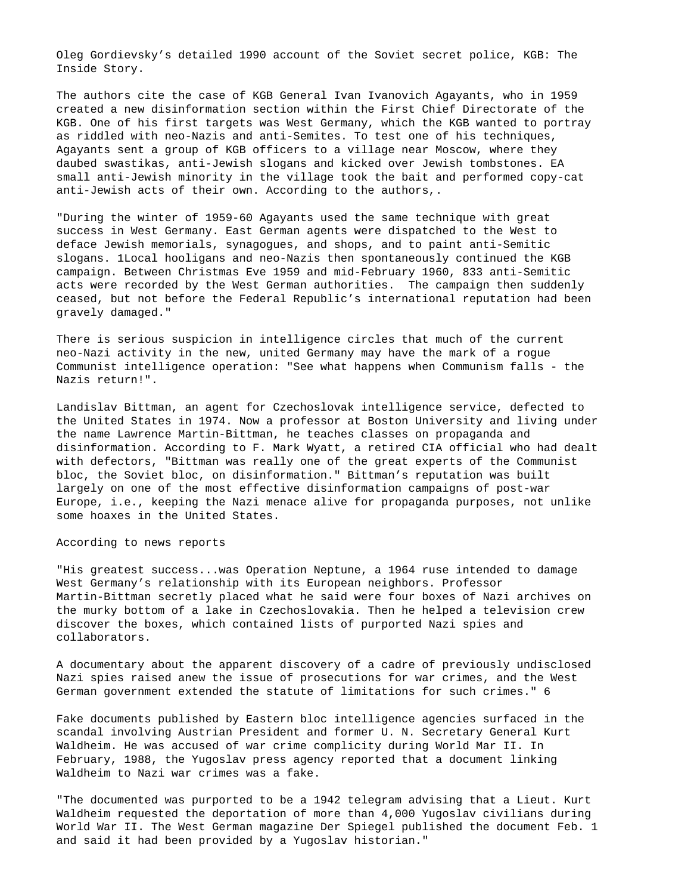Oleg Gordievsky's detailed 1990 account of the Soviet secret police, KGB: The Inside Story.

The authors cite the case of KGB General Ivan Ivanovich Agayants, who in 1959 created a new disinformation section within the First Chief Directorate of the KGB. One of his first targets was West Germany, which the KGB wanted to portray as riddled with neo-Nazis and anti-Semites. To test one of his techniques, Agayants sent a group of KGB officers to a village near Moscow, where they daubed swastikas, anti-Jewish slogans and kicked over Jewish tombstones. EA small anti-Jewish minority in the village took the bait and performed copy-cat anti-Jewish acts of their own. According to the authors,.

"During the winter of 1959-60 Agayants used the same technique with great success in West Germany. East German agents were dispatched to the West to deface Jewish memorials, synagogues, and shops, and to paint anti-Semitic slogans. 1Local hooligans and neo-Nazis then spontaneously continued the KGB campaign. Between Christmas Eve 1959 and mid-February 1960, 833 anti-Semitic acts were recorded by the West German authorities. The campaign then suddenly ceased, but not before the Federal Republic's international reputation had been gravely damaged."

There is serious suspicion in intelligence circles that much of the current neo-Nazi activity in the new, united Germany may have the mark of a rogue Communist intelligence operation: "See what happens when Communism falls - the Nazis return!".

Landislav Bittman, an agent for Czechoslovak intelligence service, defected to the United States in 1974. Now a professor at Boston University and living under the name Lawrence Martin-Bittman, he teaches classes on propaganda and disinformation. According to F. Mark Wyatt, a retired CIA official who had dealt with defectors, "Bittman was really one of the great experts of the Communist bloc, the Soviet bloc, on disinformation." Bittman's reputation was built largely on one of the most effective disinformation campaigns of post-war Europe, i.e., keeping the Nazi menace alive for propaganda purposes, not unlike some hoaxes in the United States.

According to news reports

"His greatest success...was Operation Neptune, a 1964 ruse intended to damage West Germany's relationship with its European neighbors. Professor Martin-Bittman secretly placed what he said were four boxes of Nazi archives on the murky bottom of a lake in Czechoslovakia. Then he helped a television crew discover the boxes, which contained lists of purported Nazi spies and collaborators.

A documentary about the apparent discovery of a cadre of previously undisclosed Nazi spies raised anew the issue of prosecutions for war crimes, and the West German government extended the statute of limitations for such crimes." 6

Fake documents published by Eastern bloc intelligence agencies surfaced in the scandal involving Austrian President and former U. N. Secretary General Kurt Waldheim. He was accused of war crime complicity during World Mar II. In February, 1988, the Yugoslav press agency reported that a document linking Waldheim to Nazi war crimes was a fake.

"The documented was purported to be a 1942 telegram advising that a Lieut. Kurt Waldheim requested the deportation of more than 4,000 Yugoslav civilians during World War II. The West German magazine Der Spiegel published the document Feb. 1 and said it had been provided by a Yugoslav historian."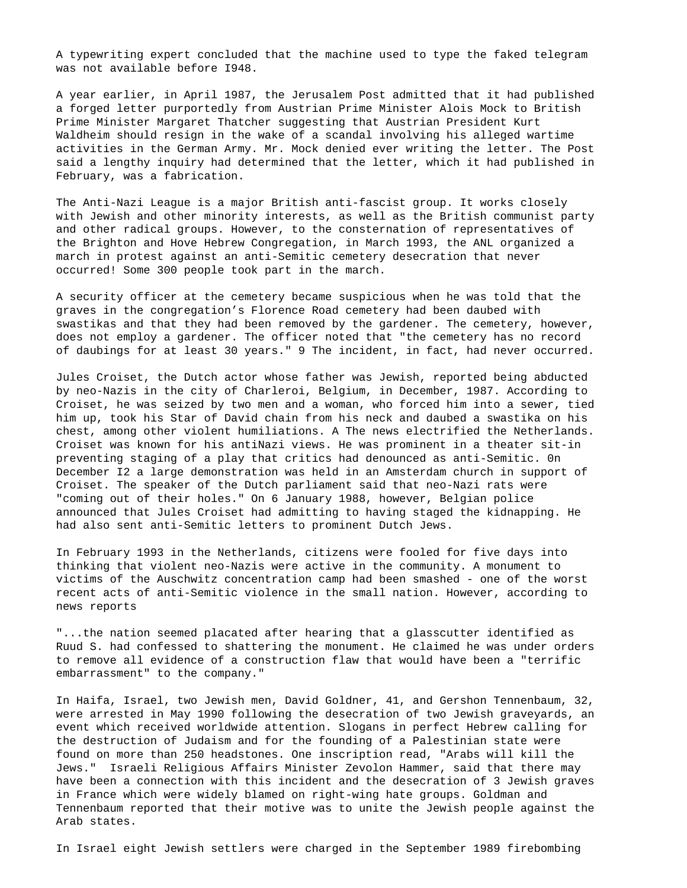A typewriting expert concluded that the machine used to type the faked telegram was not available before I948.

A year earlier, in April 1987, the Jerusalem Post admitted that it had published a forged letter purportedly from Austrian Prime Minister Alois Mock to British Prime Minister Margaret Thatcher suggesting that Austrian President Kurt Waldheim should resign in the wake of a scandal involving his alleged wartime activities in the German Army. Mr. Mock denied ever writing the letter. The Post said a lengthy inquiry had determined that the letter, which it had published in February, was a fabrication.

The Anti-Nazi League is a major British anti-fascist group. It works closely with Jewish and other minority interests, as well as the British communist party and other radical groups. However, to the consternation of representatives of the Brighton and Hove Hebrew Congregation, in March 1993, the ANL organized a march in protest against an anti-Semitic cemetery desecration that never occurred! Some 300 people took part in the march.

A security officer at the cemetery became suspicious when he was told that the graves in the congregation's Florence Road cemetery had been daubed with swastikas and that they had been removed by the gardener. The cemetery, however, does not employ a gardener. The officer noted that "the cemetery has no record of daubings for at least 30 years." 9 The incident, in fact, had never occurred.

Jules Croiset, the Dutch actor whose father was Jewish, reported being abducted by neo-Nazis in the city of Charleroi, Belgium, in December, 1987. According to Croiset, he was seized by two men and a woman, who forced him into a sewer, tied him up, took his Star of David chain from his neck and daubed a swastika on his chest, among other violent humiliations. A The news electrified the Netherlands. Croiset was known for his antiNazi views. He was prominent in a theater sit-in preventing staging of a play that critics had denounced as anti-Semitic. 0n December I2 a large demonstration was held in an Amsterdam church in support of Croiset. The speaker of the Dutch parliament said that neo-Nazi rats were "coming out of their holes." On 6 January 1988, however, Belgian police announced that Jules Croiset had admitting to having staged the kidnapping. He had also sent anti-Semitic letters to prominent Dutch Jews.

In February 1993 in the Netherlands, citizens were fooled for five days into thinking that violent neo-Nazis were active in the community. A monument to victims of the Auschwitz concentration camp had been smashed - one of the worst recent acts of anti-Semitic violence in the small nation. However, according to news reports

"...the nation seemed placated after hearing that a glasscutter identified as Ruud S. had confessed to shattering the monument. He claimed he was under orders to remove all evidence of a construction flaw that would have been a "terrific embarrassment" to the company."

In Haifa, Israel, two Jewish men, David Goldner, 41, and Gershon Tennenbaum, 32, were arrested in May 1990 following the desecration of two Jewish graveyards, an event which received worldwide attention. Slogans in perfect Hebrew calling for the destruction of Judaism and for the founding of a Palestinian state were found on more than 250 headstones. One inscription read, "Arabs will kill the Jews." Israeli Religious Affairs Minister Zevolon Hammer, said that there may have been a connection with this incident and the desecration of 3 Jewish graves in France which were widely blamed on right-wing hate groups. Goldman and Tennenbaum reported that their motive was to unite the Jewish people against the Arab states.

In Israel eight Jewish settlers were charged in the September 1989 firebombing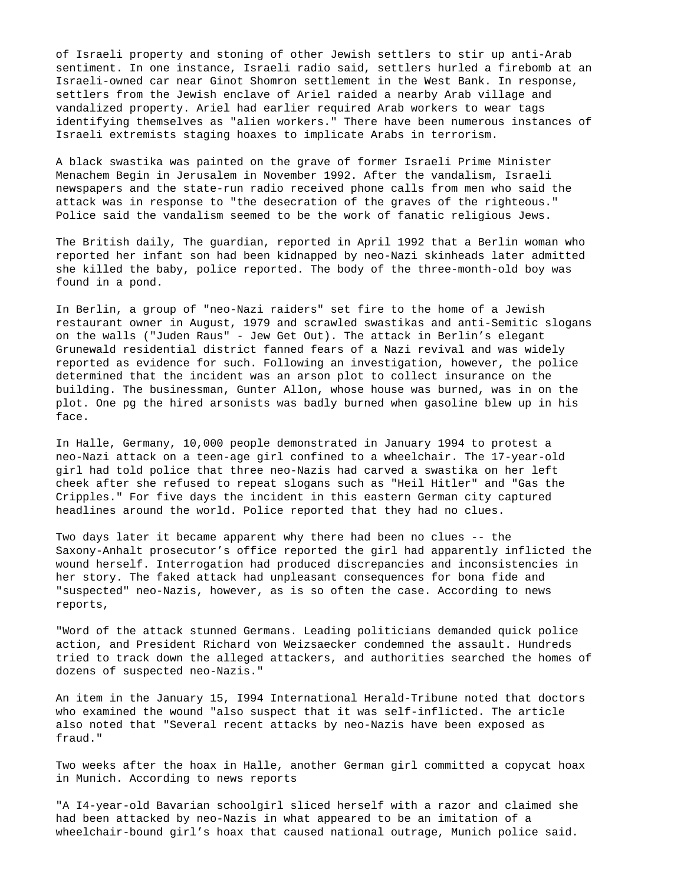of Israeli property and stoning of other Jewish settlers to stir up anti-Arab sentiment. In one instance, Israeli radio said, settlers hurled a firebomb at an Israeli-owned car near Ginot Shomron settlement in the West Bank. In response, settlers from the Jewish enclave of Ariel raided a nearby Arab village and vandalized property. Ariel had earlier required Arab workers to wear tags identifying themselves as "alien workers." There have been numerous instances of Israeli extremists staging hoaxes to implicate Arabs in terrorism.

A black swastika was painted on the grave of former Israeli Prime Minister Menachem Begin in Jerusalem in November 1992. After the vandalism, Israeli newspapers and the state-run radio received phone calls from men who said the attack was in response to "the desecration of the graves of the righteous." Police said the vandalism seemed to be the work of fanatic religious Jews.

The British daily, The guardian, reported in April 1992 that a Berlin woman who reported her infant son had been kidnapped by neo-Nazi skinheads later admitted she killed the baby, police reported. The body of the three-month-old boy was found in a pond.

In Berlin, a group of "neo-Nazi raiders" set fire to the home of a Jewish restaurant owner in August, 1979 and scrawled swastikas and anti-Semitic slogans on the walls ("Juden Raus" - Jew Get Out). The attack in Berlin's elegant Grunewald residential district fanned fears of a Nazi revival and was widely reported as evidence for such. Following an investigation, however, the police determined that the incident was an arson plot to collect insurance on the building. The businessman, Gunter Allon, whose house was burned, was in on the plot. One pg the hired arsonists was badly burned when gasoline blew up in his face.

In Halle, Germany, 10,000 people demonstrated in January 1994 to protest a neo-Nazi attack on a teen-age girl confined to a wheelchair. The 17-year-old girl had told police that three neo-Nazis had carved a swastika on her left cheek after she refused to repeat slogans such as "Heil Hitler" and "Gas the Cripples." For five days the incident in this eastern German city captured headlines around the world. Police reported that they had no clues.

Two days later it became apparent why there had been no clues -- the Saxony-Anhalt prosecutor's office reported the girl had apparently inflicted the wound herself. Interrogation had produced discrepancies and inconsistencies in her story. The faked attack had unpleasant consequences for bona fide and "suspected" neo-Nazis, however, as is so often the case. According to news reports,

"Word of the attack stunned Germans. Leading politicians demanded quick police action, and President Richard von Weizsaecker condemned the assault. Hundreds tried to track down the alleged attackers, and authorities searched the homes of dozens of suspected neo-Nazis."

An item in the January 15, I994 International Herald-Tribune noted that doctors who examined the wound "also suspect that it was self-inflicted. The article also noted that "Several recent attacks by neo-Nazis have been exposed as fraud."

Two weeks after the hoax in Halle, another German girl committed a copycat hoax in Munich. According to news reports

"A I4-year-old Bavarian schoolgirl sliced herself with a razor and claimed she had been attacked by neo-Nazis in what appeared to be an imitation of a wheelchair-bound girl's hoax that caused national outrage, Munich police said.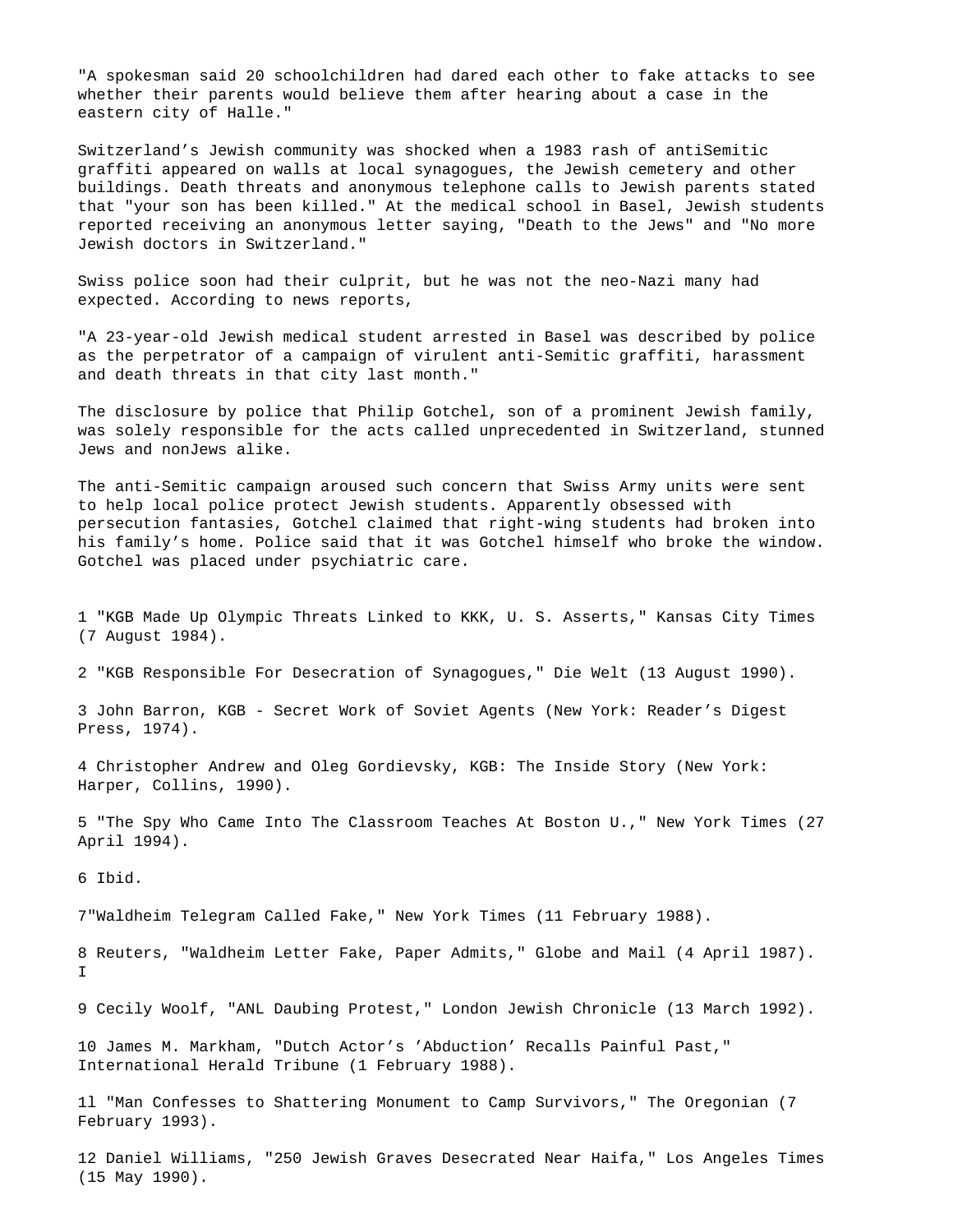"A spokesman said 20 schoolchildren had dared each other to fake attacks to see whether their parents would believe them after hearing about a case in the eastern city of Halle."

Switzerland's Jewish community was shocked when a 1983 rash of antiSemitic graffiti appeared on walls at local synagogues, the Jewish cemetery and other buildings. Death threats and anonymous telephone calls to Jewish parents stated that "your son has been killed." At the medical school in Basel, Jewish students reported receiving an anonymous letter saying, "Death to the Jews" and "No more Jewish doctors in Switzerland."

Swiss police soon had their culprit, but he was not the neo-Nazi many had expected. According to news reports,

"A 23-year-old Jewish medical student arrested in Basel was described by police as the perpetrator of a campaign of virulent anti-Semitic graffiti, harassment and death threats in that city last month."

The disclosure by police that Philip Gotchel, son of a prominent Jewish family, was solely responsible for the acts called unprecedented in Switzerland, stunned Jews and nonJews alike.

The anti-Semitic campaign aroused such concern that Swiss Army units were sent to help local police protect Jewish students. Apparently obsessed with persecution fantasies, Gotchel claimed that right-wing students had broken into his family's home. Police said that it was Gotchel himself who broke the window. Gotchel was placed under psychiatric care.

1 "KGB Made Up Olympic Threats Linked to KKK, U. S. Asserts," Kansas City Times (7 August 1984).

2 "KGB Responsible For Desecration of Synagogues," Die Welt (13 August 1990).

3 John Barron, KGB - Secret Work of Soviet Agents (New York: Reader's Digest Press, 1974).

4 Christopher Andrew and Oleg Gordievsky, KGB: The Inside Story (New York: Harper, Collins, 1990).

5 "The Spy Who Came Into The Classroom Teaches At Boston U.," New York Times (27 April 1994).

6 Ibid.

7"Waldheim Telegram Called Fake," New York Times (11 February 1988).

8 Reuters, "Waldheim Letter Fake, Paper Admits," Globe and Mail (4 April 1987). I

9 Cecily Woolf, "ANL Daubing Protest," London Jewish Chronicle (13 March 1992).

10 James M. Markham, "Dutch Actor's 'Abduction' Recalls Painful Past," International Herald Tribune (1 February 1988).

1l "Man Confesses to Shattering Monument to Camp Survivors," The Oregonian (7 February 1993).

12 Daniel Williams, "250 Jewish Graves Desecrated Near Haifa," Los Angeles Times (15 May 1990).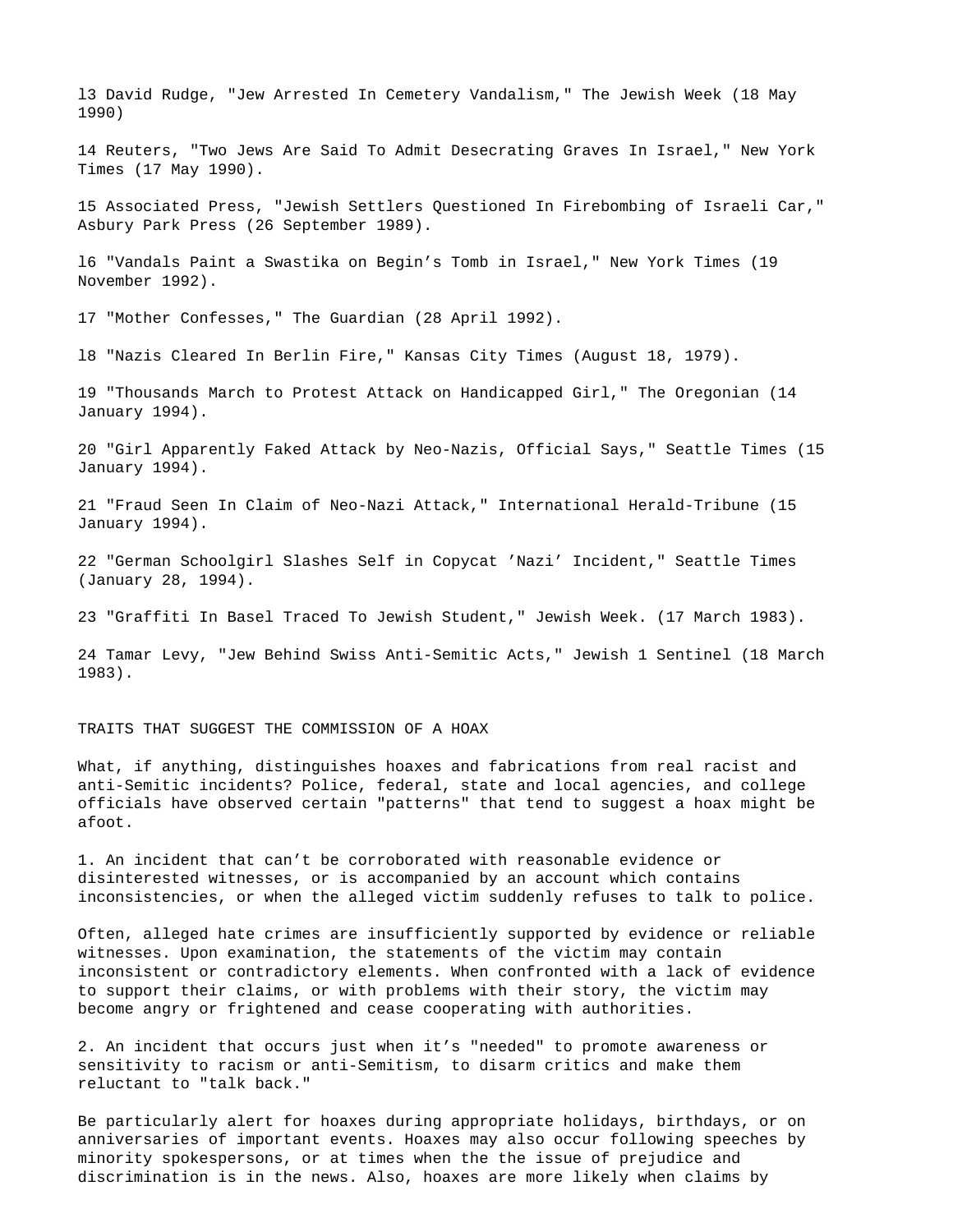l3 David Rudge, "Jew Arrested In Cemetery Vandalism," The Jewish Week (18 May 1990)

14 Reuters, "Two Jews Are Said To Admit Desecrating Graves In Israel," New York Times (17 May 1990).

15 Associated Press, "Jewish Settlers Questioned In Firebombing of Israeli Car," Asbury Park Press (26 September 1989).

l6 "Vandals Paint a Swastika on Begin's Tomb in Israel," New York Times (19 November 1992).

17 "Mother Confesses," The Guardian (28 April 1992).

l8 "Nazis Cleared In Berlin Fire," Kansas City Times (August 18, 1979).

19 "Thousands March to Protest Attack on Handicapped Girl," The Oregonian (14 January 1994).

20 "Girl Apparently Faked Attack by Neo-Nazis, Official Says," Seattle Times (15 January 1994).

21 "Fraud Seen In Claim of Neo-Nazi Attack," International Herald-Tribune (15 January 1994).

22 "German Schoolgirl Slashes Self in Copycat 'Nazi' Incident," Seattle Times (January 28, 1994).

23 "Graffiti In Basel Traced To Jewish Student," Jewish Week. (17 March 1983).

24 Tamar Levy, "Jew Behind Swiss Anti-Semitic Acts," Jewish 1 Sentinel (18 March 1983).

## TRAITS THAT SUGGEST THE COMMISSION OF A HOAX

What, if anything, distinguishes hoaxes and fabrications from real racist and anti-Semitic incidents? Police, federal, state and local agencies, and college officials have observed certain "patterns" that tend to suggest a hoax might be afoot.

1. An incident that can't be corroborated with reasonable evidence or disinterested witnesses, or is accompanied by an account which contains inconsistencies, or when the alleged victim suddenly refuses to talk to police.

Often, alleged hate crimes are insufficiently supported by evidence or reliable witnesses. Upon examination, the statements of the victim may contain inconsistent or contradictory elements. When confronted with a lack of evidence to support their claims, or with problems with their story, the victim may become angry or frightened and cease cooperating with authorities.

2. An incident that occurs just when it's "needed" to promote awareness or sensitivity to racism or anti-Semitism, to disarm critics and make them reluctant to "talk back."

Be particularly alert for hoaxes during appropriate holidays, birthdays, or on anniversaries of important events. Hoaxes may also occur following speeches by minority spokespersons, or at times when the the issue of prejudice and discrimination is in the news. Also, hoaxes are more likely when claims by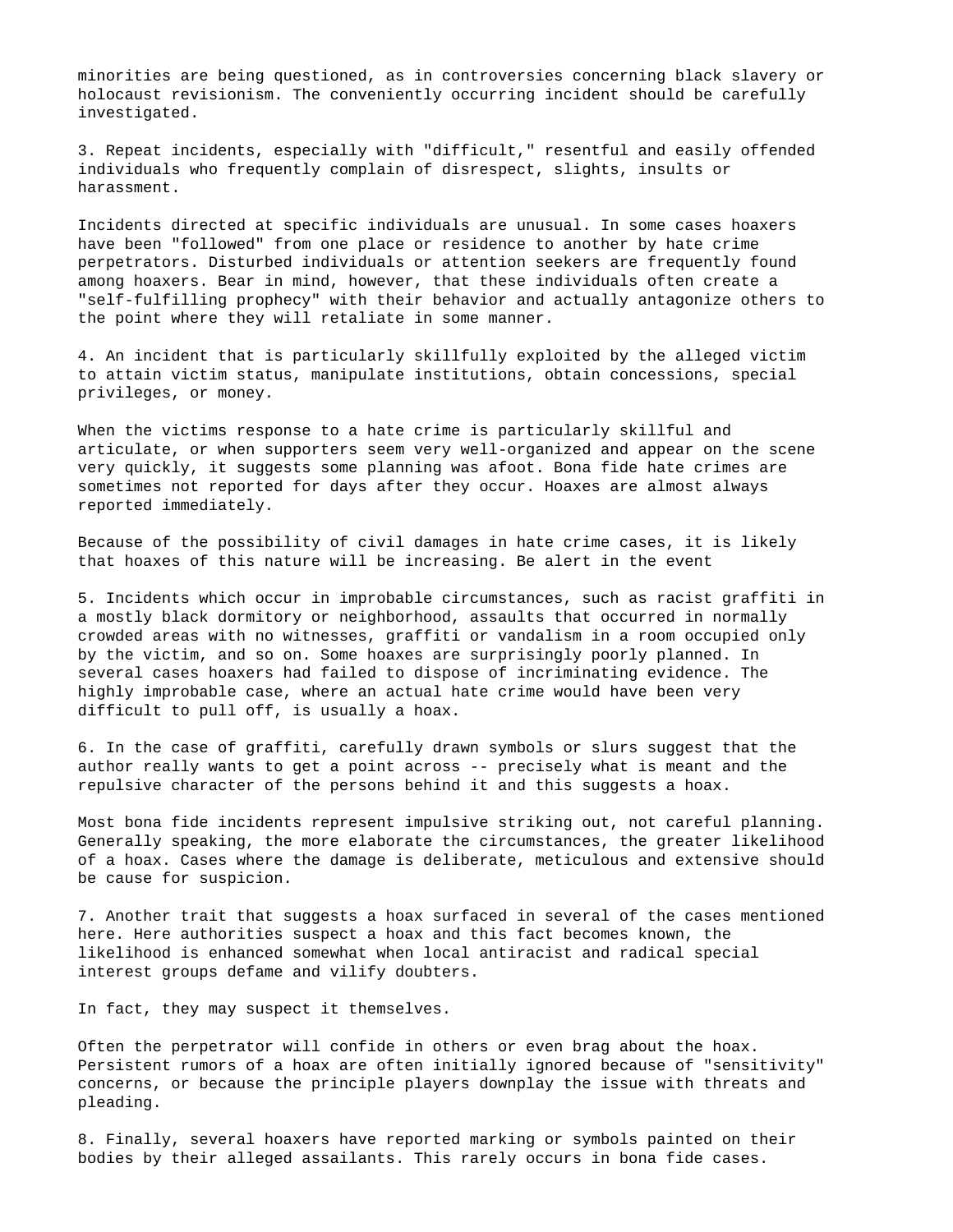minorities are being questioned, as in controversies concerning black slavery or holocaust revisionism. The conveniently occurring incident should be carefully investigated.

3. Repeat incidents, especially with "difficult," resentful and easily offended individuals who frequently complain of disrespect, slights, insults or harassment.

Incidents directed at specific individuals are unusual. In some cases hoaxers have been "followed" from one place or residence to another by hate crime perpetrators. Disturbed individuals or attention seekers are frequently found among hoaxers. Bear in mind, however, that these individuals often create a "self-fulfilling prophecy" with their behavior and actually antagonize others to the point where they will retaliate in some manner.

4. An incident that is particularly skillfully exploited by the alleged victim to attain victim status, manipulate institutions, obtain concessions, special privileges, or money.

When the victims response to a hate crime is particularly skillful and articulate, or when supporters seem very well-organized and appear on the scene very quickly, it suggests some planning was afoot. Bona fide hate crimes are sometimes not reported for days after they occur. Hoaxes are almost always reported immediately.

Because of the possibility of civil damages in hate crime cases, it is likely that hoaxes of this nature will be increasing. Be alert in the event

5. Incidents which occur in improbable circumstances, such as racist graffiti in a mostly black dormitory or neighborhood, assaults that occurred in normally crowded areas with no witnesses, graffiti or vandalism in a room occupied only by the victim, and so on. Some hoaxes are surprisingly poorly planned. In several cases hoaxers had failed to dispose of incriminating evidence. The highly improbable case, where an actual hate crime would have been very difficult to pull off, is usually a hoax.

6. In the case of graffiti, carefully drawn symbols or slurs suggest that the author really wants to get a point across -- precisely what is meant and the repulsive character of the persons behind it and this suggests a hoax.

Most bona fide incidents represent impulsive striking out, not careful planning. Generally speaking, the more elaborate the circumstances, the greater likelihood of a hoax. Cases where the damage is deliberate, meticulous and extensive should be cause for suspicion.

7. Another trait that suggests a hoax surfaced in several of the cases mentioned here. Here authorities suspect a hoax and this fact becomes known, the likelihood is enhanced somewhat when local antiracist and radical special interest groups defame and vilify doubters.

In fact, they may suspect it themselves.

Often the perpetrator will confide in others or even brag about the hoax. Persistent rumors of a hoax are often initially ignored because of "sensitivity" concerns, or because the principle players downplay the issue with threats and pleading.

8. Finally, several hoaxers have reported marking or symbols painted on their bodies by their alleged assailants. This rarely occurs in bona fide cases.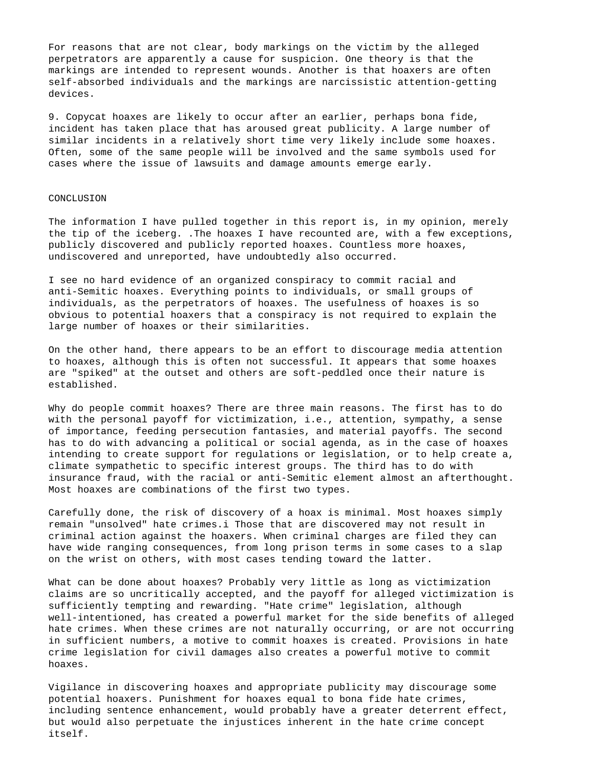For reasons that are not clear, body markings on the victim by the alleged perpetrators are apparently a cause for suspicion. One theory is that the markings are intended to represent wounds. Another is that hoaxers are often self-absorbed individuals and the markings are narcissistic attention-getting devices.

9. Copycat hoaxes are likely to occur after an earlier, perhaps bona fide, incident has taken place that has aroused great publicity. A large number of similar incidents in a relatively short time very likely include some hoaxes. Often, some of the same people will be involved and the same symbols used for cases where the issue of lawsuits and damage amounts emerge early.

CONCLUSION

The information I have pulled together in this report is, in my opinion, merely the tip of the iceberg. .The hoaxes I have recounted are, with a few exceptions, publicly discovered and publicly reported hoaxes. Countless more hoaxes, undiscovered and unreported, have undoubtedly also occurred.

I see no hard evidence of an organized conspiracy to commit racial and anti-Semitic hoaxes. Everything points to individuals, or small groups of individuals, as the perpetrators of hoaxes. The usefulness of hoaxes is so obvious to potential hoaxers that a conspiracy is not required to explain the large number of hoaxes or their similarities.

On the other hand, there appears to be an effort to discourage media attention to hoaxes, although this is often not successful. It appears that some hoaxes are "spiked" at the outset and others are soft-peddled once their nature is established.

Why do people commit hoaxes? There are three main reasons. The first has to do with the personal payoff for victimization, i.e., attention, sympathy, a sense of importance, feeding persecution fantasies, and material payoffs. The second has to do with advancing a political or social agenda, as in the case of hoaxes intending to create support for regulations or legislation, or to help create a, climate sympathetic to specific interest groups. The third has to do with insurance fraud, with the racial or anti-Semitic element almost an afterthought. Most hoaxes are combinations of the first two types.

Carefully done, the risk of discovery of a hoax is minimal. Most hoaxes simply remain "unsolved" hate crimes.i Those that are discovered may not result in criminal action against the hoaxers. When criminal charges are filed they can have wide ranging consequences, from long prison terms in some cases to a slap on the wrist on others, with most cases tending toward the latter.

What can be done about hoaxes? Probably very little as long as victimization claims are so uncritically accepted, and the payoff for alleged victimization is sufficiently tempting and rewarding. "Hate crime" legislation, although well-intentioned, has created a powerful market for the side benefits of alleged hate crimes. When these crimes are not naturally occurring, or are not occurring in sufficient numbers, a motive to commit hoaxes is created. Provisions in hate crime legislation for civil damages also creates a powerful motive to commit hoaxes.

Vigilance in discovering hoaxes and appropriate publicity may discourage some potential hoaxers. Punishment for hoaxes equal to bona fide hate crimes, including sentence enhancement, would probably have a greater deterrent effect, but would also perpetuate the injustices inherent in the hate crime concept itself.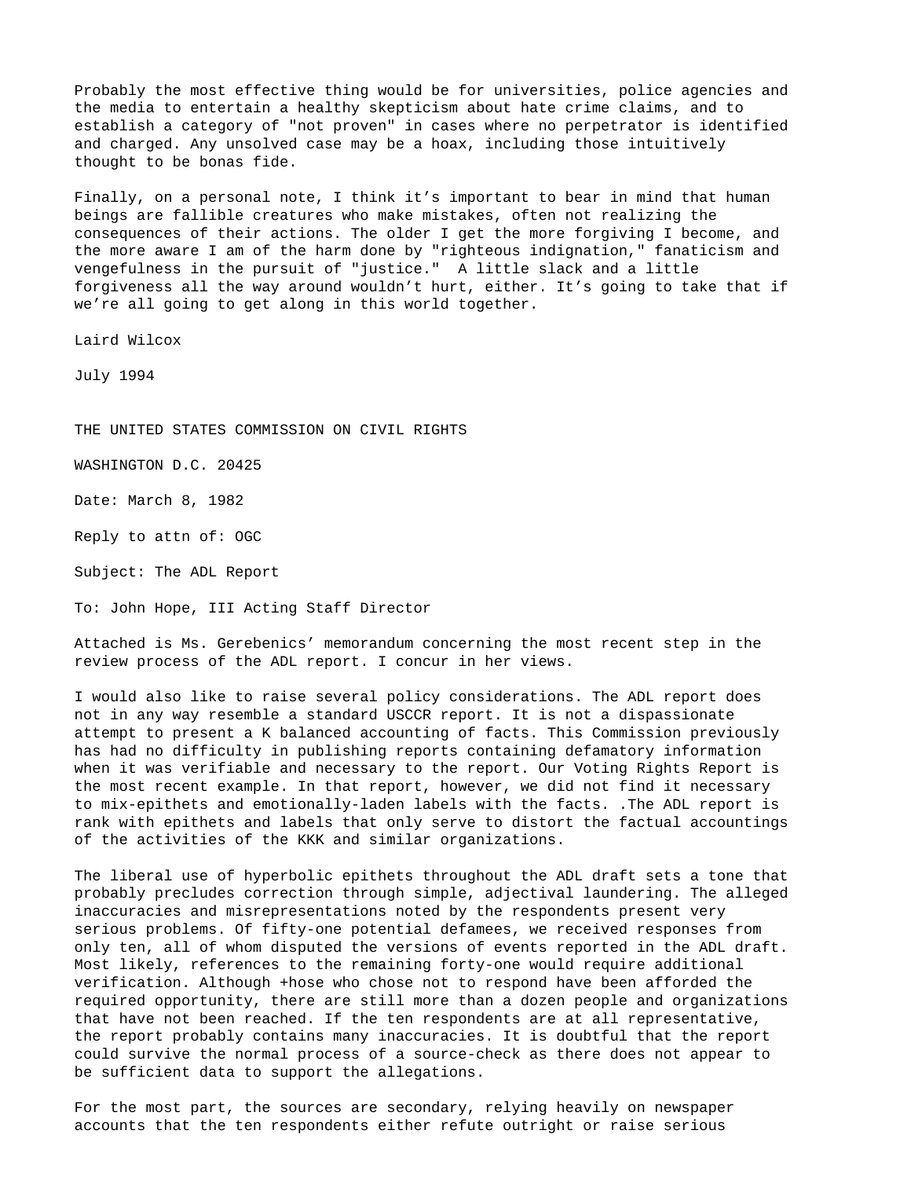Probably the most effective thing would be for universities, police agencies and the media to entertain a healthy skepticism about hate crime claims, and to establish a category of "not proven" in cases where no perpetrator is identified and charged. Any unsolved case may be a hoax, including those intuitively thought to be bonas fide.

Finally, on a personal note, I think it's important to bear in mind that human beings are fallible creatures who make mistakes, often not realizing the consequences of their actions. The older I get the more forgiving I become, and the more aware I am of the harm done by "righteous indignation," fanaticism and vengefulness in the pursuit of "justice." A little slack and a little forgiveness all the way around wouldn't hurt, either. It's going to take that if we're all going to get along in this world together.

Laird Wilcox

July 1994

THE UNITED STATES COMMISSION ON CIVIL RIGHTS

WASHINGTON D.C. 20425

Date: March 8, 1982

Reply to attn of: OGC

Subject: The ADL Report

To: John Hope, III Acting Staff Director

Attached is Ms. Gerebenics' memorandum concerning the most recent step in the review process of the ADL report. I concur in her views.

I would also like to raise several policy considerations. The ADL report does not in any way resemble a standard USCCR report. It is not a dispassionate attempt to present a K balanced accounting of facts. This Commission previously has had no difficulty in publishing reports containing defamatory information when it was verifiable and necessary to the report. Our Voting Rights Report is the most recent example. In that report, however, we did not find it necessary to mix-epithets and emotionally-laden labels with the facts. .The ADL report is rank with epithets and labels that only serve to distort the factual accountings of the activities of the KKK and similar organizations.

The liberal use of hyperbolic epithets throughout the ADL draft sets a tone that probably precludes correction through simple, adjectival laundering. The alleged inaccuracies and misrepresentations noted by the respondents present very serious problems. Of fifty-one potential defamees, we received responses from only ten, all of whom disputed the versions of events reported in the ADL draft. Most likely, references to the remaining forty-one would require additional verification. Although +hose who chose not to respond have been afforded the required opportunity, there are still more than a dozen people and organizations that have not been reached. If the ten respondents are at all representative, the report probably contains many inaccuracies. It is doubtful that the report could survive the normal process of a source-check as there does not appear to be sufficient data to support the allegations.

For the most part, the sources are secondary, relying heavily on newspaper accounts that the ten respondents either refute outright or raise serious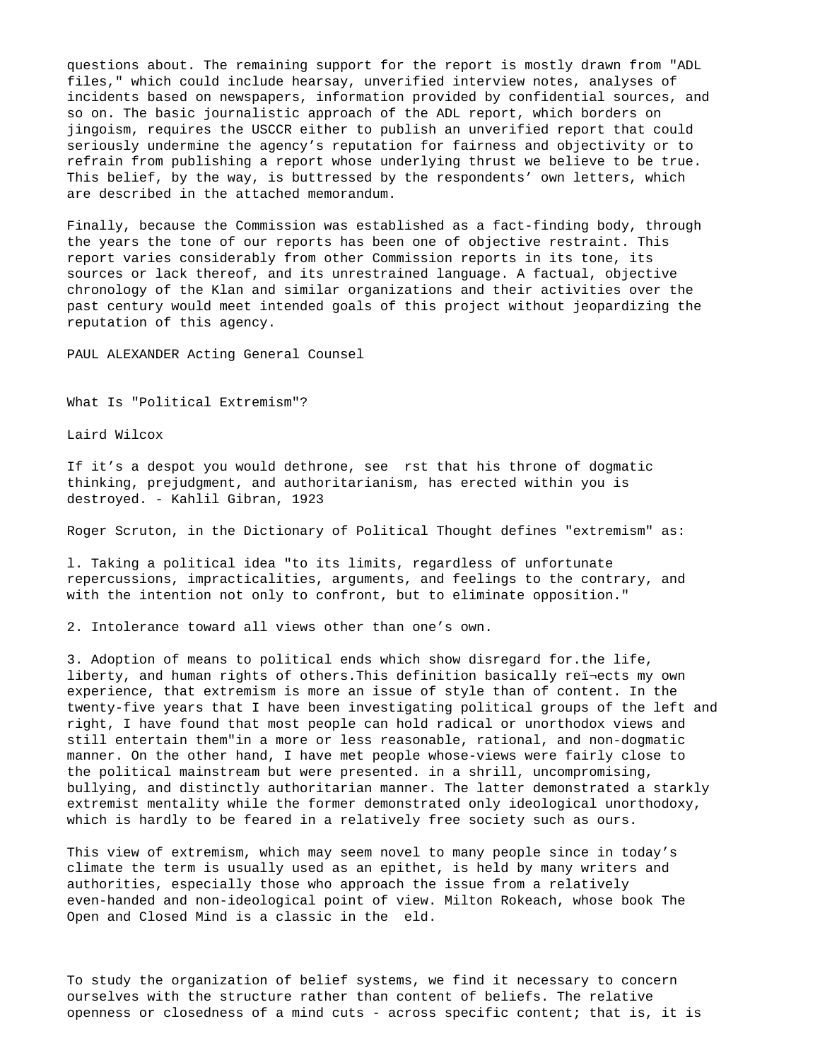questions about. The remaining support for the report is mostly drawn from "ADL files," which could include hearsay, unverified interview notes, analyses of incidents based on newspapers, information provided by confidential sources, and so on. The basic journalistic approach of the ADL report, which borders on jingoism, requires the USCCR either to publish an unverified report that could seriously undermine the agency's reputation for fairness and objectivity or to refrain from publishing a report whose underlying thrust we believe to be true. This belief, by the way, is buttressed by the respondents' own letters, which are described in the attached memorandum.

Finally, because the Commission was established as a fact-finding body, through the years the tone of our reports has been one of objective restraint. This report varies considerably from other Commission reports in its tone, its sources or lack thereof, and its unrestrained language. A factual, objective chronology of the Klan and similar organizations and their activities over the past century would meet intended goals of this project without jeopardizing the reputation of this agency.

PAUL ALEXANDER Acting General Counsel

## What Is "Political Extremism"?

Laird Wilcox

If it's a despot you would dethrone, see  rst that his throne of dogmatic thinking, prejudgment, and authoritarianism, has erected within you is destroyed. - Kahlil Gibran, 1923

Roger Scruton, in the Dictionary of Political Thought defines "extremism" as:

l. Taking a political idea "to its limits, regardless of unfortunate repercussions, impracticalities, arguments, and feelings to the contrary, and with the intention not only to confront, but to eliminate opposition."

2. Intolerance toward all views other than one's own.

3. Adoption of means to political ends which show disregard for.the life, liberty, and human rights of others.This definition basically reï¬ects my own experience, that extremism is more an issue of style than of content. In the twenty-five years that I have been investigating political groups of the left and right, I have found that most people can hold radical or unorthodox views and still entertain them"in a more or less reasonable, rational, and non-dogmatic manner. On the other hand, I have met people whose-views were fairly close to the political mainstream but were presented. in a shrill, uncompromising, bullying, and distinctly authoritarian manner. The latter demonstrated a starkly extremist mentality while the former demonstrated only ideological unorthodoxy, which is hardly to be feared in a relatively free society such as ours.

This view of extremism, which may seem novel to many people since in today's climate the term is usually used as an epithet, is held by many writers and authorities, especially those who approach the issue from a relatively even-handed and non-ideological point of view. Milton Rokeach, whose book The Open and Closed Mind is a classic in the  eld.

To study the organization of belief systems, we find it necessary to concern ourselves with the structure rather than content of beliefs. The relative openness or closedness of a mind cuts - across specific content; that is, it is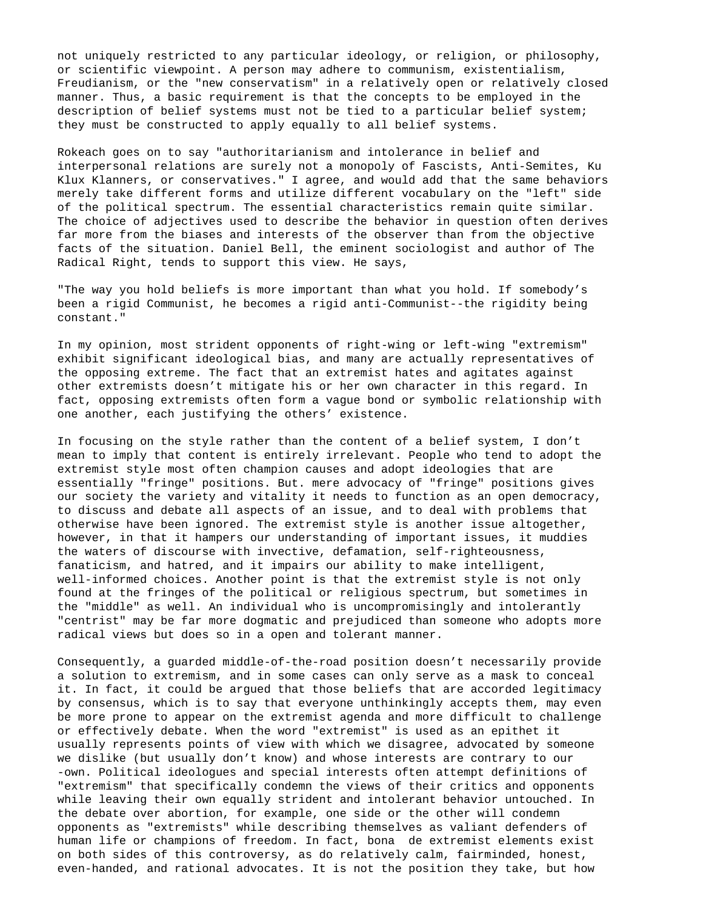not uniquely restricted to any particular ideology, or religion, or philosophy, or scientific viewpoint. A person may adhere to communism, existentialism, Freudianism, or the "new conservatism" in a relatively open or relatively closed manner. Thus, a basic requirement is that the concepts to be employed in the description of belief systems must not be tied to a particular belief system; they must be constructed to apply equally to all belief systems.

Rokeach goes on to say "authoritarianism and intolerance in belief and interpersonal relations are surely not a monopoly of Fascists, Anti-Semites, Ku Klux Klanners, or conservatives." I agree, and would add that the same behaviors merely take different forms and utilize different vocabulary on the "left" side of the political spectrum. The essential characteristics remain quite similar. The choice of adjectives used to describe the behavior in question often derives far more from the biases and interests of the observer than from the objective facts of the situation. Daniel Bell, the eminent sociologist and author of The Radical Right, tends to support this view. He says,

"The way you hold beliefs is more important than what you hold. If somebody's been a rigid Communist, he becomes a rigid anti-Communist--the rigidity being constant."

In my opinion, most strident opponents of right-wing or left-wing "extremism" exhibit significant ideological bias, and many are actually representatives of the opposing extreme. The fact that an extremist hates and agitates against other extremists doesn't mitigate his or her own character in this regard. In fact, opposing extremists often form a vague bond or symbolic relationship with one another, each justifying the others' existence.

In focusing on the style rather than the content of a belief system, I don't mean to imply that content is entirely irrelevant. People who tend to adopt the extremist style most often champion causes and adopt ideologies that are essentially "fringe" positions. But. mere advocacy of "fringe" positions gives our society the variety and vitality it needs to function as an open democracy, to discuss and debate all aspects of an issue, and to deal with problems that otherwise have been ignored. The extremist style is another issue altogether, however, in that it hampers our understanding of important issues, it muddies the waters of discourse with invective, defamation, self-righteousness, fanaticism, and hatred, and it impairs our ability to make intelligent, well-informed choices. Another point is that the extremist style is not only found at the fringes of the political or religious spectrum, but sometimes in the "middle" as well. An individual who is uncompromisingly and intolerantly "centrist" may be far more dogmatic and prejudiced than someone who adopts more radical views but does so in a open and tolerant manner.

Consequently, a guarded middle-of-the-road position doesn't necessarily provide a solution to extremism, and in some cases can only serve as a mask to conceal it. In fact, it could be argued that those beliefs that are accorded legitimacy by consensus, which is to say that everyone unthinkingly accepts them, may even be more prone to appear on the extremist agenda and more difficult to challenge or effectively debate. When the word "extremist" is used as an epithet it usually represents points of view with which we disagree, advocated by someone we dislike (but usually don't know) and whose interests are contrary to our -own. Political ideologues and special interests often attempt definitions of "extremism" that specifically condemn the views of their critics and opponents while leaving their own equally strident and intolerant behavior untouched. In the debate over abortion, for example, one side or the other will condemn opponents as "extremists" while describing themselves as valiant defenders of human life or champions of freedom. In fact, bona  de extremist elements exist on both sides of this controversy, as do relatively calm, fairminded, honest, even-handed, and rational advocates. It is not the position they take, but how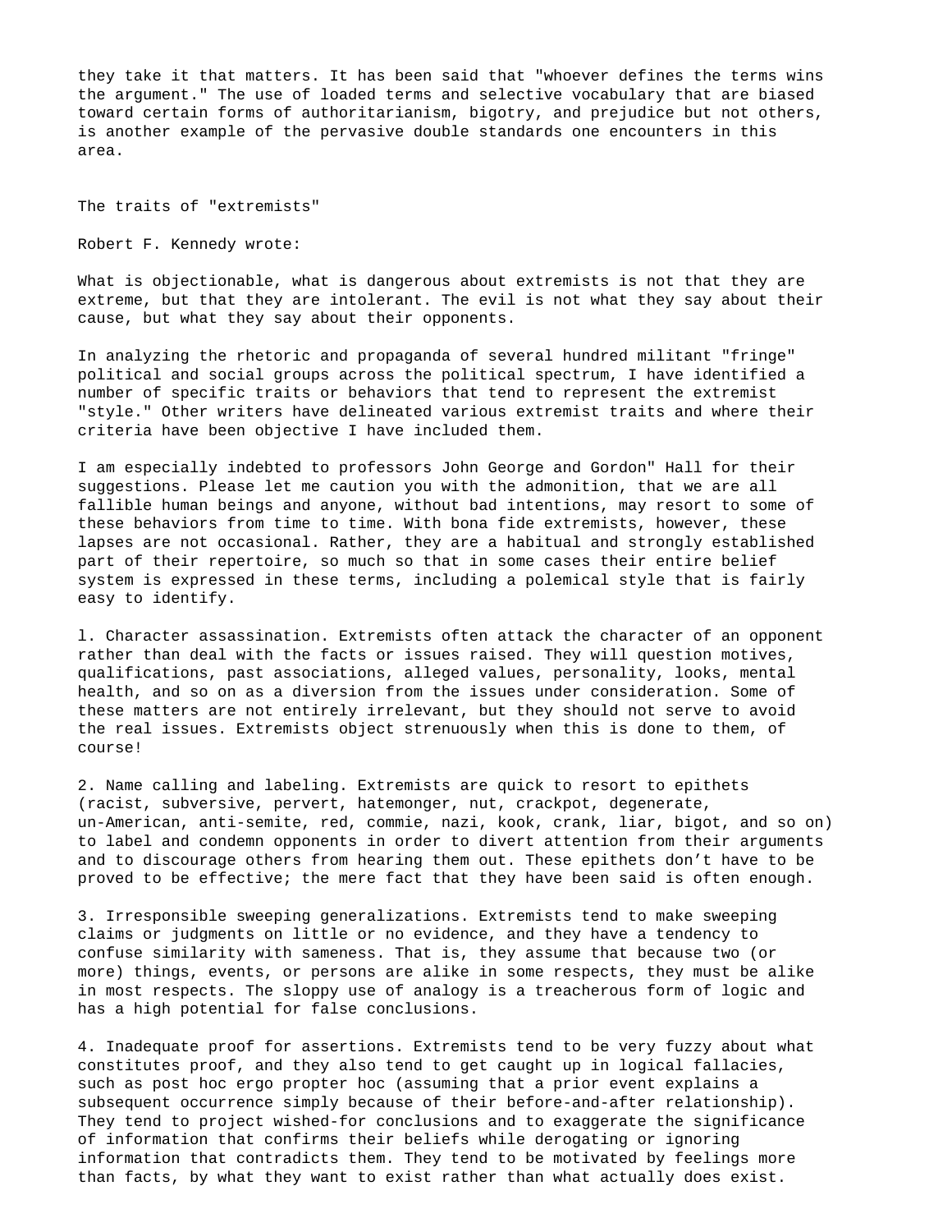they take it that matters. It has been said that "whoever defines the terms wins the argument." The use of loaded terms and selective vocabulary that are biased toward certain forms of authoritarianism, bigotry, and prejudice but not others, is another example of the pervasive double standards one encounters in this area.

## The traits of "extremists"

Robert F. Kennedy wrote:

What is objectionable, what is dangerous about extremists is not that they are extreme, but that they are intolerant. The evil is not what they say about their cause, but what they say about their opponents.

In analyzing the rhetoric and propaganda of several hundred militant "fringe" political and social groups across the political spectrum, I have identified a number of specific traits or behaviors that tend to represent the extremist "style." Other writers have delineated various extremist traits and where their criteria have been objective I have included them.

I am especially indebted to professors John George and Gordon" Hall for their suggestions. Please let me caution you with the admonition, that we are all fallible human beings and anyone, without bad intentions, may resort to some of these behaviors from time to time. With bona fide extremists, however, these lapses are not occasional. Rather, they are a habitual and strongly established part of their repertoire, so much so that in some cases their entire belief system is expressed in these terms, including a polemical style that is fairly easy to identify.

l. Character assassination. Extremists often attack the character of an opponent rather than deal with the facts or issues raised. They will question motives, qualifications, past associations, alleged values, personality, looks, mental health, and so on as a diversion from the issues under consideration. Some of these matters are not entirely irrelevant, but they should not serve to avoid the real issues. Extremists object strenuously when this is done to them, of course!

2. Name calling and labeling. Extremists are quick to resort to epithets (racist, subversive, pervert, hatemonger, nut, crackpot, degenerate, un-American, anti-semite, red, commie, nazi, kook, crank, liar, bigot, and so on) to label and condemn opponents in order to divert attention from their arguments and to discourage others from hearing them out. These epithets don't have to be proved to be effective; the mere fact that they have been said is often enough.

3. Irresponsible sweeping generalizations. Extremists tend to make sweeping claims or judgments on little or no evidence, and they have a tendency to confuse similarity with sameness. That is, they assume that because two (or more) things, events, or persons are alike in some respects, they must be alike in most respects. The sloppy use of analogy is a treacherous form of logic and has a high potential for false conclusions.

4. Inadequate proof for assertions. Extremists tend to be very fuzzy about what constitutes proof, and they also tend to get caught up in logical fallacies, such as post hoc ergo propter hoc (assuming that a prior event explains a subsequent occurrence simply because of their before-and-after relationship). They tend to project wished-for conclusions and to exaggerate the significance of information that confirms their beliefs while derogating or ignoring information that contradicts them. They tend to be motivated by feelings more than facts, by what they want to exist rather than what actually does exist.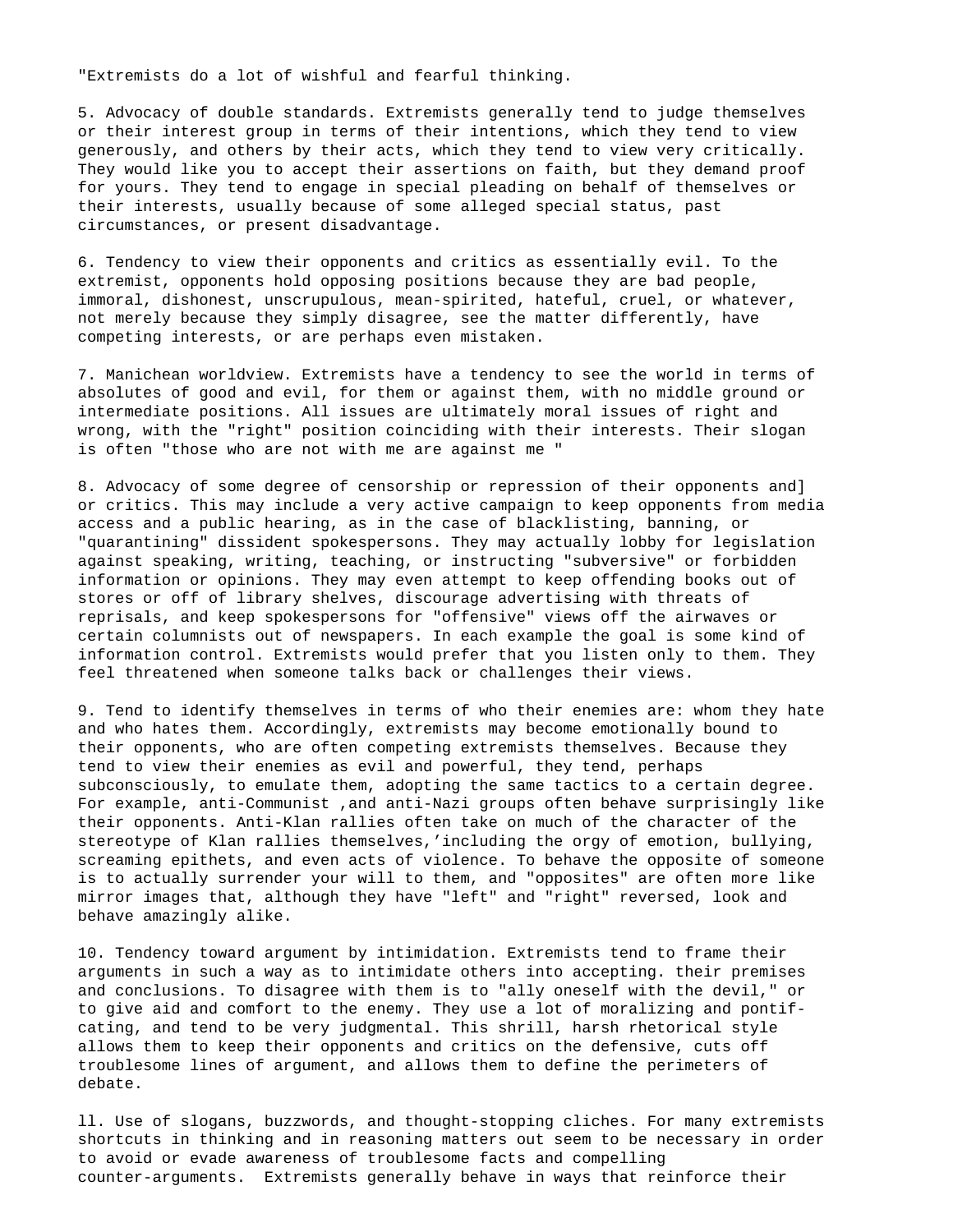"Extremists do a lot of wishful and fearful thinking.

5. Advocacy of double standards. Extremists generally tend to judge themselves or their interest group in terms of their intentions, which they tend to view generously, and others by their acts, which they tend to view very critically. They would like you to accept their assertions on faith, but they demand proof for yours. They tend to engage in special pleading on behalf of themselves or their interests, usually because of some alleged special status, past circumstances, or present disadvantage.

6. Tendency to view their opponents and critics as essentially evil. To the extremist, opponents hold opposing positions because they are bad people, immoral, dishonest, unscrupulous, mean-spirited, hateful, cruel, or whatever, not merely because they simply disagree, see the matter differently, have competing interests, or are perhaps even mistaken.

7. Manichean worldview. Extremists have a tendency to see the world in terms of absolutes of good and evil, for them or against them, with no middle ground or intermediate positions. All issues are ultimately moral issues of right and wrong, with the "right" position coinciding with their interests. Their slogan is often "those who are not with me are against me "

8. Advocacy of some degree of censorship or repression of their opponents and] or critics. This may include a very active campaign to keep opponents from media access and a public hearing, as in the case of blacklisting, banning, or "quarantining" dissident spokespersons. They may actually lobby for legislation against speaking, writing, teaching, or instructing "subversive" or forbidden information or opinions. They may even attempt to keep offending books out of stores or off of library shelves, discourage advertising with threats of reprisals, and keep spokespersons for "offensive" views off the airwaves or certain columnists out of newspapers. In each example the goal is some kind of information control. Extremists would prefer that you listen only to them. They feel threatened when someone talks back or challenges their views.

9. Tend to identify themselves in terms of who their enemies are: whom they hate and who hates them. Accordingly, extremists may become emotionally bound to their opponents, who are often competing extremists themselves. Because they tend to view their enemies as evil and powerful, they tend, perhaps subconsciously, to emulate them, adopting the same tactics to a certain degree. For example, anti-Communist ,and anti-Nazi groups often behave surprisingly like their opponents. Anti-Klan rallies often take on much of the character of the stereotype of Klan rallies themselves,'including the orgy of emotion, bullying, screaming epithets, and even acts of violence. To behave the opposite of someone is to actually surrender your will to them, and "opposites" are often more like mirror images that, although they have "left" and "right" reversed, look and behave amazingly alike.

10. Tendency toward argument by intimidation. Extremists tend to frame their arguments in such a way as to intimidate others into accepting. their premises and conclusions. To disagree with them is to "ally oneself with the devil," or to give aid and comfort to the enemy. They use a lot of moralizing and pontif- cating, and tend to be very judgmental. This shrill, harsh rhetorical style allows them to keep their opponents and critics on the defensive, cuts off troublesome lines of argument, and allows them to define the perimeters of debate.

ll. Use of slogans, buzzwords, and thought-stopping cliches. For many extremists shortcuts in thinking and in reasoning matters out seem to be necessary in order to avoid or evade awareness of troublesome facts and compelling counter-arguments. Extremists generally behave in ways that reinforce their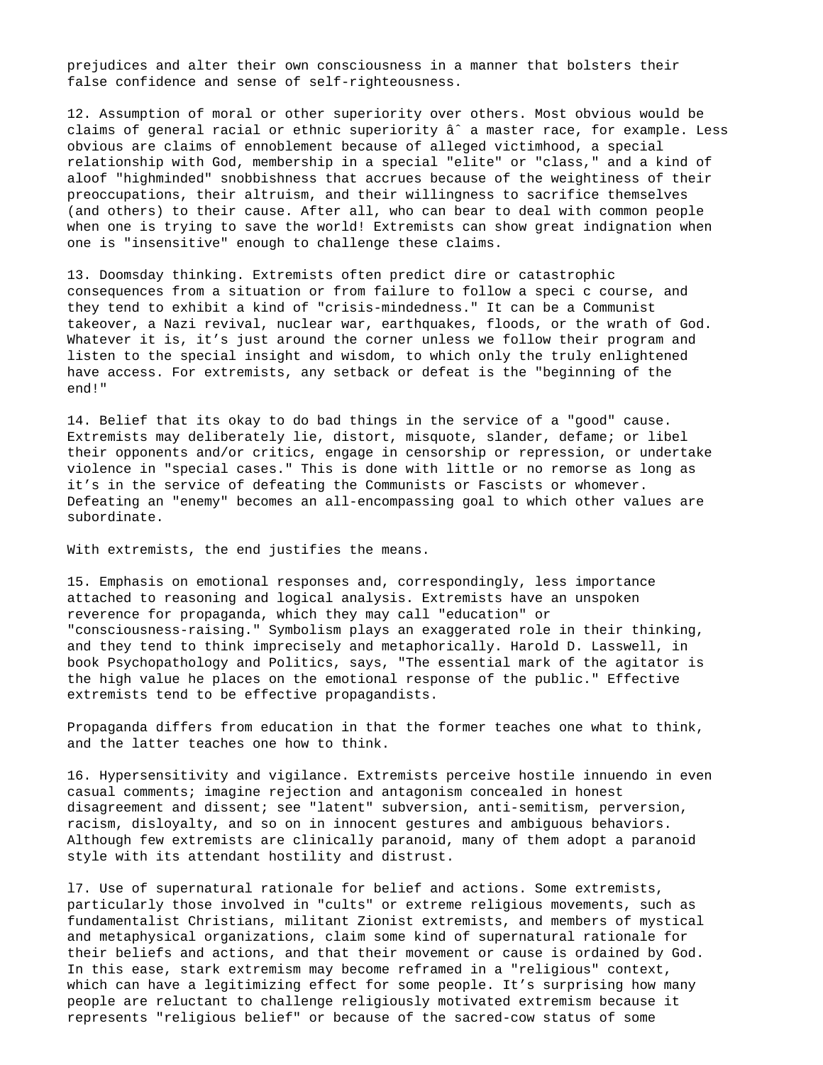prejudices and alter their own consciousness in a manner that bolsters their false confidence and sense of self-righteousness.

12. Assumption of moral or other superiority over others. Most obvious would be claims of general racial or ethnic superiority âˆ a master race, for example. Less obvious are claims of ennoblement because of alleged victimhood, a special relationship with God, membership in a special "elite" or "class," and a kind of aloof "highminded" snobbishness that accrues because of the weightiness of their preoccupations, their altruism, and their willingness to sacrifice themselves (and others) to their cause. After all, who can bear to deal with common people when one is trying to save the world! Extremists can show great indignation when one is "insensitive" enough to challenge these claims.

13. Doomsday thinking. Extremists often predict dire or catastrophic consequences from a situation or from failure to follow a speci c course, and they tend to exhibit a kind of "crisis-mindedness." It can be a Communist takeover, a Nazi revival, nuclear war, earthquakes, floods, or the wrath of God. Whatever it is, it's just around the corner unless we follow their program and listen to the special insight and wisdom, to which only the truly enlightened have access. For extremists, any setback or defeat is the "beginning of the end!"

14. Belief that its okay to do bad things in the service of a "good" cause. Extremists may deliberately lie, distort, misquote, slander, defame; or libel their opponents and/or critics, engage in censorship or repression, or undertake violence in "special cases." This is done with little or no remorse as long as it's in the service of defeating the Communists or Fascists or whomever. Defeating an "enemy" becomes an all-encompassing goal to which other values are subordinate.

With extremists, the end justifies the means.

15. Emphasis on emotional responses and, correspondingly, less importance attached to reasoning and logical analysis. Extremists have an unspoken reverence for propaganda, which they may call "education" or "consciousness-raising." Symbolism plays an exaggerated role in their thinking, and they tend to think imprecisely and metaphorically. Harold D. Lasswell, in book Psychopathology and Politics, says, "The essential mark of the agitator is the high value he places on the emotional response of the public." Effective extremists tend to be effective propagandists.

Propaganda differs from education in that the former teaches one what to think, and the latter teaches one how to think.

16. Hypersensitivity and vigilance. Extremists perceive hostile innuendo in even casual comments; imagine rejection and antagonism concealed in honest disagreement and dissent; see "latent" subversion, anti-semitism, perversion, racism, disloyalty, and so on in innocent gestures and ambiguous behaviors. Although few extremists are clinically paranoid, many of them adopt a paranoid style with its attendant hostility and distrust.

l7. Use of supernatural rationale for belief and actions. Some extremists, particularly those involved in "cults" or extreme religious movements, such as fundamentalist Christians, militant Zionist extremists, and members of mystical and metaphysical organizations, claim some kind of supernatural rationale for their beliefs and actions, and that their movement or cause is ordained by God. In this ease, stark extremism may become reframed in a "religious" context, which can have a legitimizing effect for some people. It's surprising how many people are reluctant to challenge religiously motivated extremism because it represents "religious belief" or because of the sacred-cow status of some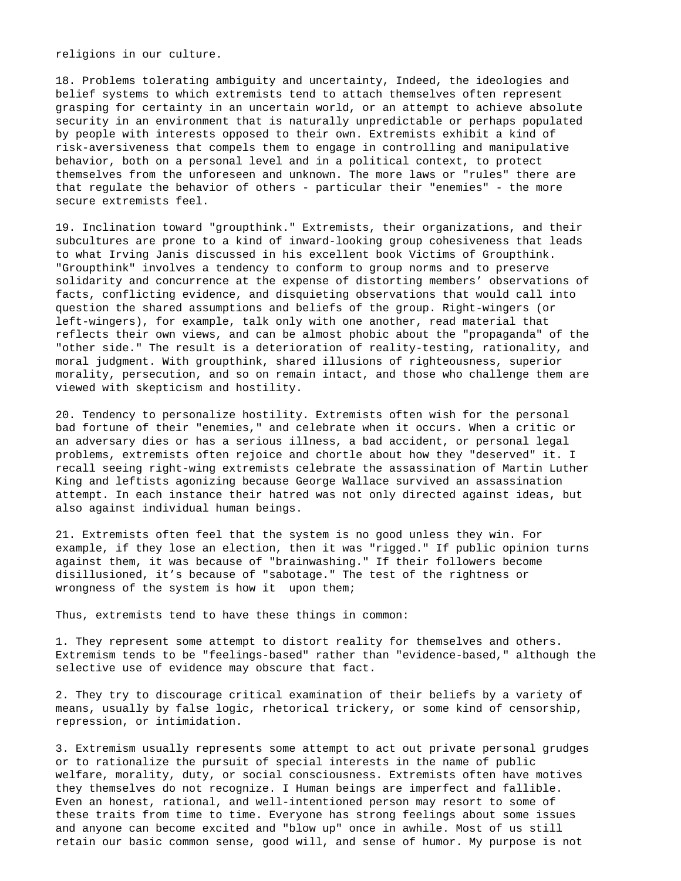religions in our culture.

18. Problems tolerating ambiguity and uncertainty, Indeed, the ideologies and belief systems to which extremists tend to attach themselves often represent grasping for certainty in an uncertain world, or an attempt to achieve absolute security in an environment that is naturally unpredictable or perhaps populated by people with interests opposed to their own. Extremists exhibit a kind of risk-aversiveness that compels them to engage in controlling and manipulative behavior, both on a personal level and in a political context, to protect themselves from the unforeseen and unknown. The more laws or "rules" there are that regulate the behavior of others - particular their "enemies" - the more secure extremists feel.

19. Inclination toward "groupthink." Extremists, their organizations, and their subcultures are prone to a kind of inward-looking group cohesiveness that leads to what Irving Janis discussed in his excellent book Victims of Groupthink. "Groupthink" involves a tendency to conform to group norms and to preserve solidarity and concurrence at the expense of distorting members' observations of facts, conflicting evidence, and disquieting observations that would call into question the shared assumptions and beliefs of the group. Right-wingers (or left-wingers), for example, talk only with one another, read material that reflects their own views, and can be almost phobic about the "propaganda" of the "other side." The result is a deterioration of reality-testing, rationality, and moral judgment. With groupthink, shared illusions of righteousness, superior morality, persecution, and so on remain intact, and those who challenge them are viewed with skepticism and hostility.

20. Tendency to personalize hostility. Extremists often wish for the personal bad fortune of their "enemies," and celebrate when it occurs. When a critic or an adversary dies or has a serious illness, a bad accident, or personal legal problems, extremists often rejoice and chortle about how they "deserved" it. I recall seeing right-wing extremists celebrate the assassination of Martin Luther King and leftists agonizing because George Wallace survived an assassination attempt. In each instance their hatred was not only directed against ideas, but also against individual human beings.

21. Extremists often feel that the system is no good unless they win. For example, if they lose an election, then it was "rigged." If public opinion turns against them, it was because of "brainwashing." If their followers become disillusioned, it's because of "sabotage." The test of the rightness or wrongness of the system is how it  upon them;

Thus, extremists tend to have these things in common:

1. They represent some attempt to distort reality for themselves and others. Extremism tends to be "feelings-based" rather than "evidence-based," although the selective use of evidence may obscure that fact.

2. They try to discourage critical examination of their beliefs by a variety of means, usually by false logic, rhetorical trickery, or some kind of censorship, repression, or intimidation.

3. Extremism usually represents some attempt to act out private personal grudges or to rationalize the pursuit of special interests in the name of public welfare, morality, duty, or social consciousness. Extremists often have motives they themselves do not recognize. I Human beings are imperfect and fallible. Even an honest, rational, and well-intentioned person may resort to some of these traits from time to time. Everyone has strong feelings about some issues and anyone can become excited and "blow up" once in awhile. Most of us still retain our basic common sense, good will, and sense of humor. My purpose is not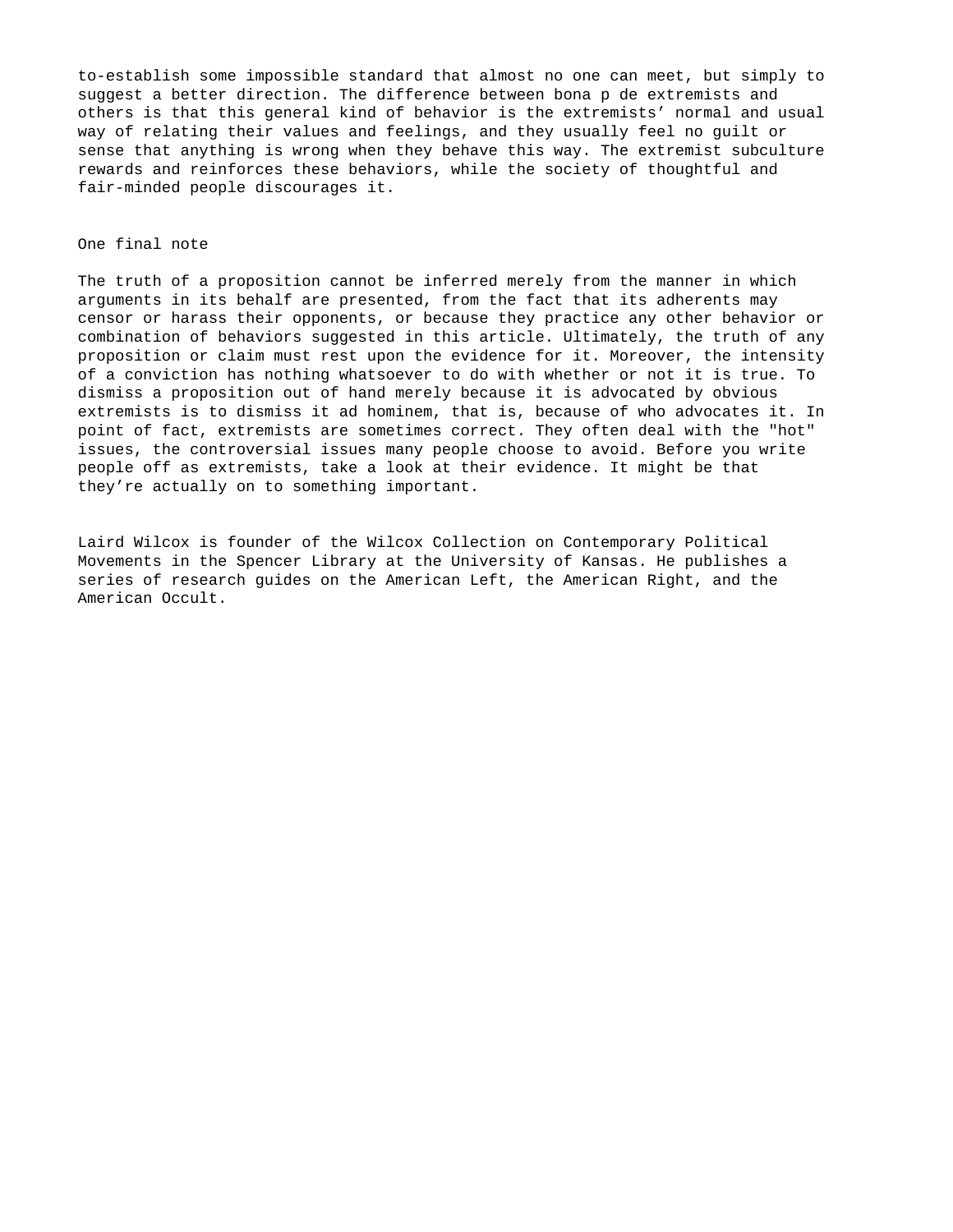to-establish some impossible standard that almost no one can meet, but simply to suggest a better direction. The difference between bona p de extremists and others is that this general kind of behavior is the extremists' normal and usual way of relating their values and feelings, and they usually feel no guilt or sense that anything is wrong when they behave this way. The extremist subculture rewards and reinforces these behaviors, while the society of thoughtful and fair-minded people discourages it.

One final note

The truth of a proposition cannot be inferred merely from the manner in which arguments in its behalf are presented, from the fact that its adherents may censor or harass their opponents, or because they practice any other behavior or combination of behaviors suggested in this article. Ultimately, the truth of any proposition or claim must rest upon the evidence for it. Moreover, the intensity of a conviction has nothing whatsoever to do with whether or not it is true. To dismiss a proposition out of hand merely because it is advocated by obvious extremists is to dismiss it ad hominem, that is, because of who advocates it. In point of fact, extremists are sometimes correct. They often deal with the "hot" issues, the controversial issues many people choose to avoid. Before you write people off as extremists, take a look at their evidence. It might be that they're actually on to something important.

Laird Wilcox is founder of the Wilcox Collection on Contemporary Political Movements in the Spencer Library at the University of Kansas. He publishes a series of research guides on the American Left, the American Right, and the American Occult.